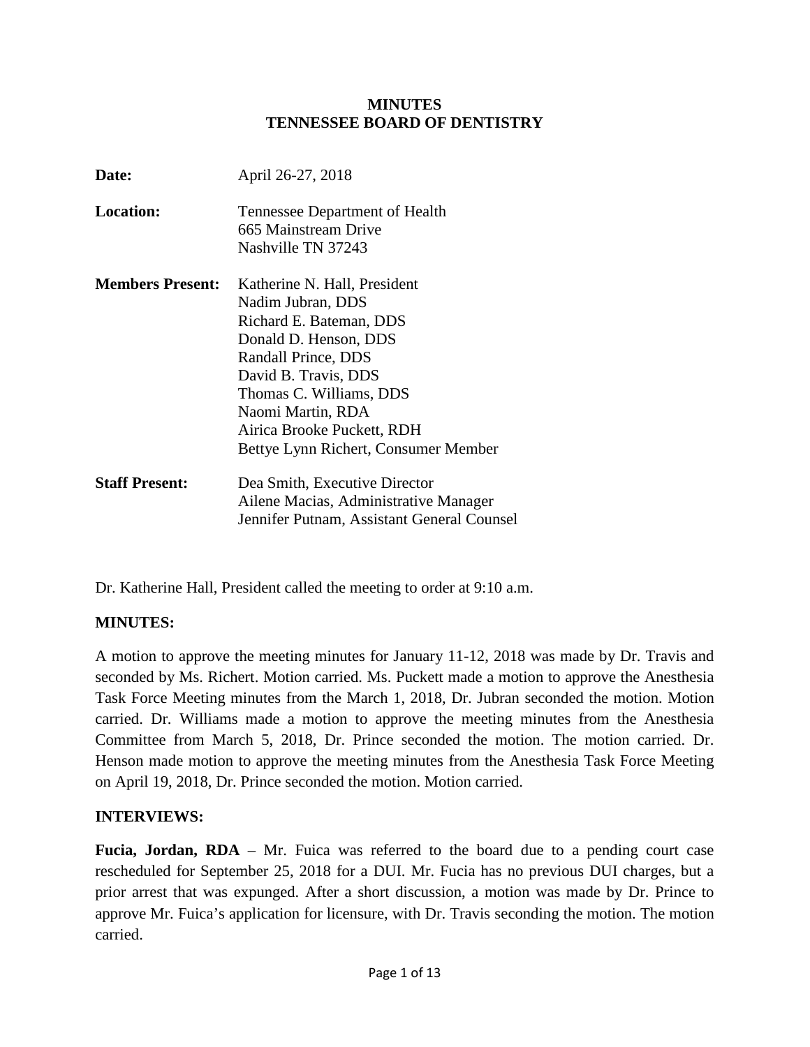# MINUTES
# TENNESSEE BOARD OF DENTISTRY

**Date:** April 26-27, 2018

**Location:** Tennessee Department of Health
665 Mainstream Drive
Nashville TN 37243

**Members Present:** Katherine N. Hall, President
Nadim Jubran, DDS
Richard E. Bateman, DDS
Donald D. Henson, DDS
Randall Prince, DDS
David B. Travis, DDS
Thomas C. Williams, DDS
Naomi Martin, RDA
Airica Brooke Puckett, RDH
Bettye Lynn Richert, Consumer Member

**Staff Present:** Dea Smith, Executive Director
Ailene Macias, Administrative Manager
Jennifer Putnam, Assistant General Counsel

Dr. Katherine Hall, President called the meeting to order at 9:10 a.m.

**MINUTES:**

A motion to approve the meeting minutes for January 11-12, 2018 was made by Dr. Travis and seconded by Ms. Richert. Motion carried. Ms. Puckett made a motion to approve the Anesthesia Task Force Meeting minutes from the March 1, 2018, Dr. Jubran seconded the motion. Motion carried. Dr. Williams made a motion to approve the meeting minutes from the Anesthesia Committee from March 5, 2018, Dr. Prince seconded the motion. The motion carried. Dr. Henson made motion to approve the meeting minutes from the Anesthesia Task Force Meeting on April 19, 2018, Dr. Prince seconded the motion. Motion carried.

**INTERVIEWS:**

**Fucia, Jordan, RDA** – Mr. Fuica was referred to the board due to a pending court case rescheduled for September 25, 2018 for a DUI. Mr. Fucia has no previous DUI charges, but a prior arrest that was expunged. After a short discussion, a motion was made by Dr. Prince to approve Mr. Fuica's application for licensure, with Dr. Travis seconding the motion. The motion carried.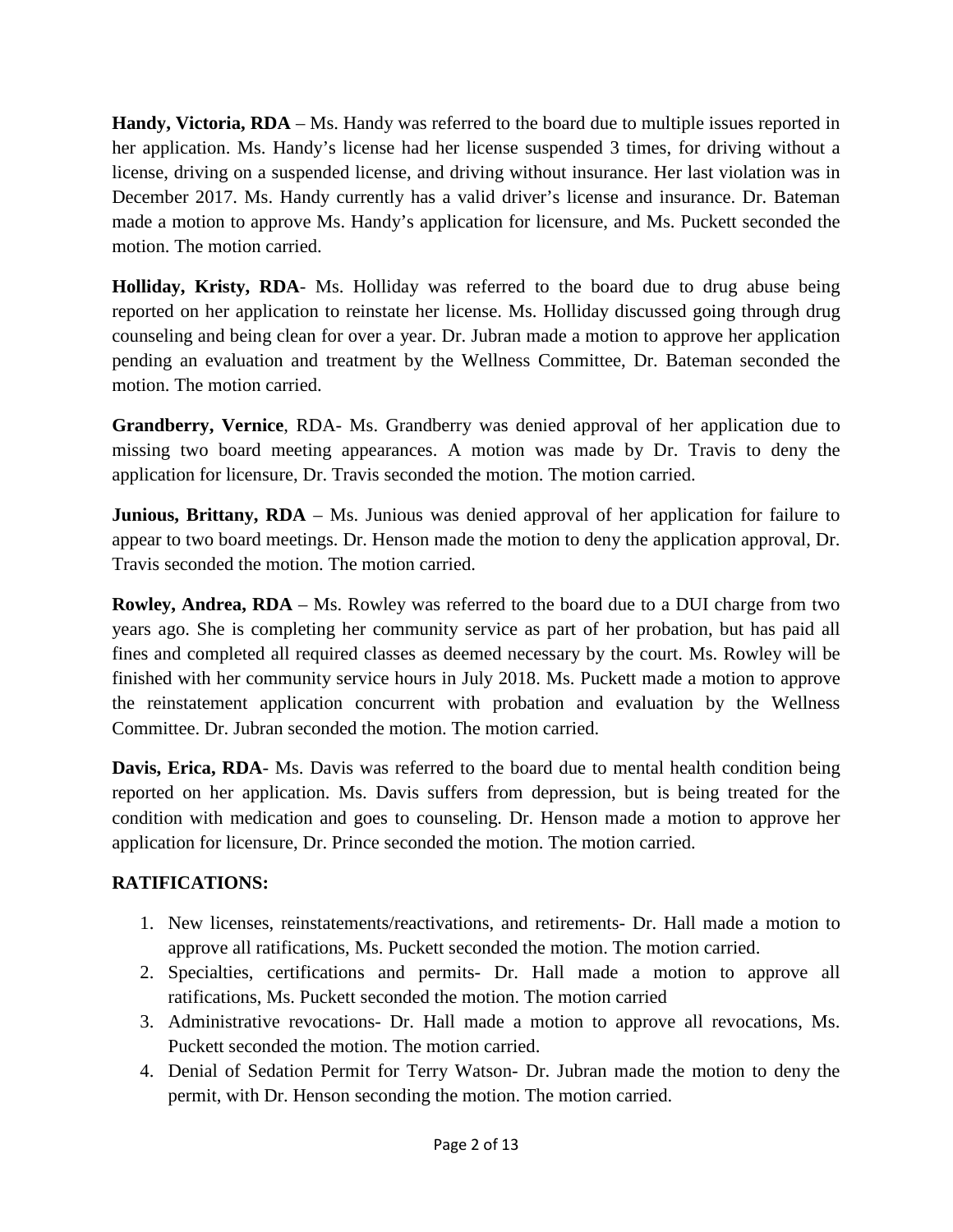**Handy, Victoria, RDA** – Ms. Handy was referred to the board due to multiple issues reported in her application. Ms. Handy's license had her license suspended 3 times, for driving without a license, driving on a suspended license, and driving without insurance. Her last violation was in December 2017. Ms. Handy currently has a valid driver's license and insurance. Dr. Bateman made a motion to approve Ms. Handy's application for licensure, and Ms. Puckett seconded the motion. The motion carried.

**Holliday, Kristy, RDA**- Ms. Holliday was referred to the board due to drug abuse being reported on her application to reinstate her license. Ms. Holliday discussed going through drug counseling and being clean for over a year. Dr. Jubran made a motion to approve her application pending an evaluation and treatment by the Wellness Committee, Dr. Bateman seconded the motion. The motion carried.

**Grandberry, Vernice**, RDA- Ms. Grandberry was denied approval of her application due to missing two board meeting appearances. A motion was made by Dr. Travis to deny the application for licensure, Dr. Travis seconded the motion. The motion carried.

**Junious, Brittany, RDA** – Ms. Junious was denied approval of her application for failure to appear to two board meetings. Dr. Henson made the motion to deny the application approval, Dr. Travis seconded the motion. The motion carried.

**Rowley, Andrea, RDA** – Ms. Rowley was referred to the board due to a DUI charge from two years ago. She is completing her community service as part of her probation, but has paid all fines and completed all required classes as deemed necessary by the court. Ms. Rowley will be finished with her community service hours in July 2018. Ms. Puckett made a motion to approve the reinstatement application concurrent with probation and evaluation by the Wellness Committee. Dr. Jubran seconded the motion. The motion carried.

**Davis, Erica, RDA**- Ms. Davis was referred to the board due to mental health condition being reported on her application. Ms. Davis suffers from depression, but is being treated for the condition with medication and goes to counseling. Dr. Henson made a motion to approve her application for licensure, Dr. Prince seconded the motion. The motion carried.

**RATIFICATIONS:**

1. New licenses, reinstatements/reactivations, and retirements- Dr. Hall made a motion to approve all ratifications, Ms. Puckett seconded the motion. The motion carried.
2. Specialties, certifications and permits- Dr. Hall made a motion to approve all ratifications, Ms. Puckett seconded the motion. The motion carried
3. Administrative revocations- Dr. Hall made a motion to approve all revocations, Ms. Puckett seconded the motion. The motion carried.
4. Denial of Sedation Permit for Terry Watson- Dr. Jubran made the motion to deny the permit, with Dr. Henson seconding the motion. The motion carried.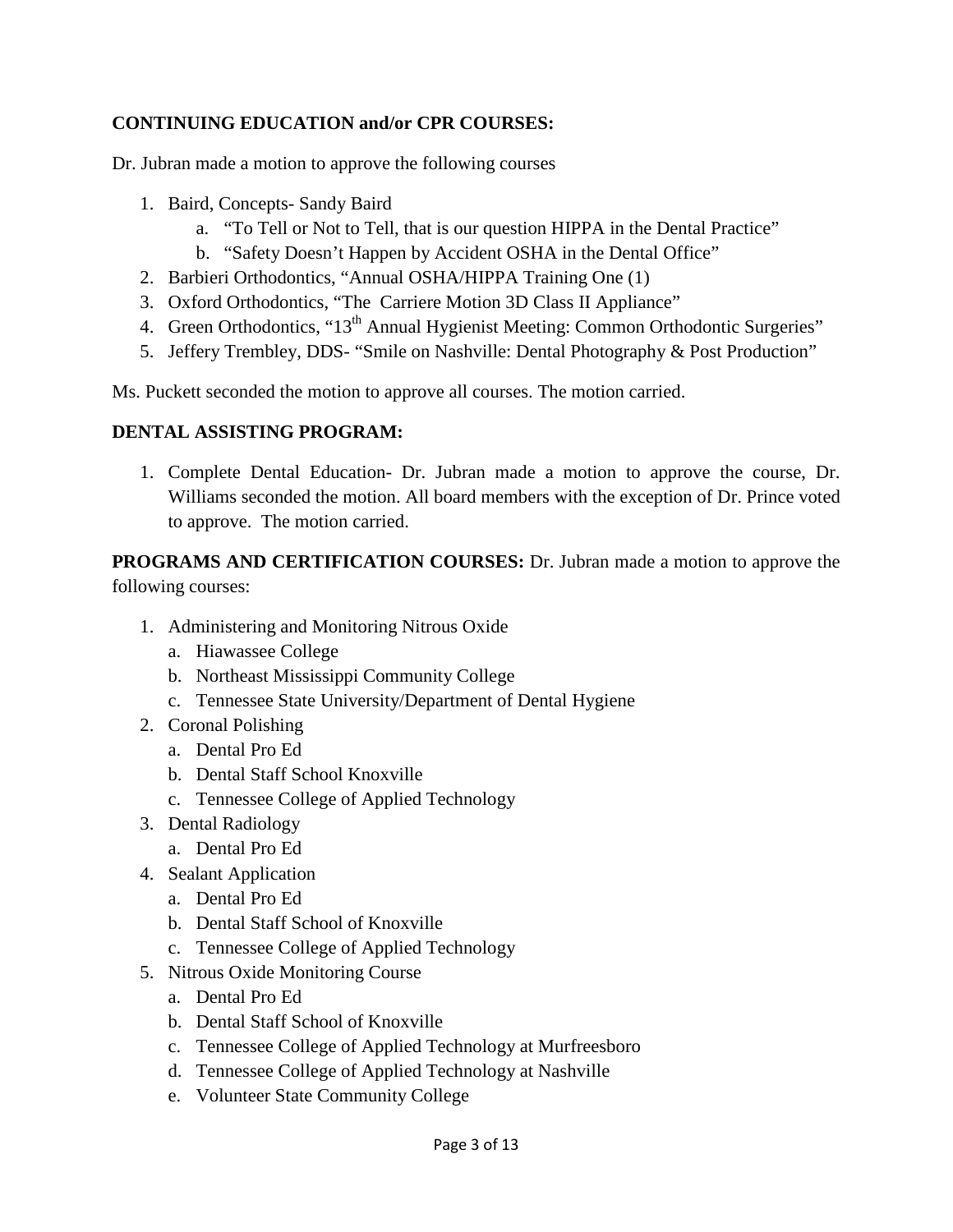**CONTINUING EDUCATION and/or CPR COURSES:**

Dr. Jubran made a motion to approve the following courses

1. Baird, Concepts- Sandy Baird
    a. "To Tell or Not to Tell, that is our question HIPPA in the Dental Practice"
    b. "Safety Doesn't Happen by Accident OSHA in the Dental Office"
2. Barbieri Orthodontics, "Annual OSHA/HIPPA Training One (1)
3. Oxford Orthodontics, "The Carriere Motion 3D Class II Appliance"
4. Green Orthodontics, "13th Annual Hygienist Meeting: Common Orthodontic Surgeries"
5. Jeffery Trembley, DDS- "Smile on Nashville: Dental Photography & Post Production"

Ms. Puckett seconded the motion to approve all courses. The motion carried.

**DENTAL ASSISTING PROGRAM:**

1. Complete Dental Education- Dr. Jubran made a motion to approve the course, Dr. Williams seconded the motion. All board members with the exception of Dr. Prince voted to approve. The motion carried.

**PROGRAMS AND CERTIFICATION COURSES:** Dr. Jubran made a motion to approve the following courses:

1. Administering and Monitoring Nitrous Oxide
    a. Hiawassee College
    b. Northeast Mississippi Community College
    c. Tennessee State University/Department of Dental Hygiene
2. Coronal Polishing
    a. Dental Pro Ed
    b. Dental Staff School Knoxville
    c. Tennessee College of Applied Technology
3. Dental Radiology
    a. Dental Pro Ed
4. Sealant Application
    a. Dental Pro Ed
    b. Dental Staff School of Knoxville
    c. Tennessee College of Applied Technology
5. Nitrous Oxide Monitoring Course
    a. Dental Pro Ed
    b. Dental Staff School of Knoxville
    c. Tennessee College of Applied Technology at Murfreesboro
    d. Tennessee College of Applied Technology at Nashville
    e. Volunteer State Community College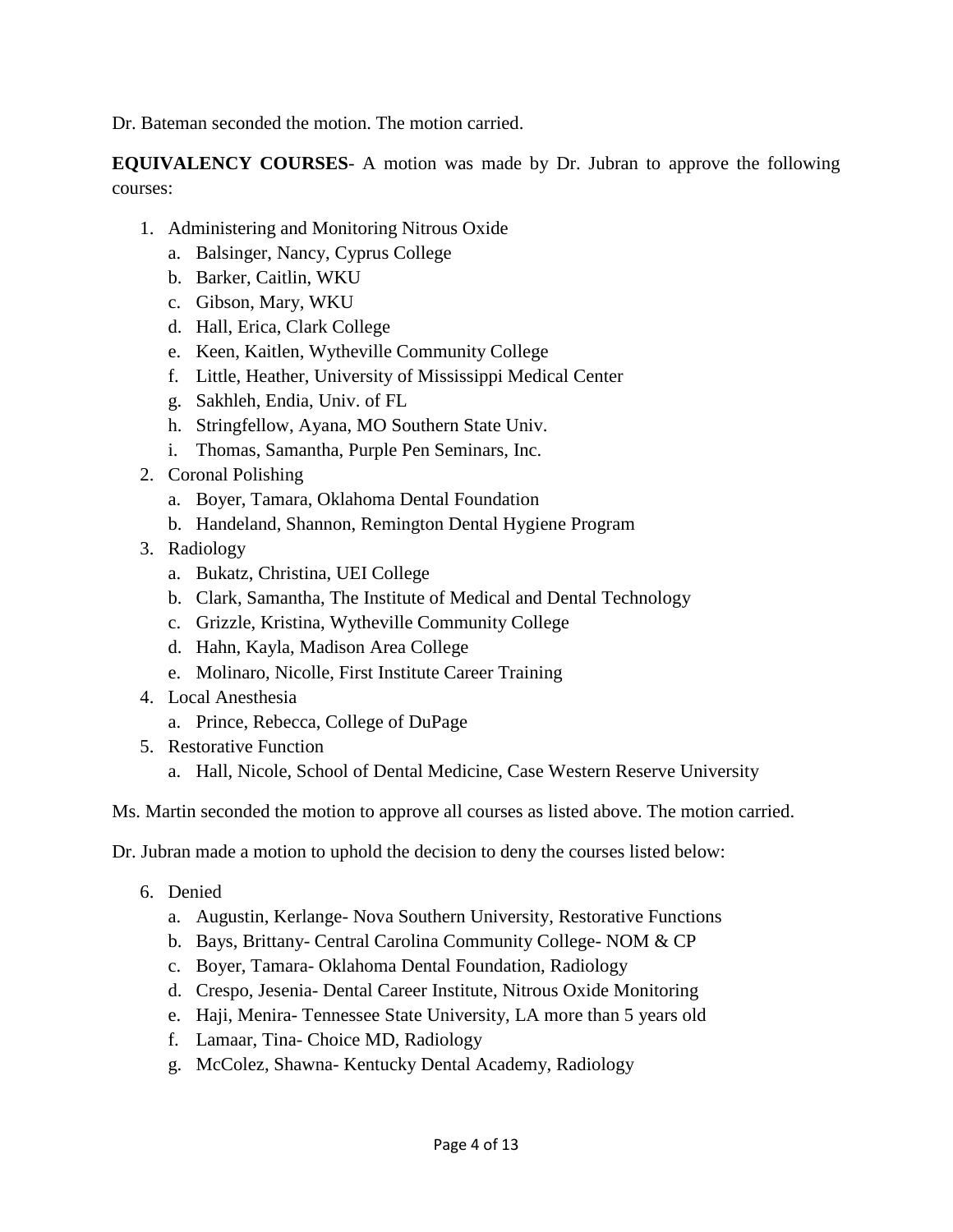Dr. Bateman seconded the motion. The motion carried.

**EQUIVALENCY COURSES**- A motion was made by Dr. Jubran to approve the following courses:

1. Administering and Monitoring Nitrous Oxide
   a. Balsinger, Nancy, Cyprus College
   b. Barker, Caitlin, WKU
   c. Gibson, Mary, WKU
   d. Hall, Erica, Clark College
   e. Keen, Kaitlen, Wytheville Community College
   f. Little, Heather, University of Mississippi Medical Center
   g. Sakhleh, Endia, Univ. of FL
   h. Stringfellow, Ayana, MO Southern State Univ.
   i. Thomas, Samantha, Purple Pen Seminars, Inc.
2. Coronal Polishing
   a. Boyer, Tamara, Oklahoma Dental Foundation
   b. Handeland, Shannon, Remington Dental Hygiene Program
3. Radiology
   a. Bukatz, Christina, UEI College
   b. Clark, Samantha, The Institute of Medical and Dental Technology
   c. Grizzle, Kristina, Wytheville Community College
   d. Hahn, Kayla, Madison Area College
   e. Molinaro, Nicolle, First Institute Career Training
4. Local Anesthesia
   a. Prince, Rebecca, College of DuPage
5. Restorative Function
   a. Hall, Nicole, School of Dental Medicine, Case Western Reserve University

Ms. Martin seconded the motion to approve all courses as listed above. The motion carried.

Dr. Jubran made a motion to uphold the decision to deny the courses listed below:

6. Denied
   a. Augustin, Kerlange- Nova Southern University, Restorative Functions
   b. Bays, Brittany- Central Carolina Community College- NOM & CP
   c. Boyer, Tamara- Oklahoma Dental Foundation, Radiology
   d. Crespo, Jesenia- Dental Career Institute, Nitrous Oxide Monitoring
   e. Haji, Menira- Tennessee State University, LA more than 5 years old
   f. Lamaar, Tina- Choice MD, Radiology
   g. McColez, Shawna- Kentucky Dental Academy, Radiology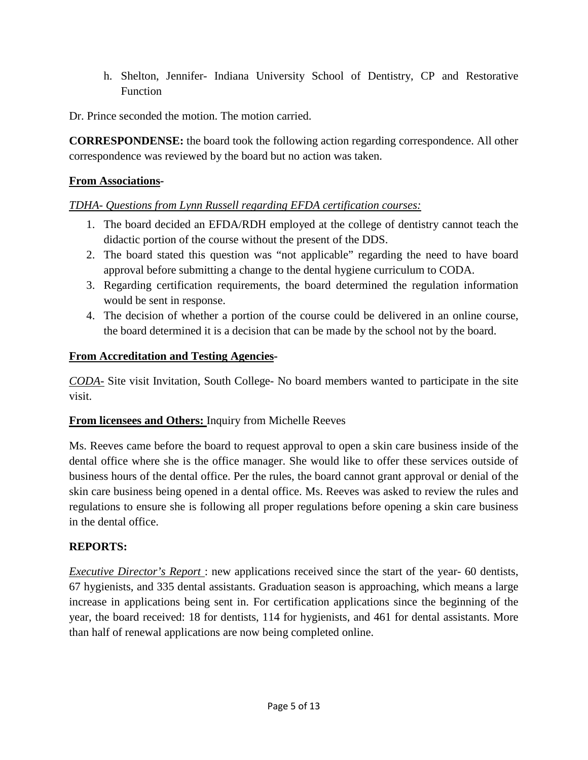h. Shelton, Jennifer- Indiana University School of Dentistry, CP and Restorative Function

Dr. Prince seconded the motion. The motion carried.

**CORRESPONDENSE:** the board took the following action regarding correspondence. All other correspondence was reviewed by the board but no action was taken.

**<u>From Associations</u>-**

*<u>TDHA- Questions from Lynn Russell regarding EFDA certification courses:</u>*

1. The board decided an EFDA/RDH employed at the college of dentistry cannot teach the didactic portion of the course without the present of the DDS.
2. The board stated this question was "not applicable" regarding the need to have board approval before submitting a change to the dental hygiene curriculum to CODA.
3. Regarding certification requirements, the board determined the regulation information would be sent in response.
4. The decision of whether a portion of the course could be delivered in an online course, the board determined it is a decision that can be made by the school not by the board.

**<u>From Accreditation and Testing Agencies</u>-**

*<u>CODA-</u>* Site visit Invitation, South College- No board members wanted to participate in the site visit.

**<u>From licensees and Others:</u>** <u>Inquiry from Michelle Reeves</u>

Ms. Reeves came before the board to request approval to open a skin care business inside of the dental office where she is the office manager. She would like to offer these services outside of business hours of the dental office. Per the rules, the board cannot grant approval or denial of the skin care business being opened in a dental office. Ms. Reeves was asked to review the rules and regulations to ensure she is following all proper regulations before opening a skin care business in the dental office.

**REPORTS:**

*<u>Executive Director's Report</u>* : new applications received since the start of the year- 60 dentists, 67 hygienists, and 335 dental assistants. Graduation season is approaching, which means a large increase in applications being sent in. For certification applications since the beginning of the year, the board received: 18 for dentists, 114 for hygienists, and 461 for dental assistants. More than half of renewal applications are now being completed online.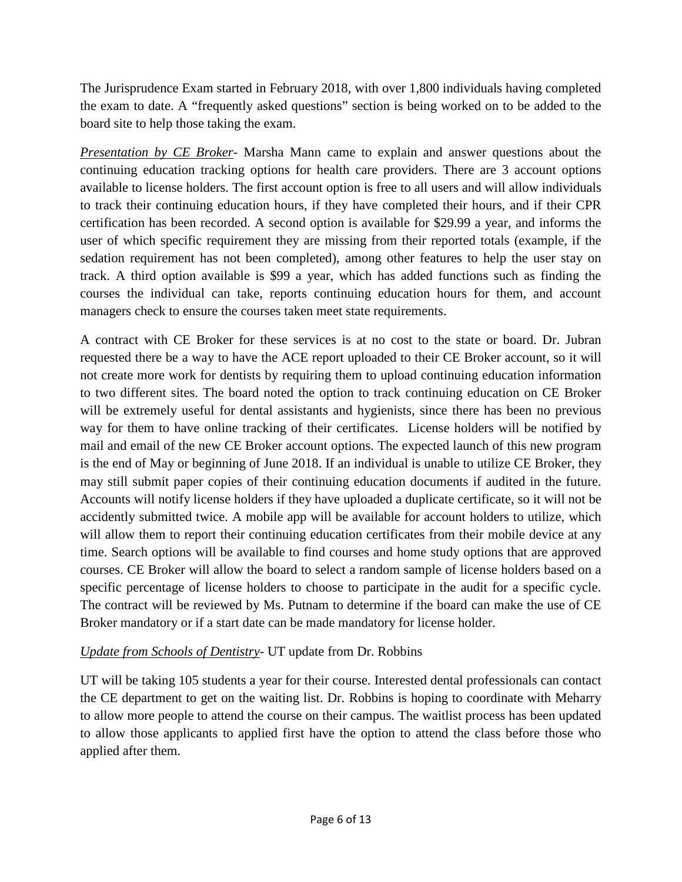The Jurisprudence Exam started in February 2018, with over 1,800 individuals having completed the exam to date. A "frequently asked questions" section is being worked on to be added to the board site to help those taking the exam.

*Presentation by CE Broker*- Marsha Mann came to explain and answer questions about the continuing education tracking options for health care providers. There are 3 account options available to license holders. The first account option is free to all users and will allow individuals to track their continuing education hours, if they have completed their hours, and if their CPR certification has been recorded. A second option is available for $29.99 a year, and informs the user of which specific requirement they are missing from their reported totals (example, if the sedation requirement has not been completed), among other features to help the user stay on track. A third option available is $99 a year, which has added functions such as finding the courses the individual can take, reports continuing education hours for them, and account managers check to ensure the courses taken meet state requirements.

A contract with CE Broker for these services is at no cost to the state or board. Dr. Jubran requested there be a way to have the ACE report uploaded to their CE Broker account, so it will not create more work for dentists by requiring them to upload continuing education information to two different sites. The board noted the option to track continuing education on CE Broker will be extremely useful for dental assistants and hygienists, since there has been no previous way for them to have online tracking of their certificates. License holders will be notified by mail and email of the new CE Broker account options. The expected launch of this new program is the end of May or beginning of June 2018. If an individual is unable to utilize CE Broker, they may still submit paper copies of their continuing education documents if audited in the future. Accounts will notify license holders if they have uploaded a duplicate certificate, so it will not be accidently submitted twice. A mobile app will be available for account holders to utilize, which will allow them to report their continuing education certificates from their mobile device at any time. Search options will be available to find courses and home study options that are approved courses. CE Broker will allow the board to select a random sample of license holders based on a specific percentage of license holders to choose to participate in the audit for a specific cycle. The contract will be reviewed by Ms. Putnam to determine if the board can make the use of CE Broker mandatory or if a start date can be made mandatory for license holder.

*Update from Schools of Dentistry*- UT update from Dr. Robbins

UT will be taking 105 students a year for their course. Interested dental professionals can contact the CE department to get on the waiting list. Dr. Robbins is hoping to coordinate with Meharry to allow more people to attend the course on their campus. The waitlist process has been updated to allow those applicants to applied first have the option to attend the class before those who applied after them.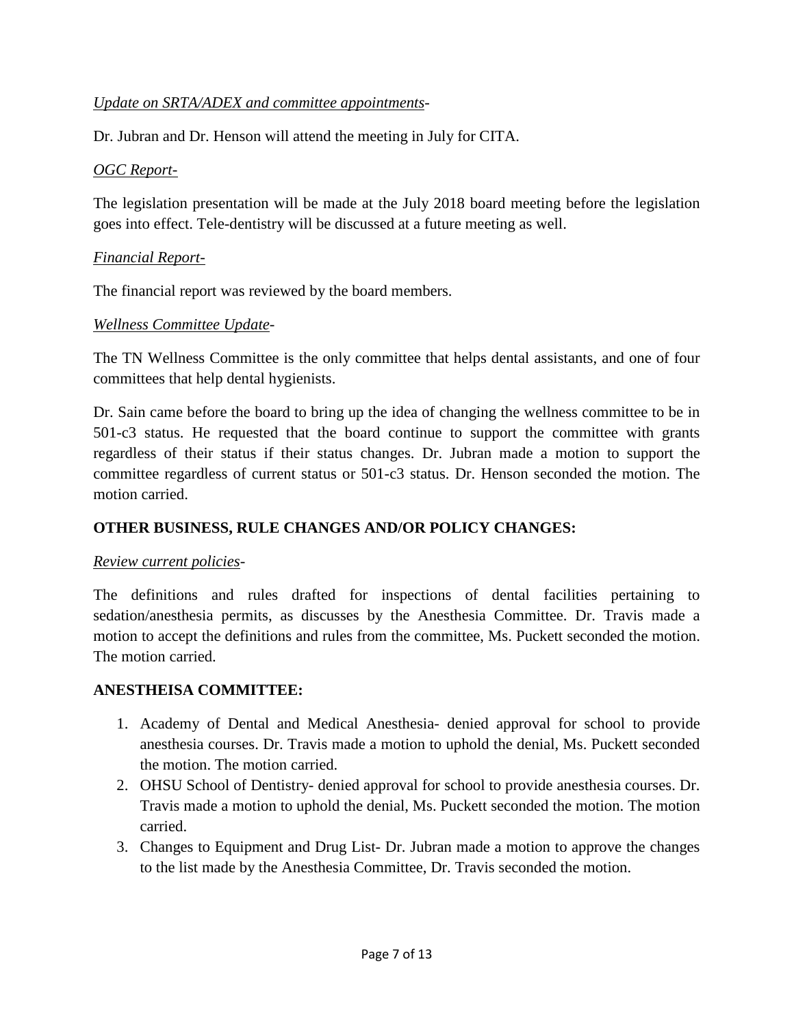*Update on SRTA/ADEX and committee appointments*-

Dr. Jubran and Dr. Henson will attend the meeting in July for CITA.

*OGC Report-*

The legislation presentation will be made at the July 2018 board meeting before the legislation goes into effect. Tele-dentistry will be discussed at a future meeting as well.

*Financial Report-*

The financial report was reviewed by the board members.

*Wellness Committee Update*-

The TN Wellness Committee is the only committee that helps dental assistants, and one of four committees that help dental hygienists.

Dr. Sain came before the board to bring up the idea of changing the wellness committee to be in 501-c3 status. He requested that the board continue to support the committee with grants regardless of their status if their status changes. Dr. Jubran made a motion to support the committee regardless of current status or 501-c3 status. Dr. Henson seconded the motion. The motion carried.

**OTHER BUSINESS, RULE CHANGES AND/OR POLICY CHANGES:**

*Review current policies*-

The definitions and rules drafted for inspections of dental facilities pertaining to sedation/anesthesia permits, as discusses by the Anesthesia Committee. Dr. Travis made a motion to accept the definitions and rules from the committee, Ms. Puckett seconded the motion. The motion carried.

**ANESTHEISA COMMITTEE:**

1. Academy of Dental and Medical Anesthesia- denied approval for school to provide anesthesia courses. Dr. Travis made a motion to uphold the denial, Ms. Puckett seconded the motion. The motion carried.
2. OHSU School of Dentistry- denied approval for school to provide anesthesia courses. Dr. Travis made a motion to uphold the denial, Ms. Puckett seconded the motion. The motion carried.
3. Changes to Equipment and Drug List- Dr. Jubran made a motion to approve the changes to the list made by the Anesthesia Committee, Dr. Travis seconded the motion.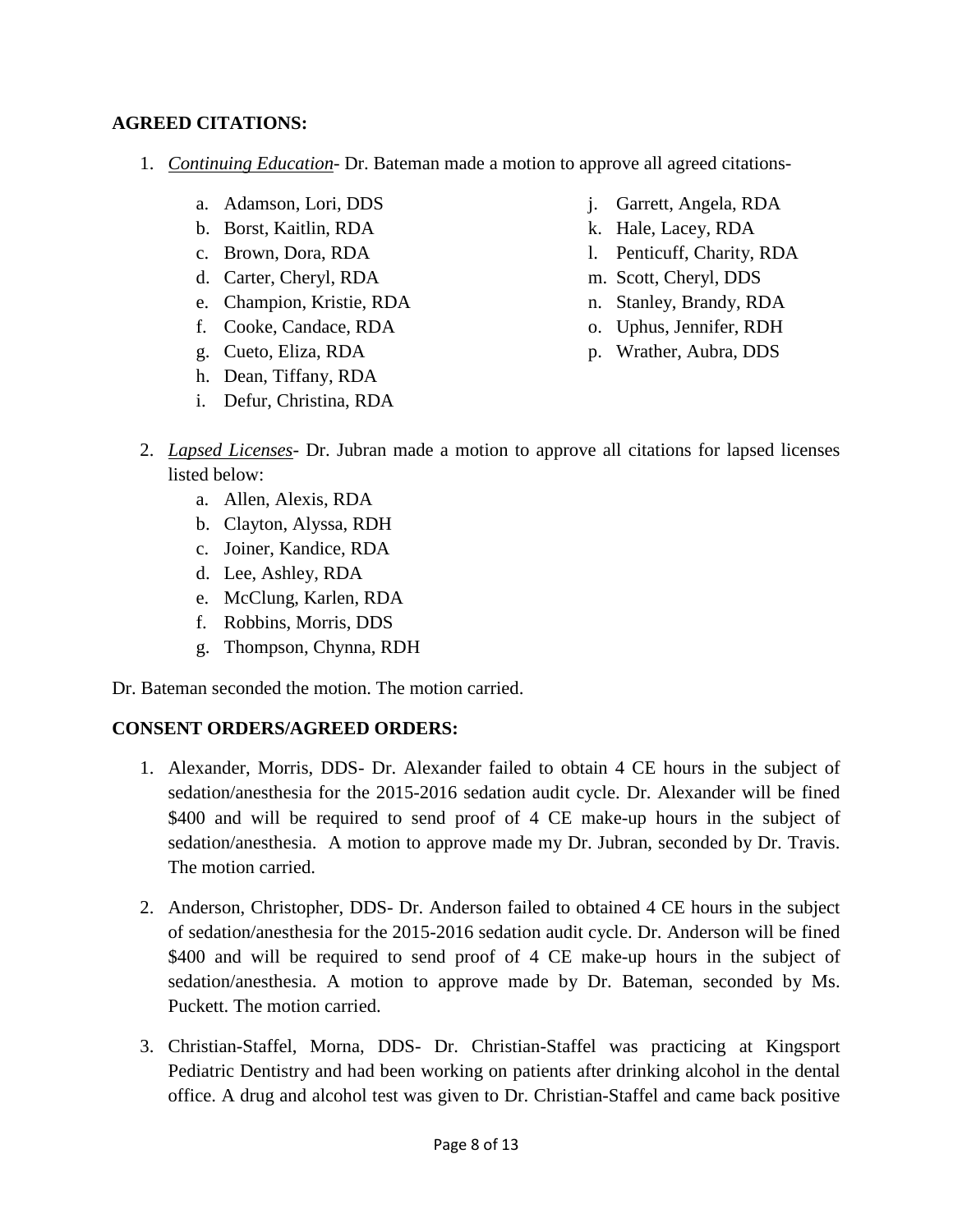**AGREED CITATIONS:**

1. *Continuing Education*- Dr. Bateman made a motion to approve all agreed citations-
   a. Adamson, Lori, DDS
   b. Borst, Kaitlin, RDA
   c. Brown, Dora, RDA
   d. Carter, Cheryl, RDA
   e. Champion, Kristie, RDA
   f. Cooke, Candace, RDA
   g. Cueto, Eliza, RDA
   h. Dean, Tiffany, RDA
   i. Defur, Christina, RDA
   j. Garrett, Angela, RDA
   k. Hale, Lacey, RDA
   l. Penticuff, Charity, RDA
   m. Scott, Cheryl, DDS
   n. Stanley, Brandy, RDA
   o. Uphus, Jennifer, RDH
   p. Wrather, Aubra, DDS

2. *Lapsed Licenses*- Dr. Jubran made a motion to approve all citations for lapsed licenses listed below:
   a. Allen, Alexis, RDA
   b. Clayton, Alyssa, RDH
   c. Joiner, Kandice, RDA
   d. Lee, Ashley, RDA
   e. McClung, Karlen, RDA
   f. Robbins, Morris, DDS
   g. Thompson, Chynna, RDH

Dr. Bateman seconded the motion. The motion carried.

**CONSENT ORDERS/AGREED ORDERS:**

1. Alexander, Morris, DDS- Dr. Alexander failed to obtain 4 CE hours in the subject of sedation/anesthesia for the 2015-2016 sedation audit cycle. Dr. Alexander will be fined $400 and will be required to send proof of 4 CE make-up hours in the subject of sedation/anesthesia. A motion to approve made my Dr. Jubran, seconded by Dr. Travis. The motion carried.

2. Anderson, Christopher, DDS- Dr. Anderson failed to obtained 4 CE hours in the subject of sedation/anesthesia for the 2015-2016 sedation audit cycle. Dr. Anderson will be fined $400 and will be required to send proof of 4 CE make-up hours in the subject of sedation/anesthesia. A motion to approve made by Dr. Bateman, seconded by Ms. Puckett. The motion carried.

3. Christian-Staffel, Morna, DDS- Dr. Christian-Staffel was practicing at Kingsport Pediatric Dentistry and had been working on patients after drinking alcohol in the dental office. A drug and alcohol test was given to Dr. Christian-Staffel and came back positive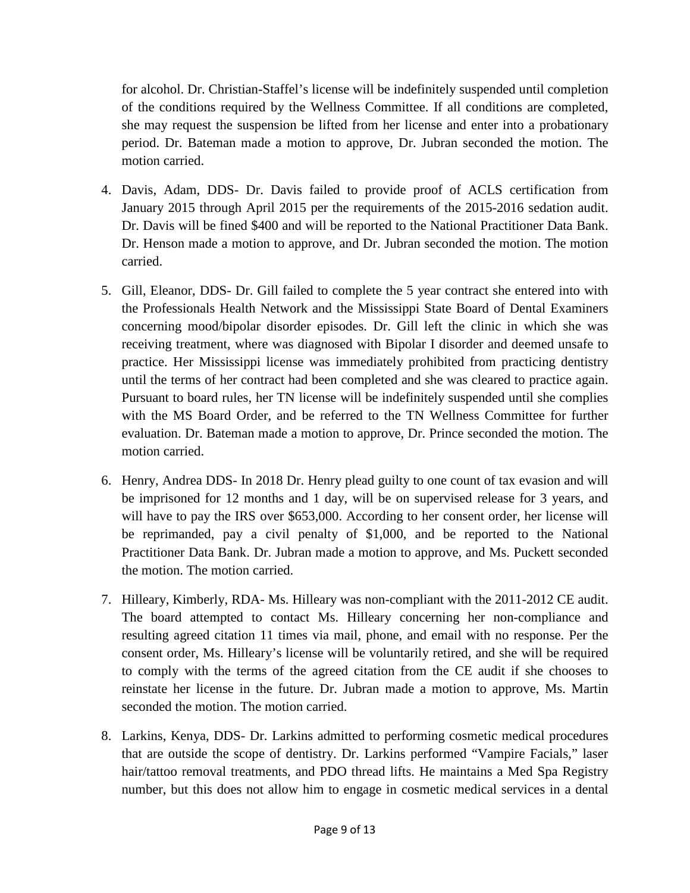for alcohol. Dr. Christian-Staffel's license will be indefinitely suspended until completion of the conditions required by the Wellness Committee. If all conditions are completed, she may request the suspension be lifted from her license and enter into a probationary period. Dr. Bateman made a motion to approve, Dr. Jubran seconded the motion. The motion carried.

4. Davis, Adam, DDS- Dr. Davis failed to provide proof of ACLS certification from January 2015 through April 2015 per the requirements of the 2015-2016 sedation audit. Dr. Davis will be fined $400 and will be reported to the National Practitioner Data Bank. Dr. Henson made a motion to approve, and Dr. Jubran seconded the motion. The motion carried.

5. Gill, Eleanor, DDS- Dr. Gill failed to complete the 5 year contract she entered into with the Professionals Health Network and the Mississippi State Board of Dental Examiners concerning mood/bipolar disorder episodes. Dr. Gill left the clinic in which she was receiving treatment, where was diagnosed with Bipolar I disorder and deemed unsafe to practice. Her Mississippi license was immediately prohibited from practicing dentistry until the terms of her contract had been completed and she was cleared to practice again. Pursuant to board rules, her TN license will be indefinitely suspended until she complies with the MS Board Order, and be referred to the TN Wellness Committee for further evaluation. Dr. Bateman made a motion to approve, Dr. Prince seconded the motion. The motion carried.

6. Henry, Andrea DDS- In 2018 Dr. Henry plead guilty to one count of tax evasion and will be imprisoned for 12 months and 1 day, will be on supervised release for 3 years, and will have to pay the IRS over $653,000. According to her consent order, her license will be reprimanded, pay a civil penalty of $1,000, and be reported to the National Practitioner Data Bank. Dr. Jubran made a motion to approve, and Ms. Puckett seconded the motion. The motion carried.

7. Hilleary, Kimberly, RDA- Ms. Hilleary was non-compliant with the 2011-2012 CE audit. The board attempted to contact Ms. Hilleary concerning her non-compliance and resulting agreed citation 11 times via mail, phone, and email with no response. Per the consent order, Ms. Hilleary's license will be voluntarily retired, and she will be required to comply with the terms of the agreed citation from the CE audit if she chooses to reinstate her license in the future. Dr. Jubran made a motion to approve, Ms. Martin seconded the motion. The motion carried.

8. Larkins, Kenya, DDS- Dr. Larkins admitted to performing cosmetic medical procedures that are outside the scope of dentistry. Dr. Larkins performed "Vampire Facials," laser hair/tattoo removal treatments, and PDO thread lifts. He maintains a Med Spa Registry number, but this does not allow him to engage in cosmetic medical services in a dental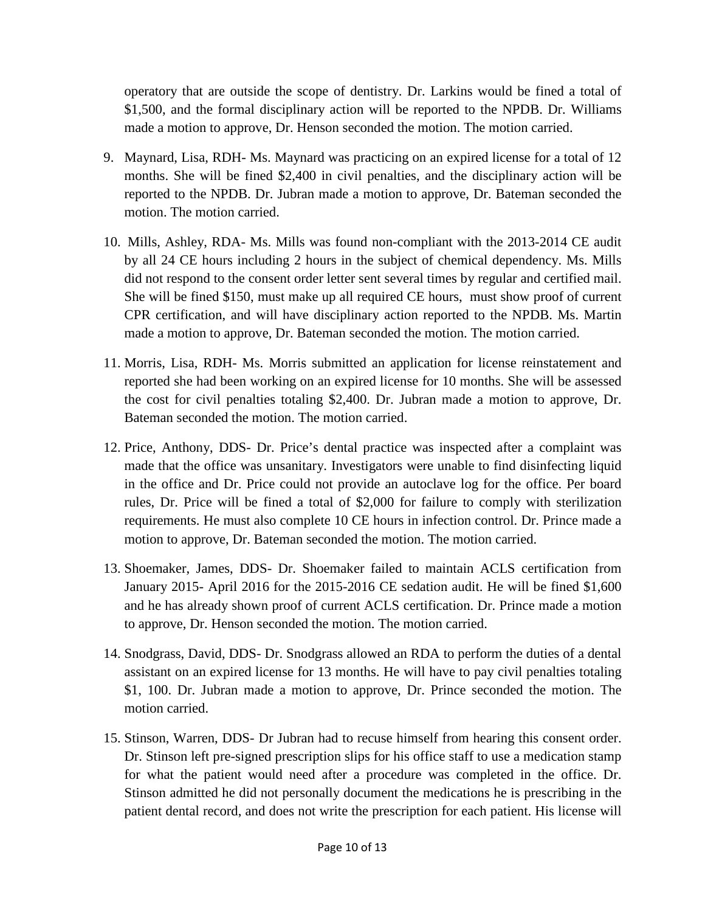operatory that are outside the scope of dentistry. Dr. Larkins would be fined a total of $1,500, and the formal disciplinary action will be reported to the NPDB. Dr. Williams made a motion to approve, Dr. Henson seconded the motion. The motion carried.

9. Maynard, Lisa, RDH- Ms. Maynard was practicing on an expired license for a total of 12 months. She will be fined $2,400 in civil penalties, and the disciplinary action will be reported to the NPDB. Dr. Jubran made a motion to approve, Dr. Bateman seconded the motion. The motion carried.

10. Mills, Ashley, RDA- Ms. Mills was found non-compliant with the 2013-2014 CE audit by all 24 CE hours including 2 hours in the subject of chemical dependency. Ms. Mills did not respond to the consent order letter sent several times by regular and certified mail. She will be fined $150, must make up all required CE hours, must show proof of current CPR certification, and will have disciplinary action reported to the NPDB. Ms. Martin made a motion to approve, Dr. Bateman seconded the motion. The motion carried.

11. Morris, Lisa, RDH- Ms. Morris submitted an application for license reinstatement and reported she had been working on an expired license for 10 months. She will be assessed the cost for civil penalties totaling $2,400. Dr. Jubran made a motion to approve, Dr. Bateman seconded the motion. The motion carried.

12. Price, Anthony, DDS- Dr. Price's dental practice was inspected after a complaint was made that the office was unsanitary. Investigators were unable to find disinfecting liquid in the office and Dr. Price could not provide an autoclave log for the office. Per board rules, Dr. Price will be fined a total of $2,000 for failure to comply with sterilization requirements. He must also complete 10 CE hours in infection control. Dr. Prince made a motion to approve, Dr. Bateman seconded the motion. The motion carried.

13. Shoemaker, James, DDS- Dr. Shoemaker failed to maintain ACLS certification from January 2015- April 2016 for the 2015-2016 CE sedation audit. He will be fined $1,600 and he has already shown proof of current ACLS certification. Dr. Prince made a motion to approve, Dr. Henson seconded the motion. The motion carried.

14. Snodgrass, David, DDS- Dr. Snodgrass allowed an RDA to perform the duties of a dental assistant on an expired license for 13 months. He will have to pay civil penalties totaling $1, 100. Dr. Jubran made a motion to approve, Dr. Prince seconded the motion. The motion carried.

15. Stinson, Warren, DDS- Dr Jubran had to recuse himself from hearing this consent order. Dr. Stinson left pre-signed prescription slips for his office staff to use a medication stamp for what the patient would need after a procedure was completed in the office. Dr. Stinson admitted he did not personally document the medications he is prescribing in the patient dental record, and does not write the prescription for each patient. His license will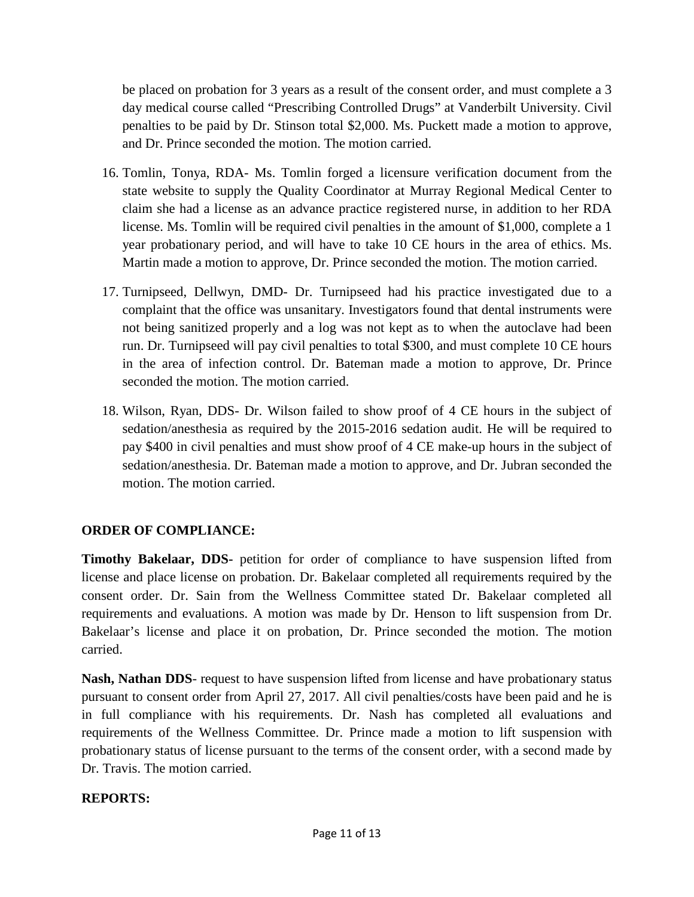be placed on probation for 3 years as a result of the consent order, and must complete a 3 day medical course called “Prescribing Controlled Drugs” at Vanderbilt University. Civil penalties to be paid by Dr. Stinson total $2,000. Ms. Puckett made a motion to approve, and Dr. Prince seconded the motion. The motion carried.

16. Tomlin, Tonya, RDA- Ms. Tomlin forged a licensure verification document from the state website to supply the Quality Coordinator at Murray Regional Medical Center to claim she had a license as an advance practice registered nurse, in addition to her RDA license. Ms. Tomlin will be required civil penalties in the amount of $1,000, complete a 1 year probationary period, and will have to take 10 CE hours in the area of ethics. Ms. Martin made a motion to approve, Dr. Prince seconded the motion. The motion carried.

17. Turnipseed, Dellwyn, DMD- Dr. Turnipseed had his practice investigated due to a complaint that the office was unsanitary. Investigators found that dental instruments were not being sanitized properly and a log was not kept as to when the autoclave had been run. Dr. Turnipseed will pay civil penalties to total $300, and must complete 10 CE hours in the area of infection control. Dr. Bateman made a motion to approve, Dr. Prince seconded the motion. The motion carried.

18. Wilson, Ryan, DDS- Dr. Wilson failed to show proof of 4 CE hours in the subject of sedation/anesthesia as required by the 2015-2016 sedation audit. He will be required to pay $400 in civil penalties and must show proof of 4 CE make-up hours in the subject of sedation/anesthesia. Dr. Bateman made a motion to approve, and Dr. Jubran seconded the motion. The motion carried.

**ORDER OF COMPLIANCE:**

**Timothy Bakelaar, DDS-** petition for order of compliance to have suspension lifted from license and place license on probation. Dr. Bakelaar completed all requirements required by the consent order. Dr. Sain from the Wellness Committee stated Dr. Bakelaar completed all requirements and evaluations. A motion was made by Dr. Henson to lift suspension from Dr. Bakelaar’s license and place it on probation, Dr. Prince seconded the motion. The motion carried.

**Nash, Nathan DDS**- request to have suspension lifted from license and have probationary status pursuant to consent order from April 27, 2017. All civil penalties/costs have been paid and he is in full compliance with his requirements. Dr. Nash has completed all evaluations and requirements of the Wellness Committee. Dr. Prince made a motion to lift suspension with probationary status of license pursuant to the terms of the consent order, with a second made by Dr. Travis. The motion carried.

**REPORTS:**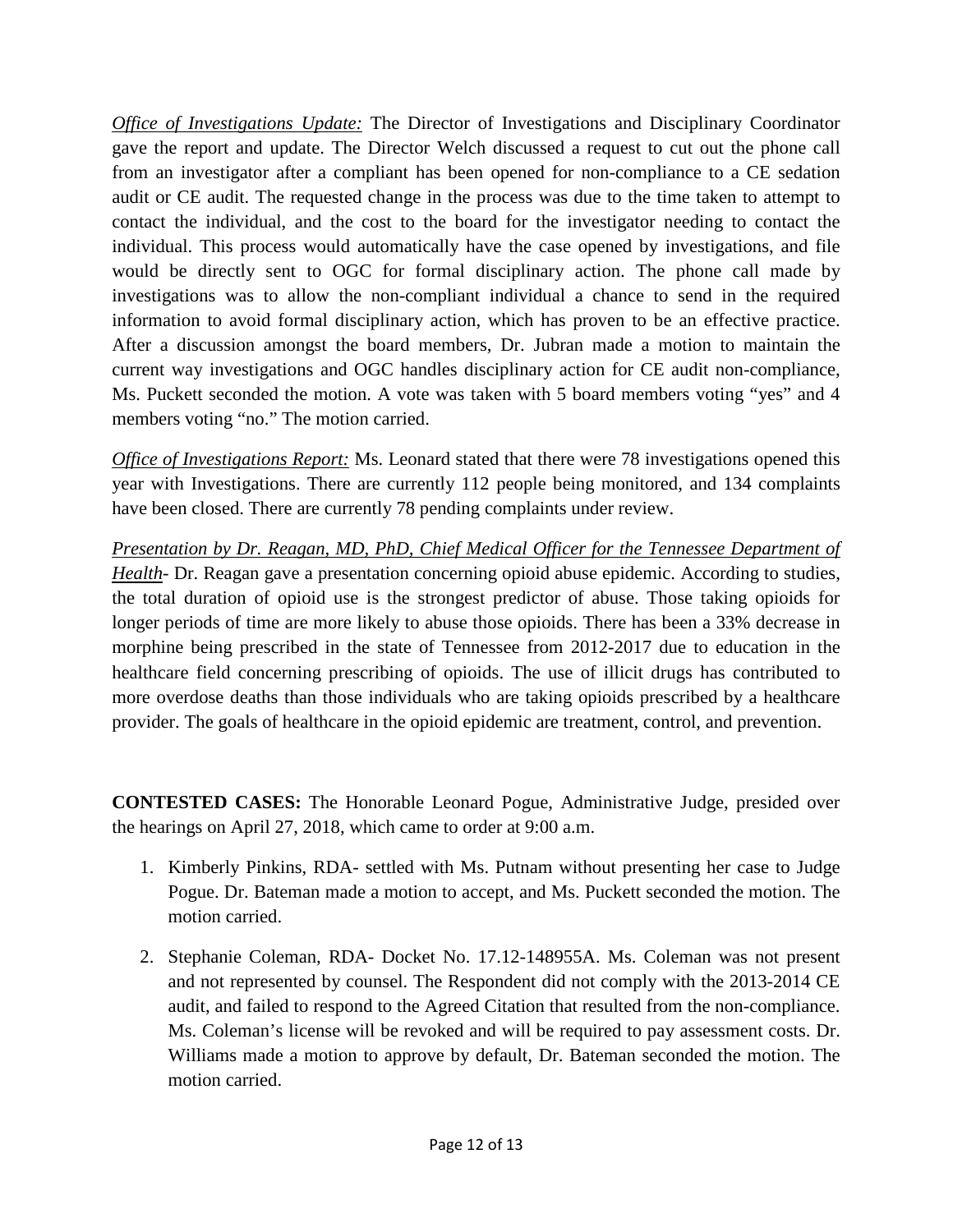*<u>Office of Investigations Update:</u>* The Director of Investigations and Disciplinary Coordinator gave the report and update. The Director Welch discussed a request to cut out the phone call from an investigator after a compliant has been opened for non-compliance to a CE sedation audit or CE audit. The requested change in the process was due to the time taken to attempt to contact the individual, and the cost to the board for the investigator needing to contact the individual. This process would automatically have the case opened by investigations, and file would be directly sent to OGC for formal disciplinary action. The phone call made by investigations was to allow the non-compliant individual a chance to send in the required information to avoid formal disciplinary action, which has proven to be an effective practice. After a discussion amongst the board members, Dr. Jubran made a motion to maintain the current way investigations and OGC handles disciplinary action for CE audit non-compliance, Ms. Puckett seconded the motion. A vote was taken with 5 board members voting "yes" and 4 members voting "no." The motion carried.

*<u>Office of Investigations Report:</u>* Ms. Leonard stated that there were 78 investigations opened this year with Investigations. There are currently 112 people being monitored, and 134 complaints have been closed. There are currently 78 pending complaints under review.

*<u>Presentation by Dr. Reagan, MD, PhD, Chief Medical Officer for the Tennessee Department of Health</u>*- Dr. Reagan gave a presentation concerning opioid abuse epidemic. According to studies, the total duration of opioid use is the strongest predictor of abuse. Those taking opioids for longer periods of time are more likely to abuse those opioids. There has been a 33% decrease in morphine being prescribed in the state of Tennessee from 2012-2017 due to education in the healthcare field concerning prescribing of opioids. The use of illicit drugs has contributed to more overdose deaths than those individuals who are taking opioids prescribed by a healthcare provider. The goals of healthcare in the opioid epidemic are treatment, control, and prevention.

**CONTESTED CASES:** The Honorable Leonard Pogue, Administrative Judge, presided over the hearings on April 27, 2018, which came to order at 9:00 a.m.

1. Kimberly Pinkins, RDA- settled with Ms. Putnam without presenting her case to Judge Pogue. Dr. Bateman made a motion to accept, and Ms. Puckett seconded the motion. The motion carried.

2. Stephanie Coleman, RDA- Docket No. 17.12-148955A. Ms. Coleman was not present and not represented by counsel. The Respondent did not comply with the 2013-2014 CE audit, and failed to respond to the Agreed Citation that resulted from the non-compliance. Ms. Coleman's license will be revoked and will be required to pay assessment costs. Dr. Williams made a motion to approve by default, Dr. Bateman seconded the motion. The motion carried.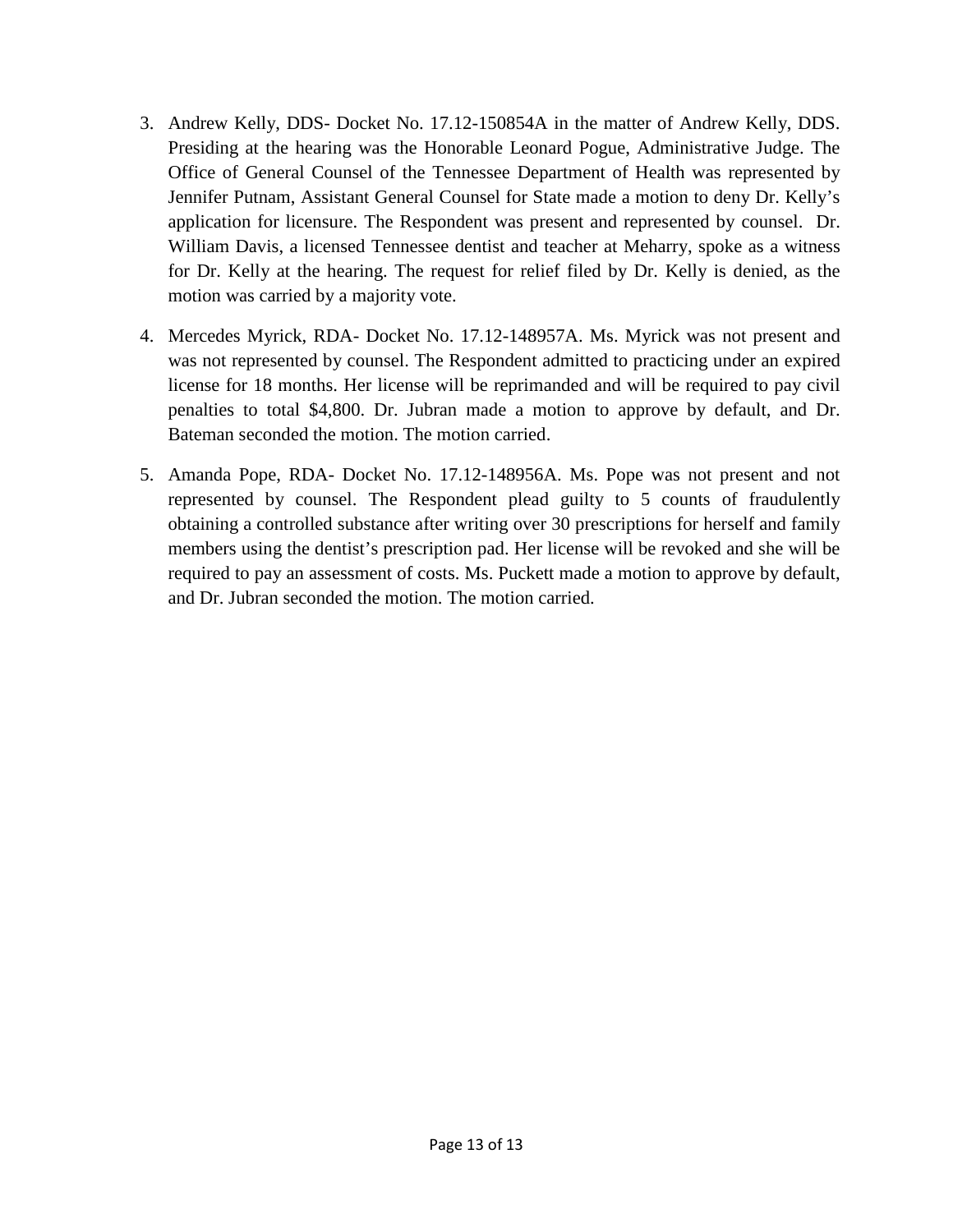3. Andrew Kelly, DDS- Docket No. 17.12-150854A in the matter of Andrew Kelly, DDS. Presiding at the hearing was the Honorable Leonard Pogue, Administrative Judge. The Office of General Counsel of the Tennessee Department of Health was represented by Jennifer Putnam, Assistant General Counsel for State made a motion to deny Dr. Kelly's application for licensure. The Respondent was present and represented by counsel. Dr. William Davis, a licensed Tennessee dentist and teacher at Meharry, spoke as a witness for Dr. Kelly at the hearing. The request for relief filed by Dr. Kelly is denied, as the motion was carried by a majority vote.

4. Mercedes Myrick, RDA- Docket No. 17.12-148957A. Ms. Myrick was not present and was not represented by counsel. The Respondent admitted to practicing under an expired license for 18 months. Her license will be reprimanded and will be required to pay civil penalties to total $4,800. Dr. Jubran made a motion to approve by default, and Dr. Bateman seconded the motion. The motion carried.

5. Amanda Pope, RDA- Docket No. 17.12-148956A. Ms. Pope was not present and not represented by counsel. The Respondent plead guilty to 5 counts of fraudulently obtaining a controlled substance after writing over 30 prescriptions for herself and family members using the dentist's prescription pad. Her license will be revoked and she will be required to pay an assessment of costs. Ms. Puckett made a motion to approve by default, and Dr. Jubran seconded the motion. The motion carried.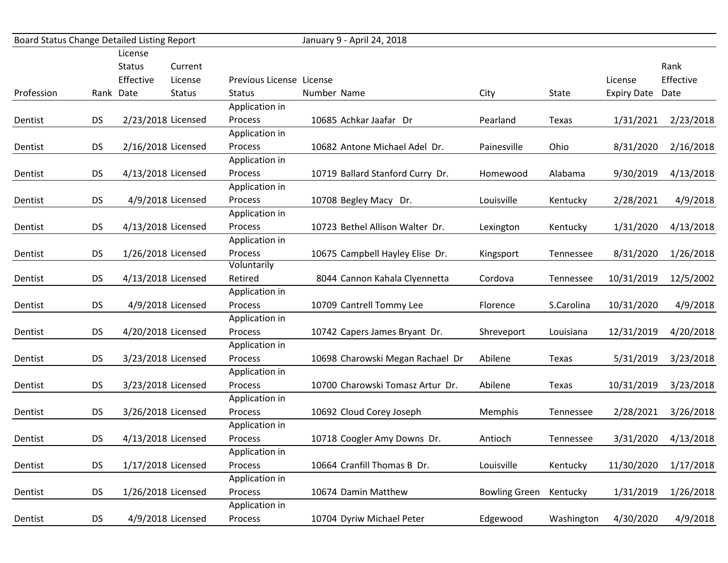Board Status Change Detailed Listing Report — January 9 - April 24, 2018

| Profession | Rank | License Status Effective Date | Current License Status | Previous License Status | License Number | Name | City | State | License Expiry Date | Rank Effective Date |
|---|---|---|---|---|---|---|---|---|---|---|
| Dentist | DS | 2/23/2018 | Licensed | Application in Process | 10685 | Achkar Jaafar Dr | Pearland | Texas | 1/31/2021 | 2/23/2018 |
| Dentist | DS | 2/16/2018 | Licensed | Application in Process | 10682 | Antone Michael Adel Dr. | Painesville | Ohio | 8/31/2020 | 2/16/2018 |
| Dentist | DS | 4/13/2018 | Licensed | Application in Process | 10719 | Ballard Stanford Curry Dr. | Homewood | Alabama | 9/30/2019 | 4/13/2018 |
| Dentist | DS | 4/9/2018 | Licensed | Application in Process | 10708 | Begley Macy Dr. | Louisville | Kentucky | 2/28/2021 | 4/9/2018 |
| Dentist | DS | 4/13/2018 | Licensed | Application in Process | 10723 | Bethel Allison Walter Dr. | Lexington | Kentucky | 1/31/2020 | 4/13/2018 |
| Dentist | DS | 1/26/2018 | Licensed | Application in Process | 10675 | Campbell Hayley Elise Dr. | Kingsport | Tennessee | 8/31/2020 | 1/26/2018 |
| Dentist | DS | 4/13/2018 | Licensed | Voluntarily Retired | 8044 | Cannon Kahala Clyennetta | Cordova | Tennessee | 10/31/2019 | 12/5/2002 |
| Dentist | DS | 4/9/2018 | Licensed | Application in Process | 10709 | Cantrell Tommy Lee | Florence | S.Carolina | 10/31/2020 | 4/9/2018 |
| Dentist | DS | 4/20/2018 | Licensed | Application in Process | 10742 | Capers James Bryant Dr. | Shreveport | Louisiana | 12/31/2019 | 4/20/2018 |
| Dentist | DS | 3/23/2018 | Licensed | Application in Process | 10698 | Charowski Megan Rachael Dr | Abilene | Texas | 5/31/2019 | 3/23/2018 |
| Dentist | DS | 3/23/2018 | Licensed | Application in Process | 10700 | Charowski Tomasz Artur Dr. | Abilene | Texas | 10/31/2019 | 3/23/2018 |
| Dentist | DS | 3/26/2018 | Licensed | Application in Process | 10692 | Cloud Corey Joseph | Memphis | Tennessee | 2/28/2021 | 3/26/2018 |
| Dentist | DS | 4/13/2018 | Licensed | Application in Process | 10718 | Coogler Amy Downs Dr. | Antioch | Tennessee | 3/31/2020 | 4/13/2018 |
| Dentist | DS | 1/17/2018 | Licensed | Application in Process | 10664 | Cranfill Thomas B Dr. | Louisville | Kentucky | 11/30/2020 | 1/17/2018 |
| Dentist | DS | 1/26/2018 | Licensed | Application in Process | 10674 | Damin Matthew | Bowling Green | Kentucky | 1/31/2019 | 1/26/2018 |
| Dentist | DS | 4/9/2018 | Licensed | Application in Process | 10704 | Dyriw Michael Peter | Edgewood | Washington | 4/30/2020 | 4/9/2018 |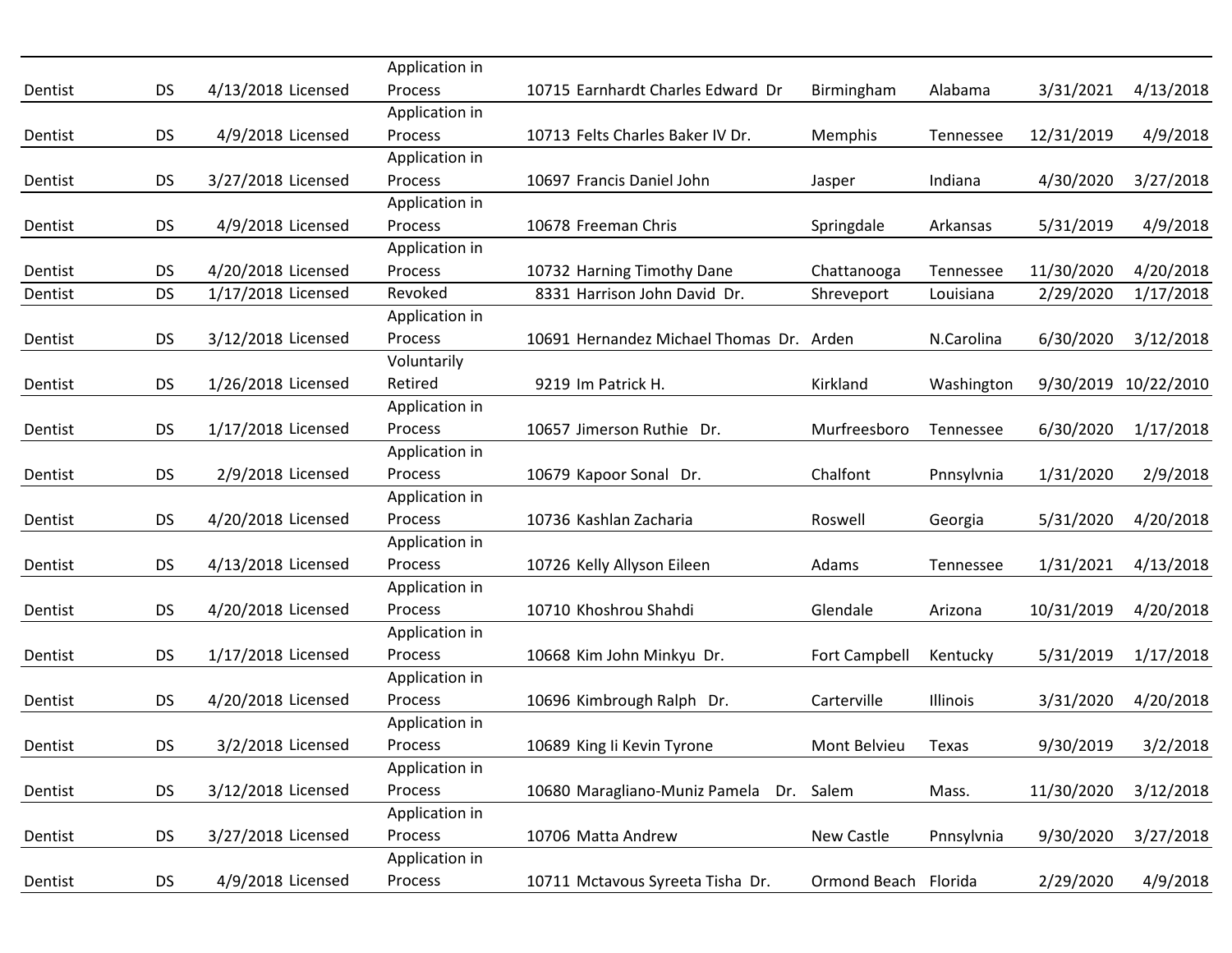| | | | | | | | | | | |
|---|---|---|---|---|---|---|---|---|---|---|
| Dentist | DS | 4/13/2018 | Licensed | Application in Process | 10715 | Earnhardt Charles Edward Dr | Birmingham | Alabama | 3/31/2021 | 4/13/2018 |
| Dentist | DS | 4/9/2018 | Licensed | Application in Process | 10713 | Felts Charles Baker IV Dr. | Memphis | Tennessee | 12/31/2019 | 4/9/2018 |
| Dentist | DS | 3/27/2018 | Licensed | Application in Process | 10697 | Francis Daniel John | Jasper | Indiana | 4/30/2020 | 3/27/2018 |
| Dentist | DS | 4/9/2018 | Licensed | Application in Process | 10678 | Freeman Chris | Springdale | Arkansas | 5/31/2019 | 4/9/2018 |
| Dentist | DS | 4/20/2018 | Licensed | Application in Process | 10732 | Harning Timothy Dane | Chattanooga | Tennessee | 11/30/2020 | 4/20/2018 |
| Dentist | DS | 1/17/2018 | Licensed | Revoked | 8331 | Harrison John David Dr. | Shreveport | Louisiana | 2/29/2020 | 1/17/2018 |
| Dentist | DS | 3/12/2018 | Licensed | Application in Process | 10691 | Hernandez Michael Thomas Dr. | Arden | N.Carolina | 6/30/2020 | 3/12/2018 |
| Dentist | DS | 1/26/2018 | Licensed | Voluntarily Retired | 9219 | Im Patrick H. | Kirkland | Washington | 9/30/2019 | 10/22/2010 |
| Dentist | DS | 1/17/2018 | Licensed | Application in Process | 10657 | Jimerson Ruthie Dr. | Murfreesboro | Tennessee | 6/30/2020 | 1/17/2018 |
| Dentist | DS | 2/9/2018 | Licensed | Application in Process | 10679 | Kapoor Sonal Dr. | Chalfont | Pnnsylvnia | 1/31/2020 | 2/9/2018 |
| Dentist | DS | 4/20/2018 | Licensed | Application in Process | 10736 | Kashlan Zacharia | Roswell | Georgia | 5/31/2020 | 4/20/2018 |
| Dentist | DS | 4/13/2018 | Licensed | Application in Process | 10726 | Kelly Allyson Eileen | Adams | Tennessee | 1/31/2021 | 4/13/2018 |
| Dentist | DS | 4/20/2018 | Licensed | Application in Process | 10710 | Khoshrou Shahdi | Glendale | Arizona | 10/31/2019 | 4/20/2018 |
| Dentist | DS | 1/17/2018 | Licensed | Application in Process | 10668 | Kim John Minkyu Dr. | Fort Campbell | Kentucky | 5/31/2019 | 1/17/2018 |
| Dentist | DS | 4/20/2018 | Licensed | Application in Process | 10696 | Kimbrough Ralph Dr. | Carterville | Illinois | 3/31/2020 | 4/20/2018 |
| Dentist | DS | 3/2/2018 | Licensed | Application in Process | 10689 | King Ii Kevin Tyrone | Mont Belvieu | Texas | 9/30/2019 | 3/2/2018 |
| Dentist | DS | 3/12/2018 | Licensed | Application in Process | 10680 | Maragliano-Muniz Pamela Dr. | Salem | Mass. | 11/30/2020 | 3/12/2018 |
| Dentist | DS | 3/27/2018 | Licensed | Application in Process | 10706 | Matta Andrew | New Castle | Pnnsylvnia | 9/30/2020 | 3/27/2018 |
| Dentist | DS | 4/9/2018 | Licensed | Application in Process | 10711 | Mctavous Syreeta Tisha Dr. | Ormond Beach | Florida | 2/29/2020 | 4/9/2018 |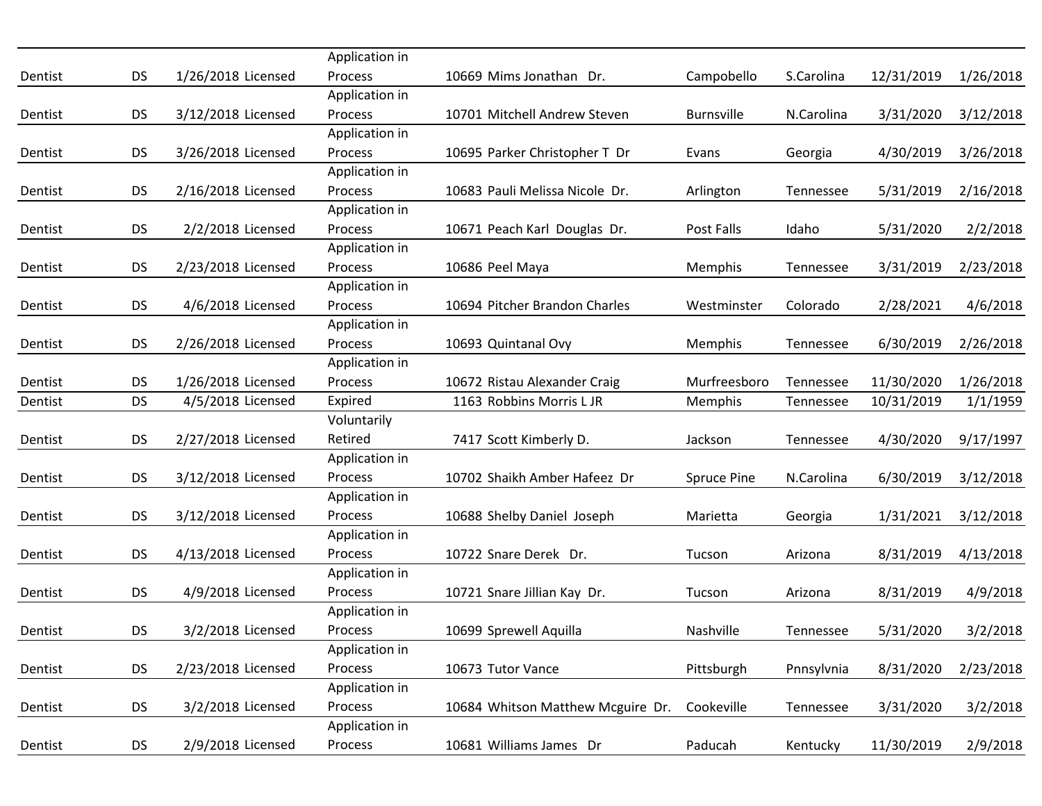| | | | | | | | | | | |
|---|---|---|---|---|---|---|---|---|---|---|
| Dentist | DS | 1/26/2018 | Licensed | Application in Process | 10669 | Mims Jonathan Dr. | Campobello | S.Carolina | 12/31/2019 | 1/26/2018 |
| Dentist | DS | 3/12/2018 | Licensed | Application in Process | 10701 | Mitchell Andrew Steven | Burnsville | N.Carolina | 3/31/2020 | 3/12/2018 |
| Dentist | DS | 3/26/2018 | Licensed | Application in Process | 10695 | Parker Christopher T Dr | Evans | Georgia | 4/30/2019 | 3/26/2018 |
| Dentist | DS | 2/16/2018 | Licensed | Application in Process | 10683 | Pauli Melissa Nicole Dr. | Arlington | Tennessee | 5/31/2019 | 2/16/2018 |
| Dentist | DS | 2/2/2018 | Licensed | Application in Process | 10671 | Peach Karl Douglas Dr. | Post Falls | Idaho | 5/31/2020 | 2/2/2018 |
| Dentist | DS | 2/23/2018 | Licensed | Application in Process | 10686 | Peel Maya | Memphis | Tennessee | 3/31/2019 | 2/23/2018 |
| Dentist | DS | 4/6/2018 | Licensed | Application in Process | 10694 | Pitcher Brandon Charles | Westminster | Colorado | 2/28/2021 | 4/6/2018 |
| Dentist | DS | 2/26/2018 | Licensed | Application in Process | 10693 | Quintanal Ovy | Memphis | Tennessee | 6/30/2019 | 2/26/2018 |
| Dentist | DS | 1/26/2018 | Licensed | Application in Process | 10672 | Ristau Alexander Craig | Murfreesboro | Tennessee | 11/30/2020 | 1/26/2018 |
| Dentist | DS | 4/5/2018 | Licensed | Expired | 1163 | Robbins Morris L JR | Memphis | Tennessee | 10/31/2019 | 1/1/1959 |
| Dentist | DS | 2/27/2018 | Licensed | Voluntarily Retired | 7417 | Scott Kimberly D. | Jackson | Tennessee | 4/30/2020 | 9/17/1997 |
| Dentist | DS | 3/12/2018 | Licensed | Application in Process | 10702 | Shaikh Amber Hafeez Dr | Spruce Pine | N.Carolina | 6/30/2019 | 3/12/2018 |
| Dentist | DS | 3/12/2018 | Licensed | Application in Process | 10688 | Shelby Daniel Joseph | Marietta | Georgia | 1/31/2021 | 3/12/2018 |
| Dentist | DS | 4/13/2018 | Licensed | Application in Process | 10722 | Snare Derek Dr. | Tucson | Arizona | 8/31/2019 | 4/13/2018 |
| Dentist | DS | 4/9/2018 | Licensed | Application in Process | 10721 | Snare Jillian Kay Dr. | Tucson | Arizona | 8/31/2019 | 4/9/2018 |
| Dentist | DS | 3/2/2018 | Licensed | Application in Process | 10699 | Sprewell Aquilla | Nashville | Tennessee | 5/31/2020 | 3/2/2018 |
| Dentist | DS | 2/23/2018 | Licensed | Application in Process | 10673 | Tutor Vance | Pittsburgh | Pnnsylvnia | 8/31/2020 | 2/23/2018 |
| Dentist | DS | 3/2/2018 | Licensed | Application in Process | 10684 | Whitson Matthew Mcguire Dr. | Cookeville | Tennessee | 3/31/2020 | 3/2/2018 |
| Dentist | DS | 2/9/2018 | Licensed | Application in Process | 10681 | Williams James Dr | Paducah | Kentucky | 11/30/2019 | 2/9/2018 |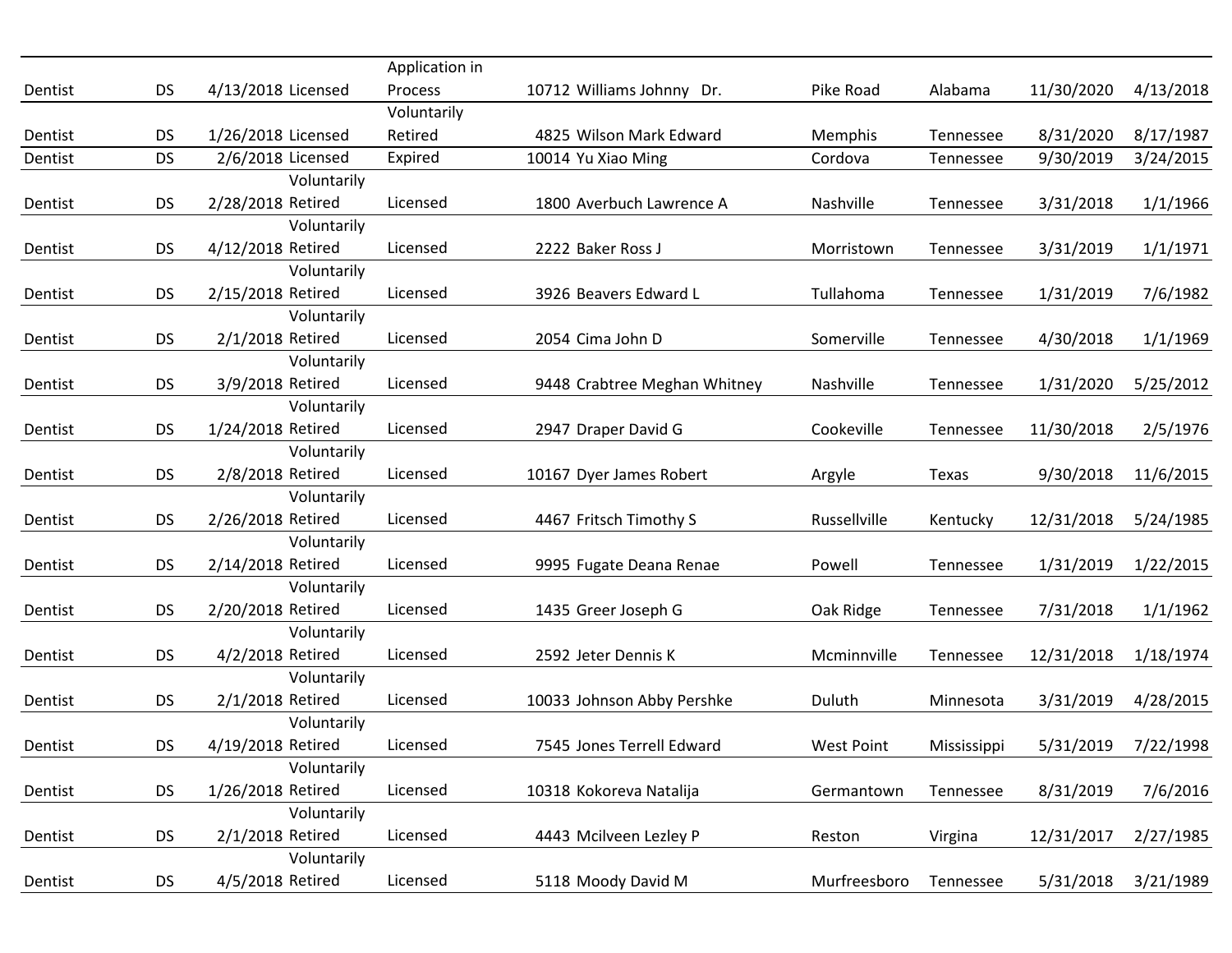| | | | | | | | | | | |
|---|---|---|---|---|---|---|---|---|---|---|
| Dentist | DS | 4/13/2018 | Licensed | Application in Process | 10712 | Williams Johnny Dr. | Pike Road | Alabama | 11/30/2020 | 4/13/2018 |
| Dentist | DS | 1/26/2018 | Licensed | Voluntarily Retired | 4825 | Wilson Mark Edward | Memphis | Tennessee | 8/31/2020 | 8/17/1987 |
| Dentist | DS | 2/6/2018 | Licensed | Expired | 10014 | Yu Xiao Ming | Cordova | Tennessee | 9/30/2019 | 3/24/2015 |
| Dentist | DS | 2/28/2018 | Voluntarily Retired | Licensed | 1800 | Averbuch Lawrence A | Nashville | Tennessee | 3/31/2018 | 1/1/1966 |
| Dentist | DS | 4/12/2018 | Voluntarily Retired | Licensed | 2222 | Baker Ross J | Morristown | Tennessee | 3/31/2019 | 1/1/1971 |
| Dentist | DS | 2/15/2018 | Voluntarily Retired | Licensed | 3926 | Beavers Edward L | Tullahoma | Tennessee | 1/31/2019 | 7/6/1982 |
| Dentist | DS | 2/1/2018 | Voluntarily Retired | Licensed | 2054 | Cima John D | Somerville | Tennessee | 4/30/2018 | 1/1/1969 |
| Dentist | DS | 3/9/2018 | Voluntarily Retired | Licensed | 9448 | Crabtree Meghan Whitney | Nashville | Tennessee | 1/31/2020 | 5/25/2012 |
| Dentist | DS | 1/24/2018 | Voluntarily Retired | Licensed | 2947 | Draper David G | Cookeville | Tennessee | 11/30/2018 | 2/5/1976 |
| Dentist | DS | 2/8/2018 | Voluntarily Retired | Licensed | 10167 | Dyer James Robert | Argyle | Texas | 9/30/2018 | 11/6/2015 |
| Dentist | DS | 2/26/2018 | Voluntarily Retired | Licensed | 4467 | Fritsch Timothy S | Russellville | Kentucky | 12/31/2018 | 5/24/1985 |
| Dentist | DS | 2/14/2018 | Voluntarily Retired | Licensed | 9995 | Fugate Deana Renae | Powell | Tennessee | 1/31/2019 | 1/22/2015 |
| Dentist | DS | 2/20/2018 | Voluntarily Retired | Licensed | 1435 | Greer Joseph G | Oak Ridge | Tennessee | 7/31/2018 | 1/1/1962 |
| Dentist | DS | 4/2/2018 | Voluntarily Retired | Licensed | 2592 | Jeter Dennis K | Mcminnville | Tennessee | 12/31/2018 | 1/18/1974 |
| Dentist | DS | 2/1/2018 | Voluntarily Retired | Licensed | 10033 | Johnson Abby Pershke | Duluth | Minnesota | 3/31/2019 | 4/28/2015 |
| Dentist | DS | 4/19/2018 | Voluntarily Retired | Licensed | 7545 | Jones Terrell Edward | West Point | Mississippi | 5/31/2019 | 7/22/1998 |
| Dentist | DS | 1/26/2018 | Voluntarily Retired | Licensed | 10318 | Kokoreva Natalija | Germantown | Tennessee | 8/31/2019 | 7/6/2016 |
| Dentist | DS | 2/1/2018 | Voluntarily Retired | Licensed | 4443 | Mcilveen Lezley P | Reston | Virgina | 12/31/2017 | 2/27/1985 |
| Dentist | DS | 4/5/2018 | Voluntarily Retired | Licensed | 5118 | Moody David M | Murfreesboro | Tennessee | 5/31/2018 | 3/21/1989 |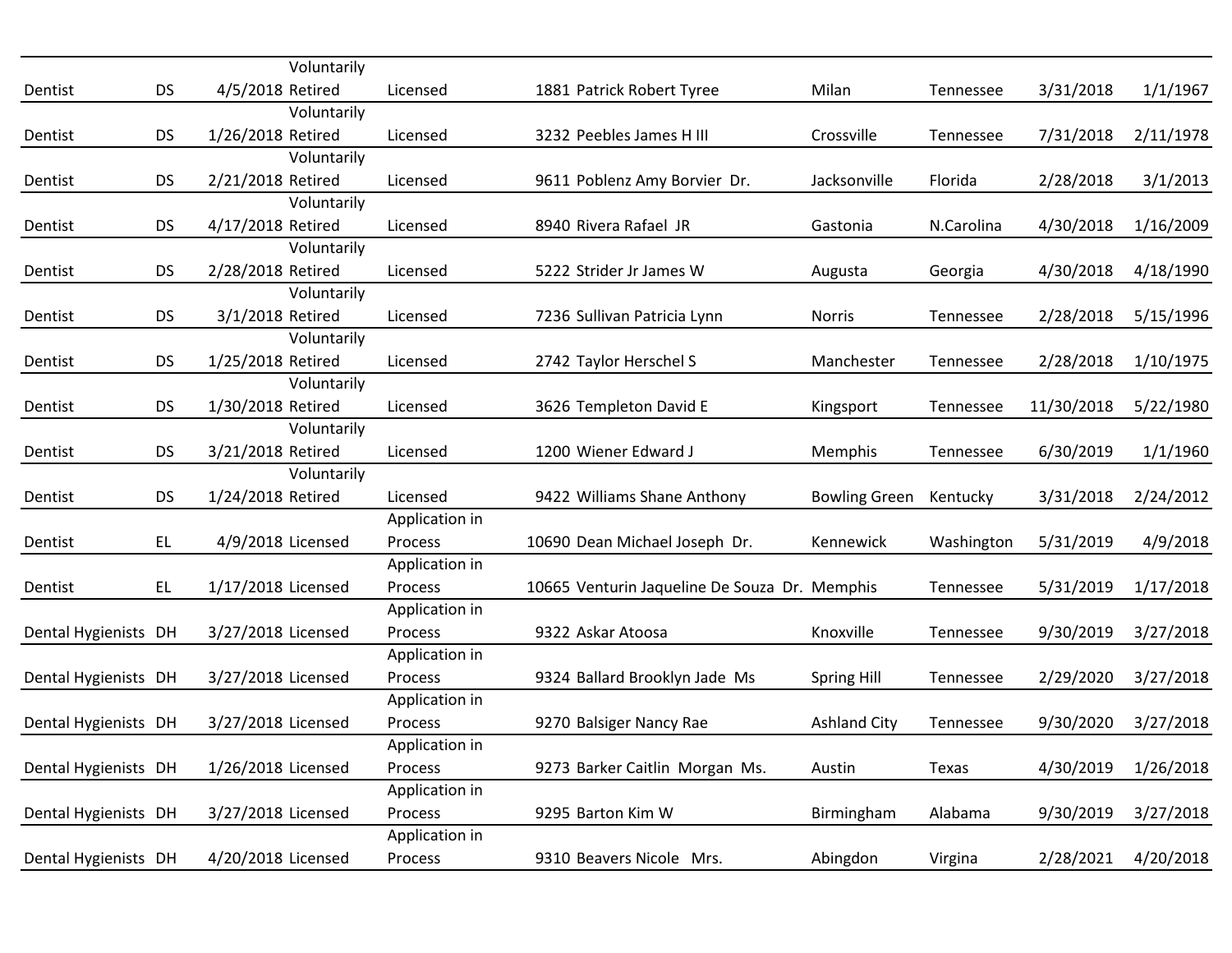| | | | | | | | | | | |
|---|---|---|---|---|---|---|---|---|---|---|
| Dentist | DS | 4/5/2018 | Voluntarily Retired | Licensed | 1881 | Patrick Robert Tyree | Milan | Tennessee | 3/31/2018 | 1/1/1967 |
| Dentist | DS | 1/26/2018 | Voluntarily Retired | Licensed | 3232 | Peebles James H III | Crossville | Tennessee | 7/31/2018 | 2/11/1978 |
| Dentist | DS | 2/21/2018 | Voluntarily Retired | Licensed | 9611 | Poblenz Amy Borvier Dr. | Jacksonville | Florida | 2/28/2018 | 3/1/2013 |
| Dentist | DS | 4/17/2018 | Voluntarily Retired | Licensed | 8940 | Rivera Rafael JR | Gastonia | N.Carolina | 4/30/2018 | 1/16/2009 |
| Dentist | DS | 2/28/2018 | Voluntarily Retired | Licensed | 5222 | Strider Jr James W | Augusta | Georgia | 4/30/2018 | 4/18/1990 |
| Dentist | DS | 3/1/2018 | Voluntarily Retired | Licensed | 7236 | Sullivan Patricia Lynn | Norris | Tennessee | 2/28/2018 | 5/15/1996 |
| Dentist | DS | 1/25/2018 | Voluntarily Retired | Licensed | 2742 | Taylor Herschel S | Manchester | Tennessee | 2/28/2018 | 1/10/1975 |
| Dentist | DS | 1/30/2018 | Voluntarily Retired | Licensed | 3626 | Templeton David E | Kingsport | Tennessee | 11/30/2018 | 5/22/1980 |
| Dentist | DS | 3/21/2018 | Voluntarily Retired | Licensed | 1200 | Wiener Edward J | Memphis | Tennessee | 6/30/2019 | 1/1/1960 |
| Dentist | DS | 1/24/2018 | Voluntarily Retired | Licensed | 9422 | Williams Shane Anthony | Bowling Green | Kentucky | 3/31/2018 | 2/24/2012 |
| Dentist | EL | 4/9/2018 | Licensed | Application in Process | 10690 | Dean Michael Joseph Dr. | Kennewick | Washington | 5/31/2019 | 4/9/2018 |
| Dentist | EL | 1/17/2018 | Licensed | Application in Process | 10665 | Venturin Jaqueline De Souza Dr. | Memphis | Tennessee | 5/31/2019 | 1/17/2018 |
| Dental Hygienists | DH | 3/27/2018 | Licensed | Application in Process | 9322 | Askar Atoosa | Knoxville | Tennessee | 9/30/2019 | 3/27/2018 |
| Dental Hygienists | DH | 3/27/2018 | Licensed | Application in Process | 9324 | Ballard Brooklyn Jade Ms | Spring Hill | Tennessee | 2/29/2020 | 3/27/2018 |
| Dental Hygienists | DH | 3/27/2018 | Licensed | Application in Process | 9270 | Balsiger Nancy Rae | Ashland City | Tennessee | 9/30/2020 | 3/27/2018 |
| Dental Hygienists | DH | 1/26/2018 | Licensed | Application in Process | 9273 | Barker Caitlin Morgan Ms. | Austin | Texas | 4/30/2019 | 1/26/2018 |
| Dental Hygienists | DH | 3/27/2018 | Licensed | Application in Process | 9295 | Barton Kim W | Birmingham | Alabama | 9/30/2019 | 3/27/2018 |
| Dental Hygienists | DH | 4/20/2018 | Licensed | Application in Process | 9310 | Beavers Nicole Mrs. | Abingdon | Virgina | 2/28/2021 | 4/20/2018 |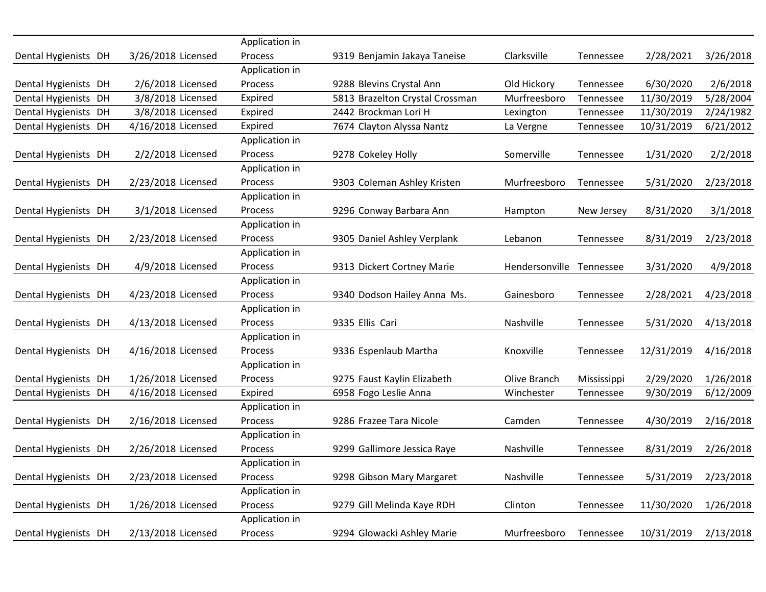| | | | | | | | | | | |
|---|---|---|---|---|---|---|---|---|---|---|
| Dental Hygienists | DH | 3/26/2018 | Licensed | Application in Process | 9319 | Benjamin Jakaya Taneise | Clarksville | Tennessee | 2/28/2021 | 3/26/2018 |
| Dental Hygienists | DH | 2/6/2018 | Licensed | Application in Process | 9288 | Blevins Crystal Ann | Old Hickory | Tennessee | 6/30/2020 | 2/6/2018 |
| Dental Hygienists | DH | 3/8/2018 | Licensed | Expired | 5813 | Brazelton Crystal Crossman | Murfreesboro | Tennessee | 11/30/2019 | 5/28/2004 |
| Dental Hygienists | DH | 3/8/2018 | Licensed | Expired | 2442 | Brockman Lori H | Lexington | Tennessee | 11/30/2019 | 2/24/1982 |
| Dental Hygienists | DH | 4/16/2018 | Licensed | Expired | 7674 | Clayton Alyssa Nantz | La Vergne | Tennessee | 10/31/2019 | 6/21/2012 |
| Dental Hygienists | DH | 2/2/2018 | Licensed | Application in Process | 9278 | Cokeley Holly | Somerville | Tennessee | 1/31/2020 | 2/2/2018 |
| Dental Hygienists | DH | 2/23/2018 | Licensed | Application in Process | 9303 | Coleman Ashley Kristen | Murfreesboro | Tennessee | 5/31/2020 | 2/23/2018 |
| Dental Hygienists | DH | 3/1/2018 | Licensed | Application in Process | 9296 | Conway Barbara Ann | Hampton | New Jersey | 8/31/2020 | 3/1/2018 |
| Dental Hygienists | DH | 2/23/2018 | Licensed | Application in Process | 9305 | Daniel Ashley Verplank | Lebanon | Tennessee | 8/31/2019 | 2/23/2018 |
| Dental Hygienists | DH | 4/9/2018 | Licensed | Application in Process | 9313 | Dickert Cortney Marie | Hendersonville | Tennessee | 3/31/2020 | 4/9/2018 |
| Dental Hygienists | DH | 4/23/2018 | Licensed | Application in Process | 9340 | Dodson Hailey Anna Ms. | Gainesboro | Tennessee | 2/28/2021 | 4/23/2018 |
| Dental Hygienists | DH | 4/13/2018 | Licensed | Application in Process | 9335 | Ellis Cari | Nashville | Tennessee | 5/31/2020 | 4/13/2018 |
| Dental Hygienists | DH | 4/16/2018 | Licensed | Application in Process | 9336 | Espenlaub Martha | Knoxville | Tennessee | 12/31/2019 | 4/16/2018 |
| Dental Hygienists | DH | 1/26/2018 | Licensed | Application in Process | 9275 | Faust Kaylin Elizabeth | Olive Branch | Mississippi | 2/29/2020 | 1/26/2018 |
| Dental Hygienists | DH | 4/16/2018 | Licensed | Expired | 6958 | Fogo Leslie Anna | Winchester | Tennessee | 9/30/2019 | 6/12/2009 |
| Dental Hygienists | DH | 2/16/2018 | Licensed | Application in Process | 9286 | Frazee Tara Nicole | Camden | Tennessee | 4/30/2019 | 2/16/2018 |
| Dental Hygienists | DH | 2/26/2018 | Licensed | Application in Process | 9299 | Gallimore Jessica Raye | Nashville | Tennessee | 8/31/2019 | 2/26/2018 |
| Dental Hygienists | DH | 2/23/2018 | Licensed | Application in Process | 9298 | Gibson Mary Margaret | Nashville | Tennessee | 5/31/2019 | 2/23/2018 |
| Dental Hygienists | DH | 1/26/2018 | Licensed | Application in Process | 9279 | Gill Melinda Kaye RDH | Clinton | Tennessee | 11/30/2020 | 1/26/2018 |
| Dental Hygienists | DH | 2/13/2018 | Licensed | Application in Process | 9294 | Glowacki Ashley Marie | Murfreesboro | Tennessee | 10/31/2019 | 2/13/2018 |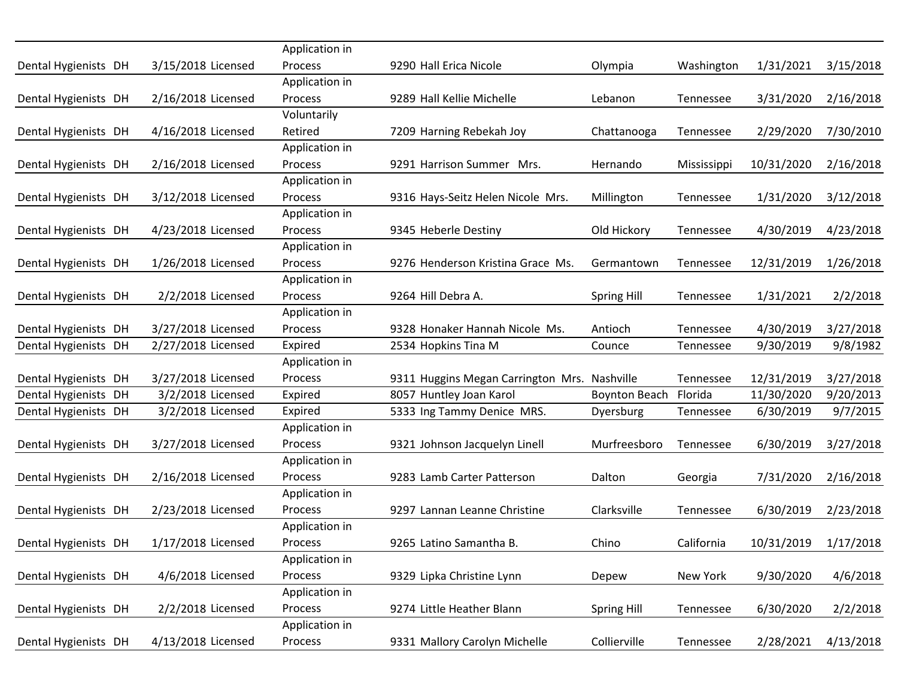| | | | | | | | | | | |
|---|---|---|---|---|---|---|---|---|---|---|
| Dental Hygienists | DH | 3/15/2018 | Licensed | Application in Process | 9290 | Hall Erica Nicole | Olympia | Washington | 1/31/2021 | 3/15/2018 |
| Dental Hygienists | DH | 2/16/2018 | Licensed | Application in Process | 9289 | Hall Kellie Michelle | Lebanon | Tennessee | 3/31/2020 | 2/16/2018 |
| Dental Hygienists | DH | 4/16/2018 | Licensed | Voluntarily Retired | 7209 | Harning Rebekah Joy | Chattanooga | Tennessee | 2/29/2020 | 7/30/2010 |
| Dental Hygienists | DH | 2/16/2018 | Licensed | Application in Process | 9291 | Harrison Summer Mrs. | Hernando | Mississippi | 10/31/2020 | 2/16/2018 |
| Dental Hygienists | DH | 3/12/2018 | Licensed | Application in Process | 9316 | Hays-Seitz Helen Nicole Mrs. | Millington | Tennessee | 1/31/2020 | 3/12/2018 |
| Dental Hygienists | DH | 4/23/2018 | Licensed | Application in Process | 9345 | Heberle Destiny | Old Hickory | Tennessee | 4/30/2019 | 4/23/2018 |
| Dental Hygienists | DH | 1/26/2018 | Licensed | Application in Process | 9276 | Henderson Kristina Grace Ms. | Germantown | Tennessee | 12/31/2019 | 1/26/2018 |
| Dental Hygienists | DH | 2/2/2018 | Licensed | Application in Process | 9264 | Hill Debra A. | Spring Hill | Tennessee | 1/31/2021 | 2/2/2018 |
| Dental Hygienists | DH | 3/27/2018 | Licensed | Application in Process | 9328 | Honaker Hannah Nicole Ms. | Antioch | Tennessee | 4/30/2019 | 3/27/2018 |
| Dental Hygienists | DH | 2/27/2018 | Licensed | Expired | 2534 | Hopkins Tina M | Counce | Tennessee | 9/30/2019 | 9/8/1982 |
| Dental Hygienists | DH | 3/27/2018 | Licensed | Application in Process | 9311 | Huggins Megan Carrington Mrs. | Nashville | Tennessee | 12/31/2019 | 3/27/2018 |
| Dental Hygienists | DH | 3/2/2018 | Licensed | Expired | 8057 | Huntley Joan Karol | Boynton Beach | Florida | 11/30/2020 | 9/20/2013 |
| Dental Hygienists | DH | 3/2/2018 | Licensed | Expired | 5333 | Ing Tammy Denice MRS. | Dyersburg | Tennessee | 6/30/2019 | 9/7/2015 |
| Dental Hygienists | DH | 3/27/2018 | Licensed | Application in Process | 9321 | Johnson Jacquelyn Linell | Murfreesboro | Tennessee | 6/30/2019 | 3/27/2018 |
| Dental Hygienists | DH | 2/16/2018 | Licensed | Application in Process | 9283 | Lamb Carter Patterson | Dalton | Georgia | 7/31/2020 | 2/16/2018 |
| Dental Hygienists | DH | 2/23/2018 | Licensed | Application in Process | 9297 | Lannan Leanne Christine | Clarksville | Tennessee | 6/30/2019 | 2/23/2018 |
| Dental Hygienists | DH | 1/17/2018 | Licensed | Application in Process | 9265 | Latino Samantha B. | Chino | California | 10/31/2019 | 1/17/2018 |
| Dental Hygienists | DH | 4/6/2018 | Licensed | Application in Process | 9329 | Lipka Christine Lynn | Depew | New York | 9/30/2020 | 4/6/2018 |
| Dental Hygienists | DH | 2/2/2018 | Licensed | Application in Process | 9274 | Little Heather Blann | Spring Hill | Tennessee | 6/30/2020 | 2/2/2018 |
| Dental Hygienists | DH | 4/13/2018 | Licensed | Application in Process | 9331 | Mallory Carolyn Michelle | Collierville | Tennessee | 2/28/2021 | 4/13/2018 |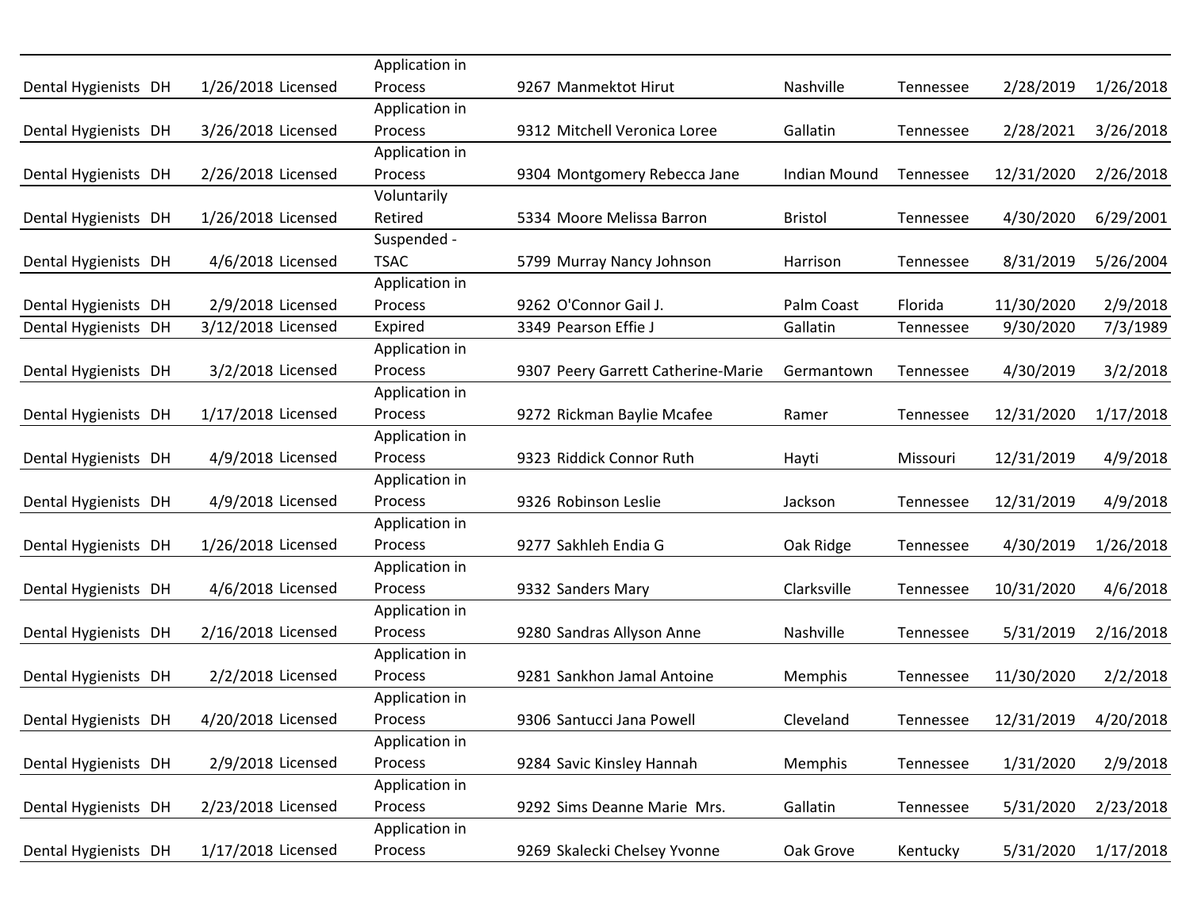| | | | | | | | | | | |
|---|---|---|---|---|---|---|---|---|---|---|
| Dental Hygienists | DH | 1/26/2018 | Licensed | Application in Process | 9267 | Manmektot Hirut | Nashville | Tennessee | 2/28/2019 | 1/26/2018 |
| Dental Hygienists | DH | 3/26/2018 | Licensed | Application in Process | 9312 | Mitchell Veronica Loree | Gallatin | Tennessee | 2/28/2021 | 3/26/2018 |
| Dental Hygienists | DH | 2/26/2018 | Licensed | Application in Process | 9304 | Montgomery Rebecca Jane | Indian Mound | Tennessee | 12/31/2020 | 2/26/2018 |
| Dental Hygienists | DH | 1/26/2018 | Licensed | Voluntarily Retired | 5334 | Moore Melissa Barron | Bristol | Tennessee | 4/30/2020 | 6/29/2001 |
| Dental Hygienists | DH | 4/6/2018 | Licensed | Suspended - TSAC | 5799 | Murray Nancy Johnson | Harrison | Tennessee | 8/31/2019 | 5/26/2004 |
| Dental Hygienists | DH | 2/9/2018 | Licensed | Application in Process | 9262 | O'Connor Gail J. | Palm Coast | Florida | 11/30/2020 | 2/9/2018 |
| Dental Hygienists | DH | 3/12/2018 | Licensed | Expired | 3349 | Pearson Effie J | Gallatin | Tennessee | 9/30/2020 | 7/3/1989 |
| Dental Hygienists | DH | 3/2/2018 | Licensed | Application in Process | 9307 | Peery Garrett Catherine-Marie | Germantown | Tennessee | 4/30/2019 | 3/2/2018 |
| Dental Hygienists | DH | 1/17/2018 | Licensed | Application in Process | 9272 | Rickman Baylie Mcafee | Ramer | Tennessee | 12/31/2020 | 1/17/2018 |
| Dental Hygienists | DH | 4/9/2018 | Licensed | Application in Process | 9323 | Riddick Connor Ruth | Hayti | Missouri | 12/31/2019 | 4/9/2018 |
| Dental Hygienists | DH | 4/9/2018 | Licensed | Application in Process | 9326 | Robinson Leslie | Jackson | Tennessee | 12/31/2019 | 4/9/2018 |
| Dental Hygienists | DH | 1/26/2018 | Licensed | Application in Process | 9277 | Sakhleh Endia G | Oak Ridge | Tennessee | 4/30/2019 | 1/26/2018 |
| Dental Hygienists | DH | 4/6/2018 | Licensed | Application in Process | 9332 | Sanders Mary | Clarksville | Tennessee | 10/31/2020 | 4/6/2018 |
| Dental Hygienists | DH | 2/16/2018 | Licensed | Application in Process | 9280 | Sandras Allyson Anne | Nashville | Tennessee | 5/31/2019 | 2/16/2018 |
| Dental Hygienists | DH | 2/2/2018 | Licensed | Application in Process | 9281 | Sankhon Jamal Antoine | Memphis | Tennessee | 11/30/2020 | 2/2/2018 |
| Dental Hygienists | DH | 4/20/2018 | Licensed | Application in Process | 9306 | Santucci Jana Powell | Cleveland | Tennessee | 12/31/2019 | 4/20/2018 |
| Dental Hygienists | DH | 2/9/2018 | Licensed | Application in Process | 9284 | Savic Kinsley Hannah | Memphis | Tennessee | 1/31/2020 | 2/9/2018 |
| Dental Hygienists | DH | 2/23/2018 | Licensed | Application in Process | 9292 | Sims Deanne Marie Mrs. | Gallatin | Tennessee | 5/31/2020 | 2/23/2018 |
| Dental Hygienists | DH | 1/17/2018 | Licensed | Application in Process | 9269 | Skalecki Chelsey Yvonne | Oak Grove | Kentucky | 5/31/2020 | 1/17/2018 |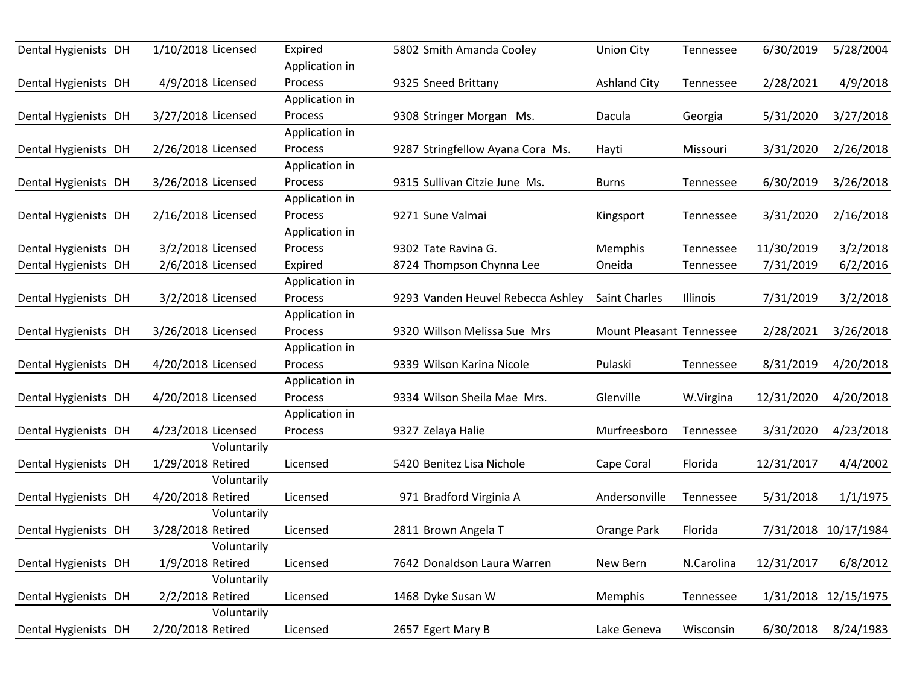| | | | | | | | | | | |
|---|---|---|---|---|---|---|---|---|---|---|
| Dental Hygienists | DH | 1/10/2018 | Licensed | Expired | 5802 | Smith Amanda Cooley | Union City | Tennessee | 6/30/2019 | 5/28/2004 |
| Dental Hygienists | DH | 4/9/2018 | Licensed | Application in Process | 9325 | Sneed Brittany | Ashland City | Tennessee | 2/28/2021 | 4/9/2018 |
| Dental Hygienists | DH | 3/27/2018 | Licensed | Application in Process | 9308 | Stringer Morgan  Ms. | Dacula | Georgia | 5/31/2020 | 3/27/2018 |
| Dental Hygienists | DH | 2/26/2018 | Licensed | Application in Process | 9287 | Stringfellow Ayana Cora  Ms. | Hayti | Missouri | 3/31/2020 | 2/26/2018 |
| Dental Hygienists | DH | 3/26/2018 | Licensed | Application in Process | 9315 | Sullivan Citzie June  Ms. | Burns | Tennessee | 6/30/2019 | 3/26/2018 |
| Dental Hygienists | DH | 2/16/2018 | Licensed | Application in Process | 9271 | Sune Valmai | Kingsport | Tennessee | 3/31/2020 | 2/16/2018 |
| Dental Hygienists | DH | 3/2/2018 | Licensed | Application in Process | 9302 | Tate Ravina G. | Memphis | Tennessee | 11/30/2019 | 3/2/2018 |
| Dental Hygienists | DH | 2/6/2018 | Licensed | Expired | 8724 | Thompson Chynna Lee | Oneida | Tennessee | 7/31/2019 | 6/2/2016 |
| Dental Hygienists | DH | 3/2/2018 | Licensed | Application in Process | 9293 | Vanden Heuvel Rebecca Ashley | Saint Charles | Illinois | 7/31/2019 | 3/2/2018 |
| Dental Hygienists | DH | 3/26/2018 | Licensed | Application in Process | 9320 | Willson Melissa Sue  Mrs | Mount Pleasant | Tennessee | 2/28/2021 | 3/26/2018 |
| Dental Hygienists | DH | 4/20/2018 | Licensed | Application in Process | 9339 | Wilson Karina Nicole | Pulaski | Tennessee | 8/31/2019 | 4/20/2018 |
| Dental Hygienists | DH | 4/20/2018 | Licensed | Application in Process | 9334 | Wilson Sheila Mae  Mrs. | Glenville | W.Virgina | 12/31/2020 | 4/20/2018 |
| Dental Hygienists | DH | 4/23/2018 | Licensed | Application in Process | 9327 | Zelaya Halie | Murfreesboro | Tennessee | 3/31/2020 | 4/23/2018 |
| Dental Hygienists | DH | 1/29/2018 | Voluntarily Retired | Licensed | 5420 | Benitez Lisa Nichole | Cape Coral | Florida | 12/31/2017 | 4/4/2002 |
| Dental Hygienists | DH | 4/20/2018 | Voluntarily Retired | Licensed | 971 | Bradford Virginia A | Andersonville | Tennessee | 5/31/2018 | 1/1/1975 |
| Dental Hygienists | DH | 3/28/2018 | Voluntarily Retired | Licensed | 2811 | Brown Angela T | Orange Park | Florida | 7/31/2018 | 10/17/1984 |
| Dental Hygienists | DH | 1/9/2018 | Voluntarily Retired | Licensed | 7642 | Donaldson Laura Warren | New Bern | N.Carolina | 12/31/2017 | 6/8/2012 |
| Dental Hygienists | DH | 2/2/2018 | Voluntarily Retired | Licensed | 1468 | Dyke Susan W | Memphis | Tennessee | 1/31/2018 | 12/15/1975 |
| Dental Hygienists | DH | 2/20/2018 | Voluntarily Retired | Licensed | 2657 | Egert Mary B | Lake Geneva | Wisconsin | 6/30/2018 | 8/24/1983 |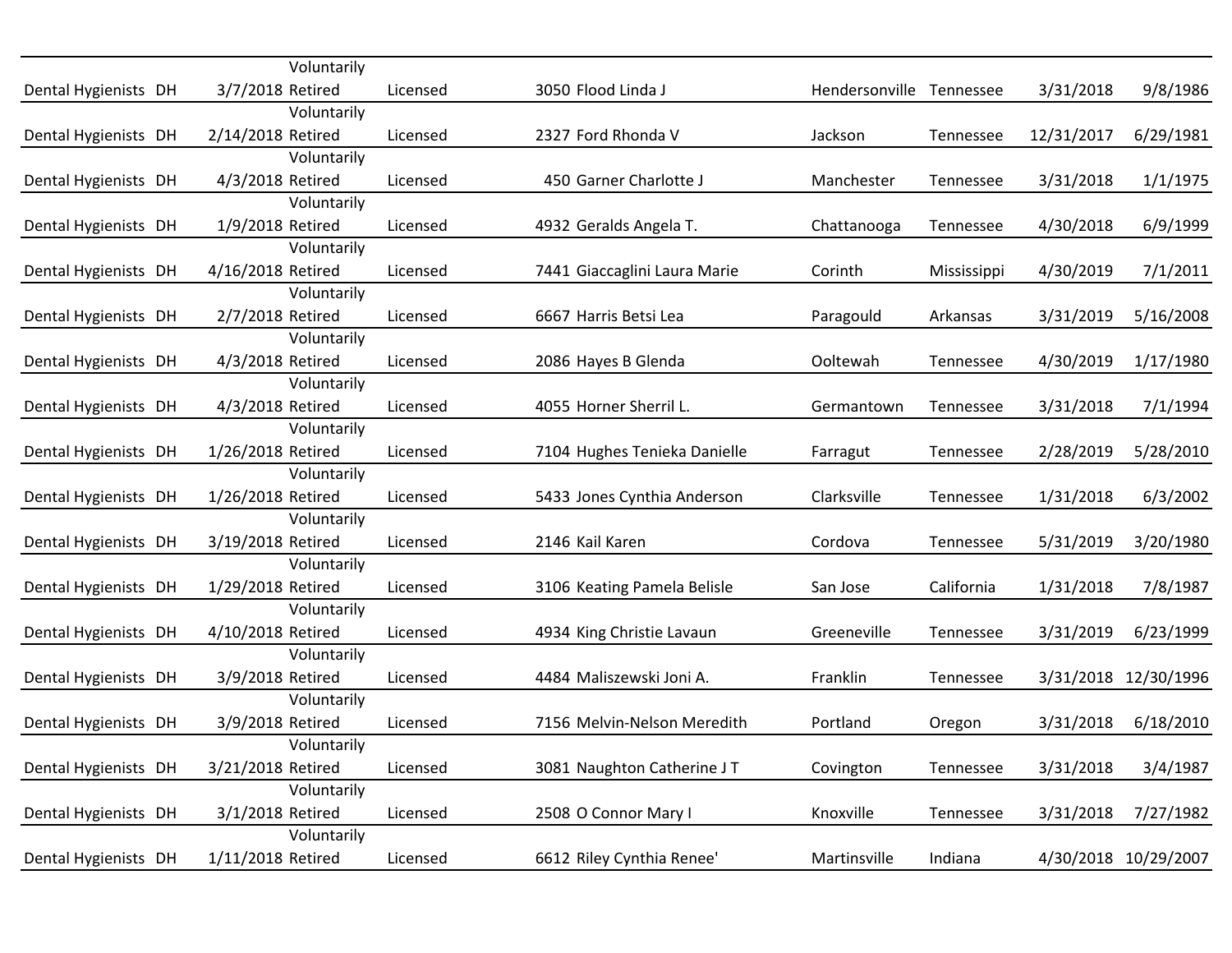| | | | | | | | | | | |
|---|---|---|---|---|---|---|---|---|---|---|
| Dental Hygienists | DH | 3/7/2018 | Voluntarily Retired | Licensed | 3050 | Flood Linda J | Hendersonville | Tennessee | 3/31/2018 | 9/8/1986 |
| Dental Hygienists | DH | 2/14/2018 | Voluntarily Retired | Licensed | 2327 | Ford Rhonda V | Jackson | Tennessee | 12/31/2017 | 6/29/1981 |
| Dental Hygienists | DH | 4/3/2018 | Voluntarily Retired | Licensed | 450 | Garner Charlotte J | Manchester | Tennessee | 3/31/2018 | 1/1/1975 |
| Dental Hygienists | DH | 1/9/2018 | Voluntarily Retired | Licensed | 4932 | Geralds Angela T. | Chattanooga | Tennessee | 4/30/2018 | 6/9/1999 |
| Dental Hygienists | DH | 4/16/2018 | Voluntarily Retired | Licensed | 7441 | Giaccaglini Laura Marie | Corinth | Mississippi | 4/30/2019 | 7/1/2011 |
| Dental Hygienists | DH | 2/7/2018 | Voluntarily Retired | Licensed | 6667 | Harris Betsi Lea | Paragould | Arkansas | 3/31/2019 | 5/16/2008 |
| Dental Hygienists | DH | 4/3/2018 | Voluntarily Retired | Licensed | 2086 | Hayes B Glenda | Ooltewah | Tennessee | 4/30/2019 | 1/17/1980 |
| Dental Hygienists | DH | 4/3/2018 | Voluntarily Retired | Licensed | 4055 | Horner Sherril L. | Germantown | Tennessee | 3/31/2018 | 7/1/1994 |
| Dental Hygienists | DH | 1/26/2018 | Voluntarily Retired | Licensed | 7104 | Hughes Tenieka Danielle | Farragut | Tennessee | 2/28/2019 | 5/28/2010 |
| Dental Hygienists | DH | 1/26/2018 | Voluntarily Retired | Licensed | 5433 | Jones Cynthia Anderson | Clarksville | Tennessee | 1/31/2018 | 6/3/2002 |
| Dental Hygienists | DH | 3/19/2018 | Voluntarily Retired | Licensed | 2146 | Kail Karen | Cordova | Tennessee | 5/31/2019 | 3/20/1980 |
| Dental Hygienists | DH | 1/29/2018 | Voluntarily Retired | Licensed | 3106 | Keating Pamela Belisle | San Jose | California | 1/31/2018 | 7/8/1987 |
| Dental Hygienists | DH | 4/10/2018 | Voluntarily Retired | Licensed | 4934 | King Christie Lavaun | Greeneville | Tennessee | 3/31/2019 | 6/23/1999 |
| Dental Hygienists | DH | 3/9/2018 | Voluntarily Retired | Licensed | 4484 | Maliszewski Joni A. | Franklin | Tennessee | 3/31/2018 | 12/30/1996 |
| Dental Hygienists | DH | 3/9/2018 | Voluntarily Retired | Licensed | 7156 | Melvin-Nelson Meredith | Portland | Oregon | 3/31/2018 | 6/18/2010 |
| Dental Hygienists | DH | 3/21/2018 | Voluntarily Retired | Licensed | 3081 | Naughton Catherine J T | Covington | Tennessee | 3/31/2018 | 3/4/1987 |
| Dental Hygienists | DH | 3/1/2018 | Voluntarily Retired | Licensed | 2508 | O Connor Mary I | Knoxville | Tennessee | 3/31/2018 | 7/27/1982 |
| Dental Hygienists | DH | 1/11/2018 | Voluntarily Retired | Licensed | 6612 | Riley Cynthia Renee' | Martinsville | Indiana | 4/30/2018 | 10/29/2007 |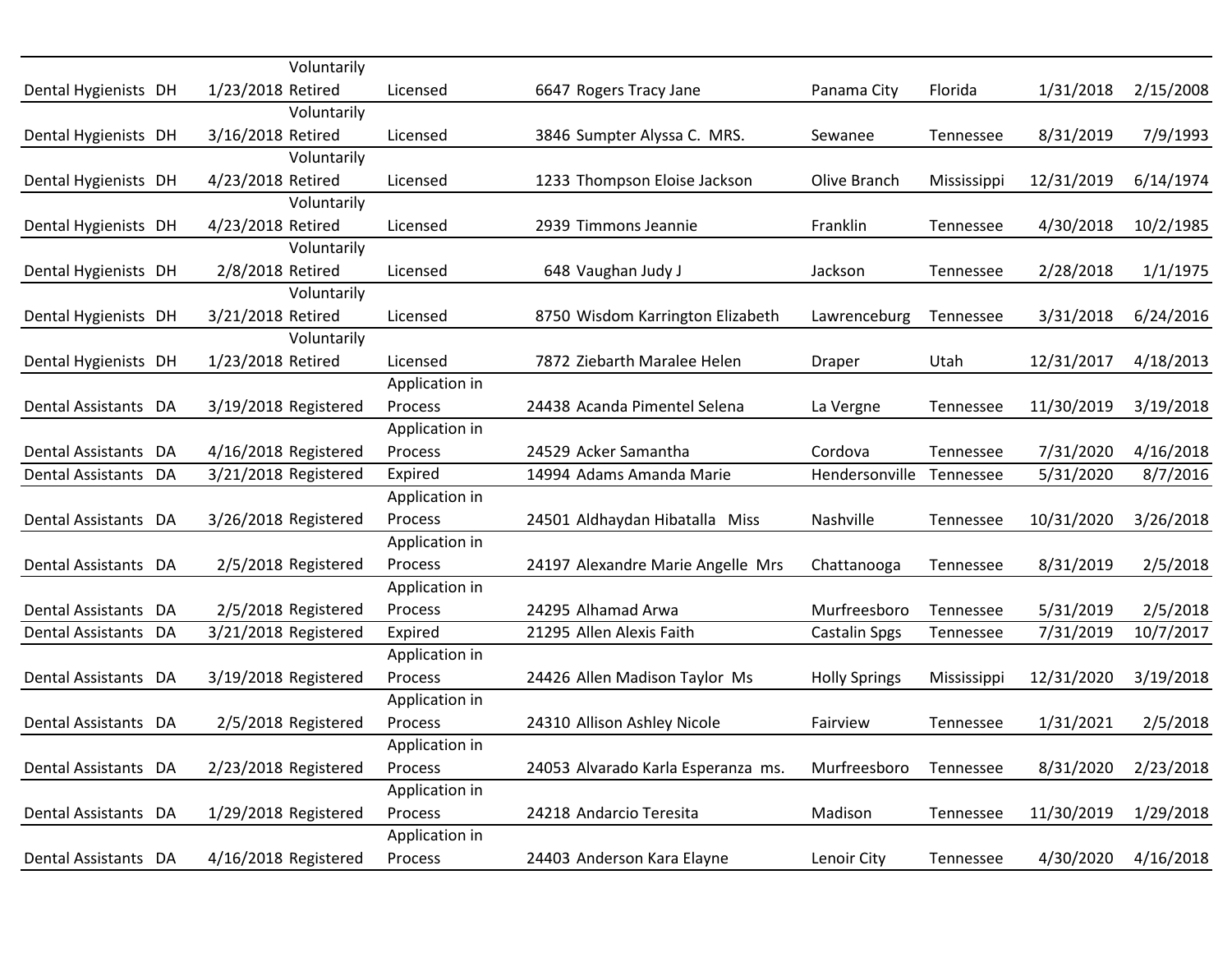| | | | | | | | | | | |
|---|---|---|---|---|---|---|---|---|---|---|
| Dental Hygienists | DH | 1/23/2018 | Voluntarily Retired | Licensed | 6647 | Rogers Tracy Jane | Panama City | Florida | 1/31/2018 | 2/15/2008 |
| Dental Hygienists | DH | 3/16/2018 | Voluntarily Retired | Licensed | 3846 | Sumpter Alyssa C. MRS. | Sewanee | Tennessee | 8/31/2019 | 7/9/1993 |
| Dental Hygienists | DH | 4/23/2018 | Voluntarily Retired | Licensed | 1233 | Thompson Eloise Jackson | Olive Branch | Mississippi | 12/31/2019 | 6/14/1974 |
| Dental Hygienists | DH | 4/23/2018 | Voluntarily Retired | Licensed | 2939 | Timmons Jeannie | Franklin | Tennessee | 4/30/2018 | 10/2/1985 |
| Dental Hygienists | DH | 2/8/2018 | Voluntarily Retired | Licensed | 648 | Vaughan Judy J | Jackson | Tennessee | 2/28/2018 | 1/1/1975 |
| Dental Hygienists | DH | 3/21/2018 | Voluntarily Retired | Licensed | 8750 | Wisdom Karrington Elizabeth | Lawrenceburg | Tennessee | 3/31/2018 | 6/24/2016 |
| Dental Hygienists | DH | 1/23/2018 | Voluntarily Retired | Licensed | 7872 | Ziebarth Maralee Helen | Draper | Utah | 12/31/2017 | 4/18/2013 |
| Dental Assistants | DA | 3/19/2018 | Registered | Application in Process | 24438 | Acanda Pimentel Selena | La Vergne | Tennessee | 11/30/2019 | 3/19/2018 |
| Dental Assistants | DA | 4/16/2018 | Registered | Application in Process | 24529 | Acker Samantha | Cordova | Tennessee | 7/31/2020 | 4/16/2018 |
| Dental Assistants | DA | 3/21/2018 | Registered | Expired | 14994 | Adams Amanda Marie | Hendersonville | Tennessee | 5/31/2020 | 8/7/2016 |
| Dental Assistants | DA | 3/26/2018 | Registered | Application in Process | 24501 | Aldhaydan Hibatalla Miss | Nashville | Tennessee | 10/31/2020 | 3/26/2018 |
| Dental Assistants | DA | 2/5/2018 | Registered | Application in Process | 24197 | Alexandre Marie Angelle Mrs | Chattanooga | Tennessee | 8/31/2019 | 2/5/2018 |
| Dental Assistants | DA | 2/5/2018 | Registered | Application in Process | 24295 | Alhamad Arwa | Murfreesboro | Tennessee | 5/31/2019 | 2/5/2018 |
| Dental Assistants | DA | 3/21/2018 | Registered | Expired | 21295 | Allen Alexis Faith | Castalin Spgs | Tennessee | 7/31/2019 | 10/7/2017 |
| Dental Assistants | DA | 3/19/2018 | Registered | Application in Process | 24426 | Allen Madison Taylor Ms | Holly Springs | Mississippi | 12/31/2020 | 3/19/2018 |
| Dental Assistants | DA | 2/5/2018 | Registered | Application in Process | 24310 | Allison Ashley Nicole | Fairview | Tennessee | 1/31/2021 | 2/5/2018 |
| Dental Assistants | DA | 2/23/2018 | Registered | Application in Process | 24053 | Alvarado Karla Esperanza ms. | Murfreesboro | Tennessee | 8/31/2020 | 2/23/2018 |
| Dental Assistants | DA | 1/29/2018 | Registered | Application in Process | 24218 | Andarcio Teresita | Madison | Tennessee | 11/30/2019 | 1/29/2018 |
| Dental Assistants | DA | 4/16/2018 | Registered | Application in Process | 24403 | Anderson Kara Elayne | Lenoir City | Tennessee | 4/30/2020 | 4/16/2018 |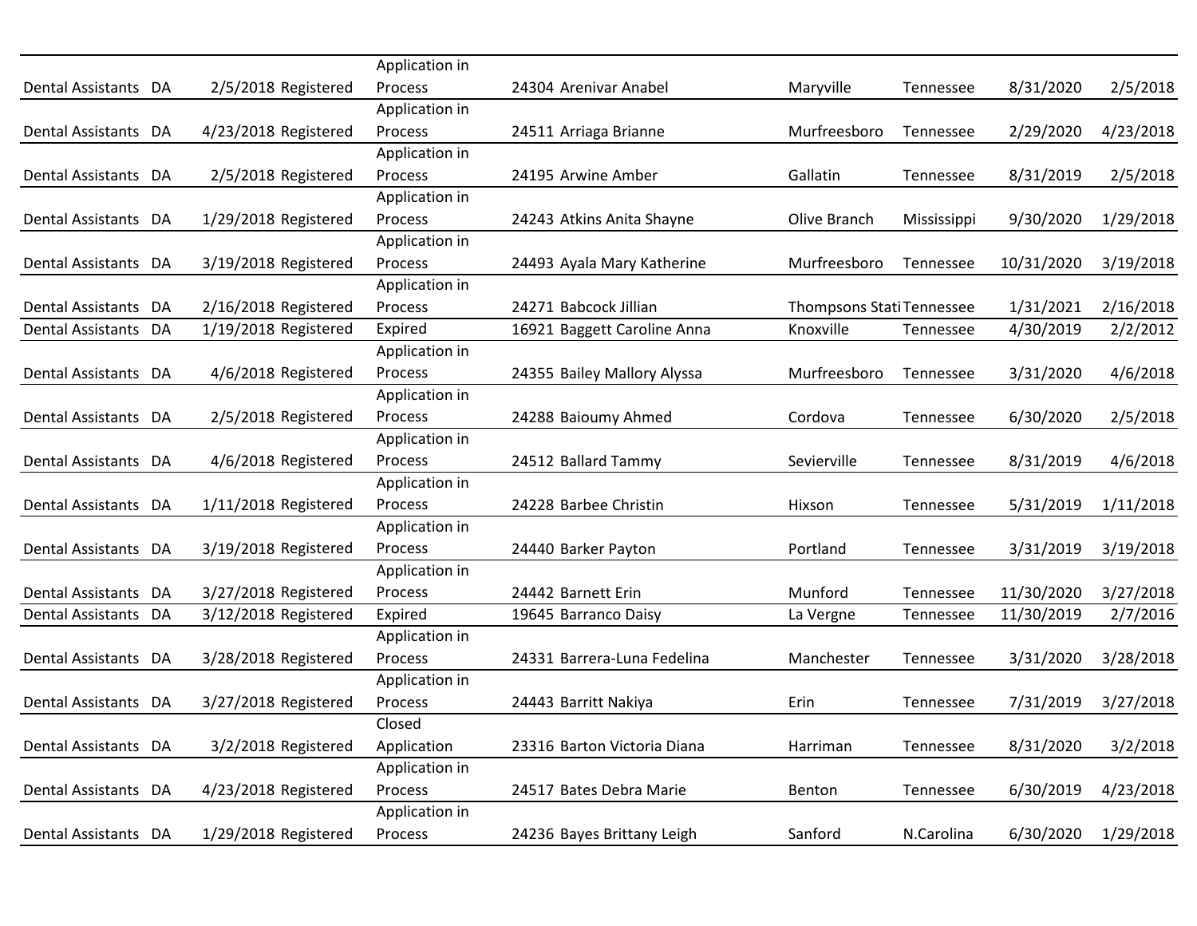| | | | | | | | | | | | |
|---|---|---|---|---|---|---|---|---|---|---|---|
| Dental Assistants | DA | 2/5/2018 | Registered | Application in Process | 24304 | Arenivar Anabel | Maryville | Tennessee | 8/31/2020 | 2/5/2018 |
| Dental Assistants | DA | 4/23/2018 | Registered | Application in Process | 24511 | Arriaga Brianne | Murfreesboro | Tennessee | 2/29/2020 | 4/23/2018 |
| Dental Assistants | DA | 2/5/2018 | Registered | Application in Process | 24195 | Arwine Amber | Gallatin | Tennessee | 8/31/2019 | 2/5/2018 |
| Dental Assistants | DA | 1/29/2018 | Registered | Application in Process | 24243 | Atkins Anita Shayne | Olive Branch | Mississippi | 9/30/2020 | 1/29/2018 |
| Dental Assistants | DA | 3/19/2018 | Registered | Application in Process | 24493 | Ayala Mary Katherine | Murfreesboro | Tennessee | 10/31/2020 | 3/19/2018 |
| Dental Assistants | DA | 2/16/2018 | Registered | Application in Process | 24271 | Babcock Jillian | Thompsons Stati | Tennessee | 1/31/2021 | 2/16/2018 |
| Dental Assistants | DA | 1/19/2018 | Registered | Expired | 16921 | Baggett Caroline Anna | Knoxville | Tennessee | 4/30/2019 | 2/2/2012 |
| Dental Assistants | DA | 4/6/2018 | Registered | Application in Process | 24355 | Bailey Mallory Alyssa | Murfreesboro | Tennessee | 3/31/2020 | 4/6/2018 |
| Dental Assistants | DA | 2/5/2018 | Registered | Application in Process | 24288 | Baioumy Ahmed | Cordova | Tennessee | 6/30/2020 | 2/5/2018 |
| Dental Assistants | DA | 4/6/2018 | Registered | Application in Process | 24512 | Ballard Tammy | Sevierville | Tennessee | 8/31/2019 | 4/6/2018 |
| Dental Assistants | DA | 1/11/2018 | Registered | Application in Process | 24228 | Barbee Christin | Hixson | Tennessee | 5/31/2019 | 1/11/2018 |
| Dental Assistants | DA | 3/19/2018 | Registered | Application in Process | 24440 | Barker Payton | Portland | Tennessee | 3/31/2019 | 3/19/2018 |
| Dental Assistants | DA | 3/27/2018 | Registered | Application in Process | 24442 | Barnett Erin | Munford | Tennessee | 11/30/2020 | 3/27/2018 |
| Dental Assistants | DA | 3/12/2018 | Registered | Expired | 19645 | Barranco Daisy | La Vergne | Tennessee | 11/30/2019 | 2/7/2016 |
| Dental Assistants | DA | 3/28/2018 | Registered | Application in Process | 24331 | Barrera-Luna Fedelina | Manchester | Tennessee | 3/31/2020 | 3/28/2018 |
| Dental Assistants | DA | 3/27/2018 | Registered | Application in Process | 24443 | Barritt Nakiya | Erin | Tennessee | 7/31/2019 | 3/27/2018 |
| Dental Assistants | DA | 3/2/2018 | Registered | Closed Application | 23316 | Barton Victoria Diana | Harriman | Tennessee | 8/31/2020 | 3/2/2018 |
| Dental Assistants | DA | 4/23/2018 | Registered | Application in Process | 24517 | Bates Debra Marie | Benton | Tennessee | 6/30/2019 | 4/23/2018 |
| Dental Assistants | DA | 1/29/2018 | Registered | Application in Process | 24236 | Bayes Brittany Leigh | Sanford | N.Carolina | 6/30/2020 | 1/29/2018 |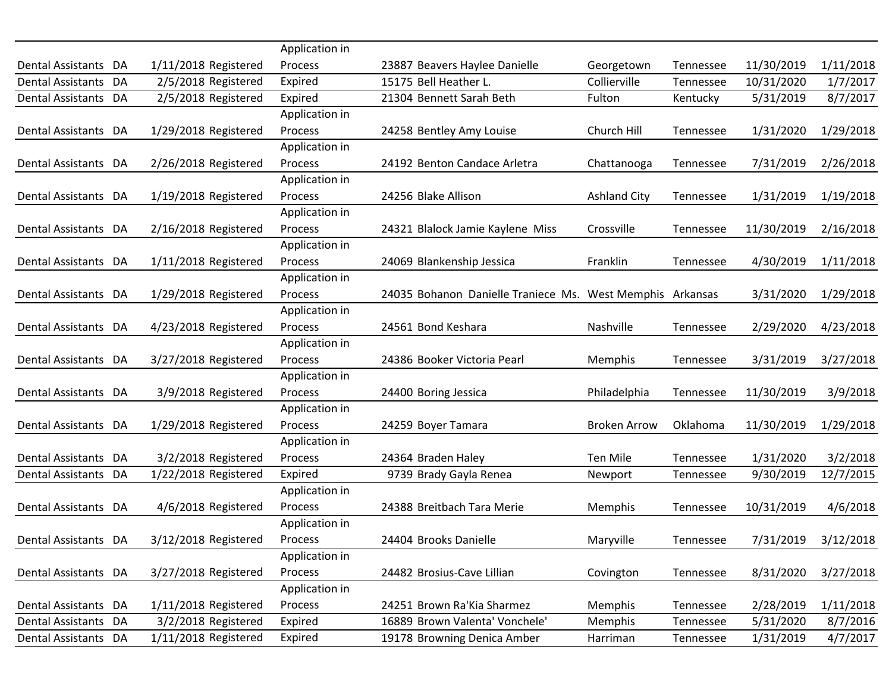| | | | | | | | | | | | |
|---|---|---|---|---|---|---|---|---|---|---|---|
| Dental Assistants | DA | 1/11/2018 | Registered | Application in Process | 23887 | Beavers Haylee Danielle | Georgetown | Tennessee | 11/30/2019 | 1/11/2018 |
| Dental Assistants | DA | 2/5/2018 | Registered | Expired | 15175 | Bell Heather L. | Collierville | Tennessee | 10/31/2020 | 1/7/2017 |
| Dental Assistants | DA | 2/5/2018 | Registered | Expired | 21304 | Bennett Sarah Beth | Fulton | Kentucky | 5/31/2019 | 8/7/2017 |
| Dental Assistants | DA | 1/29/2018 | Registered | Application in Process | 24258 | Bentley Amy Louise | Church Hill | Tennessee | 1/31/2020 | 1/29/2018 |
| Dental Assistants | DA | 2/26/2018 | Registered | Application in Process | 24192 | Benton Candace Arletra | Chattanooga | Tennessee | 7/31/2019 | 2/26/2018 |
| Dental Assistants | DA | 1/19/2018 | Registered | Application in Process | 24256 | Blake Allison | Ashland City | Tennessee | 1/31/2019 | 1/19/2018 |
| Dental Assistants | DA | 2/16/2018 | Registered | Application in Process | 24321 | Blalock Jamie Kaylene Miss | Crossville | Tennessee | 11/30/2019 | 2/16/2018 |
| Dental Assistants | DA | 1/11/2018 | Registered | Application in Process | 24069 | Blankenship Jessica | Franklin | Tennessee | 4/30/2019 | 1/11/2018 |
| Dental Assistants | DA | 1/29/2018 | Registered | Application in Process | 24035 | Bohanon Danielle Traniece Ms. | West Memphis | Arkansas | 3/31/2020 | 1/29/2018 |
| Dental Assistants | DA | 4/23/2018 | Registered | Application in Process | 24561 | Bond Keshara | Nashville | Tennessee | 2/29/2020 | 4/23/2018 |
| Dental Assistants | DA | 3/27/2018 | Registered | Application in Process | 24386 | Booker Victoria Pearl | Memphis | Tennessee | 3/31/2019 | 3/27/2018 |
| Dental Assistants | DA | 3/9/2018 | Registered | Application in Process | 24400 | Boring Jessica | Philadelphia | Tennessee | 11/30/2019 | 3/9/2018 |
| Dental Assistants | DA | 1/29/2018 | Registered | Application in Process | 24259 | Boyer Tamara | Broken Arrow | Oklahoma | 11/30/2019 | 1/29/2018 |
| Dental Assistants | DA | 3/2/2018 | Registered | Application in Process | 24364 | Braden Haley | Ten Mile | Tennessee | 1/31/2020 | 3/2/2018 |
| Dental Assistants | DA | 1/22/2018 | Registered | Expired | 9739 | Brady Gayla Renea | Newport | Tennessee | 9/30/2019 | 12/7/2015 |
| Dental Assistants | DA | 4/6/2018 | Registered | Application in Process | 24388 | Breitbach Tara Merie | Memphis | Tennessee | 10/31/2019 | 4/6/2018 |
| Dental Assistants | DA | 3/12/2018 | Registered | Application in Process | 24404 | Brooks Danielle | Maryville | Tennessee | 7/31/2019 | 3/12/2018 |
| Dental Assistants | DA | 3/27/2018 | Registered | Application in Process | 24482 | Brosius-Cave Lillian | Covington | Tennessee | 8/31/2020 | 3/27/2018 |
| Dental Assistants | DA | 1/11/2018 | Registered | Application in Process | 24251 | Brown Ra'Kia Sharmez | Memphis | Tennessee | 2/28/2019 | 1/11/2018 |
| Dental Assistants | DA | 3/2/2018 | Registered | Expired | 16889 | Brown Valenta' Vonchele' | Memphis | Tennessee | 5/31/2020 | 8/7/2016 |
| Dental Assistants | DA | 1/11/2018 | Registered | Expired | 19178 | Browning Denica Amber | Harriman | Tennessee | 1/31/2019 | 4/7/2017 |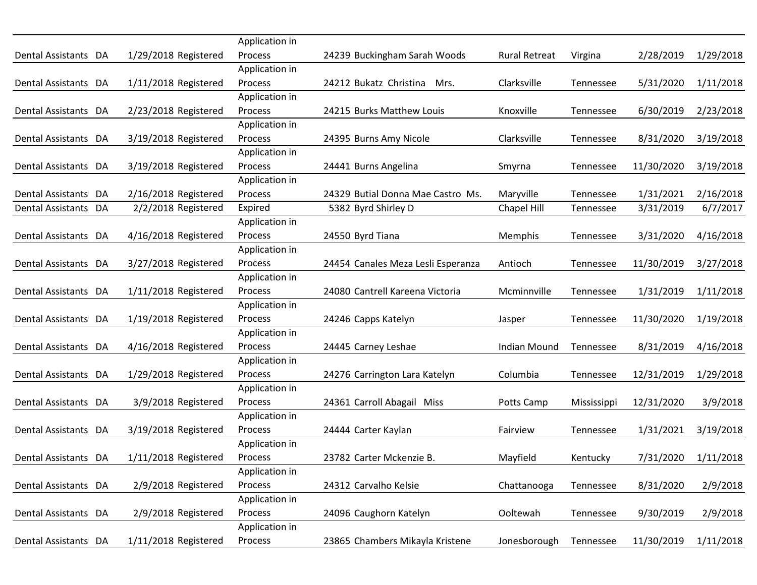| | | | | | | | | | | |
|---|---|---|---|---|---|---|---|---|---|---|
| Dental Assistants | DA | 1/29/2018 | Registered | Application in Process | 24239 | Buckingham Sarah Woods | Rural Retreat | Virgina | 2/28/2019 | 1/29/2018 |
| Dental Assistants | DA | 1/11/2018 | Registered | Application in Process | 24212 | Bukatz Christina Mrs. | Clarksville | Tennessee | 5/31/2020 | 1/11/2018 |
| Dental Assistants | DA | 2/23/2018 | Registered | Application in Process | 24215 | Burks Matthew Louis | Knoxville | Tennessee | 6/30/2019 | 2/23/2018 |
| Dental Assistants | DA | 3/19/2018 | Registered | Application in Process | 24395 | Burns Amy Nicole | Clarksville | Tennessee | 8/31/2020 | 3/19/2018 |
| Dental Assistants | DA | 3/19/2018 | Registered | Application in Process | 24441 | Burns Angelina | Smyrna | Tennessee | 11/30/2020 | 3/19/2018 |
| Dental Assistants | DA | 2/16/2018 | Registered | Application in Process | 24329 | Butial Donna Mae Castro Ms. | Maryville | Tennessee | 1/31/2021 | 2/16/2018 |
| Dental Assistants | DA | 2/2/2018 | Registered | Expired | 5382 | Byrd Shirley D | Chapel Hill | Tennessee | 3/31/2019 | 6/7/2017 |
| Dental Assistants | DA | 4/16/2018 | Registered | Application in Process | 24550 | Byrd Tiana | Memphis | Tennessee | 3/31/2020 | 4/16/2018 |
| Dental Assistants | DA | 3/27/2018 | Registered | Application in Process | 24454 | Canales Meza Lesli Esperanza | Antioch | Tennessee | 11/30/2019 | 3/27/2018 |
| Dental Assistants | DA | 1/11/2018 | Registered | Application in Process | 24080 | Cantrell Kareena Victoria | Mcminnville | Tennessee | 1/31/2019 | 1/11/2018 |
| Dental Assistants | DA | 1/19/2018 | Registered | Application in Process | 24246 | Capps Katelyn | Jasper | Tennessee | 11/30/2020 | 1/19/2018 |
| Dental Assistants | DA | 4/16/2018 | Registered | Application in Process | 24445 | Carney Leshae | Indian Mound | Tennessee | 8/31/2019 | 4/16/2018 |
| Dental Assistants | DA | 1/29/2018 | Registered | Application in Process | 24276 | Carrington Lara Katelyn | Columbia | Tennessee | 12/31/2019 | 1/29/2018 |
| Dental Assistants | DA | 3/9/2018 | Registered | Application in Process | 24361 | Carroll Abagail Miss | Potts Camp | Mississippi | 12/31/2020 | 3/9/2018 |
| Dental Assistants | DA | 3/19/2018 | Registered | Application in Process | 24444 | Carter Kaylan | Fairview | Tennessee | 1/31/2021 | 3/19/2018 |
| Dental Assistants | DA | 1/11/2018 | Registered | Application in Process | 23782 | Carter Mckenzie B. | Mayfield | Kentucky | 7/31/2020 | 1/11/2018 |
| Dental Assistants | DA | 2/9/2018 | Registered | Application in Process | 24312 | Carvalho Kelsie | Chattanooga | Tennessee | 8/31/2020 | 2/9/2018 |
| Dental Assistants | DA | 2/9/2018 | Registered | Application in Process | 24096 | Caughorn Katelyn | Ooltewah | Tennessee | 9/30/2019 | 2/9/2018 |
| Dental Assistants | DA | 1/11/2018 | Registered | Application in Process | 23865 | Chambers Mikayla Kristene | Jonesborough | Tennessee | 11/30/2019 | 1/11/2018 |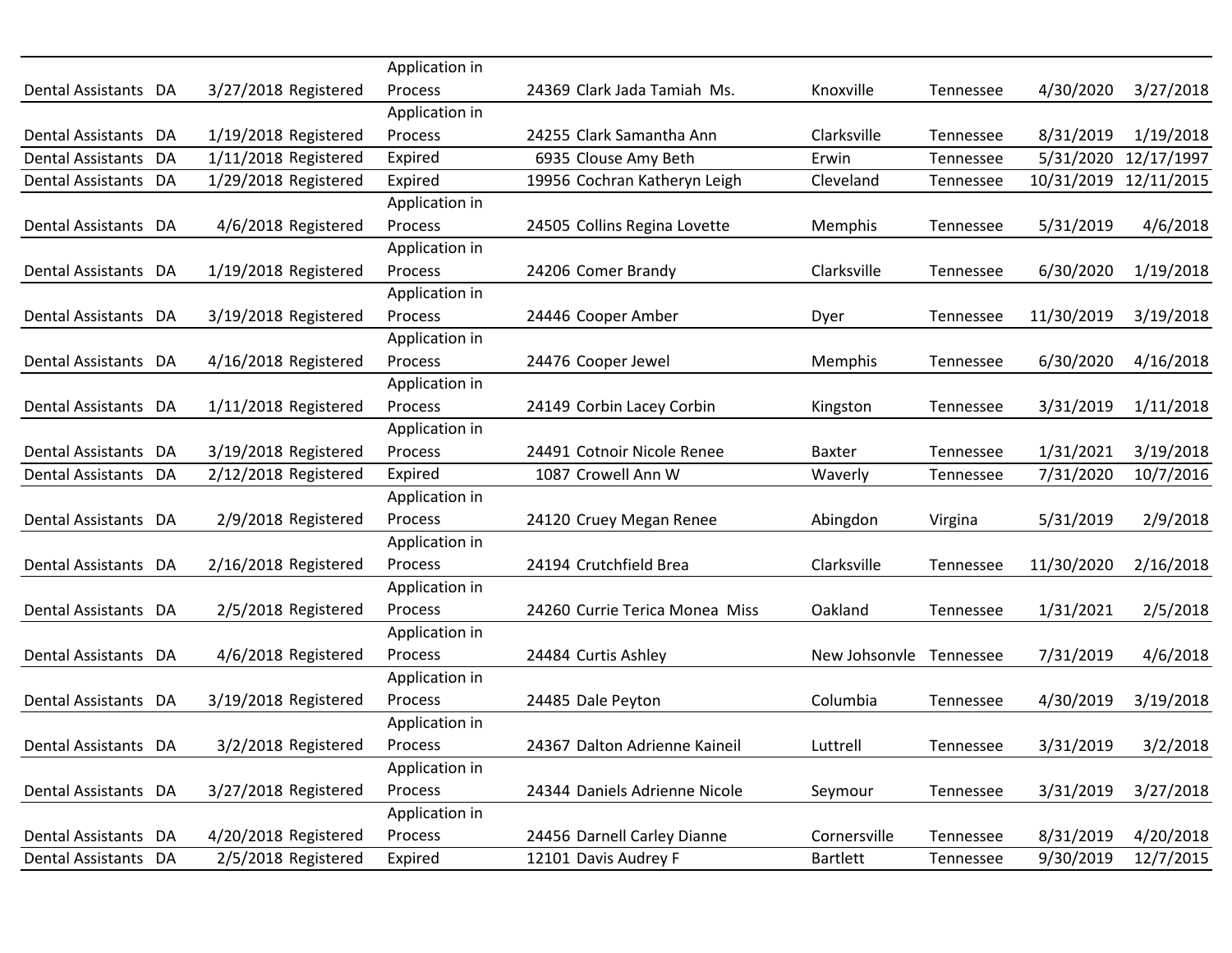| | | | | | | | | | | |
|---|---|---|---|---|---|---|---|---|---|---|
| Dental Assistants | DA | 3/27/2018 | Registered | Application in Process | 24369 | Clark Jada Tamiah Ms. | Knoxville | Tennessee | 4/30/2020 | 3/27/2018 |
| Dental Assistants | DA | 1/19/2018 | Registered | Application in Process | 24255 | Clark Samantha Ann | Clarksville | Tennessee | 8/31/2019 | 1/19/2018 |
| Dental Assistants | DA | 1/11/2018 | Registered | Expired | 6935 | Clouse Amy Beth | Erwin | Tennessee | 5/31/2020 | 12/17/1997 |
| Dental Assistants | DA | 1/29/2018 | Registered | Expired | 19956 | Cochran Katheryn Leigh | Cleveland | Tennessee | 10/31/2019 | 12/11/2015 |
| Dental Assistants | DA | 4/6/2018 | Registered | Application in Process | 24505 | Collins Regina Lovette | Memphis | Tennessee | 5/31/2019 | 4/6/2018 |
| Dental Assistants | DA | 1/19/2018 | Registered | Application in Process | 24206 | Comer Brandy | Clarksville | Tennessee | 6/30/2020 | 1/19/2018 |
| Dental Assistants | DA | 3/19/2018 | Registered | Application in Process | 24446 | Cooper Amber | Dyer | Tennessee | 11/30/2019 | 3/19/2018 |
| Dental Assistants | DA | 4/16/2018 | Registered | Application in Process | 24476 | Cooper Jewel | Memphis | Tennessee | 6/30/2020 | 4/16/2018 |
| Dental Assistants | DA | 1/11/2018 | Registered | Application in Process | 24149 | Corbin Lacey Corbin | Kingston | Tennessee | 3/31/2019 | 1/11/2018 |
| Dental Assistants | DA | 3/19/2018 | Registered | Application in Process | 24491 | Cotnoir Nicole Renee | Baxter | Tennessee | 1/31/2021 | 3/19/2018 |
| Dental Assistants | DA | 2/12/2018 | Registered | Expired | 1087 | Crowell Ann W | Waverly | Tennessee | 7/31/2020 | 10/7/2016 |
| Dental Assistants | DA | 2/9/2018 | Registered | Application in Process | 24120 | Cruey Megan Renee | Abingdon | Virgina | 5/31/2019 | 2/9/2018 |
| Dental Assistants | DA | 2/16/2018 | Registered | Application in Process | 24194 | Crutchfield Brea | Clarksville | Tennessee | 11/30/2020 | 2/16/2018 |
| Dental Assistants | DA | 2/5/2018 | Registered | Application in Process | 24260 | Currie Terica Monea Miss | Oakland | Tennessee | 1/31/2021 | 2/5/2018 |
| Dental Assistants | DA | 4/6/2018 | Registered | Application in Process | 24484 | Curtis Ashley | New Johsonvle | Tennessee | 7/31/2019 | 4/6/2018 |
| Dental Assistants | DA | 3/19/2018 | Registered | Application in Process | 24485 | Dale Peyton | Columbia | Tennessee | 4/30/2019 | 3/19/2018 |
| Dental Assistants | DA | 3/2/2018 | Registered | Application in Process | 24367 | Dalton Adrienne Kaineil | Luttrell | Tennessee | 3/31/2019 | 3/2/2018 |
| Dental Assistants | DA | 3/27/2018 | Registered | Application in Process | 24344 | Daniels Adrienne Nicole | Seymour | Tennessee | 3/31/2019 | 3/27/2018 |
| Dental Assistants | DA | 4/20/2018 | Registered | Application in Process | 24456 | Darnell Carley Dianne | Cornersville | Tennessee | 8/31/2019 | 4/20/2018 |
| Dental Assistants | DA | 2/5/2018 | Registered | Expired | 12101 | Davis Audrey F | Bartlett | Tennessee | 9/30/2019 | 12/7/2015 |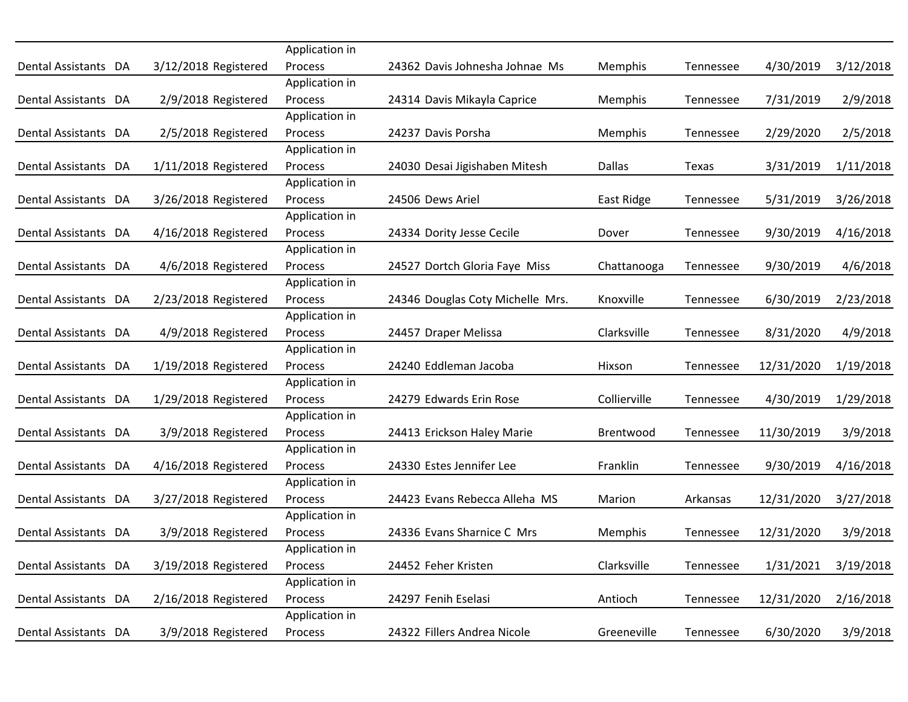| | | | | | | | | | | |
|---|---|---|---|---|---|---|---|---|---|---|
| Dental Assistants | DA | 3/12/2018 | Registered | Application in Process | 24362 | Davis Johnesha Johnae Ms | Memphis | Tennessee | 4/30/2019 | 3/12/2018 |
| Dental Assistants | DA | 2/9/2018 | Registered | Application in Process | 24314 | Davis Mikayla Caprice | Memphis | Tennessee | 7/31/2019 | 2/9/2018 |
| Dental Assistants | DA | 2/5/2018 | Registered | Application in Process | 24237 | Davis Porsha | Memphis | Tennessee | 2/29/2020 | 2/5/2018 |
| Dental Assistants | DA | 1/11/2018 | Registered | Application in Process | 24030 | Desai Jigishaben Mitesh | Dallas | Texas | 3/31/2019 | 1/11/2018 |
| Dental Assistants | DA | 3/26/2018 | Registered | Application in Process | 24506 | Dews Ariel | East Ridge | Tennessee | 5/31/2019 | 3/26/2018 |
| Dental Assistants | DA | 4/16/2018 | Registered | Application in Process | 24334 | Dority Jesse Cecile | Dover | Tennessee | 9/30/2019 | 4/16/2018 |
| Dental Assistants | DA | 4/6/2018 | Registered | Application in Process | 24527 | Dortch Gloria Faye Miss | Chattanooga | Tennessee | 9/30/2019 | 4/6/2018 |
| Dental Assistants | DA | 2/23/2018 | Registered | Application in Process | 24346 | Douglas Coty Michelle Mrs. | Knoxville | Tennessee | 6/30/2019 | 2/23/2018 |
| Dental Assistants | DA | 4/9/2018 | Registered | Application in Process | 24457 | Draper Melissa | Clarksville | Tennessee | 8/31/2020 | 4/9/2018 |
| Dental Assistants | DA | 1/19/2018 | Registered | Application in Process | 24240 | Eddleman Jacoba | Hixson | Tennessee | 12/31/2020 | 1/19/2018 |
| Dental Assistants | DA | 1/29/2018 | Registered | Application in Process | 24279 | Edwards Erin Rose | Collierville | Tennessee | 4/30/2019 | 1/29/2018 |
| Dental Assistants | DA | 3/9/2018 | Registered | Application in Process | 24413 | Erickson Haley Marie | Brentwood | Tennessee | 11/30/2019 | 3/9/2018 |
| Dental Assistants | DA | 4/16/2018 | Registered | Application in Process | 24330 | Estes Jennifer Lee | Franklin | Tennessee | 9/30/2019 | 4/16/2018 |
| Dental Assistants | DA | 3/27/2018 | Registered | Application in Process | 24423 | Evans Rebecca Alleha MS | Marion | Arkansas | 12/31/2020 | 3/27/2018 |
| Dental Assistants | DA | 3/9/2018 | Registered | Application in Process | 24336 | Evans Sharnice C Mrs | Memphis | Tennessee | 12/31/2020 | 3/9/2018 |
| Dental Assistants | DA | 3/19/2018 | Registered | Application in Process | 24452 | Feher Kristen | Clarksville | Tennessee | 1/31/2021 | 3/19/2018 |
| Dental Assistants | DA | 2/16/2018 | Registered | Application in Process | 24297 | Fenih Eselasi | Antioch | Tennessee | 12/31/2020 | 2/16/2018 |
| Dental Assistants | DA | 3/9/2018 | Registered | Application in Process | 24322 | Fillers Andrea Nicole | Greeneville | Tennessee | 6/30/2020 | 3/9/2018 |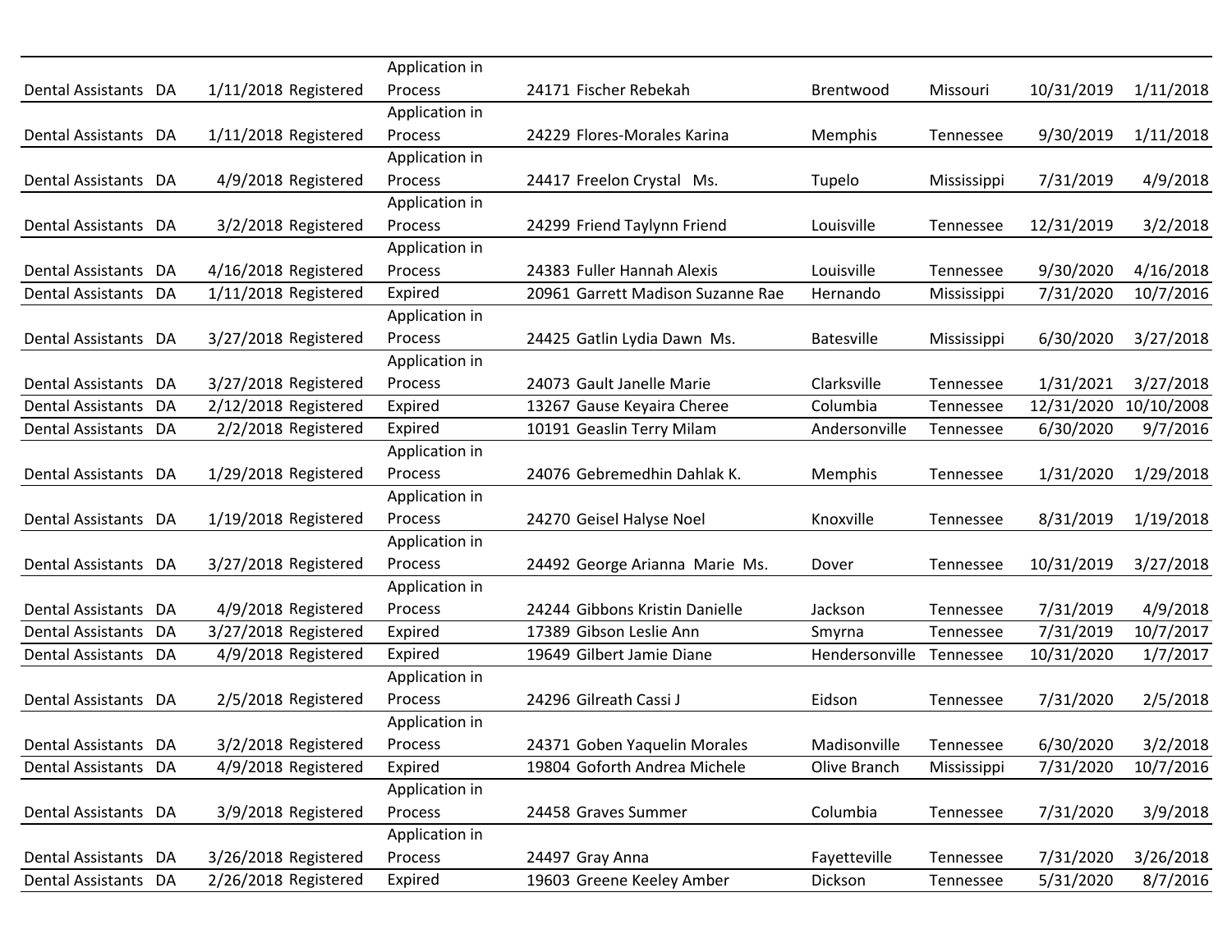| | | | | | | | | | | |
|---|---|---|---|---|---|---|---|---|---|---|
| Dental Assistants | DA | 1/11/2018 | Registered | Application in Process | 24171 | Fischer Rebekah | Brentwood | Missouri | 10/31/2019 | 1/11/2018 |
| Dental Assistants | DA | 1/11/2018 | Registered | Application in Process | 24229 | Flores-Morales Karina | Memphis | Tennessee | 9/30/2019 | 1/11/2018 |
| Dental Assistants | DA | 4/9/2018 | Registered | Application in Process | 24417 | Freelon Crystal Ms. | Tupelo | Mississippi | 7/31/2019 | 4/9/2018 |
| Dental Assistants | DA | 3/2/2018 | Registered | Application in Process | 24299 | Friend Taylynn Friend | Louisville | Tennessee | 12/31/2019 | 3/2/2018 |
| Dental Assistants | DA | 4/16/2018 | Registered | Application in Process | 24383 | Fuller Hannah Alexis | Louisville | Tennessee | 9/30/2020 | 4/16/2018 |
| Dental Assistants | DA | 1/11/2018 | Registered | Expired | 20961 | Garrett Madison Suzanne Rae | Hernando | Mississippi | 7/31/2020 | 10/7/2016 |
| Dental Assistants | DA | 3/27/2018 | Registered | Application in Process | 24425 | Gatlin Lydia Dawn Ms. | Batesville | Mississippi | 6/30/2020 | 3/27/2018 |
| Dental Assistants | DA | 3/27/2018 | Registered | Application in Process | 24073 | Gault Janelle Marie | Clarksville | Tennessee | 1/31/2021 | 3/27/2018 |
| Dental Assistants | DA | 2/12/2018 | Registered | Expired | 13267 | Gause Keyaira Cheree | Columbia | Tennessee | 12/31/2020 | 10/10/2008 |
| Dental Assistants | DA | 2/2/2018 | Registered | Expired | 10191 | Geaslin Terry Milam | Andersonville | Tennessee | 6/30/2020 | 9/7/2016 |
| Dental Assistants | DA | 1/29/2018 | Registered | Application in Process | 24076 | Gebremedhin Dahlak K. | Memphis | Tennessee | 1/31/2020 | 1/29/2018 |
| Dental Assistants | DA | 1/19/2018 | Registered | Application in Process | 24270 | Geisel Halyse Noel | Knoxville | Tennessee | 8/31/2019 | 1/19/2018 |
| Dental Assistants | DA | 3/27/2018 | Registered | Application in Process | 24492 | George Arianna Marie Ms. | Dover | Tennessee | 10/31/2019 | 3/27/2018 |
| Dental Assistants | DA | 4/9/2018 | Registered | Application in Process | 24244 | Gibbons Kristin Danielle | Jackson | Tennessee | 7/31/2019 | 4/9/2018 |
| Dental Assistants | DA | 3/27/2018 | Registered | Expired | 17389 | Gibson Leslie Ann | Smyrna | Tennessee | 7/31/2019 | 10/7/2017 |
| Dental Assistants | DA | 4/9/2018 | Registered | Expired | 19649 | Gilbert Jamie Diane | Hendersonville | Tennessee | 10/31/2020 | 1/7/2017 |
| Dental Assistants | DA | 2/5/2018 | Registered | Application in Process | 24296 | Gilreath Cassi J | Eidson | Tennessee | 7/31/2020 | 2/5/2018 |
| Dental Assistants | DA | 3/2/2018 | Registered | Application in Process | 24371 | Goben Yaquelin Morales | Madisonville | Tennessee | 6/30/2020 | 3/2/2018 |
| Dental Assistants | DA | 4/9/2018 | Registered | Expired | 19804 | Goforth Andrea Michele | Olive Branch | Mississippi | 7/31/2020 | 10/7/2016 |
| Dental Assistants | DA | 3/9/2018 | Registered | Application in Process | 24458 | Graves Summer | Columbia | Tennessee | 7/31/2020 | 3/9/2018 |
| Dental Assistants | DA | 3/26/2018 | Registered | Application in Process | 24497 | Gray Anna | Fayetteville | Tennessee | 7/31/2020 | 3/26/2018 |
| Dental Assistants | DA | 2/26/2018 | Registered | Expired | 19603 | Greene Keeley Amber | Dickson | Tennessee | 5/31/2020 | 8/7/2016 |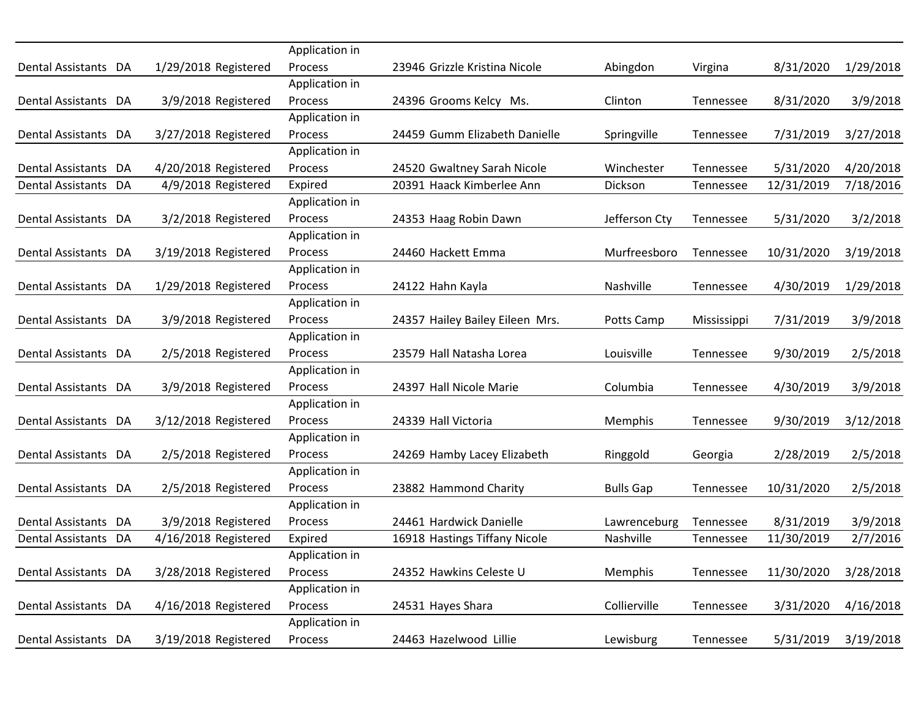| | | | | | | | | | | |
|---|---|---|---|---|---|---|---|---|---|---|
| Dental Assistants | DA | 1/29/2018 | Registered | Application in Process | 23946 | Grizzle Kristina Nicole | Abingdon | Virgina | 8/31/2020 | 1/29/2018 |
| Dental Assistants | DA | 3/9/2018 | Registered | Application in Process | 24396 | Grooms Kelcy Ms. | Clinton | Tennessee | 8/31/2020 | 3/9/2018 |
| Dental Assistants | DA | 3/27/2018 | Registered | Application in Process | 24459 | Gumm Elizabeth Danielle | Springville | Tennessee | 7/31/2019 | 3/27/2018 |
| Dental Assistants | DA | 4/20/2018 | Registered | Application in Process | 24520 | Gwaltney Sarah Nicole | Winchester | Tennessee | 5/31/2020 | 4/20/2018 |
| Dental Assistants | DA | 4/9/2018 | Registered | Expired | 20391 | Haack Kimberlee Ann | Dickson | Tennessee | 12/31/2019 | 7/18/2016 |
| Dental Assistants | DA | 3/2/2018 | Registered | Application in Process | 24353 | Haag Robin Dawn | Jefferson Cty | Tennessee | 5/31/2020 | 3/2/2018 |
| Dental Assistants | DA | 3/19/2018 | Registered | Application in Process | 24460 | Hackett Emma | Murfreesboro | Tennessee | 10/31/2020 | 3/19/2018 |
| Dental Assistants | DA | 1/29/2018 | Registered | Application in Process | 24122 | Hahn Kayla | Nashville | Tennessee | 4/30/2019 | 1/29/2018 |
| Dental Assistants | DA | 3/9/2018 | Registered | Application in Process | 24357 | Hailey Bailey Eileen Mrs. | Potts Camp | Mississippi | 7/31/2019 | 3/9/2018 |
| Dental Assistants | DA | 2/5/2018 | Registered | Application in Process | 23579 | Hall Natasha Lorea | Louisville | Tennessee | 9/30/2019 | 2/5/2018 |
| Dental Assistants | DA | 3/9/2018 | Registered | Application in Process | 24397 | Hall Nicole Marie | Columbia | Tennessee | 4/30/2019 | 3/9/2018 |
| Dental Assistants | DA | 3/12/2018 | Registered | Application in Process | 24339 | Hall Victoria | Memphis | Tennessee | 9/30/2019 | 3/12/2018 |
| Dental Assistants | DA | 2/5/2018 | Registered | Application in Process | 24269 | Hamby Lacey Elizabeth | Ringgold | Georgia | 2/28/2019 | 2/5/2018 |
| Dental Assistants | DA | 2/5/2018 | Registered | Application in Process | 23882 | Hammond Charity | Bulls Gap | Tennessee | 10/31/2020 | 2/5/2018 |
| Dental Assistants | DA | 3/9/2018 | Registered | Application in Process | 24461 | Hardwick Danielle | Lawrenceburg | Tennessee | 8/31/2019 | 3/9/2018 |
| Dental Assistants | DA | 4/16/2018 | Registered | Expired | 16918 | Hastings Tiffany Nicole | Nashville | Tennessee | 11/30/2019 | 2/7/2016 |
| Dental Assistants | DA | 3/28/2018 | Registered | Application in Process | 24352 | Hawkins Celeste U | Memphis | Tennessee | 11/30/2020 | 3/28/2018 |
| Dental Assistants | DA | 4/16/2018 | Registered | Application in Process | 24531 | Hayes Shara | Collierville | Tennessee | 3/31/2020 | 4/16/2018 |
| Dental Assistants | DA | 3/19/2018 | Registered | Application in Process | 24463 | Hazelwood Lillie | Lewisburg | Tennessee | 5/31/2019 | 3/19/2018 |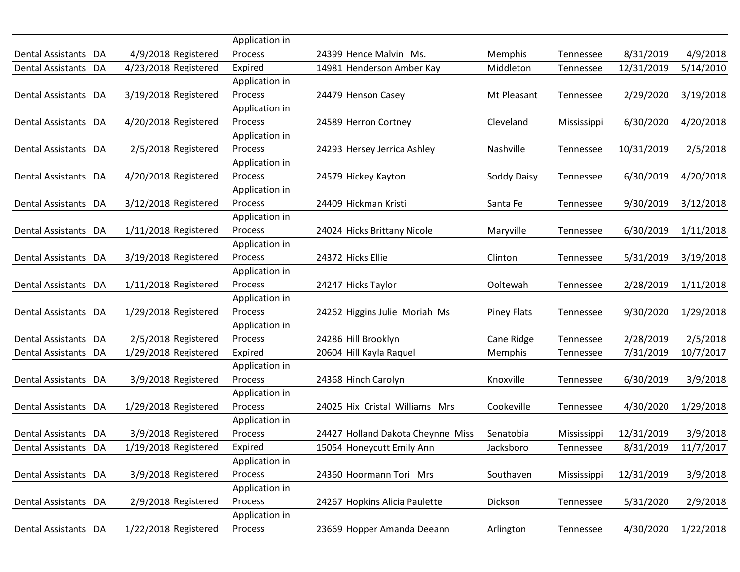| Dental Assistants | DA | 4/9/2018 | Registered | Application in Process | 24399 | Hence Malvin Ms. | Memphis | Tennessee | 8/31/2019 | 4/9/2018 |
|---|---|---|---|---|---|---|---|---|---|---|
| Dental Assistants | DA | 4/23/2018 | Registered | Expired | 14981 | Henderson Amber Kay | Middleton | Tennessee | 12/31/2019 | 5/14/2010 |
| Dental Assistants | DA | 3/19/2018 | Registered | Application in Process | 24479 | Henson Casey | Mt Pleasant | Tennessee | 2/29/2020 | 3/19/2018 |
| Dental Assistants | DA | 4/20/2018 | Registered | Application in Process | 24589 | Herron Cortney | Cleveland | Mississippi | 6/30/2020 | 4/20/2018 |
| Dental Assistants | DA | 2/5/2018 | Registered | Application in Process | 24293 | Hersey Jerrica Ashley | Nashville | Tennessee | 10/31/2019 | 2/5/2018 |
| Dental Assistants | DA | 4/20/2018 | Registered | Application in Process | 24579 | Hickey Kayton | Soddy Daisy | Tennessee | 6/30/2019 | 4/20/2018 |
| Dental Assistants | DA | 3/12/2018 | Registered | Application in Process | 24409 | Hickman Kristi | Santa Fe | Tennessee | 9/30/2019 | 3/12/2018 |
| Dental Assistants | DA | 1/11/2018 | Registered | Application in Process | 24024 | Hicks Brittany Nicole | Maryville | Tennessee | 6/30/2019 | 1/11/2018 |
| Dental Assistants | DA | 3/19/2018 | Registered | Application in Process | 24372 | Hicks Ellie | Clinton | Tennessee | 5/31/2019 | 3/19/2018 |
| Dental Assistants | DA | 1/11/2018 | Registered | Application in Process | 24247 | Hicks Taylor | Ooltewah | Tennessee | 2/28/2019 | 1/11/2018 |
| Dental Assistants | DA | 1/29/2018 | Registered | Application in Process | 24262 | Higgins Julie Moriah Ms | Piney Flats | Tennessee | 9/30/2020 | 1/29/2018 |
| Dental Assistants | DA | 2/5/2018 | Registered | Application in Process | 24286 | Hill Brooklyn | Cane Ridge | Tennessee | 2/28/2019 | 2/5/2018 |
| Dental Assistants | DA | 1/29/2018 | Registered | Expired | 20604 | Hill Kayla Raquel | Memphis | Tennessee | 7/31/2019 | 10/7/2017 |
| Dental Assistants | DA | 3/9/2018 | Registered | Application in Process | 24368 | Hinch Carolyn | Knoxville | Tennessee | 6/30/2019 | 3/9/2018 |
| Dental Assistants | DA | 1/29/2018 | Registered | Application in Process | 24025 | Hix Cristal Williams Mrs | Cookeville | Tennessee | 4/30/2020 | 1/29/2018 |
| Dental Assistants | DA | 3/9/2018 | Registered | Application in Process | 24427 | Holland Dakota Cheynne Miss | Senatobia | Mississippi | 12/31/2019 | 3/9/2018 |
| Dental Assistants | DA | 1/19/2018 | Registered | Expired | 15054 | Honeycutt Emily Ann | Jacksboro | Tennessee | 8/31/2019 | 11/7/2017 |
| Dental Assistants | DA | 3/9/2018 | Registered | Application in Process | 24360 | Hoormann Tori Mrs | Southaven | Mississippi | 12/31/2019 | 3/9/2018 |
| Dental Assistants | DA | 2/9/2018 | Registered | Application in Process | 24267 | Hopkins Alicia Paulette | Dickson | Tennessee | 5/31/2020 | 2/9/2018 |
| Dental Assistants | DA | 1/22/2018 | Registered | Application in Process | 23669 | Hopper Amanda Deeann | Arlington | Tennessee | 4/30/2020 | 1/22/2018 |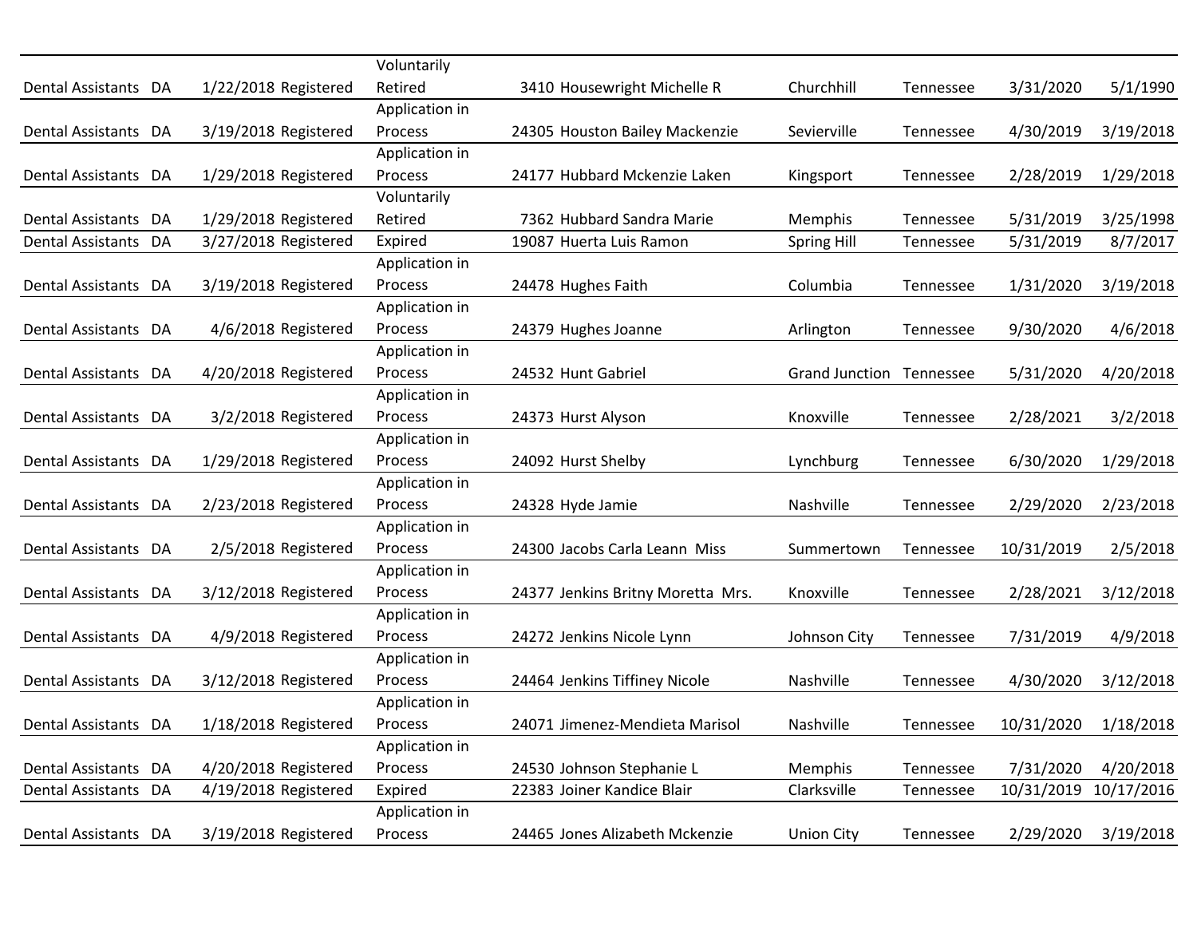| | | | | | | | | | | |
|---|---|---|---|---|---|---|---|---|---|---|
| Dental Assistants | DA | 1/22/2018 | Registered | Voluntarily Retired | 3410 | Housewright Michelle R | Churchhill | Tennessee | 3/31/2020 | 5/1/1990 |
| Dental Assistants | DA | 3/19/2018 | Registered | Application in Process | 24305 | Houston Bailey Mackenzie | Sevierville | Tennessee | 4/30/2019 | 3/19/2018 |
| Dental Assistants | DA | 1/29/2018 | Registered | Application in Process | 24177 | Hubbard Mckenzie Laken | Kingsport | Tennessee | 2/28/2019 | 1/29/2018 |
| Dental Assistants | DA | 1/29/2018 | Registered | Voluntarily Retired | 7362 | Hubbard Sandra Marie | Memphis | Tennessee | 5/31/2019 | 3/25/1998 |
| Dental Assistants | DA | 3/27/2018 | Registered | Expired | 19087 | Huerta Luis Ramon | Spring Hill | Tennessee | 5/31/2019 | 8/7/2017 |
| Dental Assistants | DA | 3/19/2018 | Registered | Application in Process | 24478 | Hughes Faith | Columbia | Tennessee | 1/31/2020 | 3/19/2018 |
| Dental Assistants | DA | 4/6/2018 | Registered | Application in Process | 24379 | Hughes Joanne | Arlington | Tennessee | 9/30/2020 | 4/6/2018 |
| Dental Assistants | DA | 4/20/2018 | Registered | Application in Process | 24532 | Hunt Gabriel | Grand Junction | Tennessee | 5/31/2020 | 4/20/2018 |
| Dental Assistants | DA | 3/2/2018 | Registered | Application in Process | 24373 | Hurst Alyson | Knoxville | Tennessee | 2/28/2021 | 3/2/2018 |
| Dental Assistants | DA | 1/29/2018 | Registered | Application in Process | 24092 | Hurst Shelby | Lynchburg | Tennessee | 6/30/2020 | 1/29/2018 |
| Dental Assistants | DA | 2/23/2018 | Registered | Application in Process | 24328 | Hyde Jamie | Nashville | Tennessee | 2/29/2020 | 2/23/2018 |
| Dental Assistants | DA | 2/5/2018 | Registered | Application in Process | 24300 | Jacobs Carla Leann Miss | Summertown | Tennessee | 10/31/2019 | 2/5/2018 |
| Dental Assistants | DA | 3/12/2018 | Registered | Application in Process | 24377 | Jenkins Britny Moretta Mrs. | Knoxville | Tennessee | 2/28/2021 | 3/12/2018 |
| Dental Assistants | DA | 4/9/2018 | Registered | Application in Process | 24272 | Jenkins Nicole Lynn | Johnson City | Tennessee | 7/31/2019 | 4/9/2018 |
| Dental Assistants | DA | 3/12/2018 | Registered | Application in Process | 24464 | Jenkins Tiffiney Nicole | Nashville | Tennessee | 4/30/2020 | 3/12/2018 |
| Dental Assistants | DA | 1/18/2018 | Registered | Application in Process | 24071 | Jimenez-Mendieta Marisol | Nashville | Tennessee | 10/31/2020 | 1/18/2018 |
| Dental Assistants | DA | 4/20/2018 | Registered | Application in Process | 24530 | Johnson Stephanie L | Memphis | Tennessee | 7/31/2020 | 4/20/2018 |
| Dental Assistants | DA | 4/19/2018 | Registered | Expired | 22383 | Joiner Kandice Blair | Clarksville | Tennessee | 10/31/2019 | 10/17/2016 |
| Dental Assistants | DA | 3/19/2018 | Registered | Application in Process | 24465 | Jones Alizabeth Mckenzie | Union City | Tennessee | 2/29/2020 | 3/19/2018 |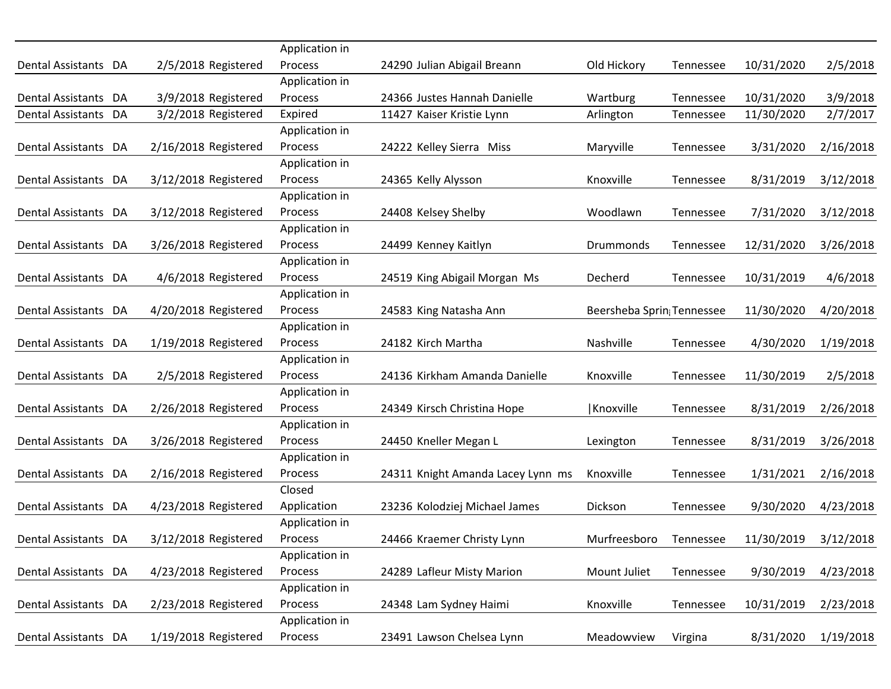| | | | | | | | | | | |
|---|---|---|---|---|---|---|---|---|---|---|
| Dental Assistants | DA | 2/5/2018 | Registered | Application in Process | 24290 | Julian Abigail Breann | Old Hickory | Tennessee | 10/31/2020 | 2/5/2018 |
| Dental Assistants | DA | 3/9/2018 | Registered | Application in Process | 24366 | Justes Hannah Danielle | Wartburg | Tennessee | 10/31/2020 | 3/9/2018 |
| Dental Assistants | DA | 3/2/2018 | Registered | Expired | 11427 | Kaiser Kristie Lynn | Arlington | Tennessee | 11/30/2020 | 2/7/2017 |
| Dental Assistants | DA | 2/16/2018 | Registered | Application in Process | 24222 | Kelley Sierra Miss | Maryville | Tennessee | 3/31/2020 | 2/16/2018 |
| Dental Assistants | DA | 3/12/2018 | Registered | Application in Process | 24365 | Kelly Alysson | Knoxville | Tennessee | 8/31/2019 | 3/12/2018 |
| Dental Assistants | DA | 3/12/2018 | Registered | Application in Process | 24408 | Kelsey Shelby | Woodlawn | Tennessee | 7/31/2020 | 3/12/2018 |
| Dental Assistants | DA | 3/26/2018 | Registered | Application in Process | 24499 | Kenney Kaitlyn | Drummonds | Tennessee | 12/31/2020 | 3/26/2018 |
| Dental Assistants | DA | 4/6/2018 | Registered | Application in Process | 24519 | King Abigail Morgan Ms | Decherd | Tennessee | 10/31/2019 | 4/6/2018 |
| Dental Assistants | DA | 4/20/2018 | Registered | Application in Process | 24583 | King Natasha Ann | Beersheba Sprin | Tennessee | 11/30/2020 | 4/20/2018 |
| Dental Assistants | DA | 1/19/2018 | Registered | Application in Process | 24182 | Kirch Martha | Nashville | Tennessee | 4/30/2020 | 1/19/2018 |
| Dental Assistants | DA | 2/5/2018 | Registered | Application in Process | 24136 | Kirkham Amanda Danielle | Knoxville | Tennessee | 11/30/2019 | 2/5/2018 |
| Dental Assistants | DA | 2/26/2018 | Registered | Application in Process | 24349 | Kirsch Christina Hope | \|Knoxville | Tennessee | 8/31/2019 | 2/26/2018 |
| Dental Assistants | DA | 3/26/2018 | Registered | Application in Process | 24450 | Kneller Megan L | Lexington | Tennessee | 8/31/2019 | 3/26/2018 |
| Dental Assistants | DA | 2/16/2018 | Registered | Application in Process | 24311 | Knight Amanda Lacey Lynn ms | Knoxville | Tennessee | 1/31/2021 | 2/16/2018 |
| Dental Assistants | DA | 4/23/2018 | Registered | Closed Application | 23236 | Kolodziej Michael James | Dickson | Tennessee | 9/30/2020 | 4/23/2018 |
| Dental Assistants | DA | 3/12/2018 | Registered | Application in Process | 24466 | Kraemer Christy Lynn | Murfreesboro | Tennessee | 11/30/2019 | 3/12/2018 |
| Dental Assistants | DA | 4/23/2018 | Registered | Application in Process | 24289 | Lafleur Misty Marion | Mount Juliet | Tennessee | 9/30/2019 | 4/23/2018 |
| Dental Assistants | DA | 2/23/2018 | Registered | Application in Process | 24348 | Lam Sydney Haimi | Knoxville | Tennessee | 10/31/2019 | 2/23/2018 |
| Dental Assistants | DA | 1/19/2018 | Registered | Application in Process | 23491 | Lawson Chelsea Lynn | Meadowview | Virgina | 8/31/2020 | 1/19/2018 |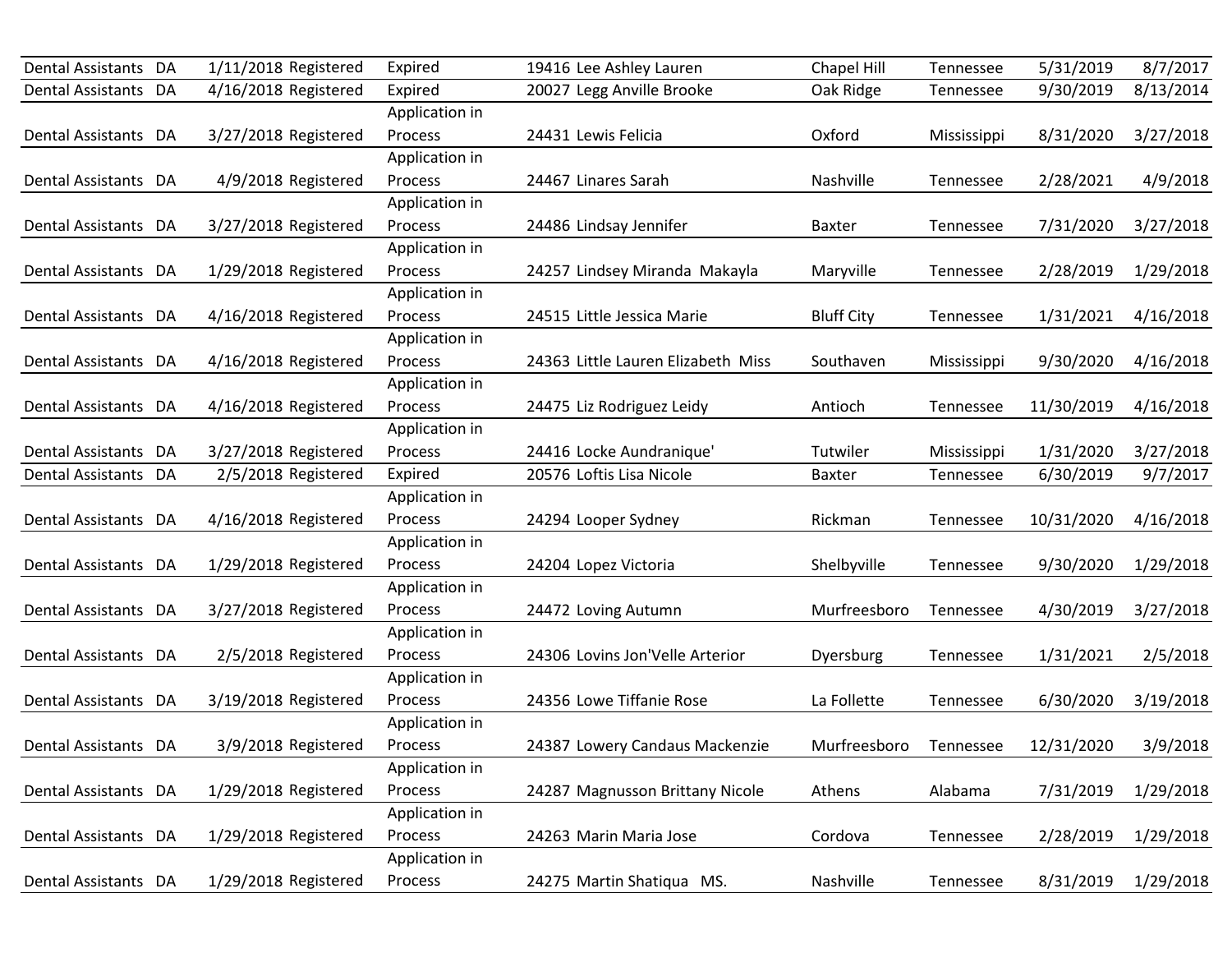| | | | | | | | | | | |
|---|---|---|---|---|---|---|---|---|---|---|
| Dental Assistants | DA | 1/11/2018 | Registered | Expired | 19416 | Lee Ashley Lauren | Chapel Hill | Tennessee | 5/31/2019 | 8/7/2017 |
| Dental Assistants | DA | 4/16/2018 | Registered | Expired | 20027 | Legg Anville Brooke | Oak Ridge | Tennessee | 9/30/2019 | 8/13/2014 |
| Dental Assistants | DA | 3/27/2018 | Registered | Application in Process | 24431 | Lewis Felicia | Oxford | Mississippi | 8/31/2020 | 3/27/2018 |
| Dental Assistants | DA | 4/9/2018 | Registered | Application in Process | 24467 | Linares Sarah | Nashville | Tennessee | 2/28/2021 | 4/9/2018 |
| Dental Assistants | DA | 3/27/2018 | Registered | Application in Process | 24486 | Lindsay Jennifer | Baxter | Tennessee | 7/31/2020 | 3/27/2018 |
| Dental Assistants | DA | 1/29/2018 | Registered | Application in Process | 24257 | Lindsey Miranda Makayla | Maryville | Tennessee | 2/28/2019 | 1/29/2018 |
| Dental Assistants | DA | 4/16/2018 | Registered | Application in Process | 24515 | Little Jessica Marie | Bluff City | Tennessee | 1/31/2021 | 4/16/2018 |
| Dental Assistants | DA | 4/16/2018 | Registered | Application in Process | 24363 | Little Lauren Elizabeth Miss | Southaven | Mississippi | 9/30/2020 | 4/16/2018 |
| Dental Assistants | DA | 4/16/2018 | Registered | Application in Process | 24475 | Liz Rodriguez Leidy | Antioch | Tennessee | 11/30/2019 | 4/16/2018 |
| Dental Assistants | DA | 3/27/2018 | Registered | Application in Process | 24416 | Locke Aundranique' | Tutwiler | Mississippi | 1/31/2020 | 3/27/2018 |
| Dental Assistants | DA | 2/5/2018 | Registered | Expired | 20576 | Loftis Lisa Nicole | Baxter | Tennessee | 6/30/2019 | 9/7/2017 |
| Dental Assistants | DA | 4/16/2018 | Registered | Application in Process | 24294 | Looper Sydney | Rickman | Tennessee | 10/31/2020 | 4/16/2018 |
| Dental Assistants | DA | 1/29/2018 | Registered | Application in Process | 24204 | Lopez Victoria | Shelbyville | Tennessee | 9/30/2020 | 1/29/2018 |
| Dental Assistants | DA | 3/27/2018 | Registered | Application in Process | 24472 | Loving Autumn | Murfreesboro | Tennessee | 4/30/2019 | 3/27/2018 |
| Dental Assistants | DA | 2/5/2018 | Registered | Application in Process | 24306 | Lovins Jon'Velle Arterior | Dyersburg | Tennessee | 1/31/2021 | 2/5/2018 |
| Dental Assistants | DA | 3/19/2018 | Registered | Application in Process | 24356 | Lowe Tiffanie Rose | La Follette | Tennessee | 6/30/2020 | 3/19/2018 |
| Dental Assistants | DA | 3/9/2018 | Registered | Application in Process | 24387 | Lowery Candaus Mackenzie | Murfreesboro | Tennessee | 12/31/2020 | 3/9/2018 |
| Dental Assistants | DA | 1/29/2018 | Registered | Application in Process | 24287 | Magnusson Brittany Nicole | Athens | Alabama | 7/31/2019 | 1/29/2018 |
| Dental Assistants | DA | 1/29/2018 | Registered | Application in Process | 24263 | Marin Maria Jose | Cordova | Tennessee | 2/28/2019 | 1/29/2018 |
| Dental Assistants | DA | 1/29/2018 | Registered | Application in Process | 24275 | Martin Shatiqua MS. | Nashville | Tennessee | 8/31/2019 | 1/29/2018 |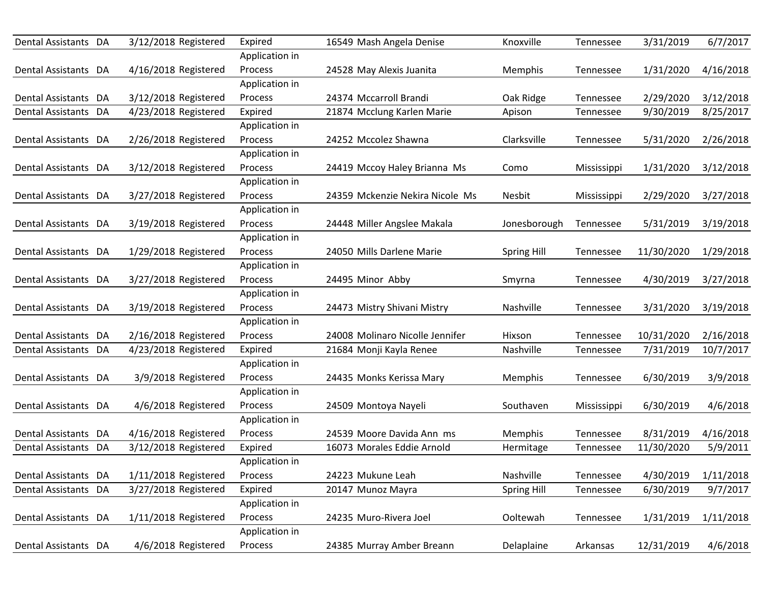| | | | | | | | | | | |
|---|---|---|---|---|---|---|---|---|---|---|
| Dental Assistants | DA | 3/12/2018 | Registered | Expired | 16549 | Mash Angela Denise | Knoxville | Tennessee | 3/31/2019 | 6/7/2017 |
| Dental Assistants | DA | 4/16/2018 | Registered | Application in Process | 24528 | May Alexis Juanita | Memphis | Tennessee | 1/31/2020 | 4/16/2018 |
| Dental Assistants | DA | 3/12/2018 | Registered | Application in Process | 24374 | Mccarroll Brandi | Oak Ridge | Tennessee | 2/29/2020 | 3/12/2018 |
| Dental Assistants | DA | 4/23/2018 | Registered | Expired | 21874 | Mcclung Karlen Marie | Apison | Tennessee | 9/30/2019 | 8/25/2017 |
| Dental Assistants | DA | 2/26/2018 | Registered | Application in Process | 24252 | Mccolez Shawna | Clarksville | Tennessee | 5/31/2020 | 2/26/2018 |
| Dental Assistants | DA | 3/12/2018 | Registered | Application in Process | 24419 | Mccoy Haley Brianna Ms | Como | Mississippi | 1/31/2020 | 3/12/2018 |
| Dental Assistants | DA | 3/27/2018 | Registered | Application in Process | 24359 | Mckenzie Nekira Nicole Ms | Nesbit | Mississippi | 2/29/2020 | 3/27/2018 |
| Dental Assistants | DA | 3/19/2018 | Registered | Application in Process | 24448 | Miller Angslee Makala | Jonesborough | Tennessee | 5/31/2019 | 3/19/2018 |
| Dental Assistants | DA | 1/29/2018 | Registered | Application in Process | 24050 | Mills Darlene Marie | Spring Hill | Tennessee | 11/30/2020 | 1/29/2018 |
| Dental Assistants | DA | 3/27/2018 | Registered | Application in Process | 24495 | Minor Abby | Smyrna | Tennessee | 4/30/2019 | 3/27/2018 |
| Dental Assistants | DA | 3/19/2018 | Registered | Application in Process | 24473 | Mistry Shivani Mistry | Nashville | Tennessee | 3/31/2020 | 3/19/2018 |
| Dental Assistants | DA | 2/16/2018 | Registered | Application in Process | 24008 | Molinaro Nicolle Jennifer | Hixson | Tennessee | 10/31/2020 | 2/16/2018 |
| Dental Assistants | DA | 4/23/2018 | Registered | Expired | 21684 | Monji Kayla Renee | Nashville | Tennessee | 7/31/2019 | 10/7/2017 |
| Dental Assistants | DA | 3/9/2018 | Registered | Application in Process | 24435 | Monks Kerissa Mary | Memphis | Tennessee | 6/30/2019 | 3/9/2018 |
| Dental Assistants | DA | 4/6/2018 | Registered | Application in Process | 24509 | Montoya Nayeli | Southaven | Mississippi | 6/30/2019 | 4/6/2018 |
| Dental Assistants | DA | 4/16/2018 | Registered | Application in Process | 24539 | Moore Davida Ann ms | Memphis | Tennessee | 8/31/2019 | 4/16/2018 |
| Dental Assistants | DA | 3/12/2018 | Registered | Expired | 16073 | Morales Eddie Arnold | Hermitage | Tennessee | 11/30/2020 | 5/9/2011 |
| Dental Assistants | DA | 1/11/2018 | Registered | Application in Process | 24223 | Mukune Leah | Nashville | Tennessee | 4/30/2019 | 1/11/2018 |
| Dental Assistants | DA | 3/27/2018 | Registered | Expired | 20147 | Munoz Mayra | Spring Hill | Tennessee | 6/30/2019 | 9/7/2017 |
| Dental Assistants | DA | 1/11/2018 | Registered | Application in Process | 24235 | Muro-Rivera Joel | Ooltewah | Tennessee | 1/31/2019 | 1/11/2018 |
| Dental Assistants | DA | 4/6/2018 | Registered | Application in Process | 24385 | Murray Amber Breann | Delaplaine | Arkansas | 12/31/2019 | 4/6/2018 |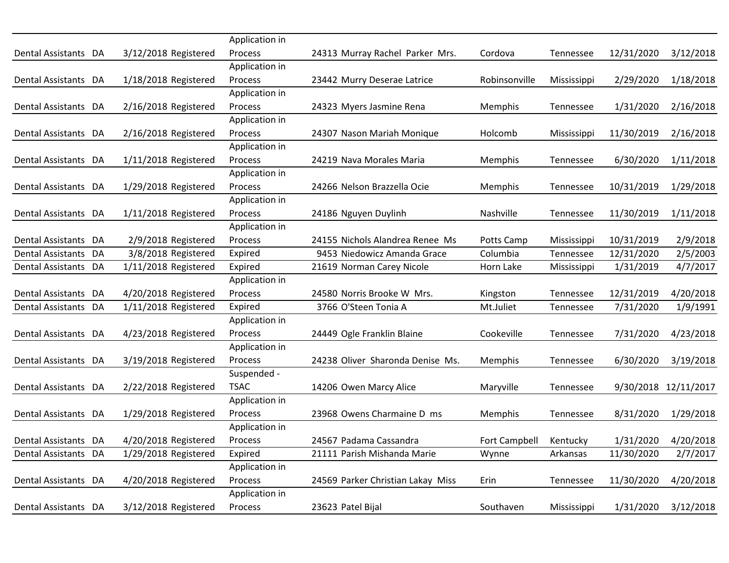| | | | | | | | | | | |
|---|---|---|---|---|---|---|---|---|---|---|
| Dental Assistants | DA | 3/12/2018 | Registered | Application in Process | 24313 | Murray Rachel Parker Mrs. | Cordova | Tennessee | 12/31/2020 | 3/12/2018 |
| Dental Assistants | DA | 1/18/2018 | Registered | Application in Process | 23442 | Murry Deserae Latrice | Robinsonville | Mississippi | 2/29/2020 | 1/18/2018 |
| Dental Assistants | DA | 2/16/2018 | Registered | Application in Process | 24323 | Myers Jasmine Rena | Memphis | Tennessee | 1/31/2020 | 2/16/2018 |
| Dental Assistants | DA | 2/16/2018 | Registered | Application in Process | 24307 | Nason Mariah Monique | Holcomb | Mississippi | 11/30/2019 | 2/16/2018 |
| Dental Assistants | DA | 1/11/2018 | Registered | Application in Process | 24219 | Nava Morales Maria | Memphis | Tennessee | 6/30/2020 | 1/11/2018 |
| Dental Assistants | DA | 1/29/2018 | Registered | Application in Process | 24266 | Nelson Brazzella Ocie | Memphis | Tennessee | 10/31/2019 | 1/29/2018 |
| Dental Assistants | DA | 1/11/2018 | Registered | Application in Process | 24186 | Nguyen Duylinh | Nashville | Tennessee | 11/30/2019 | 1/11/2018 |
| Dental Assistants | DA | 2/9/2018 | Registered | Application in Process | 24155 | Nichols Alandrea Renee Ms | Potts Camp | Mississippi | 10/31/2019 | 2/9/2018 |
| Dental Assistants | DA | 3/8/2018 | Registered | Expired | 9453 | Niedowicz Amanda Grace | Columbia | Tennessee | 12/31/2020 | 2/5/2003 |
| Dental Assistants | DA | 1/11/2018 | Registered | Expired | 21619 | Norman Carey Nicole | Horn Lake | Mississippi | 1/31/2019 | 4/7/2017 |
| Dental Assistants | DA | 4/20/2018 | Registered | Application in Process | 24580 | Norris Brooke W Mrs. | Kingston | Tennessee | 12/31/2019 | 4/20/2018 |
| Dental Assistants | DA | 1/11/2018 | Registered | Expired | 3766 | O'Steen Tonia A | Mt.Juliet | Tennessee | 7/31/2020 | 1/9/1991 |
| Dental Assistants | DA | 4/23/2018 | Registered | Application in Process | 24449 | Ogle Franklin Blaine | Cookeville | Tennessee | 7/31/2020 | 4/23/2018 |
| Dental Assistants | DA | 3/19/2018 | Registered | Application in Process | 24238 | Oliver Sharonda Denise Ms. | Memphis | Tennessee | 6/30/2020 | 3/19/2018 |
| Dental Assistants | DA | 2/22/2018 | Registered | Suspended - TSAC | 14206 | Owen Marcy Alice | Maryville | Tennessee | 9/30/2018 | 12/11/2017 |
| Dental Assistants | DA | 1/29/2018 | Registered | Application in Process | 23968 | Owens Charmaine D ms | Memphis | Tennessee | 8/31/2020 | 1/29/2018 |
| Dental Assistants | DA | 4/20/2018 | Registered | Application in Process | 24567 | Padama Cassandra | Fort Campbell | Kentucky | 1/31/2020 | 4/20/2018 |
| Dental Assistants | DA | 1/29/2018 | Registered | Expired | 21111 | Parish Mishanda Marie | Wynne | Arkansas | 11/30/2020 | 2/7/2017 |
| Dental Assistants | DA | 4/20/2018 | Registered | Application in Process | 24569 | Parker Christian Lakay Miss | Erin | Tennessee | 11/30/2020 | 4/20/2018 |
| Dental Assistants | DA | 3/12/2018 | Registered | Application in Process | 23623 | Patel Bijal | Southaven | Mississippi | 1/31/2020 | 3/12/2018 |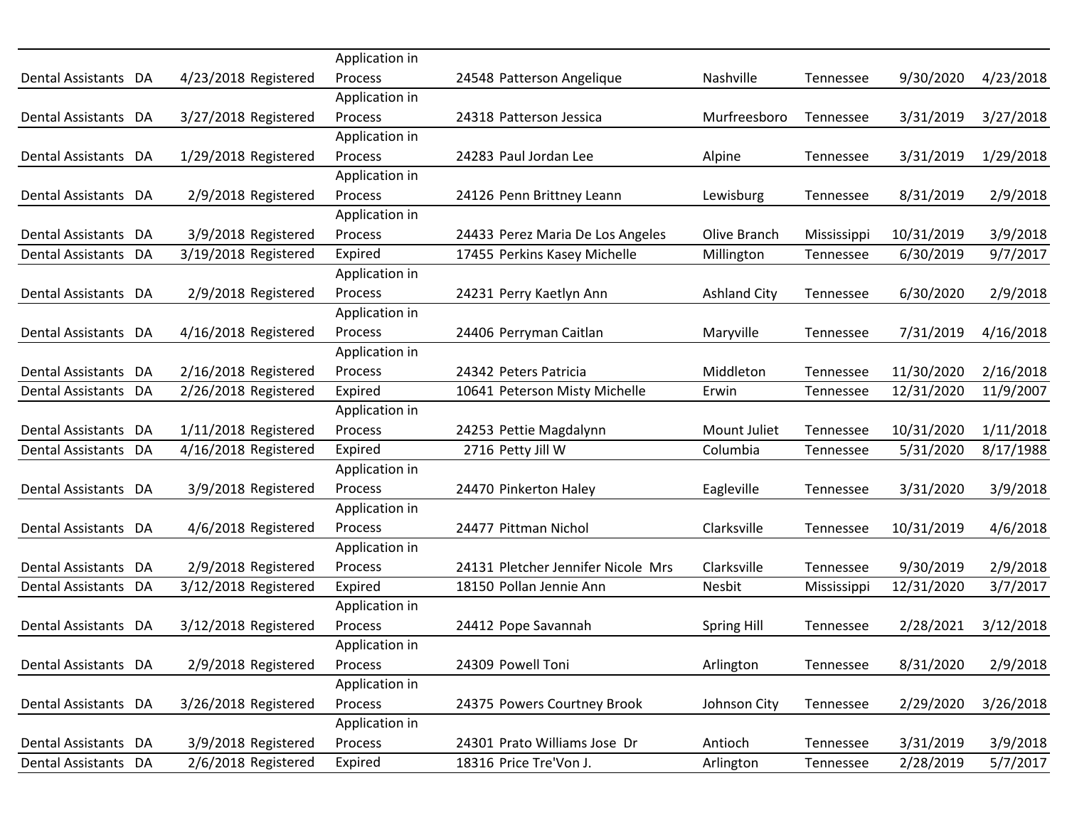| | | | | | | | | | | |
|---|---|---|---|---|---|---|---|---|---|---|
| Dental Assistants | DA | 4/23/2018 | Registered | Application in Process | 24548 | Patterson Angelique | Nashville | Tennessee | 9/30/2020 | 4/23/2018 |
| Dental Assistants | DA | 3/27/2018 | Registered | Application in Process | 24318 | Patterson Jessica | Murfreesboro | Tennessee | 3/31/2019 | 3/27/2018 |
| Dental Assistants | DA | 1/29/2018 | Registered | Application in Process | 24283 | Paul Jordan Lee | Alpine | Tennessee | 3/31/2019 | 1/29/2018 |
| Dental Assistants | DA | 2/9/2018 | Registered | Application in Process | 24126 | Penn Brittney Leann | Lewisburg | Tennessee | 8/31/2019 | 2/9/2018 |
| Dental Assistants | DA | 3/9/2018 | Registered | Application in Process | 24433 | Perez Maria De Los Angeles | Olive Branch | Mississippi | 10/31/2019 | 3/9/2018 |
| Dental Assistants | DA | 3/19/2018 | Registered | Expired | 17455 | Perkins Kasey Michelle | Millington | Tennessee | 6/30/2019 | 9/7/2017 |
| Dental Assistants | DA | 2/9/2018 | Registered | Application in Process | 24231 | Perry Kaetlyn Ann | Ashland City | Tennessee | 6/30/2020 | 2/9/2018 |
| Dental Assistants | DA | 4/16/2018 | Registered | Application in Process | 24406 | Perryman Caitlan | Maryville | Tennessee | 7/31/2019 | 4/16/2018 |
| Dental Assistants | DA | 2/16/2018 | Registered | Application in Process | 24342 | Peters Patricia | Middleton | Tennessee | 11/30/2020 | 2/16/2018 |
| Dental Assistants | DA | 2/26/2018 | Registered | Expired | 10641 | Peterson Misty Michelle | Erwin | Tennessee | 12/31/2020 | 11/9/2007 |
| Dental Assistants | DA | 1/11/2018 | Registered | Application in Process | 24253 | Pettie Magdalynn | Mount Juliet | Tennessee | 10/31/2020 | 1/11/2018 |
| Dental Assistants | DA | 4/16/2018 | Registered | Expired | 2716 | Petty Jill W | Columbia | Tennessee | 5/31/2020 | 8/17/1988 |
| Dental Assistants | DA | 3/9/2018 | Registered | Application in Process | 24470 | Pinkerton Haley | Eagleville | Tennessee | 3/31/2020 | 3/9/2018 |
| Dental Assistants | DA | 4/6/2018 | Registered | Application in Process | 24477 | Pittman Nichol | Clarksville | Tennessee | 10/31/2019 | 4/6/2018 |
| Dental Assistants | DA | 2/9/2018 | Registered | Application in Process | 24131 | Pletcher Jennifer Nicole Mrs | Clarksville | Tennessee | 9/30/2019 | 2/9/2018 |
| Dental Assistants | DA | 3/12/2018 | Registered | Expired | 18150 | Pollan Jennie Ann | Nesbit | Mississippi | 12/31/2020 | 3/7/2017 |
| Dental Assistants | DA | 3/12/2018 | Registered | Application in Process | 24412 | Pope Savannah | Spring Hill | Tennessee | 2/28/2021 | 3/12/2018 |
| Dental Assistants | DA | 2/9/2018 | Registered | Application in Process | 24309 | Powell Toni | Arlington | Tennessee | 8/31/2020 | 2/9/2018 |
| Dental Assistants | DA | 3/26/2018 | Registered | Application in Process | 24375 | Powers Courtney Brook | Johnson City | Tennessee | 2/29/2020 | 3/26/2018 |
| Dental Assistants | DA | 3/9/2018 | Registered | Application in Process | 24301 | Prato Williams Jose Dr | Antioch | Tennessee | 3/31/2019 | 3/9/2018 |
| Dental Assistants | DA | 2/6/2018 | Registered | Expired | 18316 | Price Tre'Von J. | Arlington | Tennessee | 2/28/2019 | 5/7/2017 |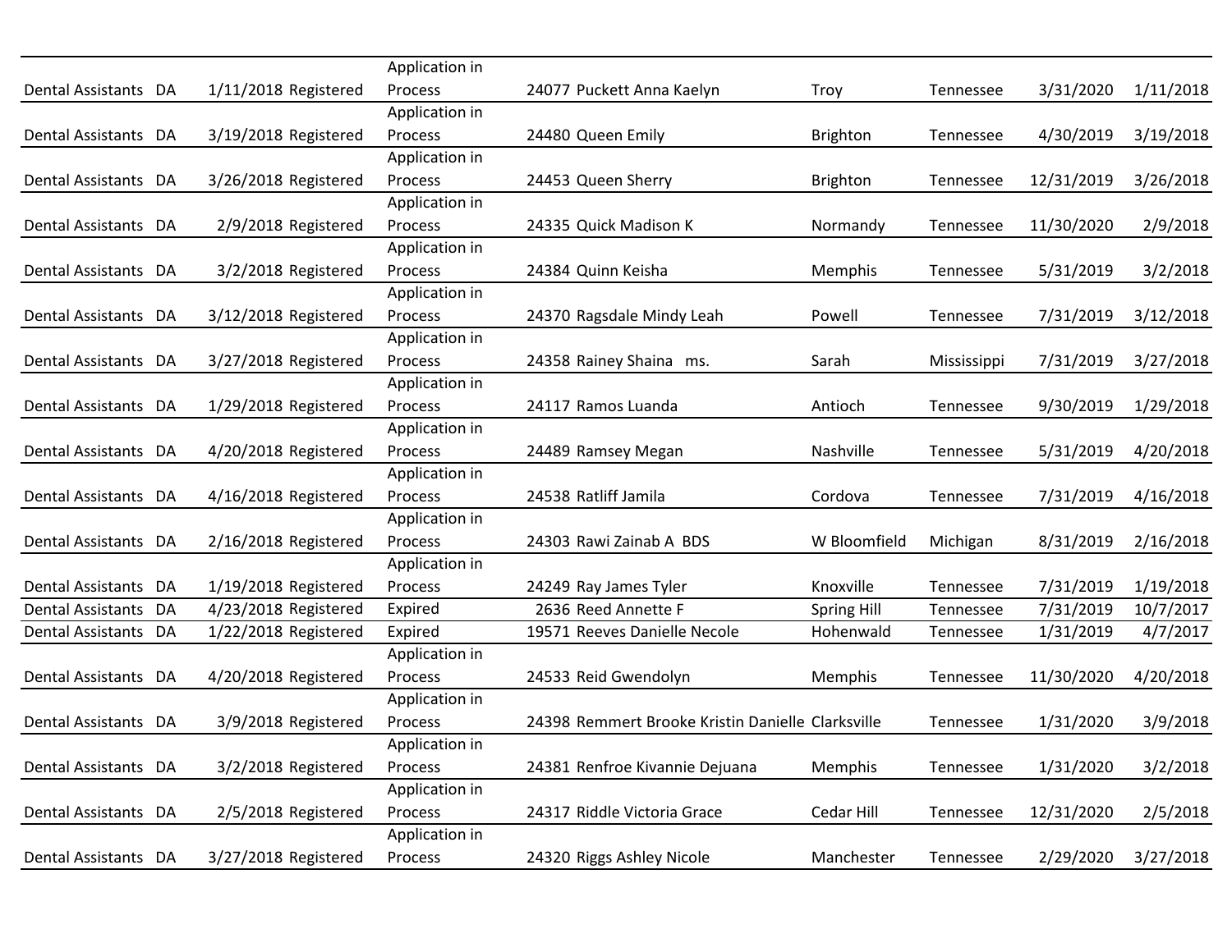| | | | | | | | | | | |
|---|---|---|---|---|---|---|---|---|---|---|
| Dental Assistants | DA | 1/11/2018 | Registered | Application in Process | 24077 | Puckett Anna Kaelyn | Troy | Tennessee | 3/31/2020 | 1/11/2018 |
| Dental Assistants | DA | 3/19/2018 | Registered | Application in Process | 24480 | Queen Emily | Brighton | Tennessee | 4/30/2019 | 3/19/2018 |
| Dental Assistants | DA | 3/26/2018 | Registered | Application in Process | 24453 | Queen Sherry | Brighton | Tennessee | 12/31/2019 | 3/26/2018 |
| Dental Assistants | DA | 2/9/2018 | Registered | Application in Process | 24335 | Quick Madison K | Normandy | Tennessee | 11/30/2020 | 2/9/2018 |
| Dental Assistants | DA | 3/2/2018 | Registered | Application in Process | 24384 | Quinn Keisha | Memphis | Tennessee | 5/31/2019 | 3/2/2018 |
| Dental Assistants | DA | 3/12/2018 | Registered | Application in Process | 24370 | Ragsdale Mindy Leah | Powell | Tennessee | 7/31/2019 | 3/12/2018 |
| Dental Assistants | DA | 3/27/2018 | Registered | Application in Process | 24358 | Rainey Shaina ms. | Sarah | Mississippi | 7/31/2019 | 3/27/2018 |
| Dental Assistants | DA | 1/29/2018 | Registered | Application in Process | 24117 | Ramos Luanda | Antioch | Tennessee | 9/30/2019 | 1/29/2018 |
| Dental Assistants | DA | 4/20/2018 | Registered | Application in Process | 24489 | Ramsey Megan | Nashville | Tennessee | 5/31/2019 | 4/20/2018 |
| Dental Assistants | DA | 4/16/2018 | Registered | Application in Process | 24538 | Ratliff Jamila | Cordova | Tennessee | 7/31/2019 | 4/16/2018 |
| Dental Assistants | DA | 2/16/2018 | Registered | Application in Process | 24303 | Rawi Zainab A BDS | W Bloomfield | Michigan | 8/31/2019 | 2/16/2018 |
| Dental Assistants | DA | 1/19/2018 | Registered | Application in Process | 24249 | Ray James Tyler | Knoxville | Tennessee | 7/31/2019 | 1/19/2018 |
| Dental Assistants | DA | 4/23/2018 | Registered | Expired | 2636 | Reed Annette F | Spring Hill | Tennessee | 7/31/2019 | 10/7/2017 |
| Dental Assistants | DA | 1/22/2018 | Registered | Expired | 19571 | Reeves Danielle Necole | Hohenwald | Tennessee | 1/31/2019 | 4/7/2017 |
| Dental Assistants | DA | 4/20/2018 | Registered | Application in Process | 24533 | Reid Gwendolyn | Memphis | Tennessee | 11/30/2020 | 4/20/2018 |
| Dental Assistants | DA | 3/9/2018 | Registered | Application in Process | 24398 | Remmert Brooke Kristin Danielle | Clarksville | Tennessee | 1/31/2020 | 3/9/2018 |
| Dental Assistants | DA | 3/2/2018 | Registered | Application in Process | 24381 | Renfroe Kivannie Dejuana | Memphis | Tennessee | 1/31/2020 | 3/2/2018 |
| Dental Assistants | DA | 2/5/2018 | Registered | Application in Process | 24317 | Riddle Victoria Grace | Cedar Hill | Tennessee | 12/31/2020 | 2/5/2018 |
| Dental Assistants | DA | 3/27/2018 | Registered | Application in Process | 24320 | Riggs Ashley Nicole | Manchester | Tennessee | 2/29/2020 | 3/27/2018 |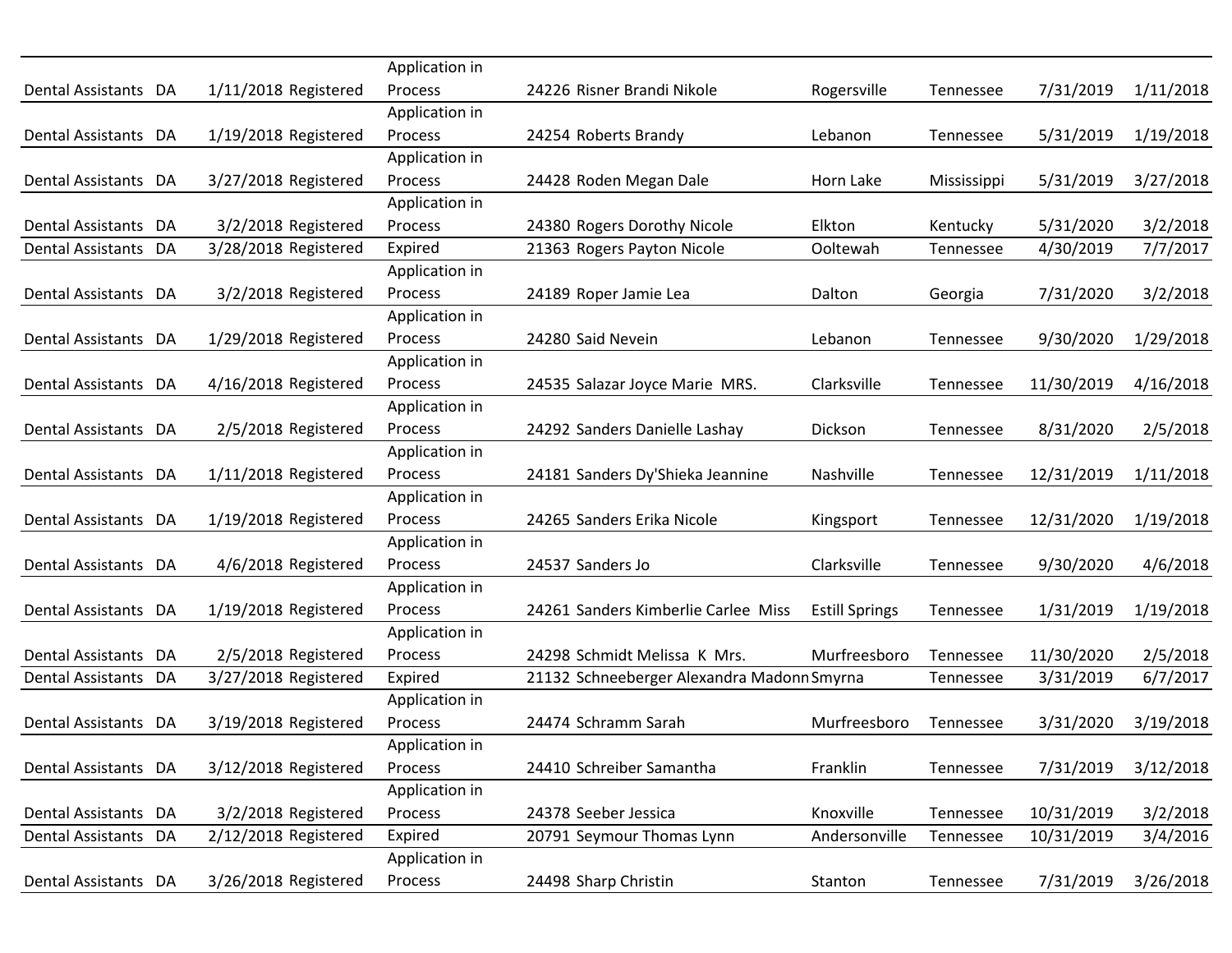| | | | | | | | | | | |
|---|---|---|---|---|---|---|---|---|---|---|
| Dental Assistants | DA | 1/11/2018 | Registered | Application in Process | 24226 | Risner Brandi Nikole | Rogersville | Tennessee | 7/31/2019 | 1/11/2018 |
| Dental Assistants | DA | 1/19/2018 | Registered | Application in Process | 24254 | Roberts Brandy | Lebanon | Tennessee | 5/31/2019 | 1/19/2018 |
| Dental Assistants | DA | 3/27/2018 | Registered | Application in Process | 24428 | Roden Megan Dale | Horn Lake | Mississippi | 5/31/2019 | 3/27/2018 |
| Dental Assistants | DA | 3/2/2018 | Registered | Application in Process | 24380 | Rogers Dorothy Nicole | Elkton | Kentucky | 5/31/2020 | 3/2/2018 |
| Dental Assistants | DA | 3/28/2018 | Registered | Expired | 21363 | Rogers Payton Nicole | Ooltewah | Tennessee | 4/30/2019 | 7/7/2017 |
| Dental Assistants | DA | 3/2/2018 | Registered | Application in Process | 24189 | Roper Jamie Lea | Dalton | Georgia | 7/31/2020 | 3/2/2018 |
| Dental Assistants | DA | 1/29/2018 | Registered | Application in Process | 24280 | Said Nevein | Lebanon | Tennessee | 9/30/2020 | 1/29/2018 |
| Dental Assistants | DA | 4/16/2018 | Registered | Application in Process | 24535 | Salazar Joyce Marie MRS. | Clarksville | Tennessee | 11/30/2019 | 4/16/2018 |
| Dental Assistants | DA | 2/5/2018 | Registered | Application in Process | 24292 | Sanders Danielle Lashay | Dickson | Tennessee | 8/31/2020 | 2/5/2018 |
| Dental Assistants | DA | 1/11/2018 | Registered | Application in Process | 24181 | Sanders Dy'Shieka Jeannine | Nashville | Tennessee | 12/31/2019 | 1/11/2018 |
| Dental Assistants | DA | 1/19/2018 | Registered | Application in Process | 24265 | Sanders Erika Nicole | Kingsport | Tennessee | 12/31/2020 | 1/19/2018 |
| Dental Assistants | DA | 4/6/2018 | Registered | Application in Process | 24537 | Sanders Jo | Clarksville | Tennessee | 9/30/2020 | 4/6/2018 |
| Dental Assistants | DA | 1/19/2018 | Registered | Application in Process | 24261 | Sanders Kimberlie Carlee Miss | Estill Springs | Tennessee | 1/31/2019 | 1/19/2018 |
| Dental Assistants | DA | 2/5/2018 | Registered | Application in Process | 24298 | Schmidt Melissa K Mrs. | Murfreesboro | Tennessee | 11/30/2020 | 2/5/2018 |
| Dental Assistants | DA | 3/27/2018 | Registered | Expired | 21132 | Schneeberger Alexandra Madonn | Smyrna | Tennessee | 3/31/2019 | 6/7/2017 |
| Dental Assistants | DA | 3/19/2018 | Registered | Application in Process | 24474 | Schramm Sarah | Murfreesboro | Tennessee | 3/31/2020 | 3/19/2018 |
| Dental Assistants | DA | 3/12/2018 | Registered | Application in Process | 24410 | Schreiber Samantha | Franklin | Tennessee | 7/31/2019 | 3/12/2018 |
| Dental Assistants | DA | 3/2/2018 | Registered | Application in Process | 24378 | Seeber Jessica | Knoxville | Tennessee | 10/31/2019 | 3/2/2018 |
| Dental Assistants | DA | 2/12/2018 | Registered | Expired | 20791 | Seymour Thomas Lynn | Andersonville | Tennessee | 10/31/2019 | 3/4/2016 |
| Dental Assistants | DA | 3/26/2018 | Registered | Application in Process | 24498 | Sharp Christin | Stanton | Tennessee | 7/31/2019 | 3/26/2018 |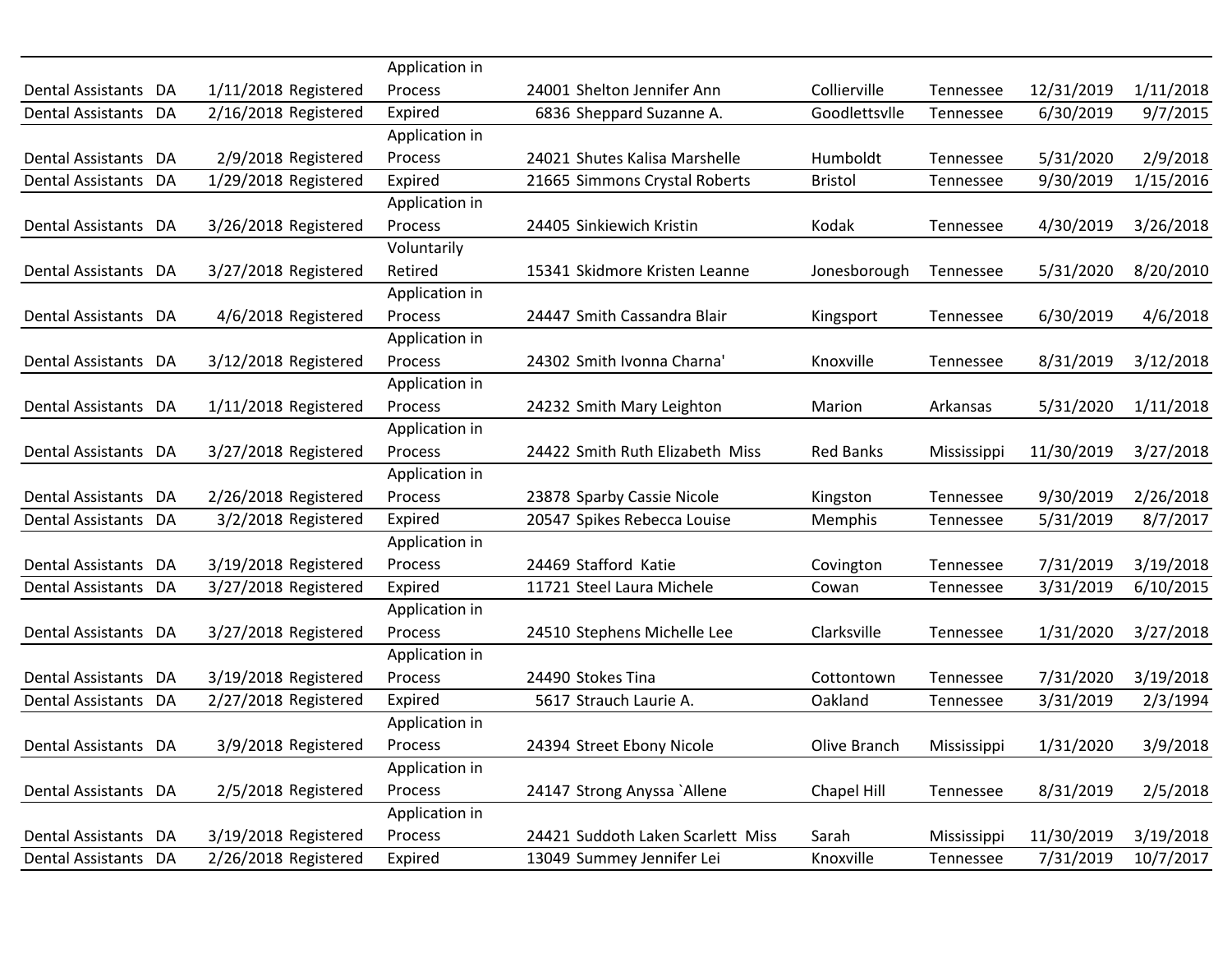| | | | | | | | | | | | |
|---|---|---|---|---|---|---|---|---|---|---|---|
| Dental Assistants | DA | 1/11/2018 | Registered | Application in Process | 24001 | Shelton Jennifer Ann | Collierville | Tennessee | 12/31/2019 | 1/11/2018 |
| Dental Assistants | DA | 2/16/2018 | Registered | Expired | 6836 | Sheppard Suzanne A. | Goodlettsvlle | Tennessee | 6/30/2019 | 9/7/2015 |
| Dental Assistants | DA | 2/9/2018 | Registered | Application in Process | 24021 | Shutes Kalisa Marshelle | Humboldt | Tennessee | 5/31/2020 | 2/9/2018 |
| Dental Assistants | DA | 1/29/2018 | Registered | Expired | 21665 | Simmons Crystal Roberts | Bristol | Tennessee | 9/30/2019 | 1/15/2016 |
| Dental Assistants | DA | 3/26/2018 | Registered | Application in Process | 24405 | Sinkiewich Kristin | Kodak | Tennessee | 4/30/2019 | 3/26/2018 |
| Dental Assistants | DA | 3/27/2018 | Registered | Voluntarily Retired | 15341 | Skidmore Kristen Leanne | Jonesborough | Tennessee | 5/31/2020 | 8/20/2010 |
| Dental Assistants | DA | 4/6/2018 | Registered | Application in Process | 24447 | Smith Cassandra Blair | Kingsport | Tennessee | 6/30/2019 | 4/6/2018 |
| Dental Assistants | DA | 3/12/2018 | Registered | Application in Process | 24302 | Smith Ivonna Charna' | Knoxville | Tennessee | 8/31/2019 | 3/12/2018 |
| Dental Assistants | DA | 1/11/2018 | Registered | Application in Process | 24232 | Smith Mary Leighton | Marion | Arkansas | 5/31/2020 | 1/11/2018 |
| Dental Assistants | DA | 3/27/2018 | Registered | Application in Process | 24422 | Smith Ruth Elizabeth Miss | Red Banks | Mississippi | 11/30/2019 | 3/27/2018 |
| Dental Assistants | DA | 2/26/2018 | Registered | Application in Process | 23878 | Sparby Cassie Nicole | Kingston | Tennessee | 9/30/2019 | 2/26/2018 |
| Dental Assistants | DA | 3/2/2018 | Registered | Expired | 20547 | Spikes Rebecca Louise | Memphis | Tennessee | 5/31/2019 | 8/7/2017 |
| Dental Assistants | DA | 3/19/2018 | Registered | Application in Process | 24469 | Stafford Katie | Covington | Tennessee | 7/31/2019 | 3/19/2018 |
| Dental Assistants | DA | 3/27/2018 | Registered | Expired | 11721 | Steel Laura Michele | Cowan | Tennessee | 3/31/2019 | 6/10/2015 |
| Dental Assistants | DA | 3/27/2018 | Registered | Application in Process | 24510 | Stephens Michelle Lee | Clarksville | Tennessee | 1/31/2020 | 3/27/2018 |
| Dental Assistants | DA | 3/19/2018 | Registered | Application in Process | 24490 | Stokes Tina | Cottontown | Tennessee | 7/31/2020 | 3/19/2018 |
| Dental Assistants | DA | 2/27/2018 | Registered | Expired | 5617 | Strauch Laurie A. | Oakland | Tennessee | 3/31/2019 | 2/3/1994 |
| Dental Assistants | DA | 3/9/2018 | Registered | Application in Process | 24394 | Street Ebony Nicole | Olive Branch | Mississippi | 1/31/2020 | 3/9/2018 |
| Dental Assistants | DA | 2/5/2018 | Registered | Application in Process | 24147 | Strong Anyssa `Allene | Chapel Hill | Tennessee | 8/31/2019 | 2/5/2018 |
| Dental Assistants | DA | 3/19/2018 | Registered | Application in Process | 24421 | Suddoth Laken Scarlett Miss | Sarah | Mississippi | 11/30/2019 | 3/19/2018 |
| Dental Assistants | DA | 2/26/2018 | Registered | Expired | 13049 | Summey Jennifer Lei | Knoxville | Tennessee | 7/31/2019 | 10/7/2017 |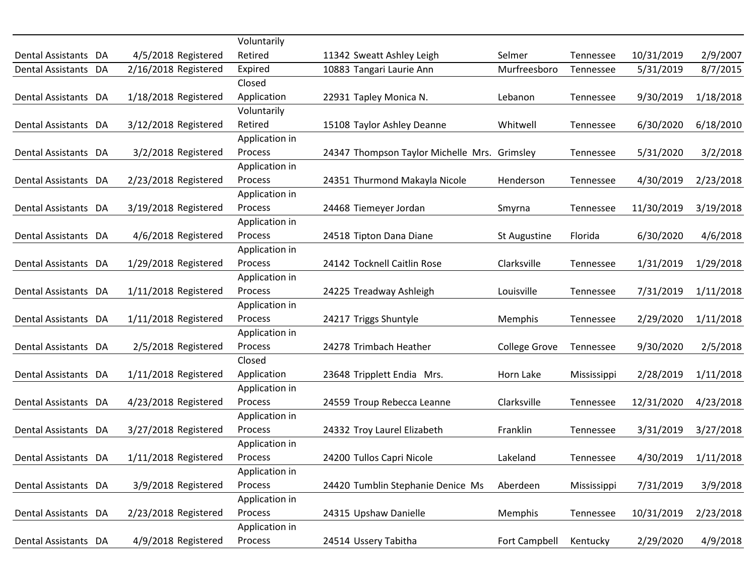| | | | | | | | | | | |
|---|---|---|---|---|---|---|---|---|---|---|
| Dental Assistants | DA | 4/5/2018 | Registered | Voluntarily Retired | 11342 | Sweatt Ashley Leigh | Selmer | Tennessee | 10/31/2019 | 2/9/2007 |
| Dental Assistants | DA | 2/16/2018 | Registered | Expired | 10883 | Tangari Laurie Ann | Murfreesboro | Tennessee | 5/31/2019 | 8/7/2015 |
| Dental Assistants | DA | 1/18/2018 | Registered | Closed Application | 22931 | Tapley Monica N. | Lebanon | Tennessee | 9/30/2019 | 1/18/2018 |
| Dental Assistants | DA | 3/12/2018 | Registered | Voluntarily Retired | 15108 | Taylor Ashley Deanne | Whitwell | Tennessee | 6/30/2020 | 6/18/2010 |
| Dental Assistants | DA | 3/2/2018 | Registered | Application in Process | 24347 | Thompson Taylor Michelle Mrs. | Grimsley | Tennessee | 5/31/2020 | 3/2/2018 |
| Dental Assistants | DA | 2/23/2018 | Registered | Application in Process | 24351 | Thurmond Makayla Nicole | Henderson | Tennessee | 4/30/2019 | 2/23/2018 |
| Dental Assistants | DA | 3/19/2018 | Registered | Application in Process | 24468 | Tiemeyer Jordan | Smyrna | Tennessee | 11/30/2019 | 3/19/2018 |
| Dental Assistants | DA | 4/6/2018 | Registered | Application in Process | 24518 | Tipton Dana Diane | St Augustine | Florida | 6/30/2020 | 4/6/2018 |
| Dental Assistants | DA | 1/29/2018 | Registered | Application in Process | 24142 | Tocknell Caitlin Rose | Clarksville | Tennessee | 1/31/2019 | 1/29/2018 |
| Dental Assistants | DA | 1/11/2018 | Registered | Application in Process | 24225 | Treadway Ashleigh | Louisville | Tennessee | 7/31/2019 | 1/11/2018 |
| Dental Assistants | DA | 1/11/2018 | Registered | Application in Process | 24217 | Triggs Shuntyle | Memphis | Tennessee | 2/29/2020 | 1/11/2018 |
| Dental Assistants | DA | 2/5/2018 | Registered | Application in Process | 24278 | Trimbach Heather | College Grove | Tennessee | 9/30/2020 | 2/5/2018 |
| Dental Assistants | DA | 1/11/2018 | Registered | Closed Application | 23648 | Tripplett Endia Mrs. | Horn Lake | Mississippi | 2/28/2019 | 1/11/2018 |
| Dental Assistants | DA | 4/23/2018 | Registered | Application in Process | 24559 | Troup Rebecca Leanne | Clarksville | Tennessee | 12/31/2020 | 4/23/2018 |
| Dental Assistants | DA | 3/27/2018 | Registered | Application in Process | 24332 | Troy Laurel Elizabeth | Franklin | Tennessee | 3/31/2019 | 3/27/2018 |
| Dental Assistants | DA | 1/11/2018 | Registered | Application in Process | 24200 | Tullos Capri Nicole | Lakeland | Tennessee | 4/30/2019 | 1/11/2018 |
| Dental Assistants | DA | 3/9/2018 | Registered | Application in Process | 24420 | Tumblin Stephanie Denice Ms | Aberdeen | Mississippi | 7/31/2019 | 3/9/2018 |
| Dental Assistants | DA | 2/23/2018 | Registered | Application in Process | 24315 | Upshaw Danielle | Memphis | Tennessee | 10/31/2019 | 2/23/2018 |
| Dental Assistants | DA | 4/9/2018 | Registered | Application in Process | 24514 | Ussery Tabitha | Fort Campbell | Kentucky | 2/29/2020 | 4/9/2018 |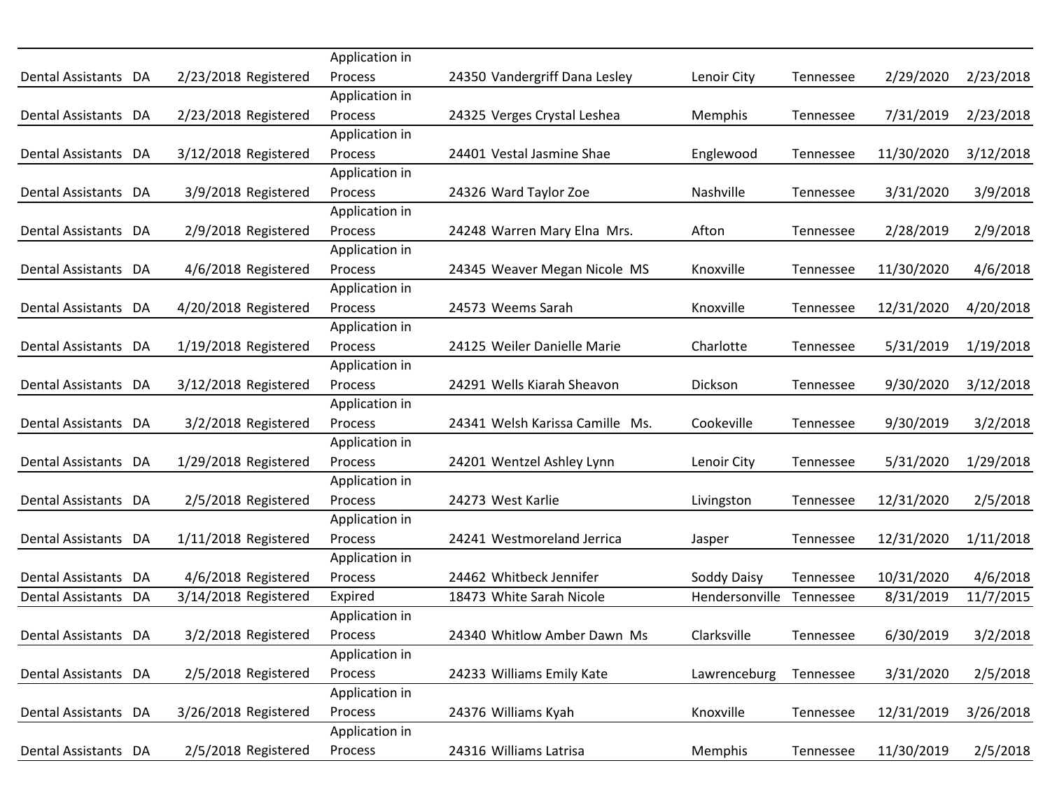| | | | | | | | | | | |
|---|---|---|---|---|---|---|---|---|---|---|
| Dental Assistants | DA | 2/23/2018 | Registered | Application in Process | 24350 | Vandergriff Dana Lesley | Lenoir City | Tennessee | 2/29/2020 | 2/23/2018 |
| Dental Assistants | DA | 2/23/2018 | Registered | Application in Process | 24325 | Verges Crystal Leshea | Memphis | Tennessee | 7/31/2019 | 2/23/2018 |
| Dental Assistants | DA | 3/12/2018 | Registered | Application in Process | 24401 | Vestal Jasmine Shae | Englewood | Tennessee | 11/30/2020 | 3/12/2018 |
| Dental Assistants | DA | 3/9/2018 | Registered | Application in Process | 24326 | Ward Taylor Zoe | Nashville | Tennessee | 3/31/2020 | 3/9/2018 |
| Dental Assistants | DA | 2/9/2018 | Registered | Application in Process | 24248 | Warren Mary Elna Mrs. | Afton | Tennessee | 2/28/2019 | 2/9/2018 |
| Dental Assistants | DA | 4/6/2018 | Registered | Application in Process | 24345 | Weaver Megan Nicole MS | Knoxville | Tennessee | 11/30/2020 | 4/6/2018 |
| Dental Assistants | DA | 4/20/2018 | Registered | Application in Process | 24573 | Weems Sarah | Knoxville | Tennessee | 12/31/2020 | 4/20/2018 |
| Dental Assistants | DA | 1/19/2018 | Registered | Application in Process | 24125 | Weiler Danielle Marie | Charlotte | Tennessee | 5/31/2019 | 1/19/2018 |
| Dental Assistants | DA | 3/12/2018 | Registered | Application in Process | 24291 | Wells Kiarah Sheavon | Dickson | Tennessee | 9/30/2020 | 3/12/2018 |
| Dental Assistants | DA | 3/2/2018 | Registered | Application in Process | 24341 | Welsh Karissa Camille Ms. | Cookeville | Tennessee | 9/30/2019 | 3/2/2018 |
| Dental Assistants | DA | 1/29/2018 | Registered | Application in Process | 24201 | Wentzel Ashley Lynn | Lenoir City | Tennessee | 5/31/2020 | 1/29/2018 |
| Dental Assistants | DA | 2/5/2018 | Registered | Application in Process | 24273 | West Karlie | Livingston | Tennessee | 12/31/2020 | 2/5/2018 |
| Dental Assistants | DA | 1/11/2018 | Registered | Application in Process | 24241 | Westmoreland Jerrica | Jasper | Tennessee | 12/31/2020 | 1/11/2018 |
| Dental Assistants | DA | 4/6/2018 | Registered | Application in Process | 24462 | Whitbeck Jennifer | Soddy Daisy | Tennessee | 10/31/2020 | 4/6/2018 |
| Dental Assistants | DA | 3/14/2018 | Registered | Expired | 18473 | White Sarah Nicole | Hendersonville | Tennessee | 8/31/2019 | 11/7/2015 |
| Dental Assistants | DA | 3/2/2018 | Registered | Application in Process | 24340 | Whitlow Amber Dawn Ms | Clarksville | Tennessee | 6/30/2019 | 3/2/2018 |
| Dental Assistants | DA | 2/5/2018 | Registered | Application in Process | 24233 | Williams Emily Kate | Lawrenceburg | Tennessee | 3/31/2020 | 2/5/2018 |
| Dental Assistants | DA | 3/26/2018 | Registered | Application in Process | 24376 | Williams Kyah | Knoxville | Tennessee | 12/31/2019 | 3/26/2018 |
| Dental Assistants | DA | 2/5/2018 | Registered | Application in Process | 24316 | Williams Latrisa | Memphis | Tennessee | 11/30/2019 | 2/5/2018 |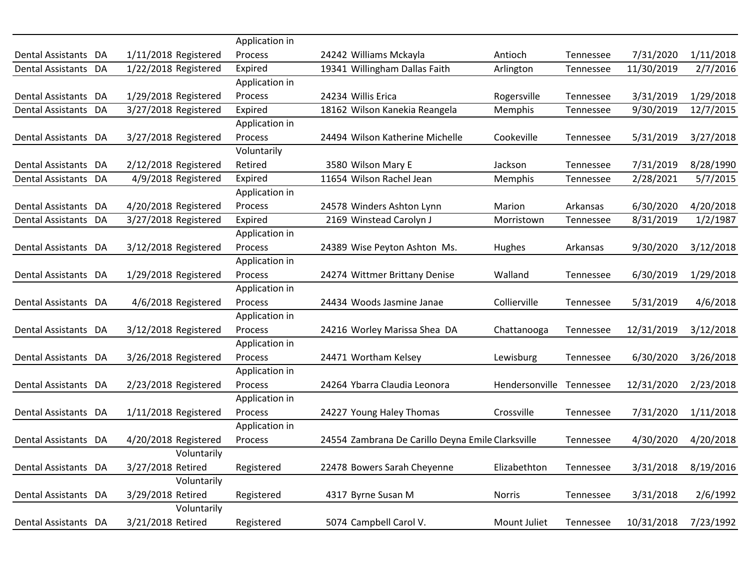| | | | | | | | | | | |
|---|---|---|---|---|---|---|---|---|---|---|
| Dental Assistants | DA | 1/11/2018 | Registered | Application in Process | 24242 | Williams Mckayla | Antioch | Tennessee | 7/31/2020 | 1/11/2018 |
| Dental Assistants | DA | 1/22/2018 | Registered | Expired | 19341 | Willingham Dallas Faith | Arlington | Tennessee | 11/30/2019 | 2/7/2016 |
| Dental Assistants | DA | 1/29/2018 | Registered | Application in Process | 24234 | Willis Erica | Rogersville | Tennessee | 3/31/2019 | 1/29/2018 |
| Dental Assistants | DA | 3/27/2018 | Registered | Expired | 18162 | Wilson Kanekia Reangela | Memphis | Tennessee | 9/30/2019 | 12/7/2015 |
| Dental Assistants | DA | 3/27/2018 | Registered | Application in Process | 24494 | Wilson Katherine Michelle | Cookeville | Tennessee | 5/31/2019 | 3/27/2018 |
| Dental Assistants | DA | 2/12/2018 | Registered | Voluntarily Retired | 3580 | Wilson Mary E | Jackson | Tennessee | 7/31/2019 | 8/28/1990 |
| Dental Assistants | DA | 4/9/2018 | Registered | Expired | 11654 | Wilson Rachel Jean | Memphis | Tennessee | 2/28/2021 | 5/7/2015 |
| Dental Assistants | DA | 4/20/2018 | Registered | Application in Process | 24578 | Winders Ashton Lynn | Marion | Arkansas | 6/30/2020 | 4/20/2018 |
| Dental Assistants | DA | 3/27/2018 | Registered | Expired | 2169 | Winstead Carolyn J | Morristown | Tennessee | 8/31/2019 | 1/2/1987 |
| Dental Assistants | DA | 3/12/2018 | Registered | Application in Process | 24389 | Wise Peyton Ashton Ms. | Hughes | Arkansas | 9/30/2020 | 3/12/2018 |
| Dental Assistants | DA | 1/29/2018 | Registered | Application in Process | 24274 | Wittmer Brittany Denise | Walland | Tennessee | 6/30/2019 | 1/29/2018 |
| Dental Assistants | DA | 4/6/2018 | Registered | Application in Process | 24434 | Woods Jasmine Janae | Collierville | Tennessee | 5/31/2019 | 4/6/2018 |
| Dental Assistants | DA | 3/12/2018 | Registered | Application in Process | 24216 | Worley Marissa Shea DA | Chattanooga | Tennessee | 12/31/2019 | 3/12/2018 |
| Dental Assistants | DA | 3/26/2018 | Registered | Application in Process | 24471 | Wortham Kelsey | Lewisburg | Tennessee | 6/30/2020 | 3/26/2018 |
| Dental Assistants | DA | 2/23/2018 | Registered | Application in Process | 24264 | Ybarra Claudia Leonora | Hendersonville | Tennessee | 12/31/2020 | 2/23/2018 |
| Dental Assistants | DA | 1/11/2018 | Registered | Application in Process | 24227 | Young Haley Thomas | Crossville | Tennessee | 7/31/2020 | 1/11/2018 |
| Dental Assistants | DA | 4/20/2018 | Registered | Application in Process | 24554 | Zambrana De Carillo Deyna Emile | Clarksville | Tennessee | 4/30/2020 | 4/20/2018 |
| Dental Assistants | DA | 3/27/2018 | Voluntarily Retired | Registered | 22478 | Bowers Sarah Cheyenne | Elizabethton | Tennessee | 3/31/2018 | 8/19/2016 |
| Dental Assistants | DA | 3/29/2018 | Voluntarily Retired | Registered | 4317 | Byrne Susan M | Norris | Tennessee | 3/31/2018 | 2/6/1992 |
| Dental Assistants | DA | 3/21/2018 | Voluntarily Retired | Registered | 5074 | Campbell Carol V. | Mount Juliet | Tennessee | 10/31/2018 | 7/23/1992 |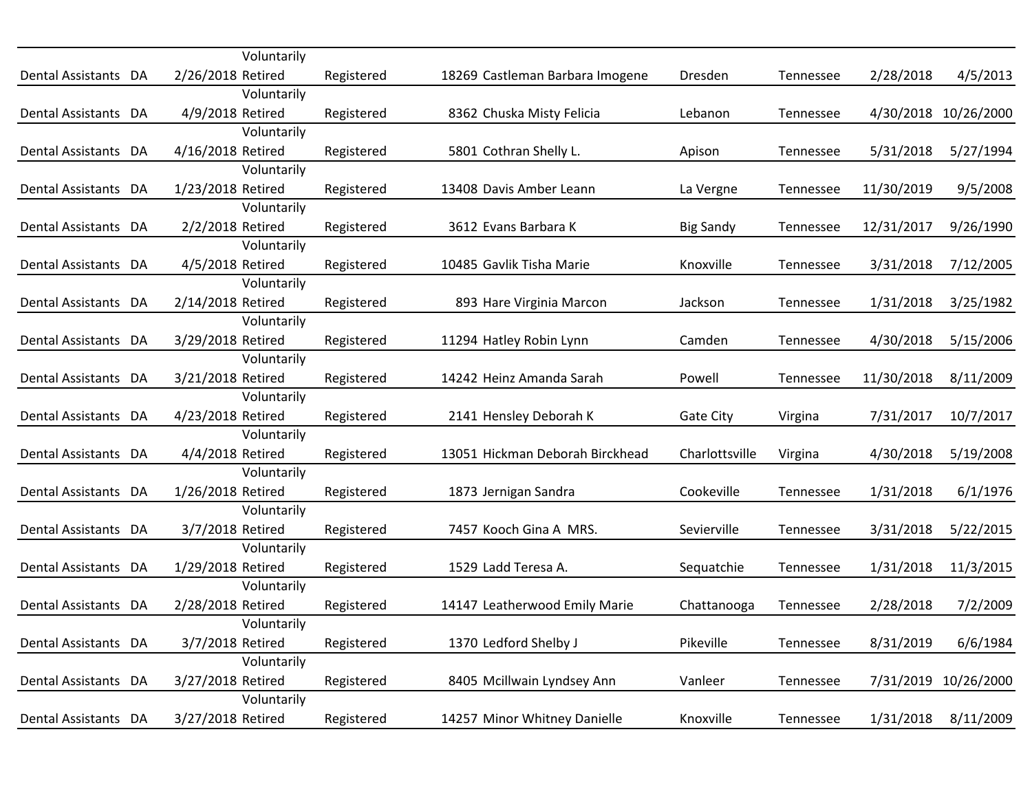| | | | | | | | | | | |
|---|---|---|---|---|---|---|---|---|---|---|
| Dental Assistants | DA | 2/26/2018 | Voluntarily Retired | Registered | 18269 | Castleman Barbara Imogene | Dresden | Tennessee | 2/28/2018 | 4/5/2013 |
| Dental Assistants | DA | 4/9/2018 | Voluntarily Retired | Registered | 8362 | Chuska Misty Felicia | Lebanon | Tennessee | 4/30/2018 | 10/26/2000 |
| Dental Assistants | DA | 4/16/2018 | Voluntarily Retired | Registered | 5801 | Cothran Shelly L. | Apison | Tennessee | 5/31/2018 | 5/27/1994 |
| Dental Assistants | DA | 1/23/2018 | Voluntarily Retired | Registered | 13408 | Davis Amber Leann | La Vergne | Tennessee | 11/30/2019 | 9/5/2008 |
| Dental Assistants | DA | 2/2/2018 | Voluntarily Retired | Registered | 3612 | Evans Barbara K | Big Sandy | Tennessee | 12/31/2017 | 9/26/1990 |
| Dental Assistants | DA | 4/5/2018 | Voluntarily Retired | Registered | 10485 | Gavlik Tisha Marie | Knoxville | Tennessee | 3/31/2018 | 7/12/2005 |
| Dental Assistants | DA | 2/14/2018 | Voluntarily Retired | Registered | 893 | Hare Virginia Marcon | Jackson | Tennessee | 1/31/2018 | 3/25/1982 |
| Dental Assistants | DA | 3/29/2018 | Voluntarily Retired | Registered | 11294 | Hatley Robin Lynn | Camden | Tennessee | 4/30/2018 | 5/15/2006 |
| Dental Assistants | DA | 3/21/2018 | Voluntarily Retired | Registered | 14242 | Heinz Amanda Sarah | Powell | Tennessee | 11/30/2018 | 8/11/2009 |
| Dental Assistants | DA | 4/23/2018 | Voluntarily Retired | Registered | 2141 | Hensley Deborah K | Gate City | Virgina | 7/31/2017 | 10/7/2017 |
| Dental Assistants | DA | 4/4/2018 | Voluntarily Retired | Registered | 13051 | Hickman Deborah Birckhead | Charlottsville | Virgina | 4/30/2018 | 5/19/2008 |
| Dental Assistants | DA | 1/26/2018 | Voluntarily Retired | Registered | 1873 | Jernigan Sandra | Cookeville | Tennessee | 1/31/2018 | 6/1/1976 |
| Dental Assistants | DA | 3/7/2018 | Voluntarily Retired | Registered | 7457 | Kooch Gina A MRS. | Sevierville | Tennessee | 3/31/2018 | 5/22/2015 |
| Dental Assistants | DA | 1/29/2018 | Voluntarily Retired | Registered | 1529 | Ladd Teresa A. | Sequatchie | Tennessee | 1/31/2018 | 11/3/2015 |
| Dental Assistants | DA | 2/28/2018 | Voluntarily Retired | Registered | 14147 | Leatherwood Emily Marie | Chattanooga | Tennessee | 2/28/2018 | 7/2/2009 |
| Dental Assistants | DA | 3/7/2018 | Voluntarily Retired | Registered | 1370 | Ledford Shelby J | Pikeville | Tennessee | 8/31/2019 | 6/6/1984 |
| Dental Assistants | DA | 3/27/2018 | Voluntarily Retired | Registered | 8405 | Mcillwain Lyndsey Ann | Vanleer | Tennessee | 7/31/2019 | 10/26/2000 |
| Dental Assistants | DA | 3/27/2018 | Voluntarily Retired | Registered | 14257 | Minor Whitney Danielle | Knoxville | Tennessee | 1/31/2018 | 8/11/2009 |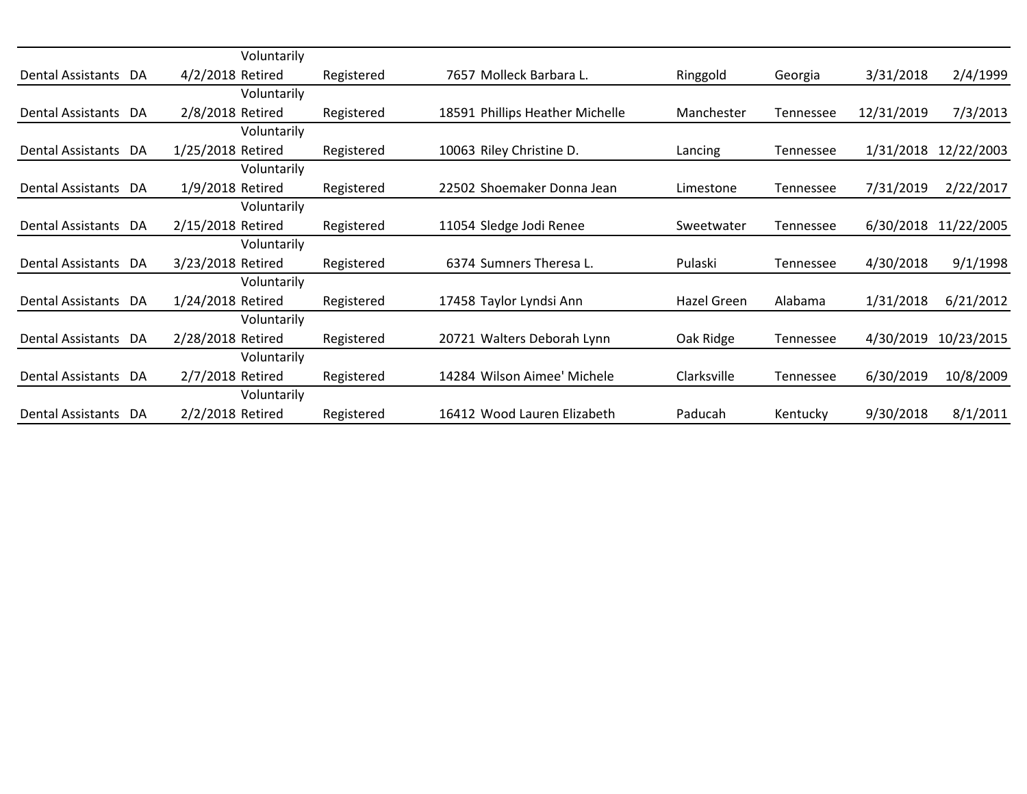| | | | | | | | | | | |
|---|---|---|---|---|---|---|---|---|---|---|
| Dental Assistants | DA | 4/2/2018 | Voluntarily Retired | Registered | 7657 | Molleck Barbara L. | Ringgold | Georgia | 3/31/2018 | 2/4/1999 |
| Dental Assistants | DA | 2/8/2018 | Voluntarily Retired | Registered | 18591 | Phillips Heather Michelle | Manchester | Tennessee | 12/31/2019 | 7/3/2013 |
| Dental Assistants | DA | 1/25/2018 | Voluntarily Retired | Registered | 10063 | Riley Christine D. | Lancing | Tennessee | 1/31/2018 | 12/22/2003 |
| Dental Assistants | DA | 1/9/2018 | Voluntarily Retired | Registered | 22502 | Shoemaker Donna Jean | Limestone | Tennessee | 7/31/2019 | 2/22/2017 |
| Dental Assistants | DA | 2/15/2018 | Voluntarily Retired | Registered | 11054 | Sledge Jodi Renee | Sweetwater | Tennessee | 6/30/2018 | 11/22/2005 |
| Dental Assistants | DA | 3/23/2018 | Voluntarily Retired | Registered | 6374 | Sumners Theresa L. | Pulaski | Tennessee | 4/30/2018 | 9/1/1998 |
| Dental Assistants | DA | 1/24/2018 | Voluntarily Retired | Registered | 17458 | Taylor Lyndsi Ann | Hazel Green | Alabama | 1/31/2018 | 6/21/2012 |
| Dental Assistants | DA | 2/28/2018 | Voluntarily Retired | Registered | 20721 | Walters Deborah Lynn | Oak Ridge | Tennessee | 4/30/2019 | 10/23/2015 |
| Dental Assistants | DA | 2/7/2018 | Voluntarily Retired | Registered | 14284 | Wilson Aimee' Michele | Clarksville | Tennessee | 6/30/2019 | 10/8/2009 |
| Dental Assistants | DA | 2/2/2018 | Voluntarily Retired | Registered | 16412 | Wood Lauren Elizabeth | Paducah | Kentucky | 9/30/2018 | 8/1/2011 |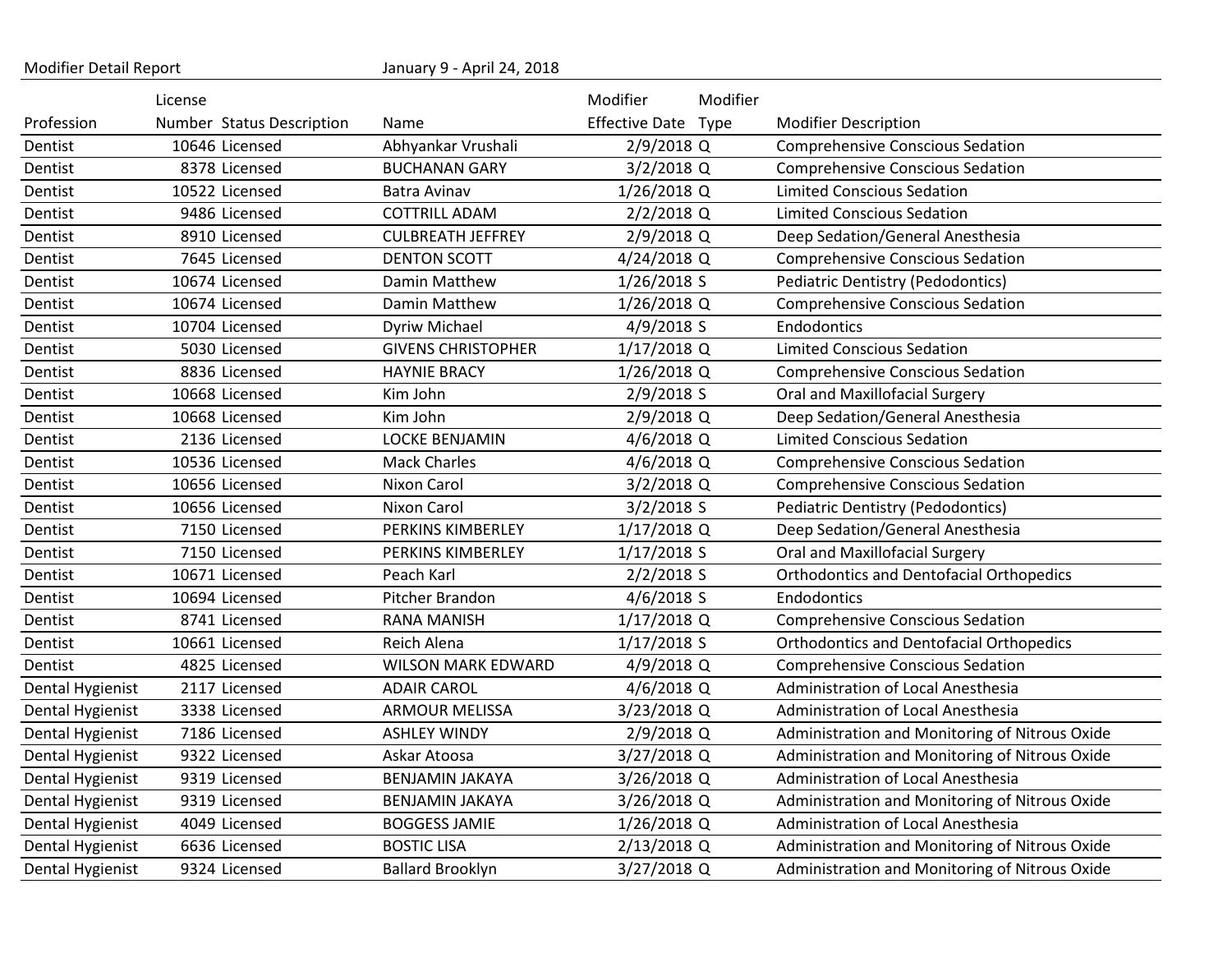Modifier Detail Report January 9 - April 24, 2018

| Profession | License Number | Status Description | Name | Modifier Effective Date | Modifier Type | Modifier Description |
|---|---|---|---|---|---|---|
| Dentist | 10646 | Licensed | Abhyankar Vrushali | 2/9/2018 | Q | Comprehensive Conscious Sedation |
| Dentist | 8378 | Licensed | BUCHANAN GARY | 3/2/2018 | Q | Comprehensive Conscious Sedation |
| Dentist | 10522 | Licensed | Batra Avinav | 1/26/2018 | Q | Limited Conscious Sedation |
| Dentist | 9486 | Licensed | COTTRILL ADAM | 2/2/2018 | Q | Limited Conscious Sedation |
| Dentist | 8910 | Licensed | CULBREATH JEFFREY | 2/9/2018 | Q | Deep Sedation/General Anesthesia |
| Dentist | 7645 | Licensed | DENTON SCOTT | 4/24/2018 | Q | Comprehensive Conscious Sedation |
| Dentist | 10674 | Licensed | Damin Matthew | 1/26/2018 | S | Pediatric Dentistry (Pedodontics) |
| Dentist | 10674 | Licensed | Damin Matthew | 1/26/2018 | Q | Comprehensive Conscious Sedation |
| Dentist | 10704 | Licensed | Dyriw Michael | 4/9/2018 | S | Endodontics |
| Dentist | 5030 | Licensed | GIVENS CHRISTOPHER | 1/17/2018 | Q | Limited Conscious Sedation |
| Dentist | 8836 | Licensed | HAYNIE BRACY | 1/26/2018 | Q | Comprehensive Conscious Sedation |
| Dentist | 10668 | Licensed | Kim John | 2/9/2018 | S | Oral and Maxillofacial Surgery |
| Dentist | 10668 | Licensed | Kim John | 2/9/2018 | Q | Deep Sedation/General Anesthesia |
| Dentist | 2136 | Licensed | LOCKE BENJAMIN | 4/6/2018 | Q | Limited Conscious Sedation |
| Dentist | 10536 | Licensed | Mack Charles | 4/6/2018 | Q | Comprehensive Conscious Sedation |
| Dentist | 10656 | Licensed | Nixon Carol | 3/2/2018 | Q | Comprehensive Conscious Sedation |
| Dentist | 10656 | Licensed | Nixon Carol | 3/2/2018 | S | Pediatric Dentistry (Pedodontics) |
| Dentist | 7150 | Licensed | PERKINS KIMBERLEY | 1/17/2018 | Q | Deep Sedation/General Anesthesia |
| Dentist | 7150 | Licensed | PERKINS KIMBERLEY | 1/17/2018 | S | Oral and Maxillofacial Surgery |
| Dentist | 10671 | Licensed | Peach Karl | 2/2/2018 | S | Orthodontics and Dentofacial Orthopedics |
| Dentist | 10694 | Licensed | Pitcher Brandon | 4/6/2018 | S | Endodontics |
| Dentist | 8741 | Licensed | RANA MANISH | 1/17/2018 | Q | Comprehensive Conscious Sedation |
| Dentist | 10661 | Licensed | Reich Alena | 1/17/2018 | S | Orthodontics and Dentofacial Orthopedics |
| Dentist | 4825 | Licensed | WILSON MARK EDWARD | 4/9/2018 | Q | Comprehensive Conscious Sedation |
| Dental Hygienist | 2117 | Licensed | ADAIR CAROL | 4/6/2018 | Q | Administration of Local Anesthesia |
| Dental Hygienist | 3338 | Licensed | ARMOUR MELISSA | 3/23/2018 | Q | Administration of Local Anesthesia |
| Dental Hygienist | 7186 | Licensed | ASHLEY WINDY | 2/9/2018 | Q | Administration and Monitoring of Nitrous Oxide |
| Dental Hygienist | 9322 | Licensed | Askar Atoosa | 3/27/2018 | Q | Administration and Monitoring of Nitrous Oxide |
| Dental Hygienist | 9319 | Licensed | BENJAMIN JAKAYA | 3/26/2018 | Q | Administration of Local Anesthesia |
| Dental Hygienist | 9319 | Licensed | BENJAMIN JAKAYA | 3/26/2018 | Q | Administration and Monitoring of Nitrous Oxide |
| Dental Hygienist | 4049 | Licensed | BOGGESS JAMIE | 1/26/2018 | Q | Administration of Local Anesthesia |
| Dental Hygienist | 6636 | Licensed | BOSTIC LISA | 2/13/2018 | Q | Administration and Monitoring of Nitrous Oxide |
| Dental Hygienist | 9324 | Licensed | Ballard Brooklyn | 3/27/2018 | Q | Administration and Monitoring of Nitrous Oxide |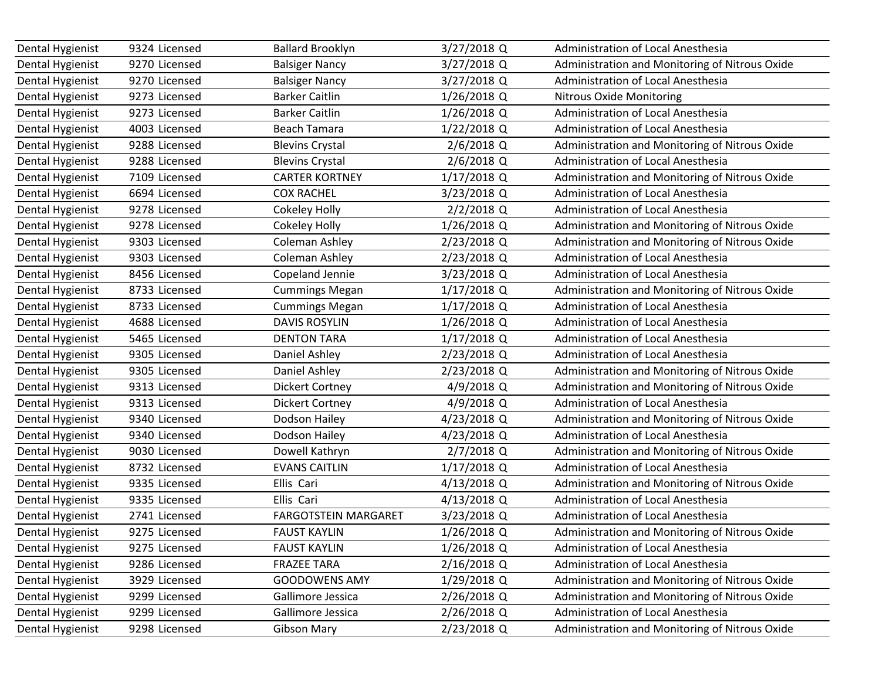| | | | | |
|---|---|---|---|---|
| Dental Hygienist | 9324 Licensed | Ballard Brooklyn | 3/27/2018 Q | Administration of Local Anesthesia |
| Dental Hygienist | 9270 Licensed | Balsiger Nancy | 3/27/2018 Q | Administration and Monitoring of Nitrous Oxide |
| Dental Hygienist | 9270 Licensed | Balsiger Nancy | 3/27/2018 Q | Administration of Local Anesthesia |
| Dental Hygienist | 9273 Licensed | Barker Caitlin | 1/26/2018 Q | Nitrous Oxide Monitoring |
| Dental Hygienist | 9273 Licensed | Barker Caitlin | 1/26/2018 Q | Administration of Local Anesthesia |
| Dental Hygienist | 4003 Licensed | Beach Tamara | 1/22/2018 Q | Administration of Local Anesthesia |
| Dental Hygienist | 9288 Licensed | Blevins Crystal | 2/6/2018 Q | Administration and Monitoring of Nitrous Oxide |
| Dental Hygienist | 9288 Licensed | Blevins Crystal | 2/6/2018 Q | Administration of Local Anesthesia |
| Dental Hygienist | 7109 Licensed | CARTER KORTNEY | 1/17/2018 Q | Administration and Monitoring of Nitrous Oxide |
| Dental Hygienist | 6694 Licensed | COX RACHEL | 3/23/2018 Q | Administration of Local Anesthesia |
| Dental Hygienist | 9278 Licensed | Cokeley Holly | 2/2/2018 Q | Administration of Local Anesthesia |
| Dental Hygienist | 9278 Licensed | Cokeley Holly | 1/26/2018 Q | Administration and Monitoring of Nitrous Oxide |
| Dental Hygienist | 9303 Licensed | Coleman Ashley | 2/23/2018 Q | Administration and Monitoring of Nitrous Oxide |
| Dental Hygienist | 9303 Licensed | Coleman Ashley | 2/23/2018 Q | Administration of Local Anesthesia |
| Dental Hygienist | 8456 Licensed | Copeland Jennie | 3/23/2018 Q | Administration of Local Anesthesia |
| Dental Hygienist | 8733 Licensed | Cummings Megan | 1/17/2018 Q | Administration and Monitoring of Nitrous Oxide |
| Dental Hygienist | 8733 Licensed | Cummings Megan | 1/17/2018 Q | Administration of Local Anesthesia |
| Dental Hygienist | 4688 Licensed | DAVIS ROSYLIN | 1/26/2018 Q | Administration of Local Anesthesia |
| Dental Hygienist | 5465 Licensed | DENTON TARA | 1/17/2018 Q | Administration of Local Anesthesia |
| Dental Hygienist | 9305 Licensed | Daniel Ashley | 2/23/2018 Q | Administration of Local Anesthesia |
| Dental Hygienist | 9305 Licensed | Daniel Ashley | 2/23/2018 Q | Administration and Monitoring of Nitrous Oxide |
| Dental Hygienist | 9313 Licensed | Dickert Cortney | 4/9/2018 Q | Administration and Monitoring of Nitrous Oxide |
| Dental Hygienist | 9313 Licensed | Dickert Cortney | 4/9/2018 Q | Administration of Local Anesthesia |
| Dental Hygienist | 9340 Licensed | Dodson Hailey | 4/23/2018 Q | Administration and Monitoring of Nitrous Oxide |
| Dental Hygienist | 9340 Licensed | Dodson Hailey | 4/23/2018 Q | Administration of Local Anesthesia |
| Dental Hygienist | 9030 Licensed | Dowell Kathryn | 2/7/2018 Q | Administration and Monitoring of Nitrous Oxide |
| Dental Hygienist | 8732 Licensed | EVANS CAITLIN | 1/17/2018 Q | Administration of Local Anesthesia |
| Dental Hygienist | 9335 Licensed | Ellis Cari | 4/13/2018 Q | Administration and Monitoring of Nitrous Oxide |
| Dental Hygienist | 9335 Licensed | Ellis Cari | 4/13/2018 Q | Administration of Local Anesthesia |
| Dental Hygienist | 2741 Licensed | FARGOTSTEIN MARGARET | 3/23/2018 Q | Administration of Local Anesthesia |
| Dental Hygienist | 9275 Licensed | FAUST KAYLIN | 1/26/2018 Q | Administration and Monitoring of Nitrous Oxide |
| Dental Hygienist | 9275 Licensed | FAUST KAYLIN | 1/26/2018 Q | Administration of Local Anesthesia |
| Dental Hygienist | 9286 Licensed | FRAZEE TARA | 2/16/2018 Q | Administration of Local Anesthesia |
| Dental Hygienist | 3929 Licensed | GOODOWENS AMY | 1/29/2018 Q | Administration and Monitoring of Nitrous Oxide |
| Dental Hygienist | 9299 Licensed | Gallimore Jessica | 2/26/2018 Q | Administration and Monitoring of Nitrous Oxide |
| Dental Hygienist | 9299 Licensed | Gallimore Jessica | 2/26/2018 Q | Administration of Local Anesthesia |
| Dental Hygienist | 9298 Licensed | Gibson Mary | 2/23/2018 Q | Administration and Monitoring of Nitrous Oxide |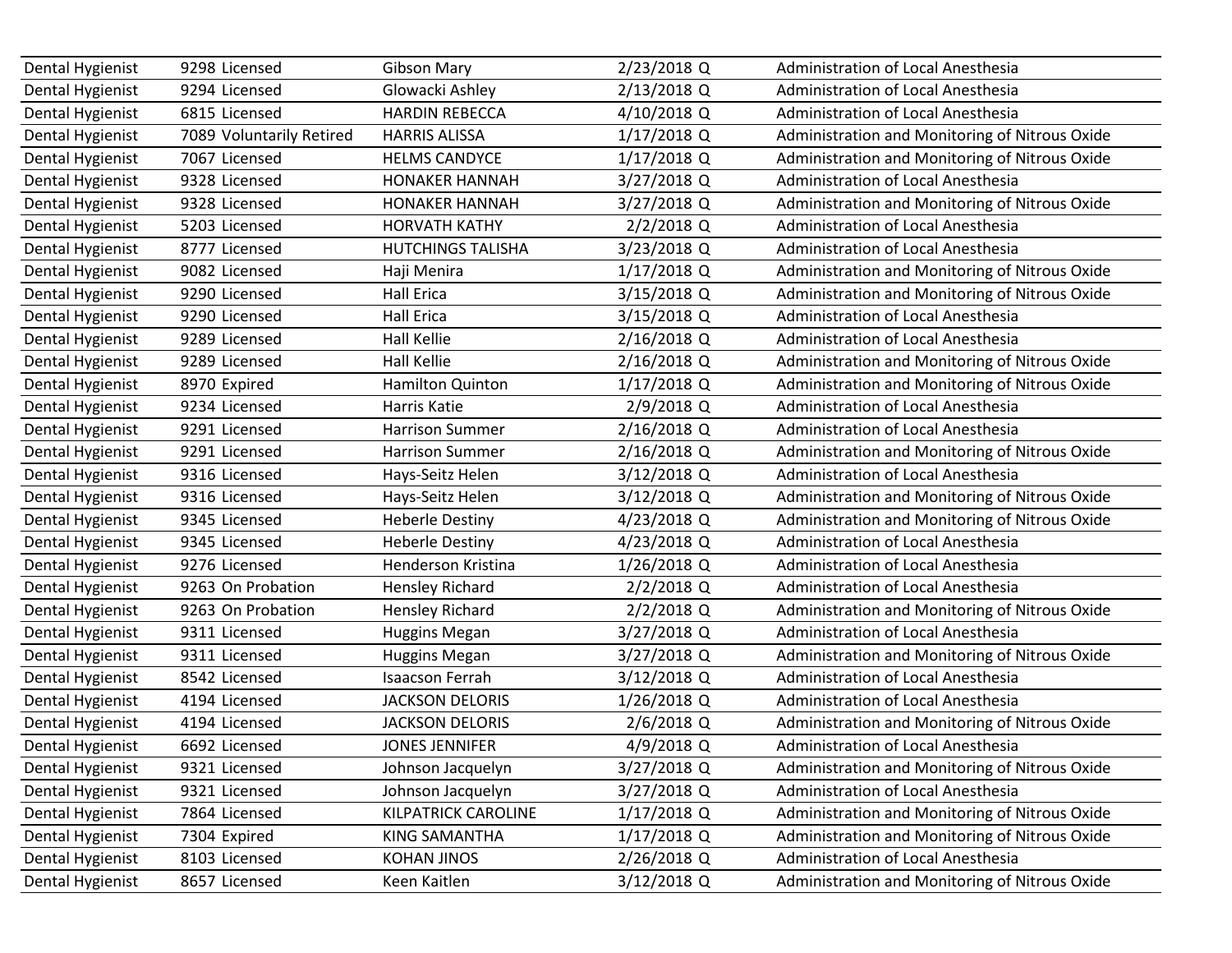| | | | | | |
|---|---|---|---|---|---|
| Dental Hygienist | 9298 | Licensed | Gibson Mary | 2/23/2018 Q | Administration of Local Anesthesia |
| Dental Hygienist | 9294 | Licensed | Glowacki Ashley | 2/13/2018 Q | Administration of Local Anesthesia |
| Dental Hygienist | 6815 | Licensed | HARDIN REBECCA | 4/10/2018 Q | Administration of Local Anesthesia |
| Dental Hygienist | 7089 | Voluntarily Retired | HARRIS ALISSA | 1/17/2018 Q | Administration and Monitoring of Nitrous Oxide |
| Dental Hygienist | 7067 | Licensed | HELMS CANDYCE | 1/17/2018 Q | Administration and Monitoring of Nitrous Oxide |
| Dental Hygienist | 9328 | Licensed | HONAKER HANNAH | 3/27/2018 Q | Administration of Local Anesthesia |
| Dental Hygienist | 9328 | Licensed | HONAKER HANNAH | 3/27/2018 Q | Administration and Monitoring of Nitrous Oxide |
| Dental Hygienist | 5203 | Licensed | HORVATH KATHY | 2/2/2018 Q | Administration of Local Anesthesia |
| Dental Hygienist | 8777 | Licensed | HUTCHINGS TALISHA | 3/23/2018 Q | Administration of Local Anesthesia |
| Dental Hygienist | 9082 | Licensed | Haji Menira | 1/17/2018 Q | Administration and Monitoring of Nitrous Oxide |
| Dental Hygienist | 9290 | Licensed | Hall Erica | 3/15/2018 Q | Administration and Monitoring of Nitrous Oxide |
| Dental Hygienist | 9290 | Licensed | Hall Erica | 3/15/2018 Q | Administration of Local Anesthesia |
| Dental Hygienist | 9289 | Licensed | Hall Kellie | 2/16/2018 Q | Administration of Local Anesthesia |
| Dental Hygienist | 9289 | Licensed | Hall Kellie | 2/16/2018 Q | Administration and Monitoring of Nitrous Oxide |
| Dental Hygienist | 8970 | Expired | Hamilton Quinton | 1/17/2018 Q | Administration and Monitoring of Nitrous Oxide |
| Dental Hygienist | 9234 | Licensed | Harris Katie | 2/9/2018 Q | Administration of Local Anesthesia |
| Dental Hygienist | 9291 | Licensed | Harrison Summer | 2/16/2018 Q | Administration of Local Anesthesia |
| Dental Hygienist | 9291 | Licensed | Harrison Summer | 2/16/2018 Q | Administration and Monitoring of Nitrous Oxide |
| Dental Hygienist | 9316 | Licensed | Hays-Seitz Helen | 3/12/2018 Q | Administration of Local Anesthesia |
| Dental Hygienist | 9316 | Licensed | Hays-Seitz Helen | 3/12/2018 Q | Administration and Monitoring of Nitrous Oxide |
| Dental Hygienist | 9345 | Licensed | Heberle Destiny | 4/23/2018 Q | Administration and Monitoring of Nitrous Oxide |
| Dental Hygienist | 9345 | Licensed | Heberle Destiny | 4/23/2018 Q | Administration of Local Anesthesia |
| Dental Hygienist | 9276 | Licensed | Henderson Kristina | 1/26/2018 Q | Administration of Local Anesthesia |
| Dental Hygienist | 9263 | On Probation | Hensley Richard | 2/2/2018 Q | Administration of Local Anesthesia |
| Dental Hygienist | 9263 | On Probation | Hensley Richard | 2/2/2018 Q | Administration and Monitoring of Nitrous Oxide |
| Dental Hygienist | 9311 | Licensed | Huggins Megan | 3/27/2018 Q | Administration of Local Anesthesia |
| Dental Hygienist | 9311 | Licensed | Huggins Megan | 3/27/2018 Q | Administration and Monitoring of Nitrous Oxide |
| Dental Hygienist | 8542 | Licensed | Isaacson Ferrah | 3/12/2018 Q | Administration of Local Anesthesia |
| Dental Hygienist | 4194 | Licensed | JACKSON DELORIS | 1/26/2018 Q | Administration of Local Anesthesia |
| Dental Hygienist | 4194 | Licensed | JACKSON DELORIS | 2/6/2018 Q | Administration and Monitoring of Nitrous Oxide |
| Dental Hygienist | 6692 | Licensed | JONES JENNIFER | 4/9/2018 Q | Administration of Local Anesthesia |
| Dental Hygienist | 9321 | Licensed | Johnson Jacquelyn | 3/27/2018 Q | Administration and Monitoring of Nitrous Oxide |
| Dental Hygienist | 9321 | Licensed | Johnson Jacquelyn | 3/27/2018 Q | Administration of Local Anesthesia |
| Dental Hygienist | 7864 | Licensed | KILPATRICK CAROLINE | 1/17/2018 Q | Administration and Monitoring of Nitrous Oxide |
| Dental Hygienist | 7304 | Expired | KING SAMANTHA | 1/17/2018 Q | Administration and Monitoring of Nitrous Oxide |
| Dental Hygienist | 8103 | Licensed | KOHAN JINOS | 2/26/2018 Q | Administration of Local Anesthesia |
| Dental Hygienist | 8657 | Licensed | Keen Kaitlen | 3/12/2018 Q | Administration and Monitoring of Nitrous Oxide |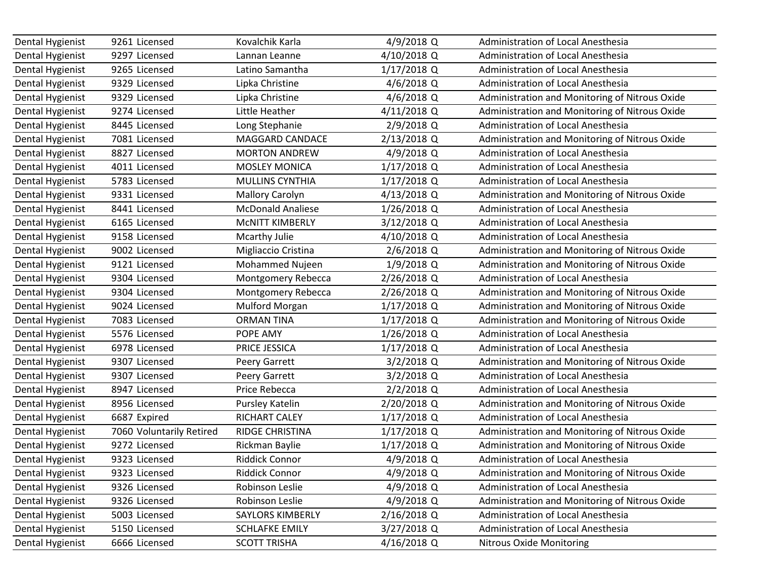| | | | | | |
|---|---|---|---|---|---|
| Dental Hygienist | 9261 | Licensed | Kovalchik Karla | 4/9/2018 Q | Administration of Local Anesthesia |
| Dental Hygienist | 9297 | Licensed | Lannan Leanne | 4/10/2018 Q | Administration of Local Anesthesia |
| Dental Hygienist | 9265 | Licensed | Latino Samantha | 1/17/2018 Q | Administration of Local Anesthesia |
| Dental Hygienist | 9329 | Licensed | Lipka Christine | 4/6/2018 Q | Administration of Local Anesthesia |
| Dental Hygienist | 9329 | Licensed | Lipka Christine | 4/6/2018 Q | Administration and Monitoring of Nitrous Oxide |
| Dental Hygienist | 9274 | Licensed | Little Heather | 4/11/2018 Q | Administration and Monitoring of Nitrous Oxide |
| Dental Hygienist | 8445 | Licensed | Long Stephanie | 2/9/2018 Q | Administration of Local Anesthesia |
| Dental Hygienist | 7081 | Licensed | MAGGARD CANDACE | 2/13/2018 Q | Administration and Monitoring of Nitrous Oxide |
| Dental Hygienist | 8827 | Licensed | MORTON ANDREW | 4/9/2018 Q | Administration of Local Anesthesia |
| Dental Hygienist | 4011 | Licensed | MOSLEY MONICA | 1/17/2018 Q | Administration of Local Anesthesia |
| Dental Hygienist | 5783 | Licensed | MULLINS CYNTHIA | 1/17/2018 Q | Administration of Local Anesthesia |
| Dental Hygienist | 9331 | Licensed | Mallory Carolyn | 4/13/2018 Q | Administration and Monitoring of Nitrous Oxide |
| Dental Hygienist | 8441 | Licensed | McDonald Analiese | 1/26/2018 Q | Administration of Local Anesthesia |
| Dental Hygienist | 6165 | Licensed | McNITT KIMBERLY | 3/12/2018 Q | Administration of Local Anesthesia |
| Dental Hygienist | 9158 | Licensed | Mcarthy Julie | 4/10/2018 Q | Administration of Local Anesthesia |
| Dental Hygienist | 9002 | Licensed | Migliaccio Cristina | 2/6/2018 Q | Administration and Monitoring of Nitrous Oxide |
| Dental Hygienist | 9121 | Licensed | Mohammed Nujeen | 1/9/2018 Q | Administration and Monitoring of Nitrous Oxide |
| Dental Hygienist | 9304 | Licensed | Montgomery Rebecca | 2/26/2018 Q | Administration of Local Anesthesia |
| Dental Hygienist | 9304 | Licensed | Montgomery Rebecca | 2/26/2018 Q | Administration and Monitoring of Nitrous Oxide |
| Dental Hygienist | 9024 | Licensed | Mulford Morgan | 1/17/2018 Q | Administration and Monitoring of Nitrous Oxide |
| Dental Hygienist | 7083 | Licensed | ORMAN TINA | 1/17/2018 Q | Administration and Monitoring of Nitrous Oxide |
| Dental Hygienist | 5576 | Licensed | POPE AMY | 1/26/2018 Q | Administration of Local Anesthesia |
| Dental Hygienist | 6978 | Licensed | PRICE JESSICA | 1/17/2018 Q | Administration of Local Anesthesia |
| Dental Hygienist | 9307 | Licensed | Peery Garrett | 3/2/2018 Q | Administration and Monitoring of Nitrous Oxide |
| Dental Hygienist | 9307 | Licensed | Peery Garrett | 3/2/2018 Q | Administration of Local Anesthesia |
| Dental Hygienist | 8947 | Licensed | Price Rebecca | 2/2/2018 Q | Administration of Local Anesthesia |
| Dental Hygienist | 8956 | Licensed | Pursley Katelin | 2/20/2018 Q | Administration and Monitoring of Nitrous Oxide |
| Dental Hygienist | 6687 | Expired | RICHART CALEY | 1/17/2018 Q | Administration of Local Anesthesia |
| Dental Hygienist | 7060 | Voluntarily Retired | RIDGE CHRISTINA | 1/17/2018 Q | Administration and Monitoring of Nitrous Oxide |
| Dental Hygienist | 9272 | Licensed | Rickman Baylie | 1/17/2018 Q | Administration and Monitoring of Nitrous Oxide |
| Dental Hygienist | 9323 | Licensed | Riddick Connor | 4/9/2018 Q | Administration of Local Anesthesia |
| Dental Hygienist | 9323 | Licensed | Riddick Connor | 4/9/2018 Q | Administration and Monitoring of Nitrous Oxide |
| Dental Hygienist | 9326 | Licensed | Robinson Leslie | 4/9/2018 Q | Administration of Local Anesthesia |
| Dental Hygienist | 9326 | Licensed | Robinson Leslie | 4/9/2018 Q | Administration and Monitoring of Nitrous Oxide |
| Dental Hygienist | 5003 | Licensed | SAYLORS KIMBERLY | 2/16/2018 Q | Administration of Local Anesthesia |
| Dental Hygienist | 5150 | Licensed | SCHLAFKE EMILY | 3/27/2018 Q | Administration of Local Anesthesia |
| Dental Hygienist | 6666 | Licensed | SCOTT TRISHA | 4/16/2018 Q | Nitrous Oxide Monitoring |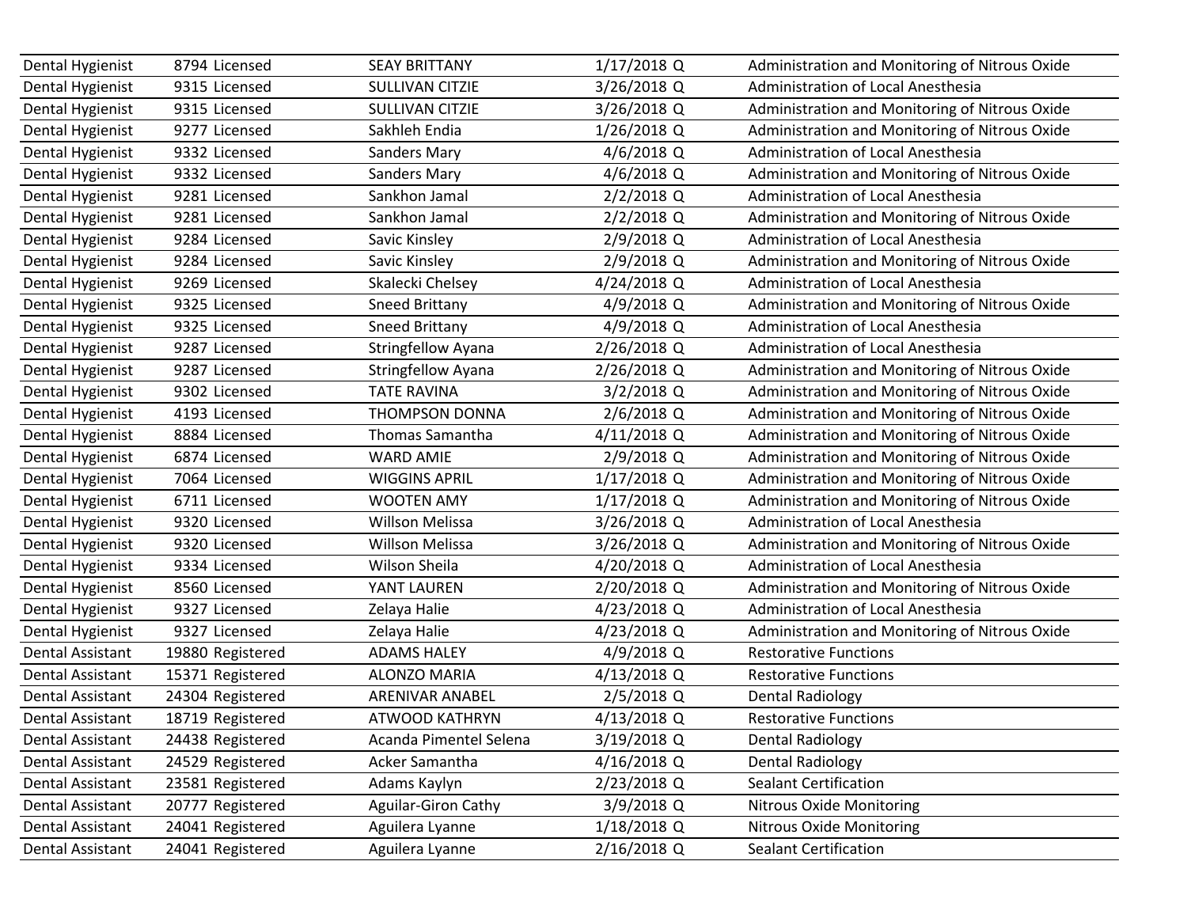| | | | | | |
|---|---|---|---|---|---|
| Dental Hygienist | 8794 | Licensed | SEAY BRITTANY | 1/17/2018 Q | Administration and Monitoring of Nitrous Oxide |
| Dental Hygienist | 9315 | Licensed | SULLIVAN CITZIE | 3/26/2018 Q | Administration of Local Anesthesia |
| Dental Hygienist | 9315 | Licensed | SULLIVAN CITZIE | 3/26/2018 Q | Administration and Monitoring of Nitrous Oxide |
| Dental Hygienist | 9277 | Licensed | Sakhleh Endia | 1/26/2018 Q | Administration and Monitoring of Nitrous Oxide |
| Dental Hygienist | 9332 | Licensed | Sanders Mary | 4/6/2018 Q | Administration of Local Anesthesia |
| Dental Hygienist | 9332 | Licensed | Sanders Mary | 4/6/2018 Q | Administration and Monitoring of Nitrous Oxide |
| Dental Hygienist | 9281 | Licensed | Sankhon Jamal | 2/2/2018 Q | Administration of Local Anesthesia |
| Dental Hygienist | 9281 | Licensed | Sankhon Jamal | 2/2/2018 Q | Administration and Monitoring of Nitrous Oxide |
| Dental Hygienist | 9284 | Licensed | Savic Kinsley | 2/9/2018 Q | Administration of Local Anesthesia |
| Dental Hygienist | 9284 | Licensed | Savic Kinsley | 2/9/2018 Q | Administration and Monitoring of Nitrous Oxide |
| Dental Hygienist | 9269 | Licensed | Skalecki Chelsey | 4/24/2018 Q | Administration of Local Anesthesia |
| Dental Hygienist | 9325 | Licensed | Sneed Brittany | 4/9/2018 Q | Administration and Monitoring of Nitrous Oxide |
| Dental Hygienist | 9325 | Licensed | Sneed Brittany | 4/9/2018 Q | Administration of Local Anesthesia |
| Dental Hygienist | 9287 | Licensed | Stringfellow Ayana | 2/26/2018 Q | Administration of Local Anesthesia |
| Dental Hygienist | 9287 | Licensed | Stringfellow Ayana | 2/26/2018 Q | Administration and Monitoring of Nitrous Oxide |
| Dental Hygienist | 9302 | Licensed | TATE RAVINA | 3/2/2018 Q | Administration and Monitoring of Nitrous Oxide |
| Dental Hygienist | 4193 | Licensed | THOMPSON DONNA | 2/6/2018 Q | Administration and Monitoring of Nitrous Oxide |
| Dental Hygienist | 8884 | Licensed | Thomas Samantha | 4/11/2018 Q | Administration and Monitoring of Nitrous Oxide |
| Dental Hygienist | 6874 | Licensed | WARD AMIE | 2/9/2018 Q | Administration and Monitoring of Nitrous Oxide |
| Dental Hygienist | 7064 | Licensed | WIGGINS APRIL | 1/17/2018 Q | Administration and Monitoring of Nitrous Oxide |
| Dental Hygienist | 6711 | Licensed | WOOTEN AMY | 1/17/2018 Q | Administration and Monitoring of Nitrous Oxide |
| Dental Hygienist | 9320 | Licensed | Willson Melissa | 3/26/2018 Q | Administration of Local Anesthesia |
| Dental Hygienist | 9320 | Licensed | Willson Melissa | 3/26/2018 Q | Administration and Monitoring of Nitrous Oxide |
| Dental Hygienist | 9334 | Licensed | Wilson Sheila | 4/20/2018 Q | Administration of Local Anesthesia |
| Dental Hygienist | 8560 | Licensed | YANT LAUREN | 2/20/2018 Q | Administration and Monitoring of Nitrous Oxide |
| Dental Hygienist | 9327 | Licensed | Zelaya Halie | 4/23/2018 Q | Administration of Local Anesthesia |
| Dental Hygienist | 9327 | Licensed | Zelaya Halie | 4/23/2018 Q | Administration and Monitoring of Nitrous Oxide |
| Dental Assistant | 19880 | Registered | ADAMS HALEY | 4/9/2018 Q | Restorative Functions |
| Dental Assistant | 15371 | Registered | ALONZO MARIA | 4/13/2018 Q | Restorative Functions |
| Dental Assistant | 24304 | Registered | ARENIVAR ANABEL | 2/5/2018 Q | Dental Radiology |
| Dental Assistant | 18719 | Registered | ATWOOD KATHRYN | 4/13/2018 Q | Restorative Functions |
| Dental Assistant | 24438 | Registered | Acanda Pimentel Selena | 3/19/2018 Q | Dental Radiology |
| Dental Assistant | 24529 | Registered | Acker Samantha | 4/16/2018 Q | Dental Radiology |
| Dental Assistant | 23581 | Registered | Adams Kaylyn | 2/23/2018 Q | Sealant Certification |
| Dental Assistant | 20777 | Registered | Aguilar-Giron Cathy | 3/9/2018 Q | Nitrous Oxide Monitoring |
| Dental Assistant | 24041 | Registered | Aguilera Lyanne | 1/18/2018 Q | Nitrous Oxide Monitoring |
| Dental Assistant | 24041 | Registered | Aguilera Lyanne | 2/16/2018 Q | Sealant Certification |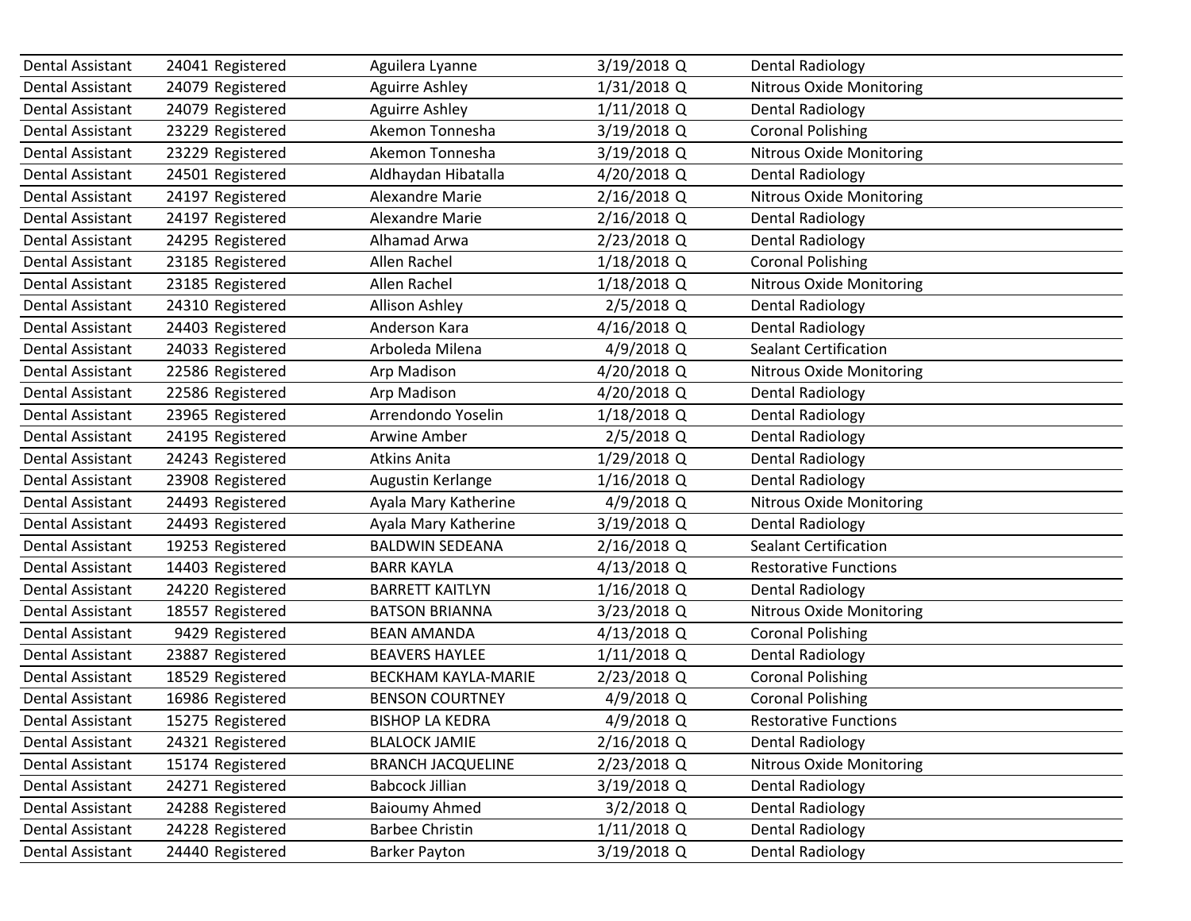| | | | | | |
|---|---|---|---|---|---|
| Dental Assistant | 24041 | Registered | Aguilera Lyanne | 3/19/2018 Q | Dental Radiology |
| Dental Assistant | 24079 | Registered | Aguirre Ashley | 1/31/2018 Q | Nitrous Oxide Monitoring |
| Dental Assistant | 24079 | Registered | Aguirre Ashley | 1/11/2018 Q | Dental Radiology |
| Dental Assistant | 23229 | Registered | Akemon Tonnesha | 3/19/2018 Q | Coronal Polishing |
| Dental Assistant | 23229 | Registered | Akemon Tonnesha | 3/19/2018 Q | Nitrous Oxide Monitoring |
| Dental Assistant | 24501 | Registered | Aldhaydan Hibatalla | 4/20/2018 Q | Dental Radiology |
| Dental Assistant | 24197 | Registered | Alexandre Marie | 2/16/2018 Q | Nitrous Oxide Monitoring |
| Dental Assistant | 24197 | Registered | Alexandre Marie | 2/16/2018 Q | Dental Radiology |
| Dental Assistant | 24295 | Registered | Alhamad Arwa | 2/23/2018 Q | Dental Radiology |
| Dental Assistant | 23185 | Registered | Allen Rachel | 1/18/2018 Q | Coronal Polishing |
| Dental Assistant | 23185 | Registered | Allen Rachel | 1/18/2018 Q | Nitrous Oxide Monitoring |
| Dental Assistant | 24310 | Registered | Allison Ashley | 2/5/2018 Q | Dental Radiology |
| Dental Assistant | 24403 | Registered | Anderson Kara | 4/16/2018 Q | Dental Radiology |
| Dental Assistant | 24033 | Registered | Arboleda Milena | 4/9/2018 Q | Sealant Certification |
| Dental Assistant | 22586 | Registered | Arp Madison | 4/20/2018 Q | Nitrous Oxide Monitoring |
| Dental Assistant | 22586 | Registered | Arp Madison | 4/20/2018 Q | Dental Radiology |
| Dental Assistant | 23965 | Registered | Arrendondo Yoselin | 1/18/2018 Q | Dental Radiology |
| Dental Assistant | 24195 | Registered | Arwine Amber | 2/5/2018 Q | Dental Radiology |
| Dental Assistant | 24243 | Registered | Atkins Anita | 1/29/2018 Q | Dental Radiology |
| Dental Assistant | 23908 | Registered | Augustin Kerlange | 1/16/2018 Q | Dental Radiology |
| Dental Assistant | 24493 | Registered | Ayala Mary Katherine | 4/9/2018 Q | Nitrous Oxide Monitoring |
| Dental Assistant | 24493 | Registered | Ayala Mary Katherine | 3/19/2018 Q | Dental Radiology |
| Dental Assistant | 19253 | Registered | BALDWIN SEDEANA | 2/16/2018 Q | Sealant Certification |
| Dental Assistant | 14403 | Registered | BARR KAYLA | 4/13/2018 Q | Restorative Functions |
| Dental Assistant | 24220 | Registered | BARRETT KAITLYN | 1/16/2018 Q | Dental Radiology |
| Dental Assistant | 18557 | Registered | BATSON BRIANNA | 3/23/2018 Q | Nitrous Oxide Monitoring |
| Dental Assistant | 9429 | Registered | BEAN AMANDA | 4/13/2018 Q | Coronal Polishing |
| Dental Assistant | 23887 | Registered | BEAVERS HAYLEE | 1/11/2018 Q | Dental Radiology |
| Dental Assistant | 18529 | Registered | BECKHAM KAYLA-MARIE | 2/23/2018 Q | Coronal Polishing |
| Dental Assistant | 16986 | Registered | BENSON COURTNEY | 4/9/2018 Q | Coronal Polishing |
| Dental Assistant | 15275 | Registered | BISHOP LA KEDRA | 4/9/2018 Q | Restorative Functions |
| Dental Assistant | 24321 | Registered | BLALOCK JAMIE | 2/16/2018 Q | Dental Radiology |
| Dental Assistant | 15174 | Registered | BRANCH JACQUELINE | 2/23/2018 Q | Nitrous Oxide Monitoring |
| Dental Assistant | 24271 | Registered | Babcock Jillian | 3/19/2018 Q | Dental Radiology |
| Dental Assistant | 24288 | Registered | Baioumy Ahmed | 3/2/2018 Q | Dental Radiology |
| Dental Assistant | 24228 | Registered | Barbee Christin | 1/11/2018 Q | Dental Radiology |
| Dental Assistant | 24440 | Registered | Barker Payton | 3/19/2018 Q | Dental Radiology |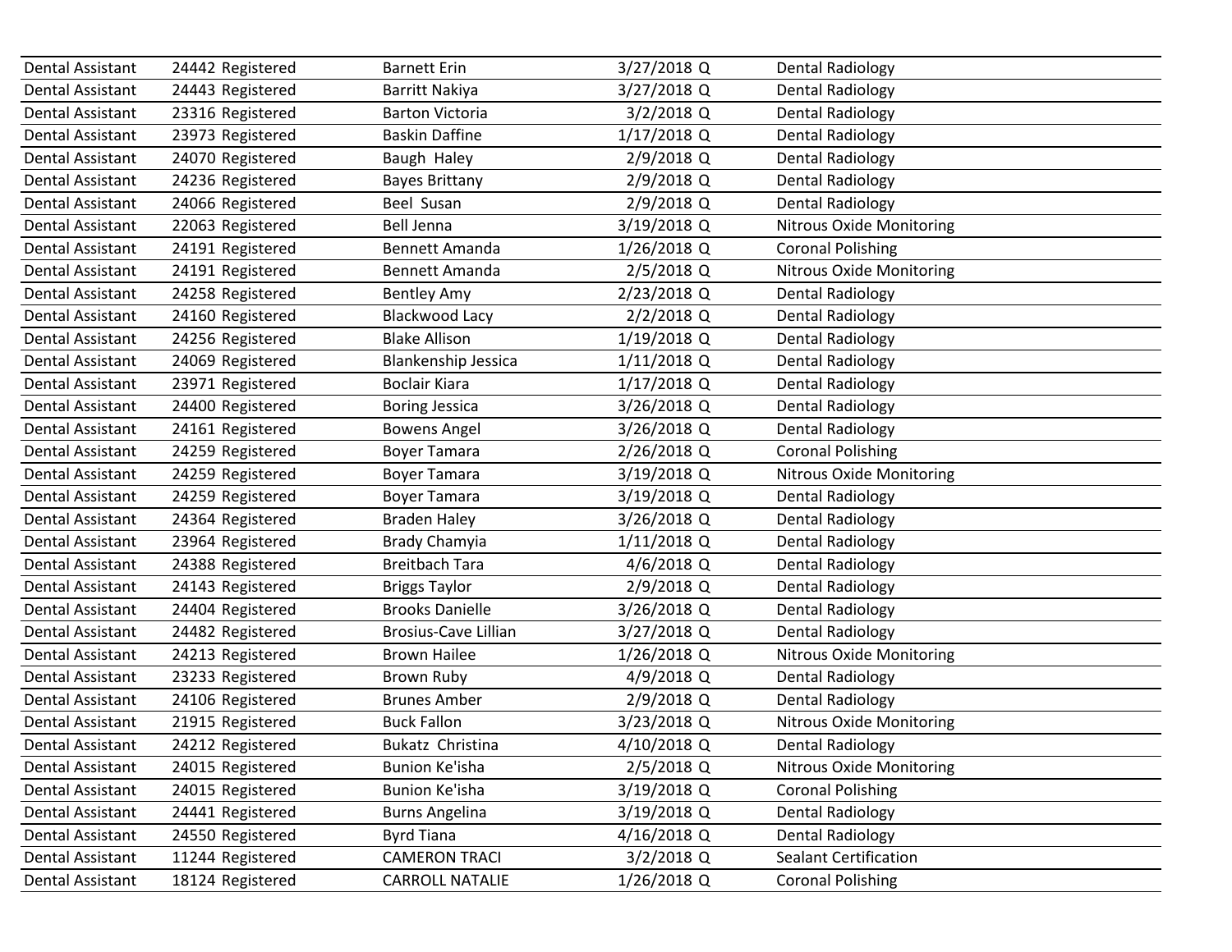| | | | | | |
|---|---|---|---|---|---|
| Dental Assistant | 24442 | Registered | Barnett Erin | 3/27/2018 Q | Dental Radiology |
| Dental Assistant | 24443 | Registered | Barritt Nakiya | 3/27/2018 Q | Dental Radiology |
| Dental Assistant | 23316 | Registered | Barton Victoria | 3/2/2018 Q | Dental Radiology |
| Dental Assistant | 23973 | Registered | Baskin Daffine | 1/17/2018 Q | Dental Radiology |
| Dental Assistant | 24070 | Registered | Baugh  Haley | 2/9/2018 Q | Dental Radiology |
| Dental Assistant | 24236 | Registered | Bayes Brittany | 2/9/2018 Q | Dental Radiology |
| Dental Assistant | 24066 | Registered | Beel  Susan | 2/9/2018 Q | Dental Radiology |
| Dental Assistant | 22063 | Registered | Bell Jenna | 3/19/2018 Q | Nitrous Oxide Monitoring |
| Dental Assistant | 24191 | Registered | Bennett Amanda | 1/26/2018 Q | Coronal Polishing |
| Dental Assistant | 24191 | Registered | Bennett Amanda | 2/5/2018 Q | Nitrous Oxide Monitoring |
| Dental Assistant | 24258 | Registered | Bentley Amy | 2/23/2018 Q | Dental Radiology |
| Dental Assistant | 24160 | Registered | Blackwood Lacy | 2/2/2018 Q | Dental Radiology |
| Dental Assistant | 24256 | Registered | Blake Allison | 1/19/2018 Q | Dental Radiology |
| Dental Assistant | 24069 | Registered | Blankenship Jessica | 1/11/2018 Q | Dental Radiology |
| Dental Assistant | 23971 | Registered | Boclair Kiara | 1/17/2018 Q | Dental Radiology |
| Dental Assistant | 24400 | Registered | Boring Jessica | 3/26/2018 Q | Dental Radiology |
| Dental Assistant | 24161 | Registered | Bowens Angel | 3/26/2018 Q | Dental Radiology |
| Dental Assistant | 24259 | Registered | Boyer Tamara | 2/26/2018 Q | Coronal Polishing |
| Dental Assistant | 24259 | Registered | Boyer Tamara | 3/19/2018 Q | Nitrous Oxide Monitoring |
| Dental Assistant | 24259 | Registered | Boyer Tamara | 3/19/2018 Q | Dental Radiology |
| Dental Assistant | 24364 | Registered | Braden Haley | 3/26/2018 Q | Dental Radiology |
| Dental Assistant | 23964 | Registered | Brady Chamyia | 1/11/2018 Q | Dental Radiology |
| Dental Assistant | 24388 | Registered | Breitbach Tara | 4/6/2018 Q | Dental Radiology |
| Dental Assistant | 24143 | Registered | Briggs Taylor | 2/9/2018 Q | Dental Radiology |
| Dental Assistant | 24404 | Registered | Brooks Danielle | 3/26/2018 Q | Dental Radiology |
| Dental Assistant | 24482 | Registered | Brosius-Cave Lillian | 3/27/2018 Q | Dental Radiology |
| Dental Assistant | 24213 | Registered | Brown Hailee | 1/26/2018 Q | Nitrous Oxide Monitoring |
| Dental Assistant | 23233 | Registered | Brown Ruby | 4/9/2018 Q | Dental Radiology |
| Dental Assistant | 24106 | Registered | Brunes Amber | 2/9/2018 Q | Dental Radiology |
| Dental Assistant | 21915 | Registered | Buck Fallon | 3/23/2018 Q | Nitrous Oxide Monitoring |
| Dental Assistant | 24212 | Registered | Bukatz  Christina | 4/10/2018 Q | Dental Radiology |
| Dental Assistant | 24015 | Registered | Bunion Ke'isha | 2/5/2018 Q | Nitrous Oxide Monitoring |
| Dental Assistant | 24015 | Registered | Bunion Ke'isha | 3/19/2018 Q | Coronal Polishing |
| Dental Assistant | 24441 | Registered | Burns Angelina | 3/19/2018 Q | Dental Radiology |
| Dental Assistant | 24550 | Registered | Byrd Tiana | 4/16/2018 Q | Dental Radiology |
| Dental Assistant | 11244 | Registered | CAMERON TRACI | 3/2/2018 Q | Sealant Certification |
| Dental Assistant | 18124 | Registered | CARROLL NATALIE | 1/26/2018 Q | Coronal Polishing |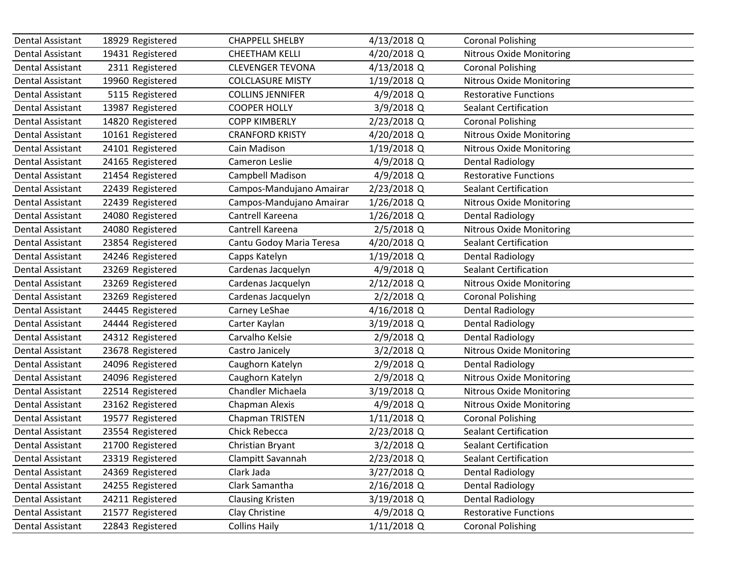| | | | | | |
|---|---|---|---|---|---|
| Dental Assistant | 18929 | Registered | CHAPPELL SHELBY | 4/13/2018 Q | Coronal Polishing |
| Dental Assistant | 19431 | Registered | CHEETHAM KELLI | 4/20/2018 Q | Nitrous Oxide Monitoring |
| Dental Assistant | 2311 | Registered | CLEVENGER TEVONA | 4/13/2018 Q | Coronal Polishing |
| Dental Assistant | 19960 | Registered | COLCLASURE MISTY | 1/19/2018 Q | Nitrous Oxide Monitoring |
| Dental Assistant | 5115 | Registered | COLLINS JENNIFER | 4/9/2018 Q | Restorative Functions |
| Dental Assistant | 13987 | Registered | COOPER HOLLY | 3/9/2018 Q | Sealant Certification |
| Dental Assistant | 14820 | Registered | COPP KIMBERLY | 2/23/2018 Q | Coronal Polishing |
| Dental Assistant | 10161 | Registered | CRANFORD KRISTY | 4/20/2018 Q | Nitrous Oxide Monitoring |
| Dental Assistant | 24101 | Registered | Cain Madison | 1/19/2018 Q | Nitrous Oxide Monitoring |
| Dental Assistant | 24165 | Registered | Cameron Leslie | 4/9/2018 Q | Dental Radiology |
| Dental Assistant | 21454 | Registered | Campbell Madison | 4/9/2018 Q | Restorative Functions |
| Dental Assistant | 22439 | Registered | Campos-Mandujano Amairar | 2/23/2018 Q | Sealant Certification |
| Dental Assistant | 22439 | Registered | Campos-Mandujano Amairar | 1/26/2018 Q | Nitrous Oxide Monitoring |
| Dental Assistant | 24080 | Registered | Cantrell Kareena | 1/26/2018 Q | Dental Radiology |
| Dental Assistant | 24080 | Registered | Cantrell Kareena | 2/5/2018 Q | Nitrous Oxide Monitoring |
| Dental Assistant | 23854 | Registered | Cantu Godoy Maria Teresa | 4/20/2018 Q | Sealant Certification |
| Dental Assistant | 24246 | Registered | Capps Katelyn | 1/19/2018 Q | Dental Radiology |
| Dental Assistant | 23269 | Registered | Cardenas Jacquelyn | 4/9/2018 Q | Sealant Certification |
| Dental Assistant | 23269 | Registered | Cardenas Jacquelyn | 2/12/2018 Q | Nitrous Oxide Monitoring |
| Dental Assistant | 23269 | Registered | Cardenas Jacquelyn | 2/2/2018 Q | Coronal Polishing |
| Dental Assistant | 24445 | Registered | Carney LeShae | 4/16/2018 Q | Dental Radiology |
| Dental Assistant | 24444 | Registered | Carter Kaylan | 3/19/2018 Q | Dental Radiology |
| Dental Assistant | 24312 | Registered | Carvalho Kelsie | 2/9/2018 Q | Dental Radiology |
| Dental Assistant | 23678 | Registered | Castro Janicely | 3/2/2018 Q | Nitrous Oxide Monitoring |
| Dental Assistant | 24096 | Registered | Caughorn Katelyn | 2/9/2018 Q | Dental Radiology |
| Dental Assistant | 24096 | Registered | Caughorn Katelyn | 2/9/2018 Q | Nitrous Oxide Monitoring |
| Dental Assistant | 22514 | Registered | Chandler Michaela | 3/19/2018 Q | Nitrous Oxide Monitoring |
| Dental Assistant | 23162 | Registered | Chapman Alexis | 4/9/2018 Q | Nitrous Oxide Monitoring |
| Dental Assistant | 19577 | Registered | Chapman TRISTEN | 1/11/2018 Q | Coronal Polishing |
| Dental Assistant | 23554 | Registered | Chick Rebecca | 2/23/2018 Q | Sealant Certification |
| Dental Assistant | 21700 | Registered | Christian Bryant | 3/2/2018 Q | Sealant Certification |
| Dental Assistant | 23319 | Registered | Clampitt Savannah | 2/23/2018 Q | Sealant Certification |
| Dental Assistant | 24369 | Registered | Clark Jada | 3/27/2018 Q | Dental Radiology |
| Dental Assistant | 24255 | Registered | Clark Samantha | 2/16/2018 Q | Dental Radiology |
| Dental Assistant | 24211 | Registered | Clausing Kristen | 3/19/2018 Q | Dental Radiology |
| Dental Assistant | 21577 | Registered | Clay Christine | 4/9/2018 Q | Restorative Functions |
| Dental Assistant | 22843 | Registered | Collins Haily | 1/11/2018 Q | Coronal Polishing |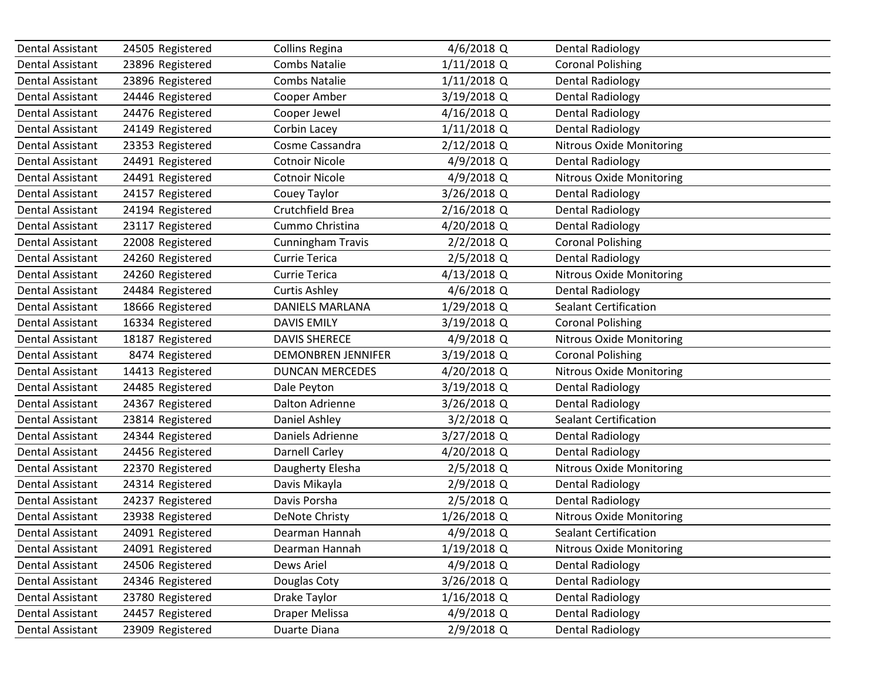| | | | | | | |
|---|---|---|---|---|---|---|
| Dental Assistant | 24505 | Registered | Collins Regina | 4/6/2018 | Q | Dental Radiology |
| Dental Assistant | 23896 | Registered | Combs Natalie | 1/11/2018 | Q | Coronal Polishing |
| Dental Assistant | 23896 | Registered | Combs Natalie | 1/11/2018 | Q | Dental Radiology |
| Dental Assistant | 24446 | Registered | Cooper Amber | 3/19/2018 | Q | Dental Radiology |
| Dental Assistant | 24476 | Registered | Cooper Jewel | 4/16/2018 | Q | Dental Radiology |
| Dental Assistant | 24149 | Registered | Corbin Lacey | 1/11/2018 | Q | Dental Radiology |
| Dental Assistant | 23353 | Registered | Cosme Cassandra | 2/12/2018 | Q | Nitrous Oxide Monitoring |
| Dental Assistant | 24491 | Registered | Cotnoir Nicole | 4/9/2018 | Q | Dental Radiology |
| Dental Assistant | 24491 | Registered | Cotnoir Nicole | 4/9/2018 | Q | Nitrous Oxide Monitoring |
| Dental Assistant | 24157 | Registered | Couey Taylor | 3/26/2018 | Q | Dental Radiology |
| Dental Assistant | 24194 | Registered | Crutchfield Brea | 2/16/2018 | Q | Dental Radiology |
| Dental Assistant | 23117 | Registered | Cummo Christina | 4/20/2018 | Q | Dental Radiology |
| Dental Assistant | 22008 | Registered | Cunningham Travis | 2/2/2018 | Q | Coronal Polishing |
| Dental Assistant | 24260 | Registered | Currie Terica | 2/5/2018 | Q | Dental Radiology |
| Dental Assistant | 24260 | Registered | Currie Terica | 4/13/2018 | Q | Nitrous Oxide Monitoring |
| Dental Assistant | 24484 | Registered | Curtis Ashley | 4/6/2018 | Q | Dental Radiology |
| Dental Assistant | 18666 | Registered | DANIELS MARLANA | 1/29/2018 | Q | Sealant Certification |
| Dental Assistant | 16334 | Registered | DAVIS EMILY | 3/19/2018 | Q | Coronal Polishing |
| Dental Assistant | 18187 | Registered | DAVIS SHERECE | 4/9/2018 | Q | Nitrous Oxide Monitoring |
| Dental Assistant | 8474 | Registered | DEMONBREN JENNIFER | 3/19/2018 | Q | Coronal Polishing |
| Dental Assistant | 14413 | Registered | DUNCAN MERCEDES | 4/20/2018 | Q | Nitrous Oxide Monitoring |
| Dental Assistant | 24485 | Registered | Dale Peyton | 3/19/2018 | Q | Dental Radiology |
| Dental Assistant | 24367 | Registered | Dalton Adrienne | 3/26/2018 | Q | Dental Radiology |
| Dental Assistant | 23814 | Registered | Daniel Ashley | 3/2/2018 | Q | Sealant Certification |
| Dental Assistant | 24344 | Registered | Daniels Adrienne | 3/27/2018 | Q | Dental Radiology |
| Dental Assistant | 24456 | Registered | Darnell Carley | 4/20/2018 | Q | Dental Radiology |
| Dental Assistant | 22370 | Registered | Daugherty Elesha | 2/5/2018 | Q | Nitrous Oxide Monitoring |
| Dental Assistant | 24314 | Registered | Davis Mikayla | 2/9/2018 | Q | Dental Radiology |
| Dental Assistant | 24237 | Registered | Davis Porsha | 2/5/2018 | Q | Dental Radiology |
| Dental Assistant | 23938 | Registered | DeNote Christy | 1/26/2018 | Q | Nitrous Oxide Monitoring |
| Dental Assistant | 24091 | Registered | Dearman Hannah | 4/9/2018 | Q | Sealant Certification |
| Dental Assistant | 24091 | Registered | Dearman Hannah | 1/19/2018 | Q | Nitrous Oxide Monitoring |
| Dental Assistant | 24506 | Registered | Dews Ariel | 4/9/2018 | Q | Dental Radiology |
| Dental Assistant | 24346 | Registered | Douglas Coty | 3/26/2018 | Q | Dental Radiology |
| Dental Assistant | 23780 | Registered | Drake Taylor | 1/16/2018 | Q | Dental Radiology |
| Dental Assistant | 24457 | Registered | Draper Melissa | 4/9/2018 | Q | Dental Radiology |
| Dental Assistant | 23909 | Registered | Duarte Diana | 2/9/2018 | Q | Dental Radiology |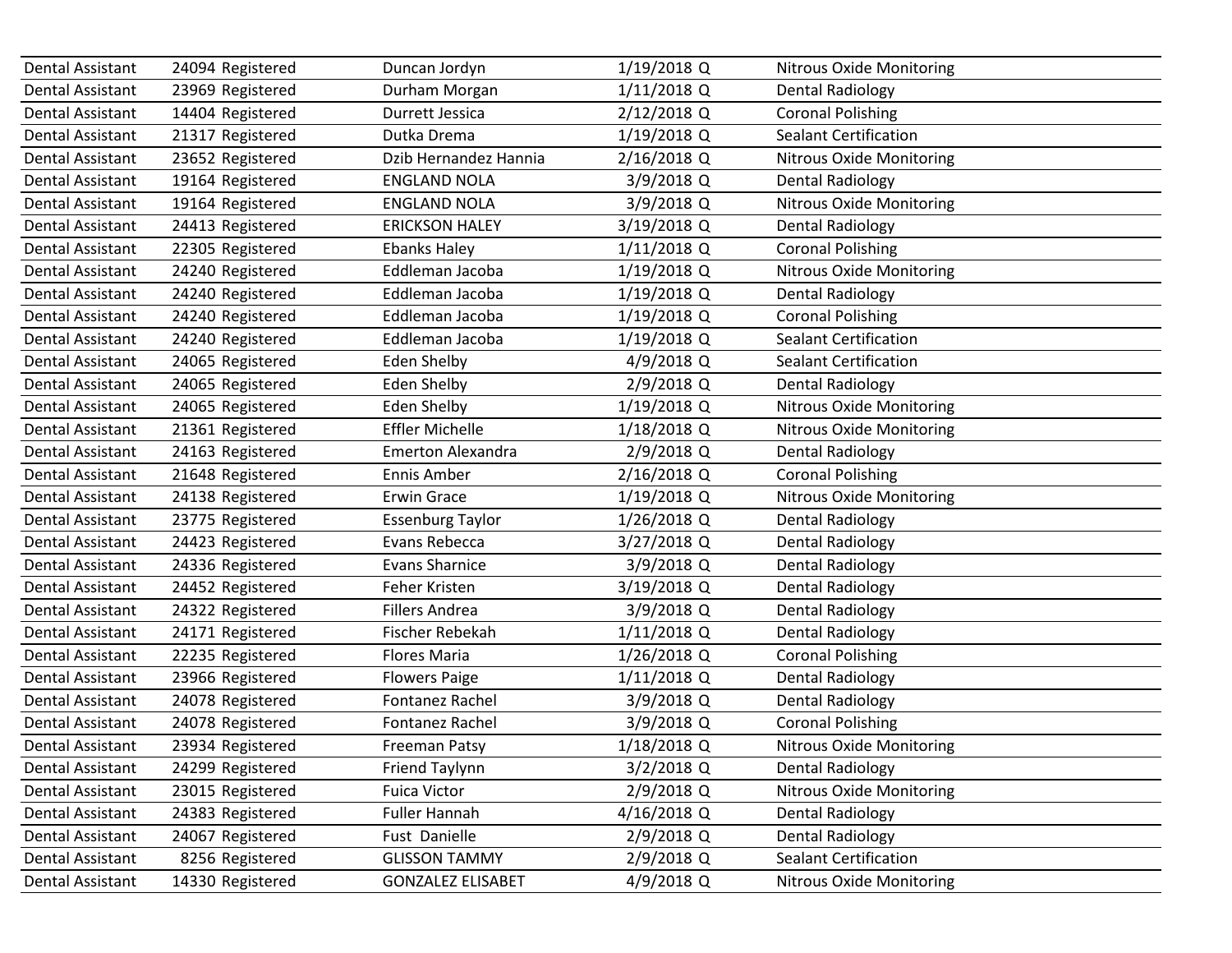| | | | | |
|---|---|---|---|---|
| Dental Assistant | 24094 Registered | Duncan Jordyn | 1/19/2018 Q | Nitrous Oxide Monitoring |
| Dental Assistant | 23969 Registered | Durham Morgan | 1/11/2018 Q | Dental Radiology |
| Dental Assistant | 14404 Registered | Durrett Jessica | 2/12/2018 Q | Coronal Polishing |
| Dental Assistant | 21317 Registered | Dutka Drema | 1/19/2018 Q | Sealant Certification |
| Dental Assistant | 23652 Registered | Dzib Hernandez Hannia | 2/16/2018 Q | Nitrous Oxide Monitoring |
| Dental Assistant | 19164 Registered | ENGLAND NOLA | 3/9/2018 Q | Dental Radiology |
| Dental Assistant | 19164 Registered | ENGLAND NOLA | 3/9/2018 Q | Nitrous Oxide Monitoring |
| Dental Assistant | 24413 Registered | ERICKSON HALEY | 3/19/2018 Q | Dental Radiology |
| Dental Assistant | 22305 Registered | Ebanks Haley | 1/11/2018 Q | Coronal Polishing |
| Dental Assistant | 24240 Registered | Eddleman Jacoba | 1/19/2018 Q | Nitrous Oxide Monitoring |
| Dental Assistant | 24240 Registered | Eddleman Jacoba | 1/19/2018 Q | Dental Radiology |
| Dental Assistant | 24240 Registered | Eddleman Jacoba | 1/19/2018 Q | Coronal Polishing |
| Dental Assistant | 24240 Registered | Eddleman Jacoba | 1/19/2018 Q | Sealant Certification |
| Dental Assistant | 24065 Registered | Eden Shelby | 4/9/2018 Q | Sealant Certification |
| Dental Assistant | 24065 Registered | Eden Shelby | 2/9/2018 Q | Dental Radiology |
| Dental Assistant | 24065 Registered | Eden Shelby | 1/19/2018 Q | Nitrous Oxide Monitoring |
| Dental Assistant | 21361 Registered | Effler Michelle | 1/18/2018 Q | Nitrous Oxide Monitoring |
| Dental Assistant | 24163 Registered | Emerton Alexandra | 2/9/2018 Q | Dental Radiology |
| Dental Assistant | 21648 Registered | Ennis Amber | 2/16/2018 Q | Coronal Polishing |
| Dental Assistant | 24138 Registered | Erwin Grace | 1/19/2018 Q | Nitrous Oxide Monitoring |
| Dental Assistant | 23775 Registered | Essenburg Taylor | 1/26/2018 Q | Dental Radiology |
| Dental Assistant | 24423 Registered | Evans Rebecca | 3/27/2018 Q | Dental Radiology |
| Dental Assistant | 24336 Registered | Evans Sharnice | 3/9/2018 Q | Dental Radiology |
| Dental Assistant | 24452 Registered | Feher Kristen | 3/19/2018 Q | Dental Radiology |
| Dental Assistant | 24322 Registered | Fillers Andrea | 3/9/2018 Q | Dental Radiology |
| Dental Assistant | 24171 Registered | Fischer Rebekah | 1/11/2018 Q | Dental Radiology |
| Dental Assistant | 22235 Registered | Flores Maria | 1/26/2018 Q | Coronal Polishing |
| Dental Assistant | 23966 Registered | Flowers Paige | 1/11/2018 Q | Dental Radiology |
| Dental Assistant | 24078 Registered | Fontanez Rachel | 3/9/2018 Q | Dental Radiology |
| Dental Assistant | 24078 Registered | Fontanez Rachel | 3/9/2018 Q | Coronal Polishing |
| Dental Assistant | 23934 Registered | Freeman Patsy | 1/18/2018 Q | Nitrous Oxide Monitoring |
| Dental Assistant | 24299 Registered | Friend Taylynn | 3/2/2018 Q | Dental Radiology |
| Dental Assistant | 23015 Registered | Fuica Victor | 2/9/2018 Q | Nitrous Oxide Monitoring |
| Dental Assistant | 24383 Registered | Fuller Hannah | 4/16/2018 Q | Dental Radiology |
| Dental Assistant | 24067 Registered | Fust Danielle | 2/9/2018 Q | Dental Radiology |
| Dental Assistant | 8256 Registered | GLISSON TAMMY | 2/9/2018 Q | Sealant Certification |
| Dental Assistant | 14330 Registered | GONZALEZ ELISABET | 4/9/2018 Q | Nitrous Oxide Monitoring |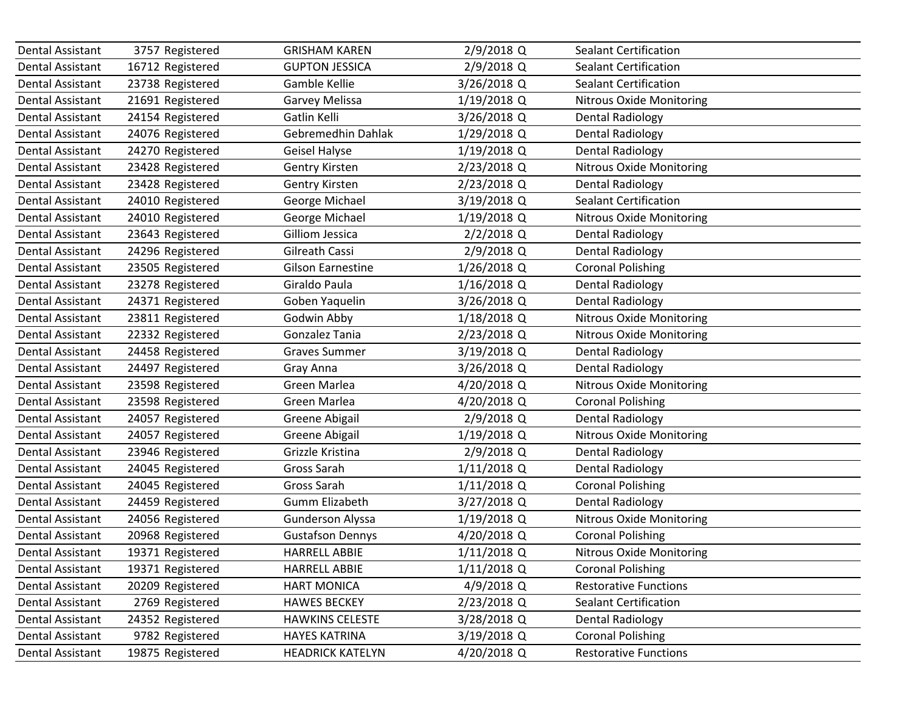| Dental Assistant | 3757 Registered | GRISHAM KAREN | 2/9/2018 Q | Sealant Certification |
|---|---|---|---|---|
| Dental Assistant | 16712 Registered | GUPTON JESSICA | 2/9/2018 Q | Sealant Certification |
| Dental Assistant | 23738 Registered | Gamble Kellie | 3/26/2018 Q | Sealant Certification |
| Dental Assistant | 21691 Registered | Garvey Melissa | 1/19/2018 Q | Nitrous Oxide Monitoring |
| Dental Assistant | 24154 Registered | Gatlin Kelli | 3/26/2018 Q | Dental Radiology |
| Dental Assistant | 24076 Registered | Gebremedhin Dahlak | 1/29/2018 Q | Dental Radiology |
| Dental Assistant | 24270 Registered | Geisel Halyse | 1/19/2018 Q | Dental Radiology |
| Dental Assistant | 23428 Registered | Gentry Kirsten | 2/23/2018 Q | Nitrous Oxide Monitoring |
| Dental Assistant | 23428 Registered | Gentry Kirsten | 2/23/2018 Q | Dental Radiology |
| Dental Assistant | 24010 Registered | George Michael | 3/19/2018 Q | Sealant Certification |
| Dental Assistant | 24010 Registered | George Michael | 1/19/2018 Q | Nitrous Oxide Monitoring |
| Dental Assistant | 23643 Registered | Gilliom Jessica | 2/2/2018 Q | Dental Radiology |
| Dental Assistant | 24296 Registered | Gilreath Cassi | 2/9/2018 Q | Dental Radiology |
| Dental Assistant | 23505 Registered | Gilson Earnestine | 1/26/2018 Q | Coronal Polishing |
| Dental Assistant | 23278 Registered | Giraldo Paula | 1/16/2018 Q | Dental Radiology |
| Dental Assistant | 24371 Registered | Goben Yaquelin | 3/26/2018 Q | Dental Radiology |
| Dental Assistant | 23811 Registered | Godwin Abby | 1/18/2018 Q | Nitrous Oxide Monitoring |
| Dental Assistant | 22332 Registered | Gonzalez Tania | 2/23/2018 Q | Nitrous Oxide Monitoring |
| Dental Assistant | 24458 Registered | Graves Summer | 3/19/2018 Q | Dental Radiology |
| Dental Assistant | 24497 Registered | Gray Anna | 3/26/2018 Q | Dental Radiology |
| Dental Assistant | 23598 Registered | Green Marlea | 4/20/2018 Q | Nitrous Oxide Monitoring |
| Dental Assistant | 23598 Registered | Green Marlea | 4/20/2018 Q | Coronal Polishing |
| Dental Assistant | 24057 Registered | Greene Abigail | 2/9/2018 Q | Dental Radiology |
| Dental Assistant | 24057 Registered | Greene Abigail | 1/19/2018 Q | Nitrous Oxide Monitoring |
| Dental Assistant | 23946 Registered | Grizzle Kristina | 2/9/2018 Q | Dental Radiology |
| Dental Assistant | 24045 Registered | Gross Sarah | 1/11/2018 Q | Dental Radiology |
| Dental Assistant | 24045 Registered | Gross Sarah | 1/11/2018 Q | Coronal Polishing |
| Dental Assistant | 24459 Registered | Gumm Elizabeth | 3/27/2018 Q | Dental Radiology |
| Dental Assistant | 24056 Registered | Gunderson Alyssa | 1/19/2018 Q | Nitrous Oxide Monitoring |
| Dental Assistant | 20968 Registered | Gustafson Dennys | 4/20/2018 Q | Coronal Polishing |
| Dental Assistant | 19371 Registered | HARRELL ABBIE | 1/11/2018 Q | Nitrous Oxide Monitoring |
| Dental Assistant | 19371 Registered | HARRELL ABBIE | 1/11/2018 Q | Coronal Polishing |
| Dental Assistant | 20209 Registered | HART MONICA | 4/9/2018 Q | Restorative Functions |
| Dental Assistant | 2769 Registered | HAWES BECKEY | 2/23/2018 Q | Sealant Certification |
| Dental Assistant | 24352 Registered | HAWKINS CELESTE | 3/28/2018 Q | Dental Radiology |
| Dental Assistant | 9782 Registered | HAYES KATRINA | 3/19/2018 Q | Coronal Polishing |
| Dental Assistant | 19875 Registered | HEADRICK KATELYN | 4/20/2018 Q | Restorative Functions |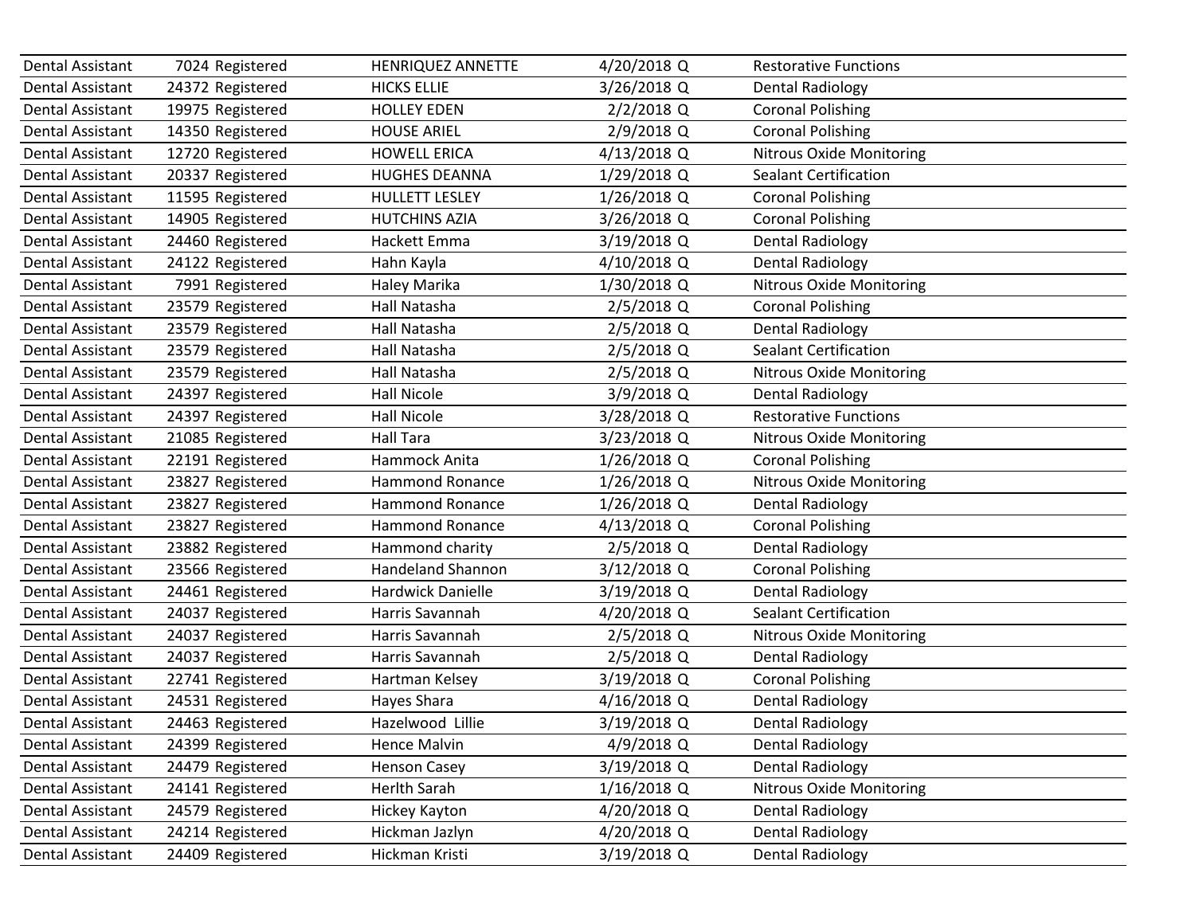| | | | | |
|---|---|---|---|---|
| Dental Assistant | 7024 Registered | HENRIQUEZ ANNETTE | 4/20/2018 Q | Restorative Functions |
| Dental Assistant | 24372 Registered | HICKS ELLIE | 3/26/2018 Q | Dental Radiology |
| Dental Assistant | 19975 Registered | HOLLEY EDEN | 2/2/2018 Q | Coronal Polishing |
| Dental Assistant | 14350 Registered | HOUSE ARIEL | 2/9/2018 Q | Coronal Polishing |
| Dental Assistant | 12720 Registered | HOWELL ERICA | 4/13/2018 Q | Nitrous Oxide Monitoring |
| Dental Assistant | 20337 Registered | HUGHES DEANNA | 1/29/2018 Q | Sealant Certification |
| Dental Assistant | 11595 Registered | HULLETT LESLEY | 1/26/2018 Q | Coronal Polishing |
| Dental Assistant | 14905 Registered | HUTCHINS AZIA | 3/26/2018 Q | Coronal Polishing |
| Dental Assistant | 24460 Registered | Hackett Emma | 3/19/2018 Q | Dental Radiology |
| Dental Assistant | 24122 Registered | Hahn Kayla | 4/10/2018 Q | Dental Radiology |
| Dental Assistant | 7991 Registered | Haley Marika | 1/30/2018 Q | Nitrous Oxide Monitoring |
| Dental Assistant | 23579 Registered | Hall Natasha | 2/5/2018 Q | Coronal Polishing |
| Dental Assistant | 23579 Registered | Hall Natasha | 2/5/2018 Q | Dental Radiology |
| Dental Assistant | 23579 Registered | Hall Natasha | 2/5/2018 Q | Sealant Certification |
| Dental Assistant | 23579 Registered | Hall Natasha | 2/5/2018 Q | Nitrous Oxide Monitoring |
| Dental Assistant | 24397 Registered | Hall Nicole | 3/9/2018 Q | Dental Radiology |
| Dental Assistant | 24397 Registered | Hall Nicole | 3/28/2018 Q | Restorative Functions |
| Dental Assistant | 21085 Registered | Hall Tara | 3/23/2018 Q | Nitrous Oxide Monitoring |
| Dental Assistant | 22191 Registered | Hammock Anita | 1/26/2018 Q | Coronal Polishing |
| Dental Assistant | 23827 Registered | Hammond Ronance | 1/26/2018 Q | Nitrous Oxide Monitoring |
| Dental Assistant | 23827 Registered | Hammond Ronance | 1/26/2018 Q | Dental Radiology |
| Dental Assistant | 23827 Registered | Hammond Ronance | 4/13/2018 Q | Coronal Polishing |
| Dental Assistant | 23882 Registered | Hammond charity | 2/5/2018 Q | Dental Radiology |
| Dental Assistant | 23566 Registered | Handeland Shannon | 3/12/2018 Q | Coronal Polishing |
| Dental Assistant | 24461 Registered | Hardwick Danielle | 3/19/2018 Q | Dental Radiology |
| Dental Assistant | 24037 Registered | Harris Savannah | 4/20/2018 Q | Sealant Certification |
| Dental Assistant | 24037 Registered | Harris Savannah | 2/5/2018 Q | Nitrous Oxide Monitoring |
| Dental Assistant | 24037 Registered | Harris Savannah | 2/5/2018 Q | Dental Radiology |
| Dental Assistant | 22741 Registered | Hartman Kelsey | 3/19/2018 Q | Coronal Polishing |
| Dental Assistant | 24531 Registered | Hayes Shara | 4/16/2018 Q | Dental Radiology |
| Dental Assistant | 24463 Registered | Hazelwood Lillie | 3/19/2018 Q | Dental Radiology |
| Dental Assistant | 24399 Registered | Hence Malvin | 4/9/2018 Q | Dental Radiology |
| Dental Assistant | 24479 Registered | Henson Casey | 3/19/2018 Q | Dental Radiology |
| Dental Assistant | 24141 Registered | Herlth Sarah | 1/16/2018 Q | Nitrous Oxide Monitoring |
| Dental Assistant | 24579 Registered | Hickey Kayton | 4/20/2018 Q | Dental Radiology |
| Dental Assistant | 24214 Registered | Hickman Jazlyn | 4/20/2018 Q | Dental Radiology |
| Dental Assistant | 24409 Registered | Hickman Kristi | 3/19/2018 Q | Dental Radiology |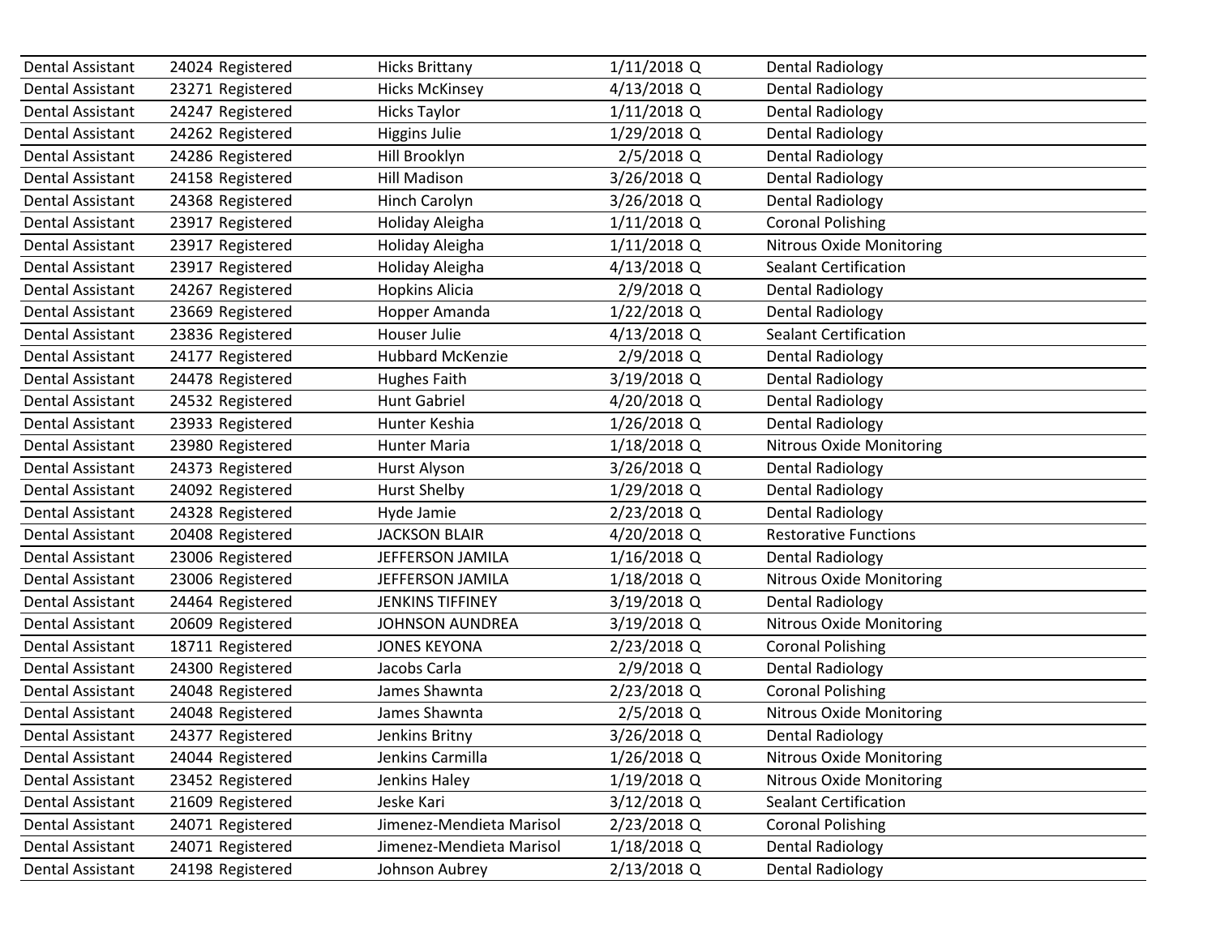| | | | | | |
|---|---|---|---|---|---|
| Dental Assistant | 24024 | Registered | Hicks Brittany | 1/11/2018 Q | Dental Radiology |
| Dental Assistant | 23271 | Registered | Hicks McKinsey | 4/13/2018 Q | Dental Radiology |
| Dental Assistant | 24247 | Registered | Hicks Taylor | 1/11/2018 Q | Dental Radiology |
| Dental Assistant | 24262 | Registered | Higgins Julie | 1/29/2018 Q | Dental Radiology |
| Dental Assistant | 24286 | Registered | Hill Brooklyn | 2/5/2018 Q | Dental Radiology |
| Dental Assistant | 24158 | Registered | Hill Madison | 3/26/2018 Q | Dental Radiology |
| Dental Assistant | 24368 | Registered | Hinch Carolyn | 3/26/2018 Q | Dental Radiology |
| Dental Assistant | 23917 | Registered | Holiday Aleigha | 1/11/2018 Q | Coronal Polishing |
| Dental Assistant | 23917 | Registered | Holiday Aleigha | 1/11/2018 Q | Nitrous Oxide Monitoring |
| Dental Assistant | 23917 | Registered | Holiday Aleigha | 4/13/2018 Q | Sealant Certification |
| Dental Assistant | 24267 | Registered | Hopkins Alicia | 2/9/2018 Q | Dental Radiology |
| Dental Assistant | 23669 | Registered | Hopper Amanda | 1/22/2018 Q | Dental Radiology |
| Dental Assistant | 23836 | Registered | Houser Julie | 4/13/2018 Q | Sealant Certification |
| Dental Assistant | 24177 | Registered | Hubbard McKenzie | 2/9/2018 Q | Dental Radiology |
| Dental Assistant | 24478 | Registered | Hughes Faith | 3/19/2018 Q | Dental Radiology |
| Dental Assistant | 24532 | Registered | Hunt Gabriel | 4/20/2018 Q | Dental Radiology |
| Dental Assistant | 23933 | Registered | Hunter Keshia | 1/26/2018 Q | Dental Radiology |
| Dental Assistant | 23980 | Registered | Hunter Maria | 1/18/2018 Q | Nitrous Oxide Monitoring |
| Dental Assistant | 24373 | Registered | Hurst Alyson | 3/26/2018 Q | Dental Radiology |
| Dental Assistant | 24092 | Registered | Hurst Shelby | 1/29/2018 Q | Dental Radiology |
| Dental Assistant | 24328 | Registered | Hyde Jamie | 2/23/2018 Q | Dental Radiology |
| Dental Assistant | 20408 | Registered | JACKSON BLAIR | 4/20/2018 Q | Restorative Functions |
| Dental Assistant | 23006 | Registered | JEFFERSON JAMILA | 1/16/2018 Q | Dental Radiology |
| Dental Assistant | 23006 | Registered | JEFFERSON JAMILA | 1/18/2018 Q | Nitrous Oxide Monitoring |
| Dental Assistant | 24464 | Registered | JENKINS TIFFINEY | 3/19/2018 Q | Dental Radiology |
| Dental Assistant | 20609 | Registered | JOHNSON AUNDREA | 3/19/2018 Q | Nitrous Oxide Monitoring |
| Dental Assistant | 18711 | Registered | JONES KEYONA | 2/23/2018 Q | Coronal Polishing |
| Dental Assistant | 24300 | Registered | Jacobs Carla | 2/9/2018 Q | Dental Radiology |
| Dental Assistant | 24048 | Registered | James Shawnta | 2/23/2018 Q | Coronal Polishing |
| Dental Assistant | 24048 | Registered | James Shawnta | 2/5/2018 Q | Nitrous Oxide Monitoring |
| Dental Assistant | 24377 | Registered | Jenkins Britny | 3/26/2018 Q | Dental Radiology |
| Dental Assistant | 24044 | Registered | Jenkins Carmilla | 1/26/2018 Q | Nitrous Oxide Monitoring |
| Dental Assistant | 23452 | Registered | Jenkins Haley | 1/19/2018 Q | Nitrous Oxide Monitoring |
| Dental Assistant | 21609 | Registered | Jeske Kari | 3/12/2018 Q | Sealant Certification |
| Dental Assistant | 24071 | Registered | Jimenez-Mendieta Marisol | 2/23/2018 Q | Coronal Polishing |
| Dental Assistant | 24071 | Registered | Jimenez-Mendieta Marisol | 1/18/2018 Q | Dental Radiology |
| Dental Assistant | 24198 | Registered | Johnson Aubrey | 2/13/2018 Q | Dental Radiology |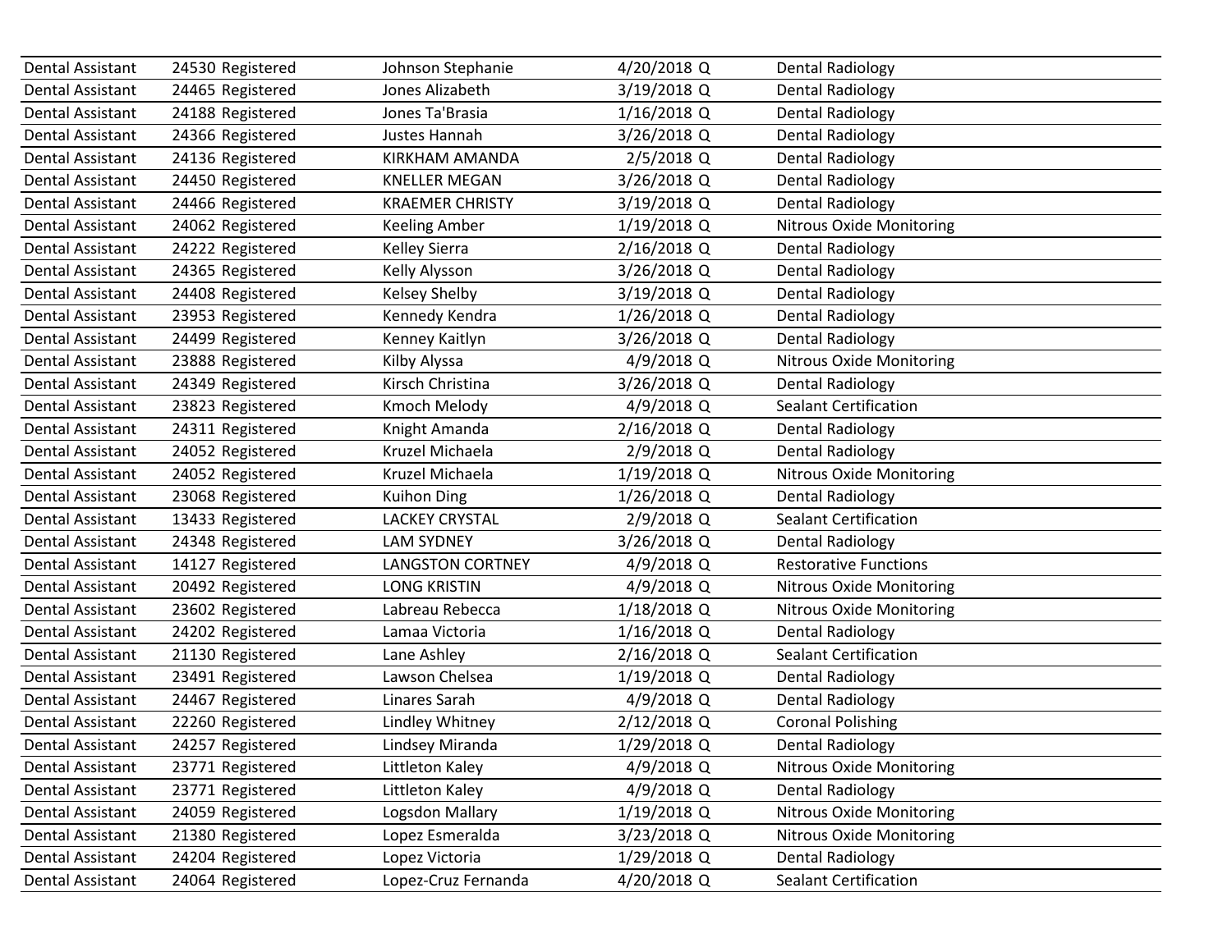| | | | | | |
|---|---|---|---|---|---|
| Dental Assistant | 24530 | Registered | Johnson Stephanie | 4/20/2018 Q | Dental Radiology |
| Dental Assistant | 24465 | Registered | Jones Alizabeth | 3/19/2018 Q | Dental Radiology |
| Dental Assistant | 24188 | Registered | Jones Ta'Brasia | 1/16/2018 Q | Dental Radiology |
| Dental Assistant | 24366 | Registered | Justes Hannah | 3/26/2018 Q | Dental Radiology |
| Dental Assistant | 24136 | Registered | KIRKHAM AMANDA | 2/5/2018 Q | Dental Radiology |
| Dental Assistant | 24450 | Registered | KNELLER MEGAN | 3/26/2018 Q | Dental Radiology |
| Dental Assistant | 24466 | Registered | KRAEMER CHRISTY | 3/19/2018 Q | Dental Radiology |
| Dental Assistant | 24062 | Registered | Keeling Amber | 1/19/2018 Q | Nitrous Oxide Monitoring |
| Dental Assistant | 24222 | Registered | Kelley Sierra | 2/16/2018 Q | Dental Radiology |
| Dental Assistant | 24365 | Registered | Kelly Alysson | 3/26/2018 Q | Dental Radiology |
| Dental Assistant | 24408 | Registered | Kelsey Shelby | 3/19/2018 Q | Dental Radiology |
| Dental Assistant | 23953 | Registered | Kennedy Kendra | 1/26/2018 Q | Dental Radiology |
| Dental Assistant | 24499 | Registered | Kenney Kaitlyn | 3/26/2018 Q | Dental Radiology |
| Dental Assistant | 23888 | Registered | Kilby Alyssa | 4/9/2018 Q | Nitrous Oxide Monitoring |
| Dental Assistant | 24349 | Registered | Kirsch Christina | 3/26/2018 Q | Dental Radiology |
| Dental Assistant | 23823 | Registered | Kmoch Melody | 4/9/2018 Q | Sealant Certification |
| Dental Assistant | 24311 | Registered | Knight Amanda | 2/16/2018 Q | Dental Radiology |
| Dental Assistant | 24052 | Registered | Kruzel Michaela | 2/9/2018 Q | Dental Radiology |
| Dental Assistant | 24052 | Registered | Kruzel Michaela | 1/19/2018 Q | Nitrous Oxide Monitoring |
| Dental Assistant | 23068 | Registered | Kuihon Ding | 1/26/2018 Q | Dental Radiology |
| Dental Assistant | 13433 | Registered | LACKEY CRYSTAL | 2/9/2018 Q | Sealant Certification |
| Dental Assistant | 24348 | Registered | LAM SYDNEY | 3/26/2018 Q | Dental Radiology |
| Dental Assistant | 14127 | Registered | LANGSTON CORTNEY | 4/9/2018 Q | Restorative Functions |
| Dental Assistant | 20492 | Registered | LONG KRISTIN | 4/9/2018 Q | Nitrous Oxide Monitoring |
| Dental Assistant | 23602 | Registered | Labreau Rebecca | 1/18/2018 Q | Nitrous Oxide Monitoring |
| Dental Assistant | 24202 | Registered | Lamaa Victoria | 1/16/2018 Q | Dental Radiology |
| Dental Assistant | 21130 | Registered | Lane Ashley | 2/16/2018 Q | Sealant Certification |
| Dental Assistant | 23491 | Registered | Lawson Chelsea | 1/19/2018 Q | Dental Radiology |
| Dental Assistant | 24467 | Registered | Linares Sarah | 4/9/2018 Q | Dental Radiology |
| Dental Assistant | 22260 | Registered | Lindley Whitney | 2/12/2018 Q | Coronal Polishing |
| Dental Assistant | 24257 | Registered | Lindsey Miranda | 1/29/2018 Q | Dental Radiology |
| Dental Assistant | 23771 | Registered | Littleton Kaley | 4/9/2018 Q | Nitrous Oxide Monitoring |
| Dental Assistant | 23771 | Registered | Littleton Kaley | 4/9/2018 Q | Dental Radiology |
| Dental Assistant | 24059 | Registered | Logsdon Mallary | 1/19/2018 Q | Nitrous Oxide Monitoring |
| Dental Assistant | 21380 | Registered | Lopez Esmeralda | 3/23/2018 Q | Nitrous Oxide Monitoring |
| Dental Assistant | 24204 | Registered | Lopez Victoria | 1/29/2018 Q | Dental Radiology |
| Dental Assistant | 24064 | Registered | Lopez-Cruz Fernanda | 4/20/2018 Q | Sealant Certification |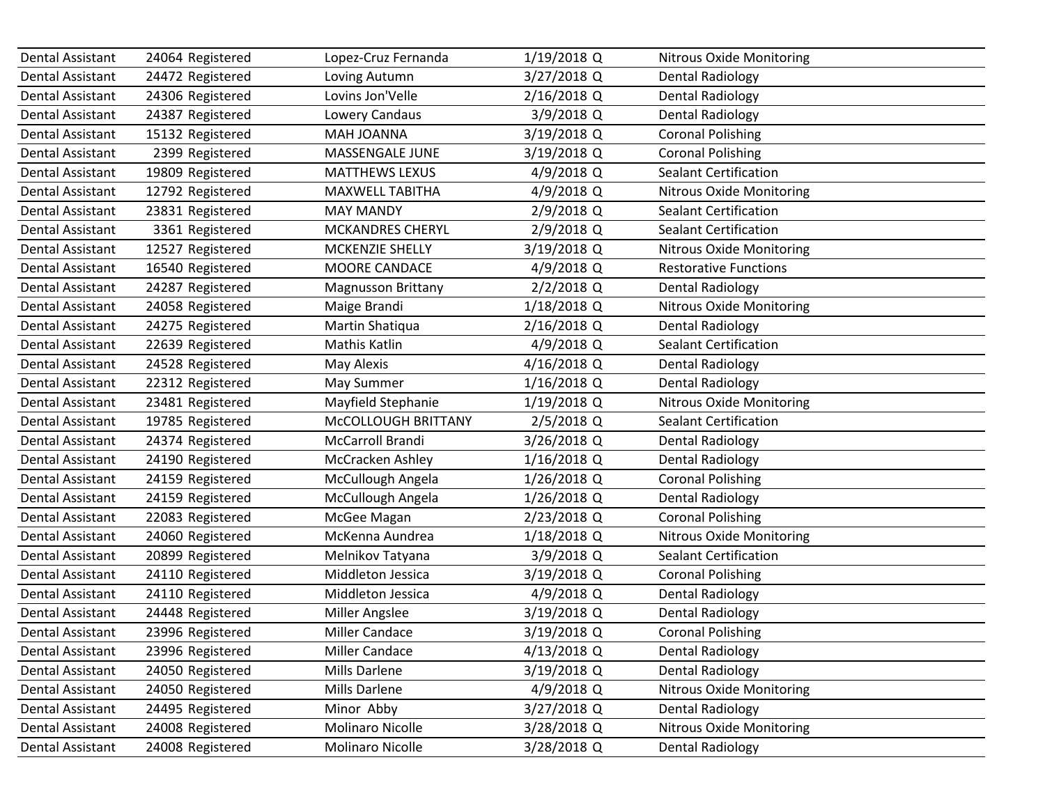| Dental Assistant | 24064 | Registered | Lopez-Cruz Fernanda | 1/19/2018 | Q | Nitrous Oxide Monitoring |
|---|---|---|---|---|---|---|
| Dental Assistant | 24472 | Registered | Loving Autumn | 3/27/2018 | Q | Dental Radiology |
| Dental Assistant | 24306 | Registered | Lovins Jon'Velle | 2/16/2018 | Q | Dental Radiology |
| Dental Assistant | 24387 | Registered | Lowery Candaus | 3/9/2018 | Q | Dental Radiology |
| Dental Assistant | 15132 | Registered | MAH JOANNA | 3/19/2018 | Q | Coronal Polishing |
| Dental Assistant | 2399 | Registered | MASSENGALE JUNE | 3/19/2018 | Q | Coronal Polishing |
| Dental Assistant | 19809 | Registered | MATTHEWS LEXUS | 4/9/2018 | Q | Sealant Certification |
| Dental Assistant | 12792 | Registered | MAXWELL TABITHA | 4/9/2018 | Q | Nitrous Oxide Monitoring |
| Dental Assistant | 23831 | Registered | MAY MANDY | 2/9/2018 | Q | Sealant Certification |
| Dental Assistant | 3361 | Registered | MCKANDRES CHERYL | 2/9/2018 | Q | Sealant Certification |
| Dental Assistant | 12527 | Registered | MCKENZIE SHELLY | 3/19/2018 | Q | Nitrous Oxide Monitoring |
| Dental Assistant | 16540 | Registered | MOORE CANDACE | 4/9/2018 | Q | Restorative Functions |
| Dental Assistant | 24287 | Registered | Magnusson Brittany | 2/2/2018 | Q | Dental Radiology |
| Dental Assistant | 24058 | Registered | Maige Brandi | 1/18/2018 | Q | Nitrous Oxide Monitoring |
| Dental Assistant | 24275 | Registered | Martin Shatiqua | 2/16/2018 | Q | Dental Radiology |
| Dental Assistant | 22639 | Registered | Mathis Katlin | 4/9/2018 | Q | Sealant Certification |
| Dental Assistant | 24528 | Registered | May Alexis | 4/16/2018 | Q | Dental Radiology |
| Dental Assistant | 22312 | Registered | May Summer | 1/16/2018 | Q | Dental Radiology |
| Dental Assistant | 23481 | Registered | Mayfield Stephanie | 1/19/2018 | Q | Nitrous Oxide Monitoring |
| Dental Assistant | 19785 | Registered | McCOLLOUGH BRITTANY | 2/5/2018 | Q | Sealant Certification |
| Dental Assistant | 24374 | Registered | McCarroll Brandi | 3/26/2018 | Q | Dental Radiology |
| Dental Assistant | 24190 | Registered | McCracken Ashley | 1/16/2018 | Q | Dental Radiology |
| Dental Assistant | 24159 | Registered | McCullough Angela | 1/26/2018 | Q | Coronal Polishing |
| Dental Assistant | 24159 | Registered | McCullough Angela | 1/26/2018 | Q | Dental Radiology |
| Dental Assistant | 22083 | Registered | McGee Magan | 2/23/2018 | Q | Coronal Polishing |
| Dental Assistant | 24060 | Registered | McKenna Aundrea | 1/18/2018 | Q | Nitrous Oxide Monitoring |
| Dental Assistant | 20899 | Registered | Melnikov Tatyana | 3/9/2018 | Q | Sealant Certification |
| Dental Assistant | 24110 | Registered | Middleton Jessica | 3/19/2018 | Q | Coronal Polishing |
| Dental Assistant | 24110 | Registered | Middleton Jessica | 4/9/2018 | Q | Dental Radiology |
| Dental Assistant | 24448 | Registered | Miller Angslee | 3/19/2018 | Q | Dental Radiology |
| Dental Assistant | 23996 | Registered | Miller Candace | 3/19/2018 | Q | Coronal Polishing |
| Dental Assistant | 23996 | Registered | Miller Candace | 4/13/2018 | Q | Dental Radiology |
| Dental Assistant | 24050 | Registered | Mills Darlene | 3/19/2018 | Q | Dental Radiology |
| Dental Assistant | 24050 | Registered | Mills Darlene | 4/9/2018 | Q | Nitrous Oxide Monitoring |
| Dental Assistant | 24495 | Registered | Minor Abby | 3/27/2018 | Q | Dental Radiology |
| Dental Assistant | 24008 | Registered | Molinaro Nicolle | 3/28/2018 | Q | Nitrous Oxide Monitoring |
| Dental Assistant | 24008 | Registered | Molinaro Nicolle | 3/28/2018 | Q | Dental Radiology |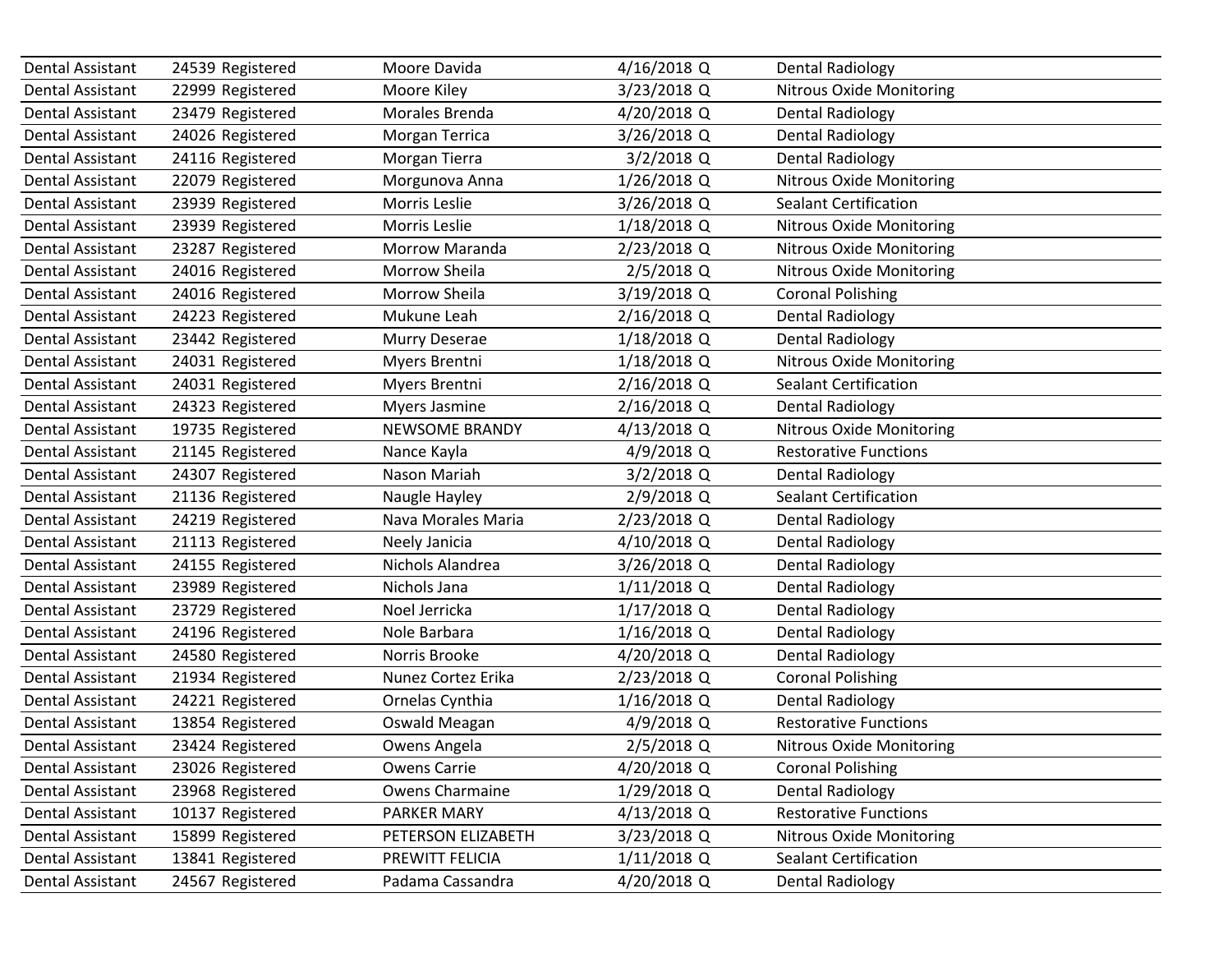| | | | | | | |
|---|---|---|---|---|---|---|
| Dental Assistant | 24539 | Registered | Moore Davida | 4/16/2018 | Q | Dental Radiology |
| Dental Assistant | 22999 | Registered | Moore Kiley | 3/23/2018 | Q | Nitrous Oxide Monitoring |
| Dental Assistant | 23479 | Registered | Morales Brenda | 4/20/2018 | Q | Dental Radiology |
| Dental Assistant | 24026 | Registered | Morgan Terrica | 3/26/2018 | Q | Dental Radiology |
| Dental Assistant | 24116 | Registered | Morgan Tierra | 3/2/2018 | Q | Dental Radiology |
| Dental Assistant | 22079 | Registered | Morgunova Anna | 1/26/2018 | Q | Nitrous Oxide Monitoring |
| Dental Assistant | 23939 | Registered | Morris Leslie | 3/26/2018 | Q | Sealant Certification |
| Dental Assistant | 23939 | Registered | Morris Leslie | 1/18/2018 | Q | Nitrous Oxide Monitoring |
| Dental Assistant | 23287 | Registered | Morrow Maranda | 2/23/2018 | Q | Nitrous Oxide Monitoring |
| Dental Assistant | 24016 | Registered | Morrow Sheila | 2/5/2018 | Q | Nitrous Oxide Monitoring |
| Dental Assistant | 24016 | Registered | Morrow Sheila | 3/19/2018 | Q | Coronal Polishing |
| Dental Assistant | 24223 | Registered | Mukune Leah | 2/16/2018 | Q | Dental Radiology |
| Dental Assistant | 23442 | Registered | Murry Deserae | 1/18/2018 | Q | Dental Radiology |
| Dental Assistant | 24031 | Registered | Myers Brentni | 1/18/2018 | Q | Nitrous Oxide Monitoring |
| Dental Assistant | 24031 | Registered | Myers Brentni | 2/16/2018 | Q | Sealant Certification |
| Dental Assistant | 24323 | Registered | Myers Jasmine | 2/16/2018 | Q | Dental Radiology |
| Dental Assistant | 19735 | Registered | NEWSOME BRANDY | 4/13/2018 | Q | Nitrous Oxide Monitoring |
| Dental Assistant | 21145 | Registered | Nance Kayla | 4/9/2018 | Q | Restorative Functions |
| Dental Assistant | 24307 | Registered | Nason Mariah | 3/2/2018 | Q | Dental Radiology |
| Dental Assistant | 21136 | Registered | Naugle Hayley | 2/9/2018 | Q | Sealant Certification |
| Dental Assistant | 24219 | Registered | Nava Morales Maria | 2/23/2018 | Q | Dental Radiology |
| Dental Assistant | 21113 | Registered | Neely Janicia | 4/10/2018 | Q | Dental Radiology |
| Dental Assistant | 24155 | Registered | Nichols Alandrea | 3/26/2018 | Q | Dental Radiology |
| Dental Assistant | 23989 | Registered | Nichols Jana | 1/11/2018 | Q | Dental Radiology |
| Dental Assistant | 23729 | Registered | Noel Jerricka | 1/17/2018 | Q | Dental Radiology |
| Dental Assistant | 24196 | Registered | Nole Barbara | 1/16/2018 | Q | Dental Radiology |
| Dental Assistant | 24580 | Registered | Norris Brooke | 4/20/2018 | Q | Dental Radiology |
| Dental Assistant | 21934 | Registered | Nunez Cortez Erika | 2/23/2018 | Q | Coronal Polishing |
| Dental Assistant | 24221 | Registered | Ornelas Cynthia | 1/16/2018 | Q | Dental Radiology |
| Dental Assistant | 13854 | Registered | Oswald Meagan | 4/9/2018 | Q | Restorative Functions |
| Dental Assistant | 23424 | Registered | Owens Angela | 2/5/2018 | Q | Nitrous Oxide Monitoring |
| Dental Assistant | 23026 | Registered | Owens Carrie | 4/20/2018 | Q | Coronal Polishing |
| Dental Assistant | 23968 | Registered | Owens Charmaine | 1/29/2018 | Q | Dental Radiology |
| Dental Assistant | 10137 | Registered | PARKER MARY | 4/13/2018 | Q | Restorative Functions |
| Dental Assistant | 15899 | Registered | PETERSON ELIZABETH | 3/23/2018 | Q | Nitrous Oxide Monitoring |
| Dental Assistant | 13841 | Registered | PREWITT FELICIA | 1/11/2018 | Q | Sealant Certification |
| Dental Assistant | 24567 | Registered | Padama Cassandra | 4/20/2018 | Q | Dental Radiology |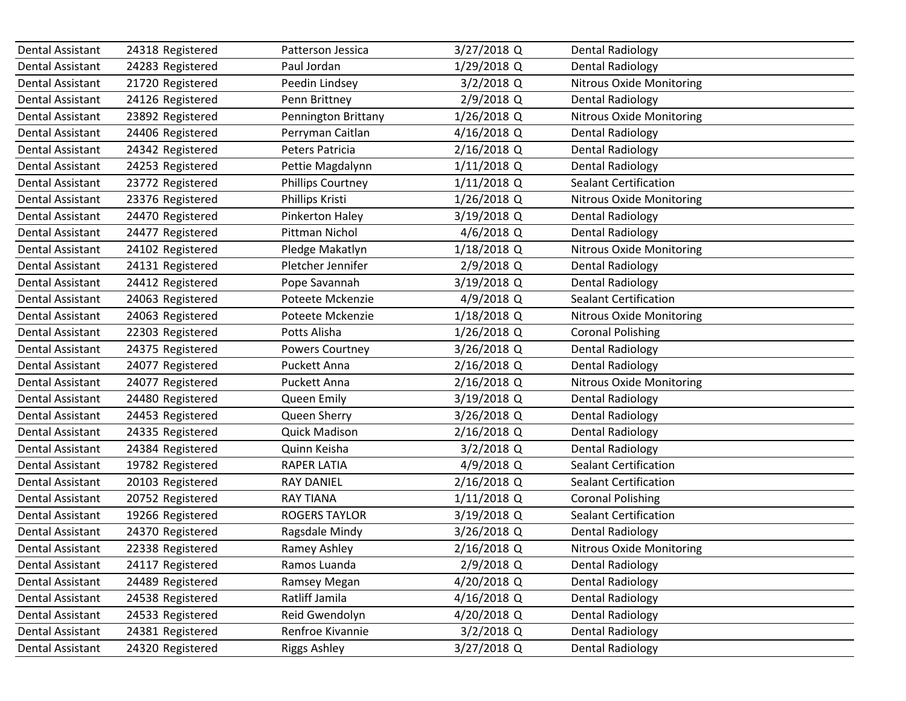| | | | | |
|---|---|---|---|---|
| Dental Assistant | 24318 Registered | Patterson Jessica | 3/27/2018 Q | Dental Radiology |
| Dental Assistant | 24283 Registered | Paul Jordan | 1/29/2018 Q | Dental Radiology |
| Dental Assistant | 21720 Registered | Peedin Lindsey | 3/2/2018 Q | Nitrous Oxide Monitoring |
| Dental Assistant | 24126 Registered | Penn Brittney | 2/9/2018 Q | Dental Radiology |
| Dental Assistant | 23892 Registered | Pennington Brittany | 1/26/2018 Q | Nitrous Oxide Monitoring |
| Dental Assistant | 24406 Registered | Perryman Caitlan | 4/16/2018 Q | Dental Radiology |
| Dental Assistant | 24342 Registered | Peters Patricia | 2/16/2018 Q | Dental Radiology |
| Dental Assistant | 24253 Registered | Pettie Magdalynn | 1/11/2018 Q | Dental Radiology |
| Dental Assistant | 23772 Registered | Phillips Courtney | 1/11/2018 Q | Sealant Certification |
| Dental Assistant | 23376 Registered | Phillips Kristi | 1/26/2018 Q | Nitrous Oxide Monitoring |
| Dental Assistant | 24470 Registered | Pinkerton Haley | 3/19/2018 Q | Dental Radiology |
| Dental Assistant | 24477 Registered | Pittman Nichol | 4/6/2018 Q | Dental Radiology |
| Dental Assistant | 24102 Registered | Pledge Makatlyn | 1/18/2018 Q | Nitrous Oxide Monitoring |
| Dental Assistant | 24131 Registered | Pletcher Jennifer | 2/9/2018 Q | Dental Radiology |
| Dental Assistant | 24412 Registered | Pope Savannah | 3/19/2018 Q | Dental Radiology |
| Dental Assistant | 24063 Registered | Poteete Mckenzie | 4/9/2018 Q | Sealant Certification |
| Dental Assistant | 24063 Registered | Poteete Mckenzie | 1/18/2018 Q | Nitrous Oxide Monitoring |
| Dental Assistant | 22303 Registered | Potts Alisha | 1/26/2018 Q | Coronal Polishing |
| Dental Assistant | 24375 Registered | Powers Courtney | 3/26/2018 Q | Dental Radiology |
| Dental Assistant | 24077 Registered | Puckett Anna | 2/16/2018 Q | Dental Radiology |
| Dental Assistant | 24077 Registered | Puckett Anna | 2/16/2018 Q | Nitrous Oxide Monitoring |
| Dental Assistant | 24480 Registered | Queen Emily | 3/19/2018 Q | Dental Radiology |
| Dental Assistant | 24453 Registered | Queen Sherry | 3/26/2018 Q | Dental Radiology |
| Dental Assistant | 24335 Registered | Quick Madison | 2/16/2018 Q | Dental Radiology |
| Dental Assistant | 24384 Registered | Quinn Keisha | 3/2/2018 Q | Dental Radiology |
| Dental Assistant | 19782 Registered | RAPER LATIA | 4/9/2018 Q | Sealant Certification |
| Dental Assistant | 20103 Registered | RAY DANIEL | 2/16/2018 Q | Sealant Certification |
| Dental Assistant | 20752 Registered | RAY TIANA | 1/11/2018 Q | Coronal Polishing |
| Dental Assistant | 19266 Registered | ROGERS TAYLOR | 3/19/2018 Q | Sealant Certification |
| Dental Assistant | 24370 Registered | Ragsdale Mindy | 3/26/2018 Q | Dental Radiology |
| Dental Assistant | 22338 Registered | Ramey Ashley | 2/16/2018 Q | Nitrous Oxide Monitoring |
| Dental Assistant | 24117 Registered | Ramos Luanda | 2/9/2018 Q | Dental Radiology |
| Dental Assistant | 24489 Registered | Ramsey Megan | 4/20/2018 Q | Dental Radiology |
| Dental Assistant | 24538 Registered | Ratliff Jamila | 4/16/2018 Q | Dental Radiology |
| Dental Assistant | 24533 Registered | Reid Gwendolyn | 4/20/2018 Q | Dental Radiology |
| Dental Assistant | 24381 Registered | Renfroe Kivannie | 3/2/2018 Q | Dental Radiology |
| Dental Assistant | 24320 Registered | Riggs Ashley | 3/27/2018 Q | Dental Radiology |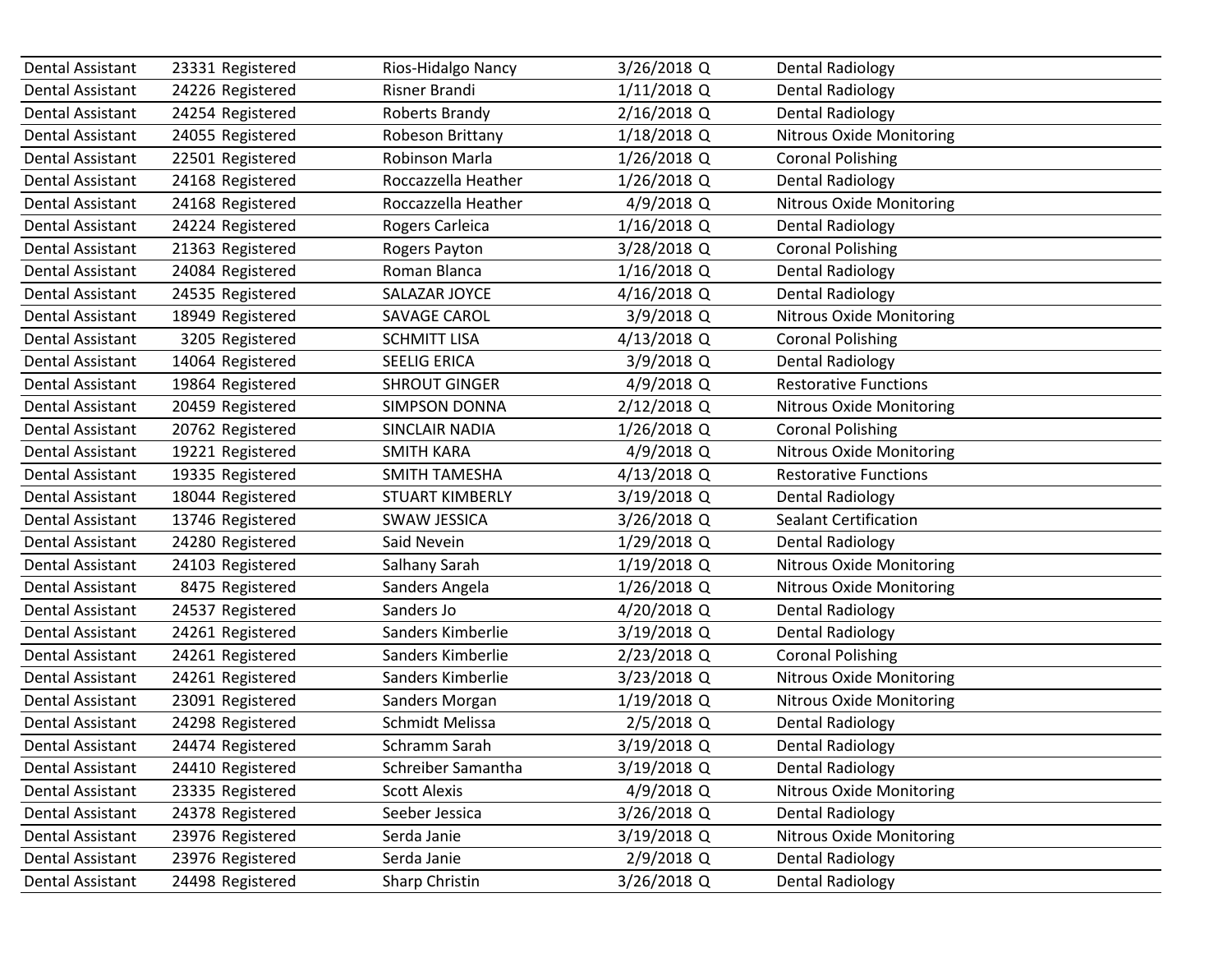| | | | | |
|---|---|---|---|---|
| Dental Assistant | 23331 Registered | Rios-Hidalgo Nancy | 3/26/2018 Q | Dental Radiology |
| Dental Assistant | 24226 Registered | Risner Brandi | 1/11/2018 Q | Dental Radiology |
| Dental Assistant | 24254 Registered | Roberts Brandy | 2/16/2018 Q | Dental Radiology |
| Dental Assistant | 24055 Registered | Robeson Brittany | 1/18/2018 Q | Nitrous Oxide Monitoring |
| Dental Assistant | 22501 Registered | Robinson Marla | 1/26/2018 Q | Coronal Polishing |
| Dental Assistant | 24168 Registered | Roccazzella Heather | 1/26/2018 Q | Dental Radiology |
| Dental Assistant | 24168 Registered | Roccazzella Heather | 4/9/2018 Q | Nitrous Oxide Monitoring |
| Dental Assistant | 24224 Registered | Rogers Carleica | 1/16/2018 Q | Dental Radiology |
| Dental Assistant | 21363 Registered | Rogers Payton | 3/28/2018 Q | Coronal Polishing |
| Dental Assistant | 24084 Registered | Roman Blanca | 1/16/2018 Q | Dental Radiology |
| Dental Assistant | 24535 Registered | SALAZAR JOYCE | 4/16/2018 Q | Dental Radiology |
| Dental Assistant | 18949 Registered | SAVAGE CAROL | 3/9/2018 Q | Nitrous Oxide Monitoring |
| Dental Assistant | 3205 Registered | SCHMITT LISA | 4/13/2018 Q | Coronal Polishing |
| Dental Assistant | 14064 Registered | SEELIG ERICA | 3/9/2018 Q | Dental Radiology |
| Dental Assistant | 19864 Registered | SHROUT GINGER | 4/9/2018 Q | Restorative Functions |
| Dental Assistant | 20459 Registered | SIMPSON DONNA | 2/12/2018 Q | Nitrous Oxide Monitoring |
| Dental Assistant | 20762 Registered | SINCLAIR NADIA | 1/26/2018 Q | Coronal Polishing |
| Dental Assistant | 19221 Registered | SMITH KARA | 4/9/2018 Q | Nitrous Oxide Monitoring |
| Dental Assistant | 19335 Registered | SMITH TAMESHA | 4/13/2018 Q | Restorative Functions |
| Dental Assistant | 18044 Registered | STUART KIMBERLY | 3/19/2018 Q | Dental Radiology |
| Dental Assistant | 13746 Registered | SWAW JESSICA | 3/26/2018 Q | Sealant Certification |
| Dental Assistant | 24280 Registered | Said Nevein | 1/29/2018 Q | Dental Radiology |
| Dental Assistant | 24103 Registered | Salhany Sarah | 1/19/2018 Q | Nitrous Oxide Monitoring |
| Dental Assistant | 8475 Registered | Sanders Angela | 1/26/2018 Q | Nitrous Oxide Monitoring |
| Dental Assistant | 24537 Registered | Sanders Jo | 4/20/2018 Q | Dental Radiology |
| Dental Assistant | 24261 Registered | Sanders Kimberlie | 3/19/2018 Q | Dental Radiology |
| Dental Assistant | 24261 Registered | Sanders Kimberlie | 2/23/2018 Q | Coronal Polishing |
| Dental Assistant | 24261 Registered | Sanders Kimberlie | 3/23/2018 Q | Nitrous Oxide Monitoring |
| Dental Assistant | 23091 Registered | Sanders Morgan | 1/19/2018 Q | Nitrous Oxide Monitoring |
| Dental Assistant | 24298 Registered | Schmidt Melissa | 2/5/2018 Q | Dental Radiology |
| Dental Assistant | 24474 Registered | Schramm Sarah | 3/19/2018 Q | Dental Radiology |
| Dental Assistant | 24410 Registered | Schreiber Samantha | 3/19/2018 Q | Dental Radiology |
| Dental Assistant | 23335 Registered | Scott Alexis | 4/9/2018 Q | Nitrous Oxide Monitoring |
| Dental Assistant | 24378 Registered | Seeber Jessica | 3/26/2018 Q | Dental Radiology |
| Dental Assistant | 23976 Registered | Serda Janie | 3/19/2018 Q | Nitrous Oxide Monitoring |
| Dental Assistant | 23976 Registered | Serda Janie | 2/9/2018 Q | Dental Radiology |
| Dental Assistant | 24498 Registered | Sharp Christin | 3/26/2018 Q | Dental Radiology |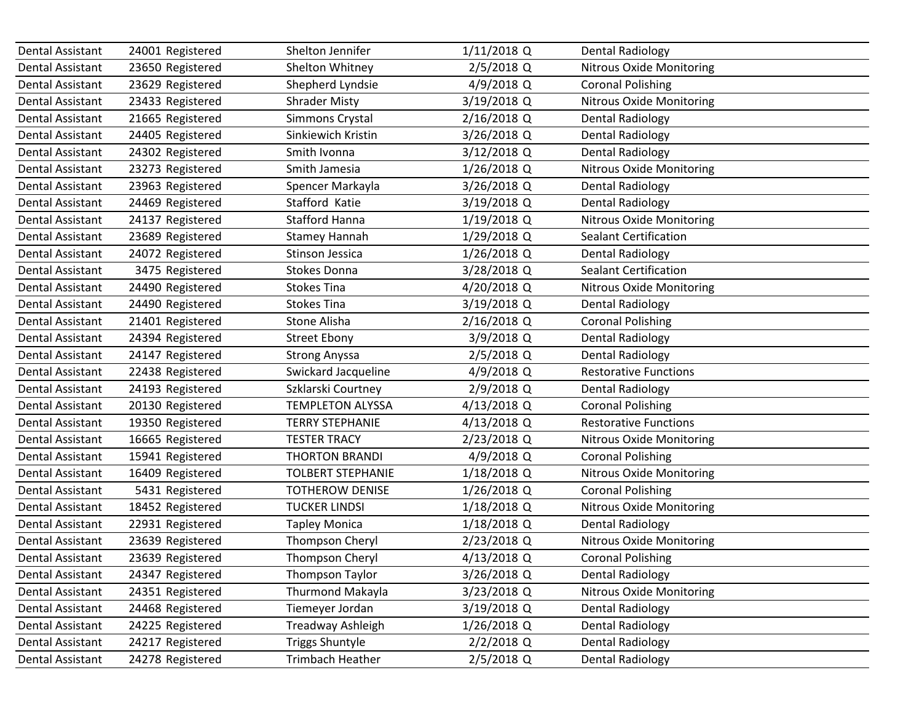| | | | | | | |
|---|---|---|---|---|---|---|
| Dental Assistant | 24001 | Registered | Shelton Jennifer | 1/11/2018 | Q | Dental Radiology |
| Dental Assistant | 23650 | Registered | Shelton Whitney | 2/5/2018 | Q | Nitrous Oxide Monitoring |
| Dental Assistant | 23629 | Registered | Shepherd Lyndsie | 4/9/2018 | Q | Coronal Polishing |
| Dental Assistant | 23433 | Registered | Shrader Misty | 3/19/2018 | Q | Nitrous Oxide Monitoring |
| Dental Assistant | 21665 | Registered | Simmons Crystal | 2/16/2018 | Q | Dental Radiology |
| Dental Assistant | 24405 | Registered | Sinkiewich Kristin | 3/26/2018 | Q | Dental Radiology |
| Dental Assistant | 24302 | Registered | Smith Ivonna | 3/12/2018 | Q | Dental Radiology |
| Dental Assistant | 23273 | Registered | Smith Jamesia | 1/26/2018 | Q | Nitrous Oxide Monitoring |
| Dental Assistant | 23963 | Registered | Spencer Markayla | 3/26/2018 | Q | Dental Radiology |
| Dental Assistant | 24469 | Registered | Stafford Katie | 3/19/2018 | Q | Dental Radiology |
| Dental Assistant | 24137 | Registered | Stafford Hanna | 1/19/2018 | Q | Nitrous Oxide Monitoring |
| Dental Assistant | 23689 | Registered | Stamey Hannah | 1/29/2018 | Q | Sealant Certification |
| Dental Assistant | 24072 | Registered | Stinson Jessica | 1/26/2018 | Q | Dental Radiology |
| Dental Assistant | 3475 | Registered | Stokes Donna | 3/28/2018 | Q | Sealant Certification |
| Dental Assistant | 24490 | Registered | Stokes Tina | 4/20/2018 | Q | Nitrous Oxide Monitoring |
| Dental Assistant | 24490 | Registered | Stokes Tina | 3/19/2018 | Q | Dental Radiology |
| Dental Assistant | 21401 | Registered | Stone Alisha | 2/16/2018 | Q | Coronal Polishing |
| Dental Assistant | 24394 | Registered | Street Ebony | 3/9/2018 | Q | Dental Radiology |
| Dental Assistant | 24147 | Registered | Strong Anyssa | 2/5/2018 | Q | Dental Radiology |
| Dental Assistant | 22438 | Registered | Swickard Jacqueline | 4/9/2018 | Q | Restorative Functions |
| Dental Assistant | 24193 | Registered | Szklarski Courtney | 2/9/2018 | Q | Dental Radiology |
| Dental Assistant | 20130 | Registered | TEMPLETON ALYSSA | 4/13/2018 | Q | Coronal Polishing |
| Dental Assistant | 19350 | Registered | TERRY STEPHANIE | 4/13/2018 | Q | Restorative Functions |
| Dental Assistant | 16665 | Registered | TESTER TRACY | 2/23/2018 | Q | Nitrous Oxide Monitoring |
| Dental Assistant | 15941 | Registered | THORTON BRANDI | 4/9/2018 | Q | Coronal Polishing |
| Dental Assistant | 16409 | Registered | TOLBERT STEPHANIE | 1/18/2018 | Q | Nitrous Oxide Monitoring |
| Dental Assistant | 5431 | Registered | TOTHEROW DENISE | 1/26/2018 | Q | Coronal Polishing |
| Dental Assistant | 18452 | Registered | TUCKER LINDSI | 1/18/2018 | Q | Nitrous Oxide Monitoring |
| Dental Assistant | 22931 | Registered | Tapley Monica | 1/18/2018 | Q | Dental Radiology |
| Dental Assistant | 23639 | Registered | Thompson Cheryl | 2/23/2018 | Q | Nitrous Oxide Monitoring |
| Dental Assistant | 23639 | Registered | Thompson Cheryl | 4/13/2018 | Q | Coronal Polishing |
| Dental Assistant | 24347 | Registered | Thompson Taylor | 3/26/2018 | Q | Dental Radiology |
| Dental Assistant | 24351 | Registered | Thurmond Makayla | 3/23/2018 | Q | Nitrous Oxide Monitoring |
| Dental Assistant | 24468 | Registered | Tiemeyer Jordan | 3/19/2018 | Q | Dental Radiology |
| Dental Assistant | 24225 | Registered | Treadway Ashleigh | 1/26/2018 | Q | Dental Radiology |
| Dental Assistant | 24217 | Registered | Triggs Shuntyle | 2/2/2018 | Q | Dental Radiology |
| Dental Assistant | 24278 | Registered | Trimbach Heather | 2/5/2018 | Q | Dental Radiology |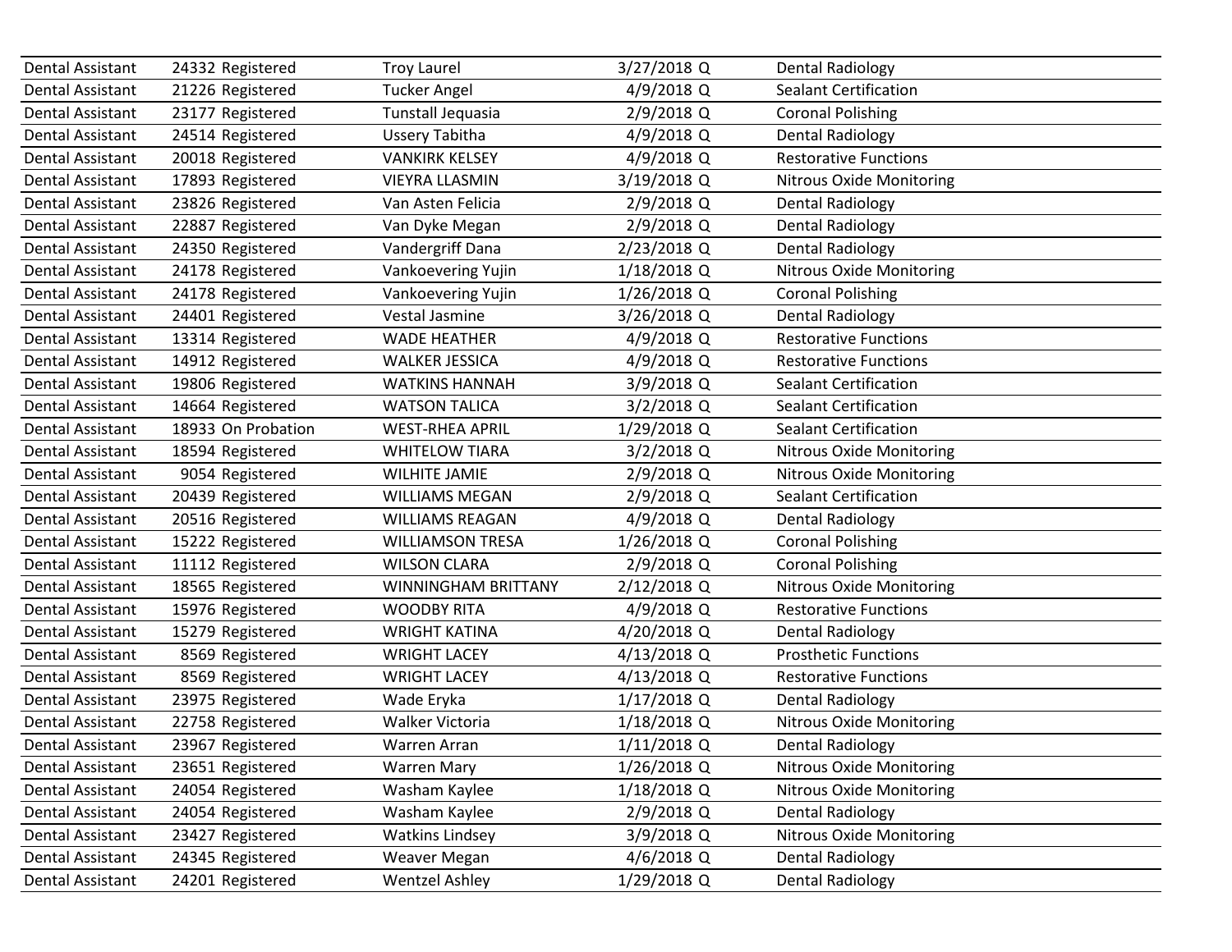| | | | | | | |
|---|---|---|---|---|---|---|
| Dental Assistant | 24332 | Registered | Troy Laurel | 3/27/2018 | Q | Dental Radiology |
| Dental Assistant | 21226 | Registered | Tucker Angel | 4/9/2018 | Q | Sealant Certification |
| Dental Assistant | 23177 | Registered | Tunstall Jequasia | 2/9/2018 | Q | Coronal Polishing |
| Dental Assistant | 24514 | Registered | Ussery Tabitha | 4/9/2018 | Q | Dental Radiology |
| Dental Assistant | 20018 | Registered | VANKIRK KELSEY | 4/9/2018 | Q | Restorative Functions |
| Dental Assistant | 17893 | Registered | VIEYRA LLASMIN | 3/19/2018 | Q | Nitrous Oxide Monitoring |
| Dental Assistant | 23826 | Registered | Van Asten Felicia | 2/9/2018 | Q | Dental Radiology |
| Dental Assistant | 22887 | Registered | Van Dyke Megan | 2/9/2018 | Q | Dental Radiology |
| Dental Assistant | 24350 | Registered | Vandergriff Dana | 2/23/2018 | Q | Dental Radiology |
| Dental Assistant | 24178 | Registered | Vankoevering Yujin | 1/18/2018 | Q | Nitrous Oxide Monitoring |
| Dental Assistant | 24178 | Registered | Vankoevering Yujin | 1/26/2018 | Q | Coronal Polishing |
| Dental Assistant | 24401 | Registered | Vestal Jasmine | 3/26/2018 | Q | Dental Radiology |
| Dental Assistant | 13314 | Registered | WADE HEATHER | 4/9/2018 | Q | Restorative Functions |
| Dental Assistant | 14912 | Registered | WALKER JESSICA | 4/9/2018 | Q | Restorative Functions |
| Dental Assistant | 19806 | Registered | WATKINS HANNAH | 3/9/2018 | Q | Sealant Certification |
| Dental Assistant | 14664 | Registered | WATSON TALICA | 3/2/2018 | Q | Sealant Certification |
| Dental Assistant | 18933 | On Probation | WEST-RHEA APRIL | 1/29/2018 | Q | Sealant Certification |
| Dental Assistant | 18594 | Registered | WHITELOW TIARA | 3/2/2018 | Q | Nitrous Oxide Monitoring |
| Dental Assistant | 9054 | Registered | WILHITE JAMIE | 2/9/2018 | Q | Nitrous Oxide Monitoring |
| Dental Assistant | 20439 | Registered | WILLIAMS MEGAN | 2/9/2018 | Q | Sealant Certification |
| Dental Assistant | 20516 | Registered | WILLIAMS REAGAN | 4/9/2018 | Q | Dental Radiology |
| Dental Assistant | 15222 | Registered | WILLIAMSON TRESA | 1/26/2018 | Q | Coronal Polishing |
| Dental Assistant | 11112 | Registered | WILSON CLARA | 2/9/2018 | Q | Coronal Polishing |
| Dental Assistant | 18565 | Registered | WINNINGHAM BRITTANY | 2/12/2018 | Q | Nitrous Oxide Monitoring |
| Dental Assistant | 15976 | Registered | WOODBY RITA | 4/9/2018 | Q | Restorative Functions |
| Dental Assistant | 15279 | Registered | WRIGHT KATINA | 4/20/2018 | Q | Dental Radiology |
| Dental Assistant | 8569 | Registered | WRIGHT LACEY | 4/13/2018 | Q | Prosthetic Functions |
| Dental Assistant | 8569 | Registered | WRIGHT LACEY | 4/13/2018 | Q | Restorative Functions |
| Dental Assistant | 23975 | Registered | Wade Eryka | 1/17/2018 | Q | Dental Radiology |
| Dental Assistant | 22758 | Registered | Walker Victoria | 1/18/2018 | Q | Nitrous Oxide Monitoring |
| Dental Assistant | 23967 | Registered | Warren Arran | 1/11/2018 | Q | Dental Radiology |
| Dental Assistant | 23651 | Registered | Warren Mary | 1/26/2018 | Q | Nitrous Oxide Monitoring |
| Dental Assistant | 24054 | Registered | Washam Kaylee | 1/18/2018 | Q | Nitrous Oxide Monitoring |
| Dental Assistant | 24054 | Registered | Washam Kaylee | 2/9/2018 | Q | Dental Radiology |
| Dental Assistant | 23427 | Registered | Watkins Lindsey | 3/9/2018 | Q | Nitrous Oxide Monitoring |
| Dental Assistant | 24345 | Registered | Weaver Megan | 4/6/2018 | Q | Dental Radiology |
| Dental Assistant | 24201 | Registered | Wentzel Ashley | 1/29/2018 | Q | Dental Radiology |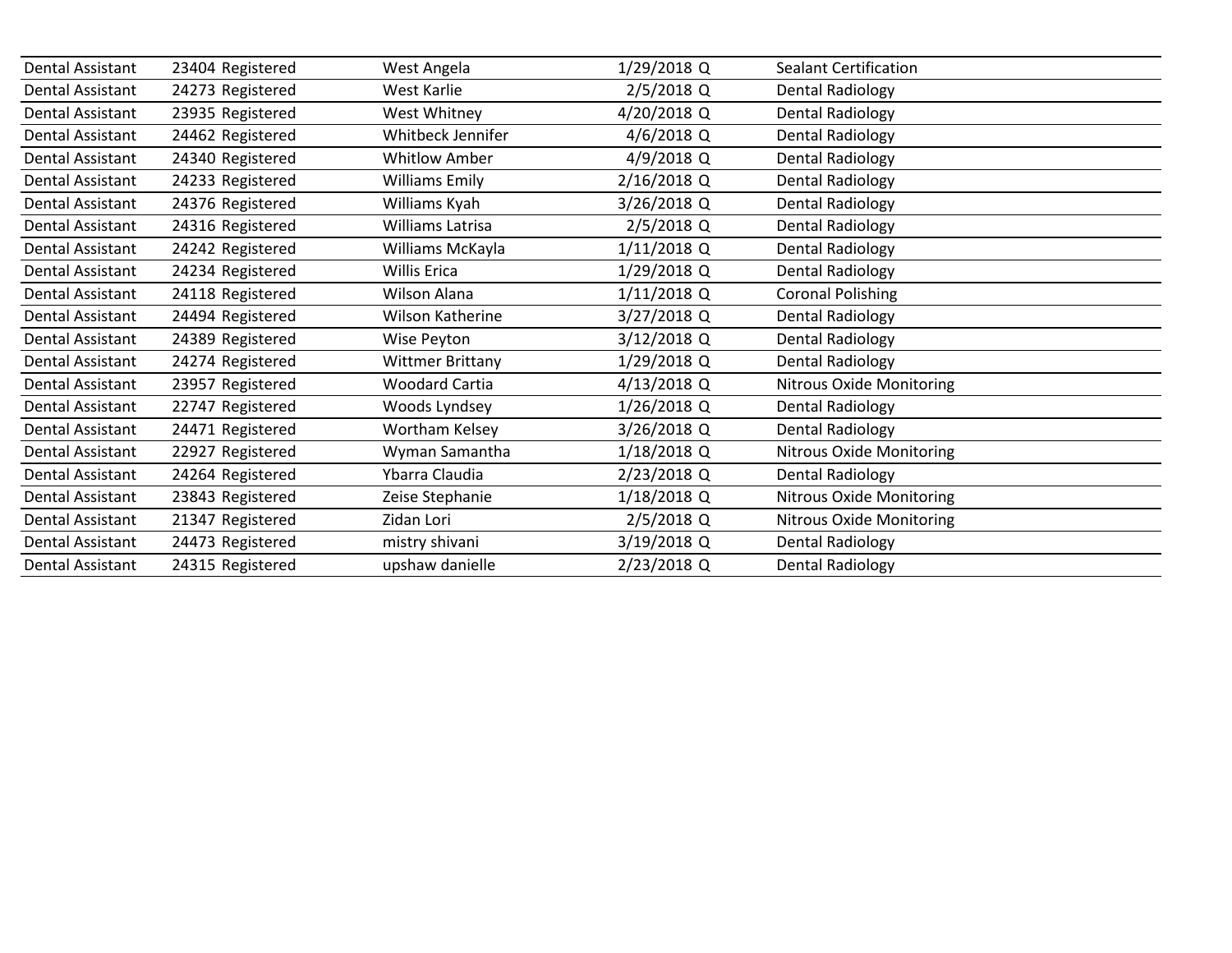| | | | | | | |
|---|---|---|---|---|---|---|
| Dental Assistant | 23404 | Registered | West Angela | 1/29/2018 | Q | Sealant Certification |
| Dental Assistant | 24273 | Registered | West Karlie | 2/5/2018 | Q | Dental Radiology |
| Dental Assistant | 23935 | Registered | West Whitney | 4/20/2018 | Q | Dental Radiology |
| Dental Assistant | 24462 | Registered | Whitbeck Jennifer | 4/6/2018 | Q | Dental Radiology |
| Dental Assistant | 24340 | Registered | Whitlow Amber | 4/9/2018 | Q | Dental Radiology |
| Dental Assistant | 24233 | Registered | Williams Emily | 2/16/2018 | Q | Dental Radiology |
| Dental Assistant | 24376 | Registered | Williams Kyah | 3/26/2018 | Q | Dental Radiology |
| Dental Assistant | 24316 | Registered | Williams Latrisa | 2/5/2018 | Q | Dental Radiology |
| Dental Assistant | 24242 | Registered | Williams McKayla | 1/11/2018 | Q | Dental Radiology |
| Dental Assistant | 24234 | Registered | Willis Erica | 1/29/2018 | Q | Dental Radiology |
| Dental Assistant | 24118 | Registered | Wilson Alana | 1/11/2018 | Q | Coronal Polishing |
| Dental Assistant | 24494 | Registered | Wilson Katherine | 3/27/2018 | Q | Dental Radiology |
| Dental Assistant | 24389 | Registered | Wise Peyton | 3/12/2018 | Q | Dental Radiology |
| Dental Assistant | 24274 | Registered | Wittmer Brittany | 1/29/2018 | Q | Dental Radiology |
| Dental Assistant | 23957 | Registered | Woodard Cartia | 4/13/2018 | Q | Nitrous Oxide Monitoring |
| Dental Assistant | 22747 | Registered | Woods Lyndsey | 1/26/2018 | Q | Dental Radiology |
| Dental Assistant | 24471 | Registered | Wortham Kelsey | 3/26/2018 | Q | Dental Radiology |
| Dental Assistant | 22927 | Registered | Wyman Samantha | 1/18/2018 | Q | Nitrous Oxide Monitoring |
| Dental Assistant | 24264 | Registered | Ybarra Claudia | 2/23/2018 | Q | Dental Radiology |
| Dental Assistant | 23843 | Registered | Zeise Stephanie | 1/18/2018 | Q | Nitrous Oxide Monitoring |
| Dental Assistant | 21347 | Registered | Zidan Lori | 2/5/2018 | Q | Nitrous Oxide Monitoring |
| Dental Assistant | 24473 | Registered | mistry shivani | 3/19/2018 | Q | Dental Radiology |
| Dental Assistant | 24315 | Registered | upshaw danielle | 2/23/2018 | Q | Dental Radiology |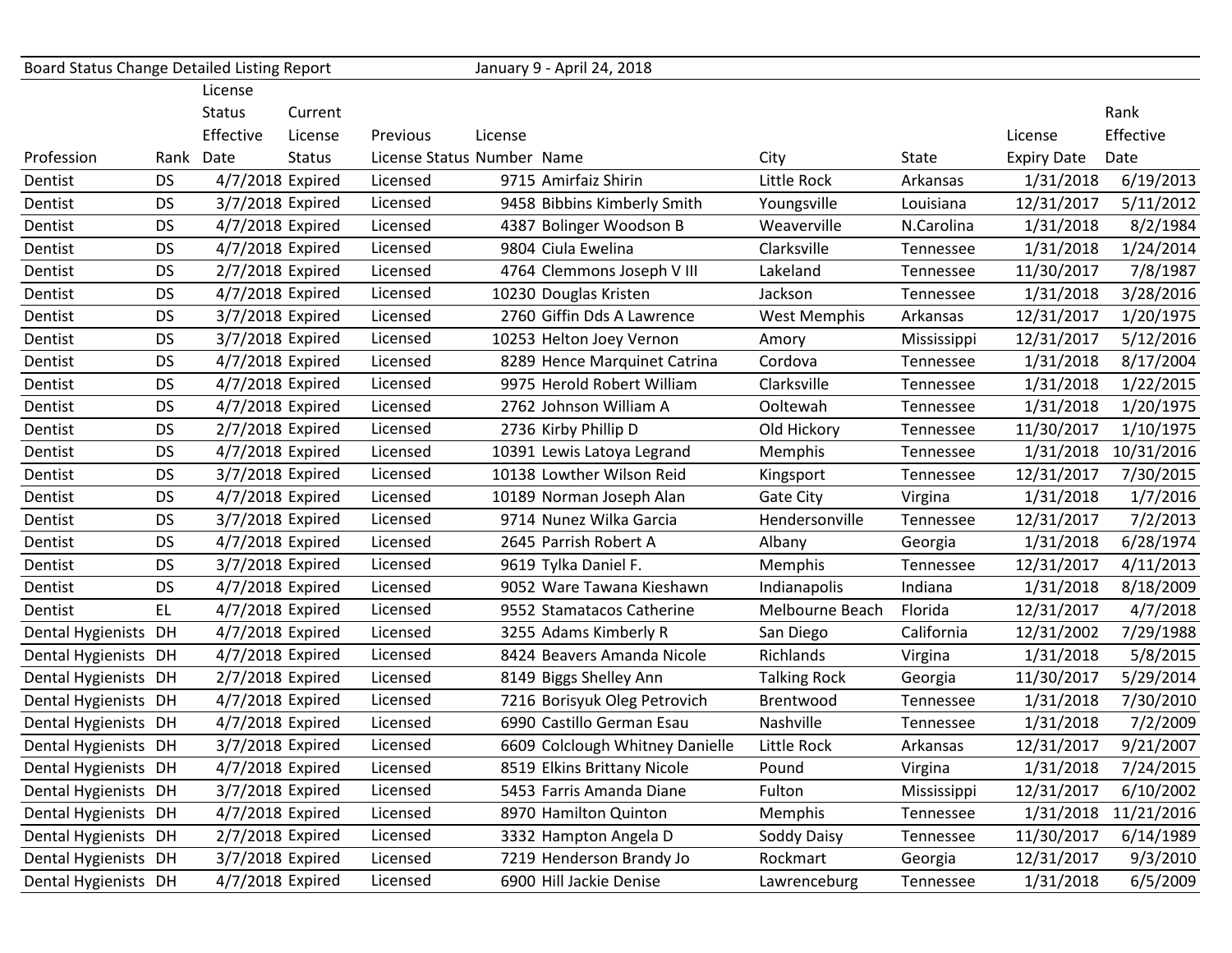Board Status Change Detailed Listing Report — January 9 - April 24, 2018

| Profession | Rank | License Status Effective Date | Current License Status | Previous License Status | License Number | Name | City | State | License Expiry Date | Rank Effective Date |
|---|---|---|---|---|---|---|---|---|---|---|
| Dentist | DS | 4/7/2018 | Expired | Licensed | 9715 | Amirfaiz Shirin | Little Rock | Arkansas | 1/31/2018 | 6/19/2013 |
| Dentist | DS | 3/7/2018 | Expired | Licensed | 9458 | Bibbins Kimberly Smith | Youngsville | Louisiana | 12/31/2017 | 5/11/2012 |
| Dentist | DS | 4/7/2018 | Expired | Licensed | 4387 | Bolinger Woodson B | Weaverville | N.Carolina | 1/31/2018 | 8/2/1984 |
| Dentist | DS | 4/7/2018 | Expired | Licensed | 9804 | Ciula Ewelina | Clarksville | Tennessee | 1/31/2018 | 1/24/2014 |
| Dentist | DS | 2/7/2018 | Expired | Licensed | 4764 | Clemmons Joseph V III | Lakeland | Tennessee | 11/30/2017 | 7/8/1987 |
| Dentist | DS | 4/7/2018 | Expired | Licensed | 10230 | Douglas Kristen | Jackson | Tennessee | 1/31/2018 | 3/28/2016 |
| Dentist | DS | 3/7/2018 | Expired | Licensed | 2760 | Giffin Dds A Lawrence | West Memphis | Arkansas | 12/31/2017 | 1/20/1975 |
| Dentist | DS | 3/7/2018 | Expired | Licensed | 10253 | Helton Joey Vernon | Amory | Mississippi | 12/31/2017 | 5/12/2016 |
| Dentist | DS | 4/7/2018 | Expired | Licensed | 8289 | Hence Marquinet Catrina | Cordova | Tennessee | 1/31/2018 | 8/17/2004 |
| Dentist | DS | 4/7/2018 | Expired | Licensed | 9975 | Herold Robert William | Clarksville | Tennessee | 1/31/2018 | 1/22/2015 |
| Dentist | DS | 4/7/2018 | Expired | Licensed | 2762 | Johnson William A | Ooltewah | Tennessee | 1/31/2018 | 1/20/1975 |
| Dentist | DS | 2/7/2018 | Expired | Licensed | 2736 | Kirby Phillip D | Old Hickory | Tennessee | 11/30/2017 | 1/10/1975 |
| Dentist | DS | 4/7/2018 | Expired | Licensed | 10391 | Lewis Latoya Legrand | Memphis | Tennessee | 1/31/2018 | 10/31/2016 |
| Dentist | DS | 3/7/2018 | Expired | Licensed | 10138 | Lowther Wilson Reid | Kingsport | Tennessee | 12/31/2017 | 7/30/2015 |
| Dentist | DS | 4/7/2018 | Expired | Licensed | 10189 | Norman Joseph Alan | Gate City | Virgina | 1/31/2018 | 1/7/2016 |
| Dentist | DS | 3/7/2018 | Expired | Licensed | 9714 | Nunez Wilka Garcia | Hendersonville | Tennessee | 12/31/2017 | 7/2/2013 |
| Dentist | DS | 4/7/2018 | Expired | Licensed | 2645 | Parrish Robert A | Albany | Georgia | 1/31/2018 | 6/28/1974 |
| Dentist | DS | 3/7/2018 | Expired | Licensed | 9619 | Tylka Daniel F. | Memphis | Tennessee | 12/31/2017 | 4/11/2013 |
| Dentist | DS | 4/7/2018 | Expired | Licensed | 9052 | Ware Tawana Kieshawn | Indianapolis | Indiana | 1/31/2018 | 8/18/2009 |
| Dentist | EL | 4/7/2018 | Expired | Licensed | 9552 | Stamatacos Catherine | Melbourne Beach | Florida | 12/31/2017 | 4/7/2018 |
| Dental Hygienists | DH | 4/7/2018 | Expired | Licensed | 3255 | Adams Kimberly R | San Diego | California | 12/31/2002 | 7/29/1988 |
| Dental Hygienists | DH | 4/7/2018 | Expired | Licensed | 8424 | Beavers Amanda Nicole | Richlands | Virgina | 1/31/2018 | 5/8/2015 |
| Dental Hygienists | DH | 2/7/2018 | Expired | Licensed | 8149 | Biggs Shelley Ann | Talking Rock | Georgia | 11/30/2017 | 5/29/2014 |
| Dental Hygienists | DH | 4/7/2018 | Expired | Licensed | 7216 | Borisyuk Oleg Petrovich | Brentwood | Tennessee | 1/31/2018 | 7/30/2010 |
| Dental Hygienists | DH | 4/7/2018 | Expired | Licensed | 6990 | Castillo German Esau | Nashville | Tennessee | 1/31/2018 | 7/2/2009 |
| Dental Hygienists | DH | 3/7/2018 | Expired | Licensed | 6609 | Colclough Whitney Danielle | Little Rock | Arkansas | 12/31/2017 | 9/21/2007 |
| Dental Hygienists | DH | 4/7/2018 | Expired | Licensed | 8519 | Elkins Brittany Nicole | Pound | Virgina | 1/31/2018 | 7/24/2015 |
| Dental Hygienists | DH | 3/7/2018 | Expired | Licensed | 5453 | Farris Amanda Diane | Fulton | Mississippi | 12/31/2017 | 6/10/2002 |
| Dental Hygienists | DH | 4/7/2018 | Expired | Licensed | 8970 | Hamilton Quinton | Memphis | Tennessee | 1/31/2018 | 11/21/2016 |
| Dental Hygienists | DH | 2/7/2018 | Expired | Licensed | 3332 | Hampton Angela D | Soddy Daisy | Tennessee | 11/30/2017 | 6/14/1989 |
| Dental Hygienists | DH | 3/7/2018 | Expired | Licensed | 7219 | Henderson Brandy Jo | Rockmart | Georgia | 12/31/2017 | 9/3/2010 |
| Dental Hygienists | DH | 4/7/2018 | Expired | Licensed | 6900 | Hill Jackie Denise | Lawrenceburg | Tennessee | 1/31/2018 | 6/5/2009 |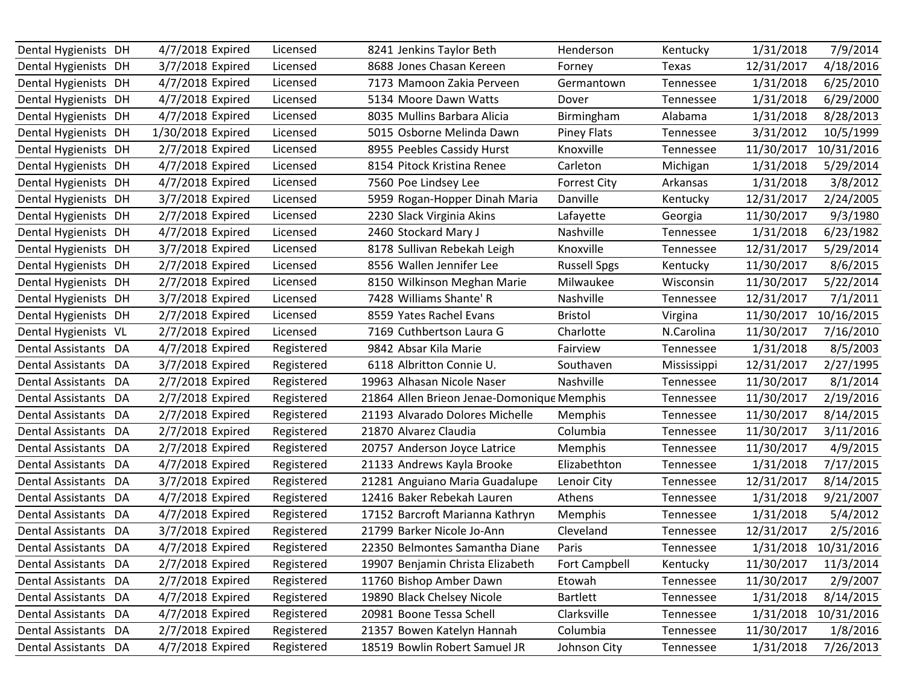| | | | | | | | | | | |
|---|---|---|---|---|---|---|---|---|---|---|
| Dental Hygienists | DH | 4/7/2018 | Expired | Licensed | 8241 | Jenkins Taylor Beth | Henderson | Kentucky | 1/31/2018 | 7/9/2014 |
| Dental Hygienists | DH | 3/7/2018 | Expired | Licensed | 8688 | Jones Chasan Kereen | Forney | Texas | 12/31/2017 | 4/18/2016 |
| Dental Hygienists | DH | 4/7/2018 | Expired | Licensed | 7173 | Mamoon Zakia Perveen | Germantown | Tennessee | 1/31/2018 | 6/25/2010 |
| Dental Hygienists | DH | 4/7/2018 | Expired | Licensed | 5134 | Moore Dawn Watts | Dover | Tennessee | 1/31/2018 | 6/29/2000 |
| Dental Hygienists | DH | 4/7/2018 | Expired | Licensed | 8035 | Mullins Barbara Alicia | Birmingham | Alabama | 1/31/2018 | 8/28/2013 |
| Dental Hygienists | DH | 1/30/2018 | Expired | Licensed | 5015 | Osborne Melinda Dawn | Piney Flats | Tennessee | 3/31/2012 | 10/5/1999 |
| Dental Hygienists | DH | 2/7/2018 | Expired | Licensed | 8955 | Peebles Cassidy Hurst | Knoxville | Tennessee | 11/30/2017 | 10/31/2016 |
| Dental Hygienists | DH | 4/7/2018 | Expired | Licensed | 8154 | Pitock Kristina Renee | Carleton | Michigan | 1/31/2018 | 5/29/2014 |
| Dental Hygienists | DH | 4/7/2018 | Expired | Licensed | 7560 | Poe Lindsey Lee | Forrest City | Arkansas | 1/31/2018 | 3/8/2012 |
| Dental Hygienists | DH | 3/7/2018 | Expired | Licensed | 5959 | Rogan-Hopper Dinah Maria | Danville | Kentucky | 12/31/2017 | 2/24/2005 |
| Dental Hygienists | DH | 2/7/2018 | Expired | Licensed | 2230 | Slack Virginia Akins | Lafayette | Georgia | 11/30/2017 | 9/3/1980 |
| Dental Hygienists | DH | 4/7/2018 | Expired | Licensed | 2460 | Stockard Mary J | Nashville | Tennessee | 1/31/2018 | 6/23/1982 |
| Dental Hygienists | DH | 3/7/2018 | Expired | Licensed | 8178 | Sullivan Rebekah Leigh | Knoxville | Tennessee | 12/31/2017 | 5/29/2014 |
| Dental Hygienists | DH | 2/7/2018 | Expired | Licensed | 8556 | Wallen Jennifer Lee | Russell Spgs | Kentucky | 11/30/2017 | 8/6/2015 |
| Dental Hygienists | DH | 2/7/2018 | Expired | Licensed | 8150 | Wilkinson Meghan Marie | Milwaukee | Wisconsin | 11/30/2017 | 5/22/2014 |
| Dental Hygienists | DH | 3/7/2018 | Expired | Licensed | 7428 | Williams Shante' R | Nashville | Tennessee | 12/31/2017 | 7/1/2011 |
| Dental Hygienists | DH | 2/7/2018 | Expired | Licensed | 8559 | Yates Rachel Evans | Bristol | Virgina | 11/30/2017 | 10/16/2015 |
| Dental Hygienists | VL | 2/7/2018 | Expired | Licensed | 7169 | Cuthbertson Laura G | Charlotte | N.Carolina | 11/30/2017 | 7/16/2010 |
| Dental Assistants | DA | 4/7/2018 | Expired | Registered | 9842 | Absar Kila Marie | Fairview | Tennessee | 1/31/2018 | 8/5/2003 |
| Dental Assistants | DA | 3/7/2018 | Expired | Registered | 6118 | Albritton Connie U. | Southaven | Mississippi | 12/31/2017 | 2/27/1995 |
| Dental Assistants | DA | 2/7/2018 | Expired | Registered | 19963 | Alhasan Nicole Naser | Nashville | Tennessee | 11/30/2017 | 8/1/2014 |
| Dental Assistants | DA | 2/7/2018 | Expired | Registered | 21864 | Allen Brieon Jenae-Domonique | Memphis | Tennessee | 11/30/2017 | 2/19/2016 |
| Dental Assistants | DA | 2/7/2018 | Expired | Registered | 21193 | Alvarado Dolores Michelle | Memphis | Tennessee | 11/30/2017 | 8/14/2015 |
| Dental Assistants | DA | 2/7/2018 | Expired | Registered | 21870 | Alvarez Claudia | Columbia | Tennessee | 11/30/2017 | 3/11/2016 |
| Dental Assistants | DA | 2/7/2018 | Expired | Registered | 20757 | Anderson Joyce Latrice | Memphis | Tennessee | 11/30/2017 | 4/9/2015 |
| Dental Assistants | DA | 4/7/2018 | Expired | Registered | 21133 | Andrews Kayla Brooke | Elizabethton | Tennessee | 1/31/2018 | 7/17/2015 |
| Dental Assistants | DA | 3/7/2018 | Expired | Registered | 21281 | Anguiano Maria Guadalupe | Lenoir City | Tennessee | 12/31/2017 | 8/14/2015 |
| Dental Assistants | DA | 4/7/2018 | Expired | Registered | 12416 | Baker Rebekah Lauren | Athens | Tennessee | 1/31/2018 | 9/21/2007 |
| Dental Assistants | DA | 4/7/2018 | Expired | Registered | 17152 | Barcroft Marianna Kathryn | Memphis | Tennessee | 1/31/2018 | 5/4/2012 |
| Dental Assistants | DA | 3/7/2018 | Expired | Registered | 21799 | Barker Nicole Jo-Ann | Cleveland | Tennessee | 12/31/2017 | 2/5/2016 |
| Dental Assistants | DA | 4/7/2018 | Expired | Registered | 22350 | Belmontes Samantha Diane | Paris | Tennessee | 1/31/2018 | 10/31/2016 |
| Dental Assistants | DA | 2/7/2018 | Expired | Registered | 19907 | Benjamin Christa Elizabeth | Fort Campbell | Kentucky | 11/30/2017 | 11/3/2014 |
| Dental Assistants | DA | 2/7/2018 | Expired | Registered | 11760 | Bishop Amber Dawn | Etowah | Tennessee | 11/30/2017 | 2/9/2007 |
| Dental Assistants | DA | 4/7/2018 | Expired | Registered | 19890 | Black Chelsey Nicole | Bartlett | Tennessee | 1/31/2018 | 8/14/2015 |
| Dental Assistants | DA | 4/7/2018 | Expired | Registered | 20981 | Boone Tessa Schell | Clarksville | Tennessee | 1/31/2018 | 10/31/2016 |
| Dental Assistants | DA | 2/7/2018 | Expired | Registered | 21357 | Bowen Katelyn Hannah | Columbia | Tennessee | 11/30/2017 | 1/8/2016 |
| Dental Assistants | DA | 4/7/2018 | Expired | Registered | 18519 | Bowlin Robert Samuel JR | Johnson City | Tennessee | 1/31/2018 | 7/26/2013 |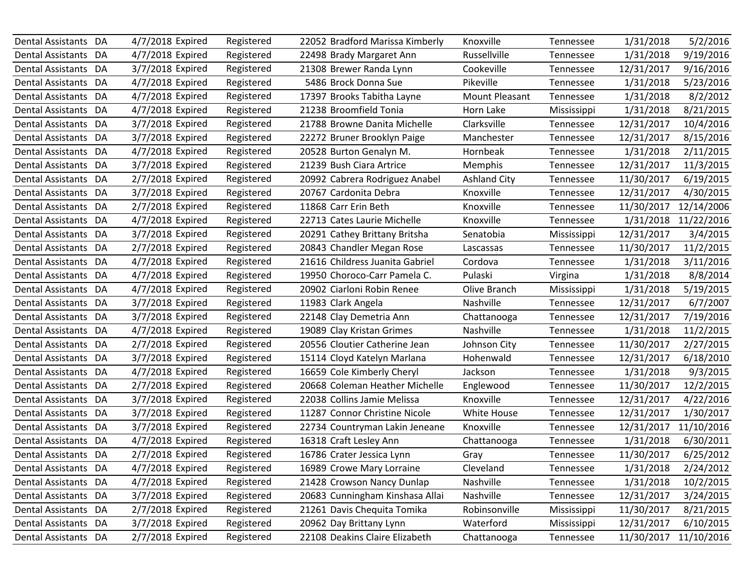| | | | | | | | | | | |
|---|---|---|---|---|---|---|---|---|---|---|
| Dental Assistants | DA | 4/7/2018 | Expired | Registered | 22052 | Bradford Marissa Kimberly | Knoxville | Tennessee | 1/31/2018 | 5/2/2016 |
| Dental Assistants | DA | 4/7/2018 | Expired | Registered | 22498 | Brady Margaret Ann | Russellville | Tennessee | 1/31/2018 | 9/19/2016 |
| Dental Assistants | DA | 3/7/2018 | Expired | Registered | 21308 | Brewer Randa Lynn | Cookeville | Tennessee | 12/31/2017 | 9/16/2016 |
| Dental Assistants | DA | 4/7/2018 | Expired | Registered | 5486 | Brock Donna Sue | Pikeville | Tennessee | 1/31/2018 | 5/23/2016 |
| Dental Assistants | DA | 4/7/2018 | Expired | Registered | 17397 | Brooks Tabitha Layne | Mount Pleasant | Tennessee | 1/31/2018 | 8/2/2012 |
| Dental Assistants | DA | 4/7/2018 | Expired | Registered | 21238 | Broomfield Tonia | Horn Lake | Mississippi | 1/31/2018 | 8/21/2015 |
| Dental Assistants | DA | 3/7/2018 | Expired | Registered | 21788 | Browne Danita Michelle | Clarksville | Tennessee | 12/31/2017 | 10/4/2016 |
| Dental Assistants | DA | 3/7/2018 | Expired | Registered | 22272 | Bruner Brooklyn Paige | Manchester | Tennessee | 12/31/2017 | 8/15/2016 |
| Dental Assistants | DA | 4/7/2018 | Expired | Registered | 20528 | Burton Genalyn M. | Hornbeak | Tennessee | 1/31/2018 | 2/11/2015 |
| Dental Assistants | DA | 3/7/2018 | Expired | Registered | 21239 | Bush Ciara Artrice | Memphis | Tennessee | 12/31/2017 | 11/3/2015 |
| Dental Assistants | DA | 2/7/2018 | Expired | Registered | 20992 | Cabrera Rodriguez Anabel | Ashland City | Tennessee | 11/30/2017 | 6/19/2015 |
| Dental Assistants | DA | 3/7/2018 | Expired | Registered | 20767 | Cardonita Debra | Knoxville | Tennessee | 12/31/2017 | 4/30/2015 |
| Dental Assistants | DA | 2/7/2018 | Expired | Registered | 11868 | Carr Erin Beth | Knoxville | Tennessee | 11/30/2017 | 12/14/2006 |
| Dental Assistants | DA | 4/7/2018 | Expired | Registered | 22713 | Cates Laurie Michelle | Knoxville | Tennessee | 1/31/2018 | 11/22/2016 |
| Dental Assistants | DA | 3/7/2018 | Expired | Registered | 20291 | Cathey Brittany Britsha | Senatobia | Mississippi | 12/31/2017 | 3/4/2015 |
| Dental Assistants | DA | 2/7/2018 | Expired | Registered | 20843 | Chandler Megan Rose | Lascassas | Tennessee | 11/30/2017 | 11/2/2015 |
| Dental Assistants | DA | 4/7/2018 | Expired | Registered | 21616 | Childress Juanita Gabriel | Cordova | Tennessee | 1/31/2018 | 3/11/2016 |
| Dental Assistants | DA | 4/7/2018 | Expired | Registered | 19950 | Choroco-Carr Pamela C. | Pulaski | Virgina | 1/31/2018 | 8/8/2014 |
| Dental Assistants | DA | 4/7/2018 | Expired | Registered | 20902 | Ciarloni Robin Renee | Olive Branch | Mississippi | 1/31/2018 | 5/19/2015 |
| Dental Assistants | DA | 3/7/2018 | Expired | Registered | 11983 | Clark Angela | Nashville | Tennessee | 12/31/2017 | 6/7/2007 |
| Dental Assistants | DA | 3/7/2018 | Expired | Registered | 22148 | Clay Demetria Ann | Chattanooga | Tennessee | 12/31/2017 | 7/19/2016 |
| Dental Assistants | DA | 4/7/2018 | Expired | Registered | 19089 | Clay Kristan Grimes | Nashville | Tennessee | 1/31/2018 | 11/2/2015 |
| Dental Assistants | DA | 2/7/2018 | Expired | Registered | 20556 | Cloutier Catherine Jean | Johnson City | Tennessee | 11/30/2017 | 2/27/2015 |
| Dental Assistants | DA | 3/7/2018 | Expired | Registered | 15114 | Cloyd Katelyn Marlana | Hohenwald | Tennessee | 12/31/2017 | 6/18/2010 |
| Dental Assistants | DA | 4/7/2018 | Expired | Registered | 16659 | Cole Kimberly Cheryl | Jackson | Tennessee | 1/31/2018 | 9/3/2015 |
| Dental Assistants | DA | 2/7/2018 | Expired | Registered | 20668 | Coleman Heather Michelle | Englewood | Tennessee | 11/30/2017 | 12/2/2015 |
| Dental Assistants | DA | 3/7/2018 | Expired | Registered | 22038 | Collins Jamie Melissa | Knoxville | Tennessee | 12/31/2017 | 4/22/2016 |
| Dental Assistants | DA | 3/7/2018 | Expired | Registered | 11287 | Connor Christine Nicole | White House | Tennessee | 12/31/2017 | 1/30/2017 |
| Dental Assistants | DA | 3/7/2018 | Expired | Registered | 22734 | Countryman Lakin Jeneane | Knoxville | Tennessee | 12/31/2017 | 11/10/2016 |
| Dental Assistants | DA | 4/7/2018 | Expired | Registered | 16318 | Craft Lesley Ann | Chattanooga | Tennessee | 1/31/2018 | 6/30/2011 |
| Dental Assistants | DA | 2/7/2018 | Expired | Registered | 16786 | Crater Jessica Lynn | Gray | Tennessee | 11/30/2017 | 6/25/2012 |
| Dental Assistants | DA | 4/7/2018 | Expired | Registered | 16989 | Crowe Mary Lorraine | Cleveland | Tennessee | 1/31/2018 | 2/24/2012 |
| Dental Assistants | DA | 4/7/2018 | Expired | Registered | 21428 | Crowson Nancy Dunlap | Nashville | Tennessee | 1/31/2018 | 10/2/2015 |
| Dental Assistants | DA | 3/7/2018 | Expired | Registered | 20683 | Cunningham Kinshasa Allai | Nashville | Tennessee | 12/31/2017 | 3/24/2015 |
| Dental Assistants | DA | 2/7/2018 | Expired | Registered | 21261 | Davis Chequita Tomika | Robinsonville | Mississippi | 11/30/2017 | 8/21/2015 |
| Dental Assistants | DA | 3/7/2018 | Expired | Registered | 20962 | Day Brittany Lynn | Waterford | Mississippi | 12/31/2017 | 6/10/2015 |
| Dental Assistants | DA | 2/7/2018 | Expired | Registered | 22108 | Deakins Claire Elizabeth | Chattanooga | Tennessee | 11/30/2017 | 11/10/2016 |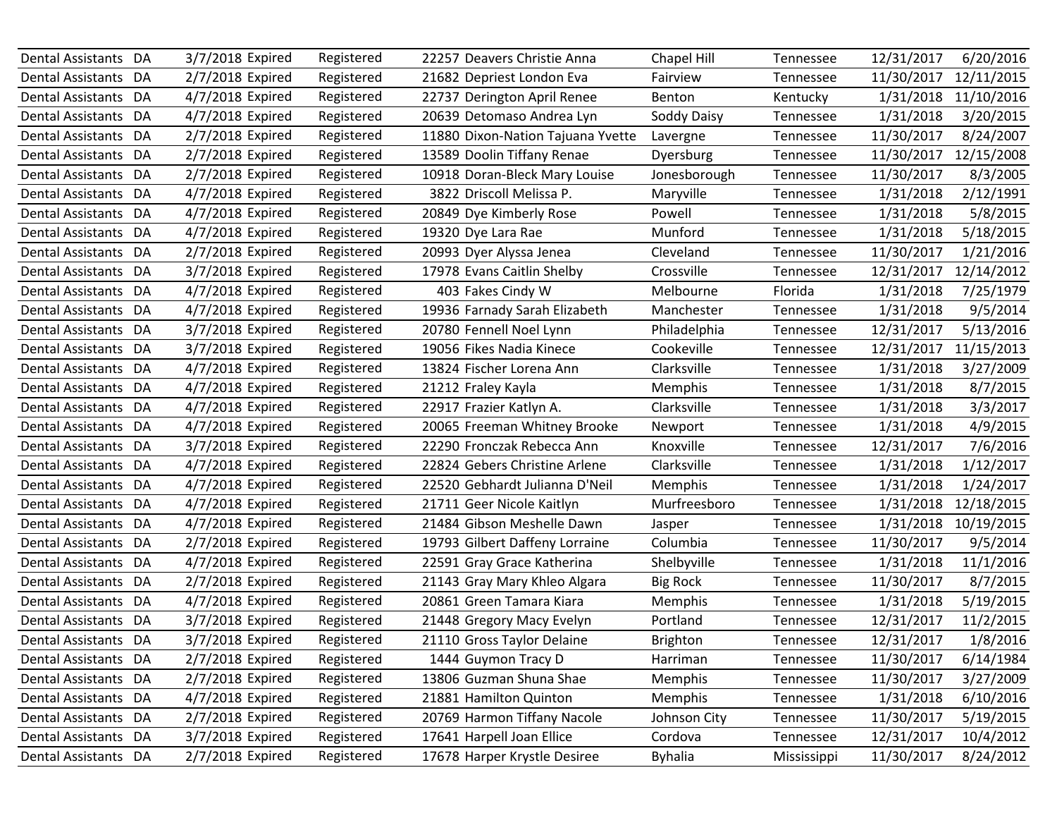| Dental Assistants | DA | 3/7/2018 | Expired | Registered | 22257 | Deavers Christie Anna | Chapel Hill | Tennessee | 12/31/2017 | 6/20/2016 |
|---|---|---|---|---|---|---|---|---|---|---|
| Dental Assistants | DA | 2/7/2018 | Expired | Registered | 21682 | Depriest London Eva | Fairview | Tennessee | 11/30/2017 | 12/11/2015 |
| Dental Assistants | DA | 4/7/2018 | Expired | Registered | 22737 | Derington April Renee | Benton | Kentucky | 1/31/2018 | 11/10/2016 |
| Dental Assistants | DA | 4/7/2018 | Expired | Registered | 20639 | Detomaso Andrea Lyn | Soddy Daisy | Tennessee | 1/31/2018 | 3/20/2015 |
| Dental Assistants | DA | 2/7/2018 | Expired | Registered | 11880 | Dixon-Nation Tajuana Yvette | Lavergne | Tennessee | 11/30/2017 | 8/24/2007 |
| Dental Assistants | DA | 2/7/2018 | Expired | Registered | 13589 | Doolin Tiffany Renae | Dyersburg | Tennessee | 11/30/2017 | 12/15/2008 |
| Dental Assistants | DA | 2/7/2018 | Expired | Registered | 10918 | Doran-Bleck Mary Louise | Jonesborough | Tennessee | 11/30/2017 | 8/3/2005 |
| Dental Assistants | DA | 4/7/2018 | Expired | Registered | 3822 | Driscoll Melissa P. | Maryville | Tennessee | 1/31/2018 | 2/12/1991 |
| Dental Assistants | DA | 4/7/2018 | Expired | Registered | 20849 | Dye Kimberly Rose | Powell | Tennessee | 1/31/2018 | 5/8/2015 |
| Dental Assistants | DA | 4/7/2018 | Expired | Registered | 19320 | Dye Lara Rae | Munford | Tennessee | 1/31/2018 | 5/18/2015 |
| Dental Assistants | DA | 2/7/2018 | Expired | Registered | 20993 | Dyer Alyssa Jenea | Cleveland | Tennessee | 11/30/2017 | 1/21/2016 |
| Dental Assistants | DA | 3/7/2018 | Expired | Registered | 17978 | Evans Caitlin Shelby | Crossville | Tennessee | 12/31/2017 | 12/14/2012 |
| Dental Assistants | DA | 4/7/2018 | Expired | Registered | 403 | Fakes Cindy W | Melbourne | Florida | 1/31/2018 | 7/25/1979 |
| Dental Assistants | DA | 4/7/2018 | Expired | Registered | 19936 | Farnady Sarah Elizabeth | Manchester | Tennessee | 1/31/2018 | 9/5/2014 |
| Dental Assistants | DA | 3/7/2018 | Expired | Registered | 20780 | Fennell Noel Lynn | Philadelphia | Tennessee | 12/31/2017 | 5/13/2016 |
| Dental Assistants | DA | 3/7/2018 | Expired | Registered | 19056 | Fikes Nadia Kinece | Cookeville | Tennessee | 12/31/2017 | 11/15/2013 |
| Dental Assistants | DA | 4/7/2018 | Expired | Registered | 13824 | Fischer Lorena Ann | Clarksville | Tennessee | 1/31/2018 | 3/27/2009 |
| Dental Assistants | DA | 4/7/2018 | Expired | Registered | 21212 | Fraley Kayla | Memphis | Tennessee | 1/31/2018 | 8/7/2015 |
| Dental Assistants | DA | 4/7/2018 | Expired | Registered | 22917 | Frazier Katlyn A. | Clarksville | Tennessee | 1/31/2018 | 3/3/2017 |
| Dental Assistants | DA | 4/7/2018 | Expired | Registered | 20065 | Freeman Whitney Brooke | Newport | Tennessee | 1/31/2018 | 4/9/2015 |
| Dental Assistants | DA | 3/7/2018 | Expired | Registered | 22290 | Fronczak Rebecca Ann | Knoxville | Tennessee | 12/31/2017 | 7/6/2016 |
| Dental Assistants | DA | 4/7/2018 | Expired | Registered | 22824 | Gebers Christine Arlene | Clarksville | Tennessee | 1/31/2018 | 1/12/2017 |
| Dental Assistants | DA | 4/7/2018 | Expired | Registered | 22520 | Gebhardt Julianna D'Neil | Memphis | Tennessee | 1/31/2018 | 1/24/2017 |
| Dental Assistants | DA | 4/7/2018 | Expired | Registered | 21711 | Geer Nicole Kaitlyn | Murfreesboro | Tennessee | 1/31/2018 | 12/18/2015 |
| Dental Assistants | DA | 4/7/2018 | Expired | Registered | 21484 | Gibson Meshelle Dawn | Jasper | Tennessee | 1/31/2018 | 10/19/2015 |
| Dental Assistants | DA | 2/7/2018 | Expired | Registered | 19793 | Gilbert Daffeny Lorraine | Columbia | Tennessee | 11/30/2017 | 9/5/2014 |
| Dental Assistants | DA | 4/7/2018 | Expired | Registered | 22591 | Gray Grace Katherina | Shelbyville | Tennessee | 1/31/2018 | 11/1/2016 |
| Dental Assistants | DA | 2/7/2018 | Expired | Registered | 21143 | Gray Mary Khleo Algara | Big Rock | Tennessee | 11/30/2017 | 8/7/2015 |
| Dental Assistants | DA | 4/7/2018 | Expired | Registered | 20861 | Green Tamara Kiara | Memphis | Tennessee | 1/31/2018 | 5/19/2015 |
| Dental Assistants | DA | 3/7/2018 | Expired | Registered | 21448 | Gregory Macy Evelyn | Portland | Tennessee | 12/31/2017 | 11/2/2015 |
| Dental Assistants | DA | 3/7/2018 | Expired | Registered | 21110 | Gross Taylor Delaine | Brighton | Tennessee | 12/31/2017 | 1/8/2016 |
| Dental Assistants | DA | 2/7/2018 | Expired | Registered | 1444 | Guymon Tracy D | Harriman | Tennessee | 11/30/2017 | 6/14/1984 |
| Dental Assistants | DA | 2/7/2018 | Expired | Registered | 13806 | Guzman Shuna Shae | Memphis | Tennessee | 11/30/2017 | 3/27/2009 |
| Dental Assistants | DA | 4/7/2018 | Expired | Registered | 21881 | Hamilton Quinton | Memphis | Tennessee | 1/31/2018 | 6/10/2016 |
| Dental Assistants | DA | 2/7/2018 | Expired | Registered | 20769 | Harmon Tiffany Nacole | Johnson City | Tennessee | 11/30/2017 | 5/19/2015 |
| Dental Assistants | DA | 3/7/2018 | Expired | Registered | 17641 | Harpell Joan Ellice | Cordova | Tennessee | 12/31/2017 | 10/4/2012 |
| Dental Assistants | DA | 2/7/2018 | Expired | Registered | 17678 | Harper Krystle Desiree | Byhalia | Mississippi | 11/30/2017 | 8/24/2012 |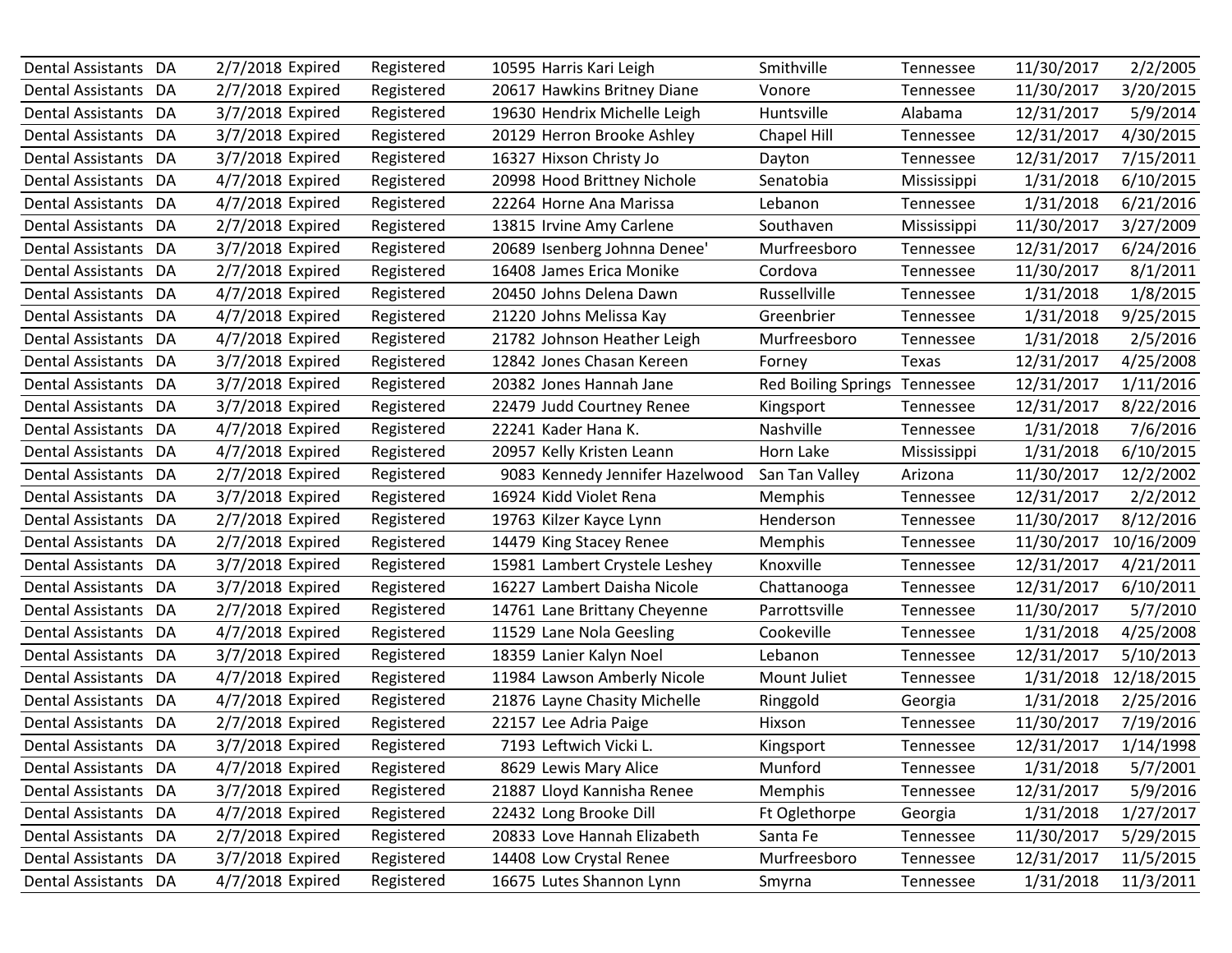| | | | | | | | | | | |
|---|---|---|---|---|---|---|---|---|---|---|
| Dental Assistants | DA | 2/7/2018 | Expired | Registered | 10595 | Harris Kari Leigh | Smithville | Tennessee | 11/30/2017 | 2/2/2005 |
| Dental Assistants | DA | 2/7/2018 | Expired | Registered | 20617 | Hawkins Britney Diane | Vonore | Tennessee | 11/30/2017 | 3/20/2015 |
| Dental Assistants | DA | 3/7/2018 | Expired | Registered | 19630 | Hendrix Michelle Leigh | Huntsville | Alabama | 12/31/2017 | 5/9/2014 |
| Dental Assistants | DA | 3/7/2018 | Expired | Registered | 20129 | Herron Brooke Ashley | Chapel Hill | Tennessee | 12/31/2017 | 4/30/2015 |
| Dental Assistants | DA | 3/7/2018 | Expired | Registered | 16327 | Hixson Christy Jo | Dayton | Tennessee | 12/31/2017 | 7/15/2011 |
| Dental Assistants | DA | 4/7/2018 | Expired | Registered | 20998 | Hood Brittney Nichole | Senatobia | Mississippi | 1/31/2018 | 6/10/2015 |
| Dental Assistants | DA | 4/7/2018 | Expired | Registered | 22264 | Horne Ana Marissa | Lebanon | Tennessee | 1/31/2018 | 6/21/2016 |
| Dental Assistants | DA | 2/7/2018 | Expired | Registered | 13815 | Irvine Amy Carlene | Southaven | Mississippi | 11/30/2017 | 3/27/2009 |
| Dental Assistants | DA | 3/7/2018 | Expired | Registered | 20689 | Isenberg Johnna Denee' | Murfreesboro | Tennessee | 12/31/2017 | 6/24/2016 |
| Dental Assistants | DA | 2/7/2018 | Expired | Registered | 16408 | James Erica Monike | Cordova | Tennessee | 11/30/2017 | 8/1/2011 |
| Dental Assistants | DA | 4/7/2018 | Expired | Registered | 20450 | Johns Delena Dawn | Russellville | Tennessee | 1/31/2018 | 1/8/2015 |
| Dental Assistants | DA | 4/7/2018 | Expired | Registered | 21220 | Johns Melissa Kay | Greenbrier | Tennessee | 1/31/2018 | 9/25/2015 |
| Dental Assistants | DA | 4/7/2018 | Expired | Registered | 21782 | Johnson Heather Leigh | Murfreesboro | Tennessee | 1/31/2018 | 2/5/2016 |
| Dental Assistants | DA | 3/7/2018 | Expired | Registered | 12842 | Jones Chasan Kereen | Forney | Texas | 12/31/2017 | 4/25/2008 |
| Dental Assistants | DA | 3/7/2018 | Expired | Registered | 20382 | Jones Hannah Jane | Red Boiling Springs | Tennessee | 12/31/2017 | 1/11/2016 |
| Dental Assistants | DA | 3/7/2018 | Expired | Registered | 22479 | Judd Courtney Renee | Kingsport | Tennessee | 12/31/2017 | 8/22/2016 |
| Dental Assistants | DA | 4/7/2018 | Expired | Registered | 22241 | Kader Hana K. | Nashville | Tennessee | 1/31/2018 | 7/6/2016 |
| Dental Assistants | DA | 4/7/2018 | Expired | Registered | 20957 | Kelly Kristen Leann | Horn Lake | Mississippi | 1/31/2018 | 6/10/2015 |
| Dental Assistants | DA | 2/7/2018 | Expired | Registered | 9083 | Kennedy Jennifer Hazelwood | San Tan Valley | Arizona | 11/30/2017 | 12/2/2002 |
| Dental Assistants | DA | 3/7/2018 | Expired | Registered | 16924 | Kidd Violet Rena | Memphis | Tennessee | 12/31/2017 | 2/2/2012 |
| Dental Assistants | DA | 2/7/2018 | Expired | Registered | 19763 | Kilzer Kayce Lynn | Henderson | Tennessee | 11/30/2017 | 8/12/2016 |
| Dental Assistants | DA | 2/7/2018 | Expired | Registered | 14479 | King Stacey Renee | Memphis | Tennessee | 11/30/2017 | 10/16/2009 |
| Dental Assistants | DA | 3/7/2018 | Expired | Registered | 15981 | Lambert Crystele Leshey | Knoxville | Tennessee | 12/31/2017 | 4/21/2011 |
| Dental Assistants | DA | 3/7/2018 | Expired | Registered | 16227 | Lambert Daisha Nicole | Chattanooga | Tennessee | 12/31/2017 | 6/10/2011 |
| Dental Assistants | DA | 2/7/2018 | Expired | Registered | 14761 | Lane Brittany Cheyenne | Parrottsville | Tennessee | 11/30/2017 | 5/7/2010 |
| Dental Assistants | DA | 4/7/2018 | Expired | Registered | 11529 | Lane Nola Geesling | Cookeville | Tennessee | 1/31/2018 | 4/25/2008 |
| Dental Assistants | DA | 3/7/2018 | Expired | Registered | 18359 | Lanier Kalyn Noel | Lebanon | Tennessee | 12/31/2017 | 5/10/2013 |
| Dental Assistants | DA | 4/7/2018 | Expired | Registered | 11984 | Lawson Amberly Nicole | Mount Juliet | Tennessee | 1/31/2018 | 12/18/2015 |
| Dental Assistants | DA | 4/7/2018 | Expired | Registered | 21876 | Layne Chasity Michelle | Ringgold | Georgia | 1/31/2018 | 2/25/2016 |
| Dental Assistants | DA | 2/7/2018 | Expired | Registered | 22157 | Lee Adria Paige | Hixson | Tennessee | 11/30/2017 | 7/19/2016 |
| Dental Assistants | DA | 3/7/2018 | Expired | Registered | 7193 | Leftwich Vicki L. | Kingsport | Tennessee | 12/31/2017 | 1/14/1998 |
| Dental Assistants | DA | 4/7/2018 | Expired | Registered | 8629 | Lewis Mary Alice | Munford | Tennessee | 1/31/2018 | 5/7/2001 |
| Dental Assistants | DA | 3/7/2018 | Expired | Registered | 21887 | Lloyd Kannisha Renee | Memphis | Tennessee | 12/31/2017 | 5/9/2016 |
| Dental Assistants | DA | 4/7/2018 | Expired | Registered | 22432 | Long Brooke Dill | Ft Oglethorpe | Georgia | 1/31/2018 | 1/27/2017 |
| Dental Assistants | DA | 2/7/2018 | Expired | Registered | 20833 | Love Hannah Elizabeth | Santa Fe | Tennessee | 11/30/2017 | 5/29/2015 |
| Dental Assistants | DA | 3/7/2018 | Expired | Registered | 14408 | Low Crystal Renee | Murfreesboro | Tennessee | 12/31/2017 | 11/5/2015 |
| Dental Assistants | DA | 4/7/2018 | Expired | Registered | 16675 | Lutes Shannon Lynn | Smyrna | Tennessee | 1/31/2018 | 11/3/2011 |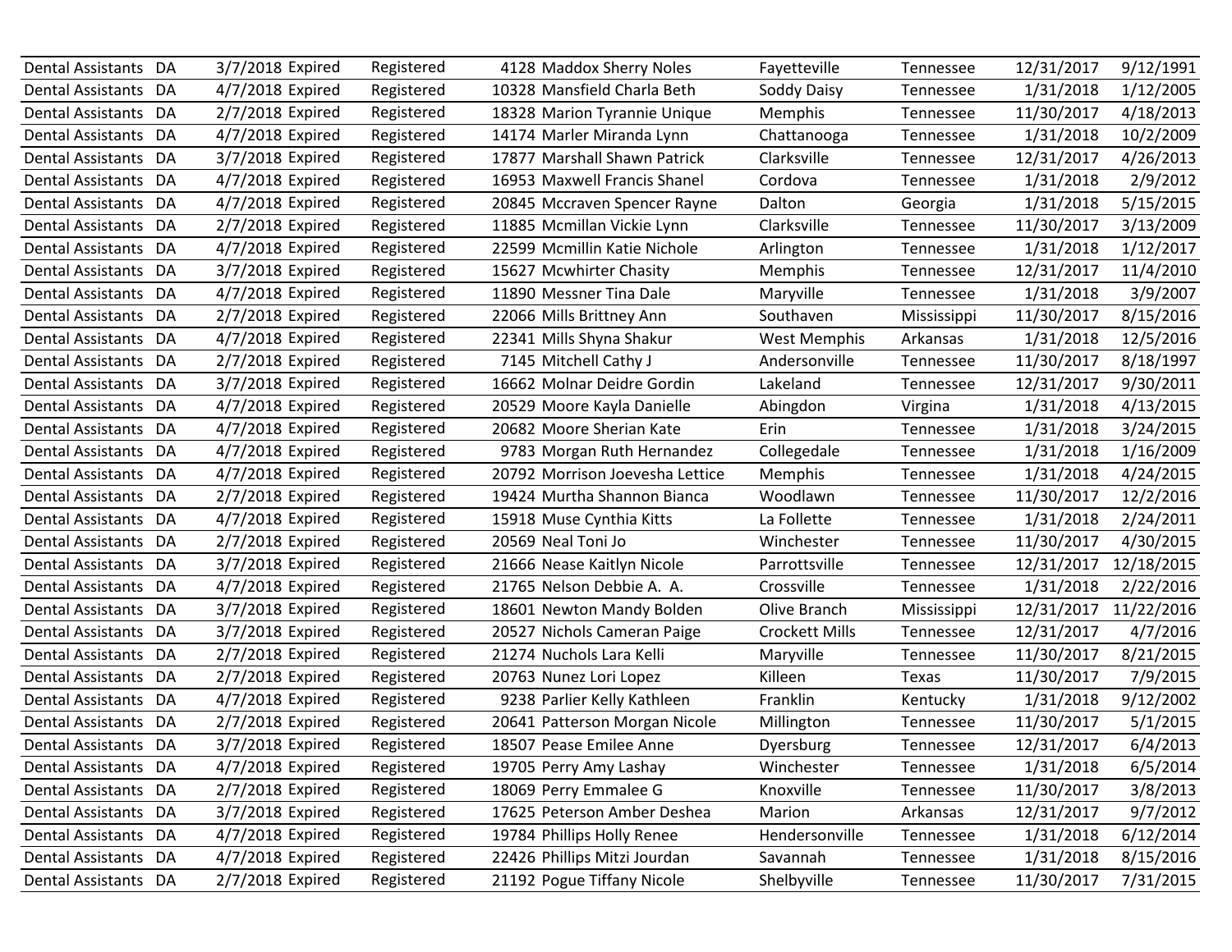| | | | | | | | | | | |
|---|---|---|---|---|---|---|---|---|---|---|
| Dental Assistants | DA | 3/7/2018 | Expired | Registered | 4128 | Maddox Sherry Noles | Fayetteville | Tennessee | 12/31/2017 | 9/12/1991 |
| Dental Assistants | DA | 4/7/2018 | Expired | Registered | 10328 | Mansfield Charla Beth | Soddy Daisy | Tennessee | 1/31/2018 | 1/12/2005 |
| Dental Assistants | DA | 2/7/2018 | Expired | Registered | 18328 | Marion Tyrannie Unique | Memphis | Tennessee | 11/30/2017 | 4/18/2013 |
| Dental Assistants | DA | 4/7/2018 | Expired | Registered | 14174 | Marler Miranda Lynn | Chattanooga | Tennessee | 1/31/2018 | 10/2/2009 |
| Dental Assistants | DA | 3/7/2018 | Expired | Registered | 17877 | Marshall Shawn Patrick | Clarksville | Tennessee | 12/31/2017 | 4/26/2013 |
| Dental Assistants | DA | 4/7/2018 | Expired | Registered | 16953 | Maxwell Francis Shanel | Cordova | Tennessee | 1/31/2018 | 2/9/2012 |
| Dental Assistants | DA | 4/7/2018 | Expired | Registered | 20845 | Mccraven Spencer Rayne | Dalton | Georgia | 1/31/2018 | 5/15/2015 |
| Dental Assistants | DA | 2/7/2018 | Expired | Registered | 11885 | Mcmillan Vickie Lynn | Clarksville | Tennessee | 11/30/2017 | 3/13/2009 |
| Dental Assistants | DA | 4/7/2018 | Expired | Registered | 22599 | Mcmillin Katie Nichole | Arlington | Tennessee | 1/31/2018 | 1/12/2017 |
| Dental Assistants | DA | 3/7/2018 | Expired | Registered | 15627 | Mcwhirter Chasity | Memphis | Tennessee | 12/31/2017 | 11/4/2010 |
| Dental Assistants | DA | 4/7/2018 | Expired | Registered | 11890 | Messner Tina Dale | Maryville | Tennessee | 1/31/2018 | 3/9/2007 |
| Dental Assistants | DA | 2/7/2018 | Expired | Registered | 22066 | Mills Brittney Ann | Southaven | Mississippi | 11/30/2017 | 8/15/2016 |
| Dental Assistants | DA | 4/7/2018 | Expired | Registered | 22341 | Mills Shyna Shakur | West Memphis | Arkansas | 1/31/2018 | 12/5/2016 |
| Dental Assistants | DA | 2/7/2018 | Expired | Registered | 7145 | Mitchell Cathy J | Andersonville | Tennessee | 11/30/2017 | 8/18/1997 |
| Dental Assistants | DA | 3/7/2018 | Expired | Registered | 16662 | Molnar Deidre Gordin | Lakeland | Tennessee | 12/31/2017 | 9/30/2011 |
| Dental Assistants | DA | 4/7/2018 | Expired | Registered | 20529 | Moore Kayla Danielle | Abingdon | Virgina | 1/31/2018 | 4/13/2015 |
| Dental Assistants | DA | 4/7/2018 | Expired | Registered | 20682 | Moore Sherian Kate | Erin | Tennessee | 1/31/2018 | 3/24/2015 |
| Dental Assistants | DA | 4/7/2018 | Expired | Registered | 9783 | Morgan Ruth Hernandez | Collegedale | Tennessee | 1/31/2018 | 1/16/2009 |
| Dental Assistants | DA | 4/7/2018 | Expired | Registered | 20792 | Morrison Joevesha Lettice | Memphis | Tennessee | 1/31/2018 | 4/24/2015 |
| Dental Assistants | DA | 2/7/2018 | Expired | Registered | 19424 | Murtha Shannon Bianca | Woodlawn | Tennessee | 11/30/2017 | 12/2/2016 |
| Dental Assistants | DA | 4/7/2018 | Expired | Registered | 15918 | Muse Cynthia Kitts | La Follette | Tennessee | 1/31/2018 | 2/24/2011 |
| Dental Assistants | DA | 2/7/2018 | Expired | Registered | 20569 | Neal Toni Jo | Winchester | Tennessee | 11/30/2017 | 4/30/2015 |
| Dental Assistants | DA | 3/7/2018 | Expired | Registered | 21666 | Nease Kaitlyn Nicole | Parrottsville | Tennessee | 12/31/2017 | 12/18/2015 |
| Dental Assistants | DA | 4/7/2018 | Expired | Registered | 21765 | Nelson Debbie A. A. | Crossville | Tennessee | 1/31/2018 | 2/22/2016 |
| Dental Assistants | DA | 3/7/2018 | Expired | Registered | 18601 | Newton Mandy Bolden | Olive Branch | Mississippi | 12/31/2017 | 11/22/2016 |
| Dental Assistants | DA | 3/7/2018 | Expired | Registered | 20527 | Nichols Cameran Paige | Crockett Mills | Tennessee | 12/31/2017 | 4/7/2016 |
| Dental Assistants | DA | 2/7/2018 | Expired | Registered | 21274 | Nuchols Lara Kelli | Maryville | Tennessee | 11/30/2017 | 8/21/2015 |
| Dental Assistants | DA | 2/7/2018 | Expired | Registered | 20763 | Nunez Lori Lopez | Killeen | Texas | 11/30/2017 | 7/9/2015 |
| Dental Assistants | DA | 4/7/2018 | Expired | Registered | 9238 | Parlier Kelly Kathleen | Franklin | Kentucky | 1/31/2018 | 9/12/2002 |
| Dental Assistants | DA | 2/7/2018 | Expired | Registered | 20641 | Patterson Morgan Nicole | Millington | Tennessee | 11/30/2017 | 5/1/2015 |
| Dental Assistants | DA | 3/7/2018 | Expired | Registered | 18507 | Pease Emilee Anne | Dyersburg | Tennessee | 12/31/2017 | 6/4/2013 |
| Dental Assistants | DA | 4/7/2018 | Expired | Registered | 19705 | Perry Amy Lashay | Winchester | Tennessee | 1/31/2018 | 6/5/2014 |
| Dental Assistants | DA | 2/7/2018 | Expired | Registered | 18069 | Perry Emmalee G | Knoxville | Tennessee | 11/30/2017 | 3/8/2013 |
| Dental Assistants | DA | 3/7/2018 | Expired | Registered | 17625 | Peterson Amber Deshea | Marion | Arkansas | 12/31/2017 | 9/7/2012 |
| Dental Assistants | DA | 4/7/2018 | Expired | Registered | 19784 | Phillips Holly Renee | Hendersonville | Tennessee | 1/31/2018 | 6/12/2014 |
| Dental Assistants | DA | 4/7/2018 | Expired | Registered | 22426 | Phillips Mitzi Jourdan | Savannah | Tennessee | 1/31/2018 | 8/15/2016 |
| Dental Assistants | DA | 2/7/2018 | Expired | Registered | 21192 | Pogue Tiffany Nicole | Shelbyville | Tennessee | 11/30/2017 | 7/31/2015 |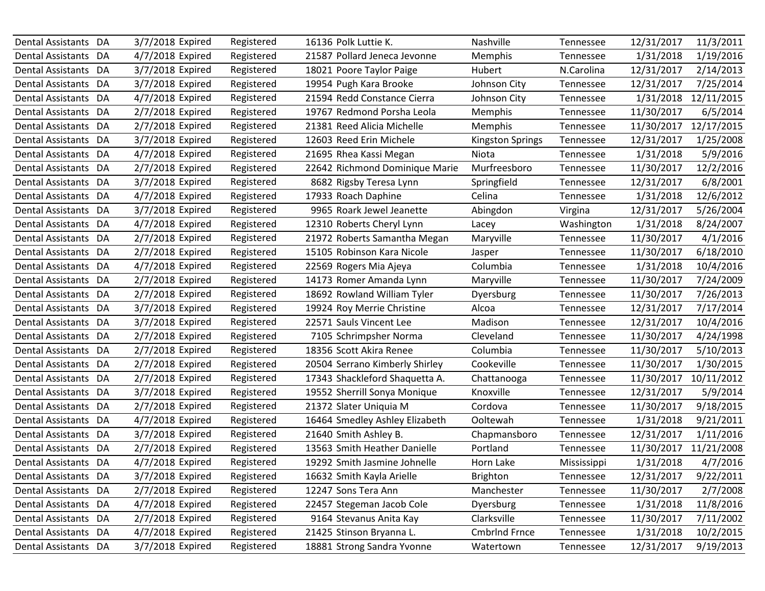| | | | | | | | | | | |
|---|---|---|---|---|---|---|---|---|---|---|
| Dental Assistants | DA | 3/7/2018 | Expired | Registered | 16136 | Polk Luttie K. | Nashville | Tennessee | 12/31/2017 | 11/3/2011 |
| Dental Assistants | DA | 4/7/2018 | Expired | Registered | 21587 | Pollard Jeneca Jevonne | Memphis | Tennessee | 1/31/2018 | 1/19/2016 |
| Dental Assistants | DA | 3/7/2018 | Expired | Registered | 18021 | Poore Taylor Paige | Hubert | N.Carolina | 12/31/2017 | 2/14/2013 |
| Dental Assistants | DA | 3/7/2018 | Expired | Registered | 19954 | Pugh Kara Brooke | Johnson City | Tennessee | 12/31/2017 | 7/25/2014 |
| Dental Assistants | DA | 4/7/2018 | Expired | Registered | 21594 | Redd Constance Cierra | Johnson City | Tennessee | 1/31/2018 | 12/11/2015 |
| Dental Assistants | DA | 2/7/2018 | Expired | Registered | 19767 | Redmond Porsha Leola | Memphis | Tennessee | 11/30/2017 | 6/5/2014 |
| Dental Assistants | DA | 2/7/2018 | Expired | Registered | 21381 | Reed Alicia Michelle | Memphis | Tennessee | 11/30/2017 | 12/17/2015 |
| Dental Assistants | DA | 3/7/2018 | Expired | Registered | 12603 | Reed Erin Michele | Kingston Springs | Tennessee | 12/31/2017 | 1/25/2008 |
| Dental Assistants | DA | 4/7/2018 | Expired | Registered | 21695 | Rhea Kassi Megan | Niota | Tennessee | 1/31/2018 | 5/9/2016 |
| Dental Assistants | DA | 2/7/2018 | Expired | Registered | 22642 | Richmond Dominique Marie | Murfreesboro | Tennessee | 11/30/2017 | 12/2/2016 |
| Dental Assistants | DA | 3/7/2018 | Expired | Registered | 8682 | Rigsby Teresa Lynn | Springfield | Tennessee | 12/31/2017 | 6/8/2001 |
| Dental Assistants | DA | 4/7/2018 | Expired | Registered | 17933 | Roach Daphine | Celina | Tennessee | 1/31/2018 | 12/6/2012 |
| Dental Assistants | DA | 3/7/2018 | Expired | Registered | 9965 | Roark Jewel Jeanette | Abingdon | Virgina | 12/31/2017 | 5/26/2004 |
| Dental Assistants | DA | 4/7/2018 | Expired | Registered | 12310 | Roberts Cheryl Lynn | Lacey | Washington | 1/31/2018 | 8/24/2007 |
| Dental Assistants | DA | 2/7/2018 | Expired | Registered | 21972 | Roberts Samantha Megan | Maryville | Tennessee | 11/30/2017 | 4/1/2016 |
| Dental Assistants | DA | 2/7/2018 | Expired | Registered | 15105 | Robinson Kara Nicole | Jasper | Tennessee | 11/30/2017 | 6/18/2010 |
| Dental Assistants | DA | 4/7/2018 | Expired | Registered | 22569 | Rogers Mia Ajeya | Columbia | Tennessee | 1/31/2018 | 10/4/2016 |
| Dental Assistants | DA | 2/7/2018 | Expired | Registered | 14173 | Romer Amanda Lynn | Maryville | Tennessee | 11/30/2017 | 7/24/2009 |
| Dental Assistants | DA | 2/7/2018 | Expired | Registered | 18692 | Rowland William Tyler | Dyersburg | Tennessee | 11/30/2017 | 7/26/2013 |
| Dental Assistants | DA | 3/7/2018 | Expired | Registered | 19924 | Roy Merrie Christine | Alcoa | Tennessee | 12/31/2017 | 7/17/2014 |
| Dental Assistants | DA | 3/7/2018 | Expired | Registered | 22571 | Sauls Vincent Lee | Madison | Tennessee | 12/31/2017 | 10/4/2016 |
| Dental Assistants | DA | 2/7/2018 | Expired | Registered | 7105 | Schrimpsher Norma | Cleveland | Tennessee | 11/30/2017 | 4/24/1998 |
| Dental Assistants | DA | 2/7/2018 | Expired | Registered | 18356 | Scott Akira Renee | Columbia | Tennessee | 11/30/2017 | 5/10/2013 |
| Dental Assistants | DA | 2/7/2018 | Expired | Registered | 20504 | Serrano Kimberly Shirley | Cookeville | Tennessee | 11/30/2017 | 1/30/2015 |
| Dental Assistants | DA | 2/7/2018 | Expired | Registered | 17343 | Shackleford Shaquetta A. | Chattanooga | Tennessee | 11/30/2017 | 10/11/2012 |
| Dental Assistants | DA | 3/7/2018 | Expired | Registered | 19552 | Sherrill Sonya Monique | Knoxville | Tennessee | 12/31/2017 | 5/9/2014 |
| Dental Assistants | DA | 2/7/2018 | Expired | Registered | 21372 | Slater Uniquia M | Cordova | Tennessee | 11/30/2017 | 9/18/2015 |
| Dental Assistants | DA | 4/7/2018 | Expired | Registered | 16464 | Smedley Ashley Elizabeth | Ooltewah | Tennessee | 1/31/2018 | 9/21/2011 |
| Dental Assistants | DA | 3/7/2018 | Expired | Registered | 21640 | Smith Ashley B. | Chapmansboro | Tennessee | 12/31/2017 | 1/11/2016 |
| Dental Assistants | DA | 2/7/2018 | Expired | Registered | 13563 | Smith Heather Danielle | Portland | Tennessee | 11/30/2017 | 11/21/2008 |
| Dental Assistants | DA | 4/7/2018 | Expired | Registered | 19292 | Smith Jasmine Johnelle | Horn Lake | Mississippi | 1/31/2018 | 4/7/2016 |
| Dental Assistants | DA | 3/7/2018 | Expired | Registered | 16632 | Smith Kayla Arielle | Brighton | Tennessee | 12/31/2017 | 9/22/2011 |
| Dental Assistants | DA | 2/7/2018 | Expired | Registered | 12247 | Sons Tera Ann | Manchester | Tennessee | 11/30/2017 | 2/7/2008 |
| Dental Assistants | DA | 4/7/2018 | Expired | Registered | 22457 | Stegeman Jacob Cole | Dyersburg | Tennessee | 1/31/2018 | 11/8/2016 |
| Dental Assistants | DA | 2/7/2018 | Expired | Registered | 9164 | Stevanus Anita Kay | Clarksville | Tennessee | 11/30/2017 | 7/11/2002 |
| Dental Assistants | DA | 4/7/2018 | Expired | Registered | 21425 | Stinson Bryanna L. | Cmbrlnd Frnce | Tennessee | 1/31/2018 | 10/2/2015 |
| Dental Assistants | DA | 3/7/2018 | Expired | Registered | 18881 | Strong Sandra Yvonne | Watertown | Tennessee | 12/31/2017 | 9/19/2013 |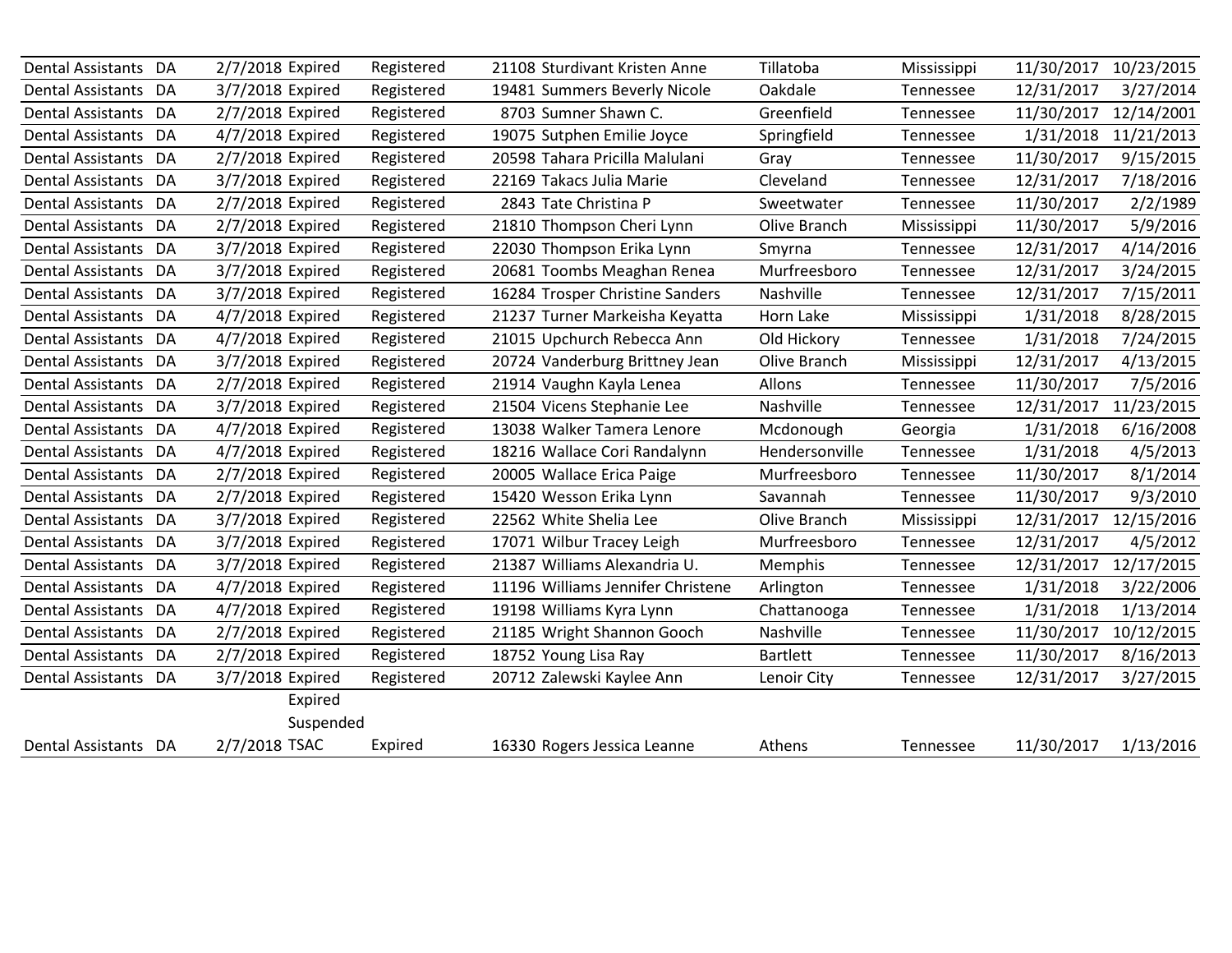| | | | | | | | | | | |
|---|---|---|---|---|---|---|---|---|---|---|
| Dental Assistants | DA | 2/7/2018 | Expired | Registered | 21108 | Sturdivant Kristen Anne | Tillatoba | Mississippi | 11/30/2017 | 10/23/2015 |
| Dental Assistants | DA | 3/7/2018 | Expired | Registered | 19481 | Summers Beverly Nicole | Oakdale | Tennessee | 12/31/2017 | 3/27/2014 |
| Dental Assistants | DA | 2/7/2018 | Expired | Registered | 8703 | Sumner Shawn C. | Greenfield | Tennessee | 11/30/2017 | 12/14/2001 |
| Dental Assistants | DA | 4/7/2018 | Expired | Registered | 19075 | Sutphen Emilie Joyce | Springfield | Tennessee | 1/31/2018 | 11/21/2013 |
| Dental Assistants | DA | 2/7/2018 | Expired | Registered | 20598 | Tahara Pricilla Malulani | Gray | Tennessee | 11/30/2017 | 9/15/2015 |
| Dental Assistants | DA | 3/7/2018 | Expired | Registered | 22169 | Takacs Julia Marie | Cleveland | Tennessee | 12/31/2017 | 7/18/2016 |
| Dental Assistants | DA | 2/7/2018 | Expired | Registered | 2843 | Tate Christina P | Sweetwater | Tennessee | 11/30/2017 | 2/2/1989 |
| Dental Assistants | DA | 2/7/2018 | Expired | Registered | 21810 | Thompson Cheri Lynn | Olive Branch | Mississippi | 11/30/2017 | 5/9/2016 |
| Dental Assistants | DA | 3/7/2018 | Expired | Registered | 22030 | Thompson Erika Lynn | Smyrna | Tennessee | 12/31/2017 | 4/14/2016 |
| Dental Assistants | DA | 3/7/2018 | Expired | Registered | 20681 | Toombs Meaghan Renea | Murfreesboro | Tennessee | 12/31/2017 | 3/24/2015 |
| Dental Assistants | DA | 3/7/2018 | Expired | Registered | 16284 | Trosper Christine Sanders | Nashville | Tennessee | 12/31/2017 | 7/15/2011 |
| Dental Assistants | DA | 4/7/2018 | Expired | Registered | 21237 | Turner Markeisha Keyatta | Horn Lake | Mississippi | 1/31/2018 | 8/28/2015 |
| Dental Assistants | DA | 4/7/2018 | Expired | Registered | 21015 | Upchurch Rebecca Ann | Old Hickory | Tennessee | 1/31/2018 | 7/24/2015 |
| Dental Assistants | DA | 3/7/2018 | Expired | Registered | 20724 | Vanderburg Brittney Jean | Olive Branch | Mississippi | 12/31/2017 | 4/13/2015 |
| Dental Assistants | DA | 2/7/2018 | Expired | Registered | 21914 | Vaughn Kayla Lenea | Allons | Tennessee | 11/30/2017 | 7/5/2016 |
| Dental Assistants | DA | 3/7/2018 | Expired | Registered | 21504 | Vicens Stephanie Lee | Nashville | Tennessee | 12/31/2017 | 11/23/2015 |
| Dental Assistants | DA | 4/7/2018 | Expired | Registered | 13038 | Walker Tamera Lenore | Mcdonough | Georgia | 1/31/2018 | 6/16/2008 |
| Dental Assistants | DA | 4/7/2018 | Expired | Registered | 18216 | Wallace Cori Randalynn | Hendersonville | Tennessee | 1/31/2018 | 4/5/2013 |
| Dental Assistants | DA | 2/7/2018 | Expired | Registered | 20005 | Wallace Erica Paige | Murfreesboro | Tennessee | 11/30/2017 | 8/1/2014 |
| Dental Assistants | DA | 2/7/2018 | Expired | Registered | 15420 | Wesson Erika Lynn | Savannah | Tennessee | 11/30/2017 | 9/3/2010 |
| Dental Assistants | DA | 3/7/2018 | Expired | Registered | 22562 | White Shelia Lee | Olive Branch | Mississippi | 12/31/2017 | 12/15/2016 |
| Dental Assistants | DA | 3/7/2018 | Expired | Registered | 17071 | Wilbur Tracey Leigh | Murfreesboro | Tennessee | 12/31/2017 | 4/5/2012 |
| Dental Assistants | DA | 3/7/2018 | Expired | Registered | 21387 | Williams Alexandria U. | Memphis | Tennessee | 12/31/2017 | 12/17/2015 |
| Dental Assistants | DA | 4/7/2018 | Expired | Registered | 11196 | Williams Jennifer Christene | Arlington | Tennessee | 1/31/2018 | 3/22/2006 |
| Dental Assistants | DA | 4/7/2018 | Expired | Registered | 19198 | Williams Kyra Lynn | Chattanooga | Tennessee | 1/31/2018 | 1/13/2014 |
| Dental Assistants | DA | 2/7/2018 | Expired | Registered | 21185 | Wright Shannon Gooch | Nashville | Tennessee | 11/30/2017 | 10/12/2015 |
| Dental Assistants | DA | 2/7/2018 | Expired | Registered | 18752 | Young Lisa Ray | Bartlett | Tennessee | 11/30/2017 | 8/16/2013 |
| Dental Assistants | DA | 3/7/2018 | Expired | Registered | 20712 | Zalewski Kaylee Ann | Lenoir City | Tennessee | 12/31/2017 | 3/27/2015 |
| Dental Assistants | DA | 2/7/2018 | Expired Suspended TSAC | Expired | 16330 | Rogers Jessica Leanne | Athens | Tennessee | 11/30/2017 | 1/13/2016 |